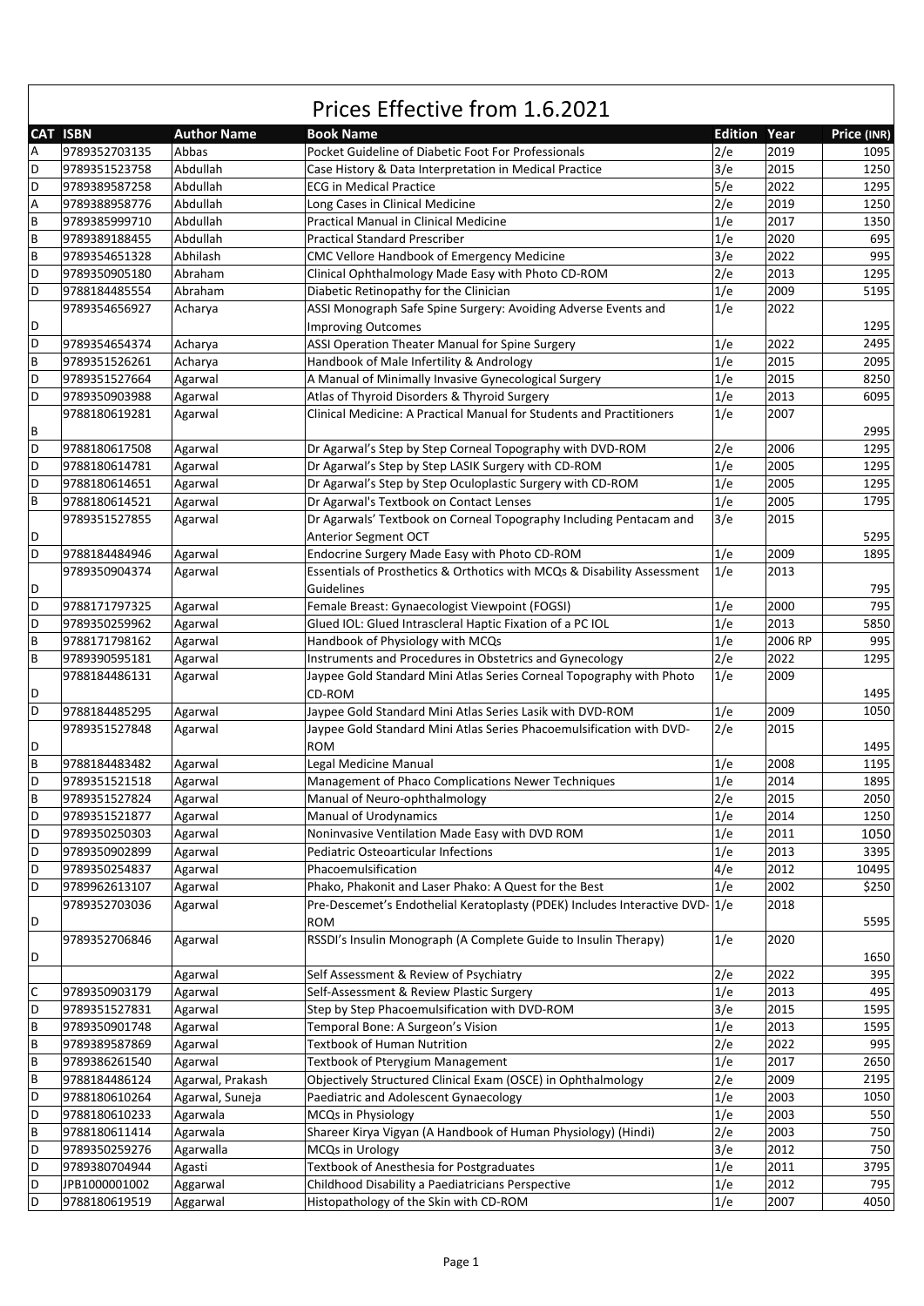# Prices Effective from 1.6.2021

| CAT | ISBN | Author Name | Book Name | Edition | Year | Price (INR) |
|---|---|---|---|---|---|---|
| A | 9789352703135 | Abbas | Pocket Guideline of Diabetic Foot For Professionals | 2/e | 2019 | 1095 |
| D | 9789351523758 | Abdullah | Case History & Data Interpretation in Medical Practice | 3/e | 2015 | 1250 |
| D | 9789389587258 | Abdullah | ECG in Medical Practice | 5/e | 2022 | 1295 |
| A | 9789388958776 | Abdullah | Long Cases in Clinical Medicine | 2/e | 2019 | 1250 |
| B | 9789385999710 | Abdullah | Practical Manual in Clinical Medicine | 1/e | 2017 | 1350 |
| B | 9789389188455 | Abdullah | Practical Standard Prescriber | 1/e | 2020 | 695 |
| B | 9789354651328 | Abhilash | CMC Vellore Handbook of Emergency Medicine | 3/e | 2022 | 995 |
| D | 9789350905180 | Abraham | Clinical Ophthalmology Made Easy with Photo CD-ROM | 2/e | 2013 | 1295 |
| D | 9788184485554 | Abraham | Diabetic Retinopathy for the Clinician | 1/e | 2009 | 5195 |
| D | 9789354656927 | Acharya | ASSI Monograph Safe Spine Surgery: Avoiding Adverse Events and Improving Outcomes | 1/e | 2022 | 1295 |
| D | 9789354654374 | Acharya | ASSI Operation Theater Manual for Spine Surgery | 1/e | 2022 | 2495 |
| B | 9789351526261 | Acharya | Handbook of Male Infertility & Andrology | 1/e | 2015 | 2095 |
| D | 9789351527664 | Agarwal | A Manual of Minimally Invasive Gynecological Surgery | 1/e | 2015 | 8250 |
| D | 9789350903988 | Agarwal | Atlas of Thyroid Disorders & Thyroid Surgery | 1/e | 2013 | 6095 |
| B | 9788180619281 | Agarwal | Clinical Medicine: A Practical Manual for Students and Practitioners | 1/e | 2007 | 2995 |
| D | 9788180617508 | Agarwal | Dr Agarwal's Step by Step Corneal Topography with DVD-ROM | 2/e | 2006 | 1295 |
| D | 9788180614781 | Agarwal | Dr Agarwal's Step by Step LASIK Surgery with CD-ROM | 1/e | 2005 | 1295 |
| D | 9788180614651 | Agarwal | Dr Agarwal's Step by Step Oculoplastic Surgery with CD-ROM | 1/e | 2005 | 1295 |
| B | 9788180614521 | Agarwal | Dr Agarwal's Textbook on Contact Lenses | 1/e | 2005 | 1795 |
| D | 9789351527855 | Agarwal | Dr Agarwals' Textbook on Corneal Topography Including Pentacam and Anterior Segment OCT | 3/e | 2015 | 5295 |
| D | 9788184484946 | Agarwal | Endocrine Surgery Made Easy with Photo CD-ROM | 1/e | 2009 | 1895 |
| D | 9789350904374 | Agarwal | Essentials of Prosthetics & Orthotics with MCQs & Disability Assessment Guidelines | 1/e | 2013 | 795 |
| D | 9788171797325 | Agarwal | Female Breast: Gynaecologist Viewpoint (FOGSI) | 1/e | 2000 | 795 |
| D | 9789350259962 | Agarwal | Glued IOL: Glued Intrascleral Haptic Fixation of a PC IOL | 1/e | 2013 | 5850 |
| B | 9788171798162 | Agarwal | Handbook of Physiology with MCQs | 1/e | 2006 RP | 995 |
| B | 9789390595181 | Agarwal | Instruments and Procedures in Obstetrics and Gynecology | 2/e | 2022 | 1295 |
| D | 9788184486131 | Agarwal | Jaypee Gold Standard Mini Atlas Series Corneal Topography with Photo CD-ROM | 1/e | 2009 | 1495 |
| D | 9788184485295 | Agarwal | Jaypee Gold Standard Mini Atlas Series Lasik with DVD-ROM | 1/e | 2009 | 1050 |
| D | 9789351527848 | Agarwal | Jaypee Gold Standard Mini Atlas Series Phacoemulsification with DVD-ROM | 2/e | 2015 | 1495 |
| B | 9788184483482 | Agarwal | Legal Medicine Manual | 1/e | 2008 | 1195 |
| D | 9789351521518 | Agarwal | Management of Phaco Complications Newer Techniques | 1/e | 2014 | 1895 |
| B | 9789351527824 | Agarwal | Manual of Neuro-ophthalmology | 2/e | 2015 | 2050 |
| D | 9789351521877 | Agarwal | Manual of Urodynamics | 1/e | 2014 | 1250 |
| D | 9789350250303 | Agarwal | Noninvasive Ventilation Made Easy with DVD ROM | 1/e | 2011 | 1050 |
| D | 9789350902899 | Agarwal | Pediatric Osteoarticular Infections | 1/e | 2013 | 3395 |
| D | 9789350254837 | Agarwal | Phacoemulsification | 4/e | 2012 | 10495 |
| D | 9789962613107 | Agarwal | Phako, Phakonit and Laser Phako: A Quest for the Best | 1/e | 2002 | $250 |
| D | 9789352703036 | Agarwal | Pre-Descemet's Endothelial Keratoplasty (PDEK) Includes Interactive DVD-ROM | 1/e | 2018 | 5595 |
| D | 9789352706846 | Agarwal | RSSDI's Insulin Monograph (A Complete Guide to Insulin Therapy) | 1/e | 2020 | 1650 |
| | | Agarwal | Self Assessment & Review of Psychiatry | 2/e | 2022 | 395 |
| C | 9789350903179 | Agarwal | Self-Assessment & Review Plastic Surgery | 1/e | 2013 | 495 |
| D | 9789351527831 | Agarwal | Step by Step Phacoemulsification with DVD-ROM | 3/e | 2015 | 1595 |
| B | 9789350901748 | Agarwal | Temporal Bone: A Surgeon's Vision | 1/e | 2013 | 1595 |
| B | 9789389587869 | Agarwal | Textbook of Human Nutrition | 2/e | 2022 | 995 |
| B | 9789386261540 | Agarwal | Textbook of Pterygium Management | 1/e | 2017 | 2650 |
| B | 9788184486124 | Agarwal, Prakash | Objectively Structured Clinical Exam (OSCE) in Ophthalmology | 2/e | 2009 | 2195 |
| D | 9788180610264 | Agarwal, Suneja | Paediatric and Adolescent Gynaecology | 1/e | 2003 | 1050 |
| D | 9788180610233 | Agarwala | MCQs in Physiology | 1/e | 2003 | 550 |
| B | 9788180611414 | Agarwala | Shareer Kirya Vigyan (A Handbook of Human Physiology) (Hindi) | 2/e | 2003 | 750 |
| D | 9789350259276 | Agarwalla | MCQs in Urology | 3/e | 2012 | 750 |
| D | 9789380704944 | Agasti | Textbook of Anesthesia for Postgraduates | 1/e | 2011 | 3795 |
| D | JPB1000001002 | Aggarwal | Childhood Disability a Paediatricians Perspective | 1/e | 2012 | 795 |
| D | 9788180619519 | Aggarwal | Histopathology of the Skin with CD-ROM | 1/e | 2007 | 4050 |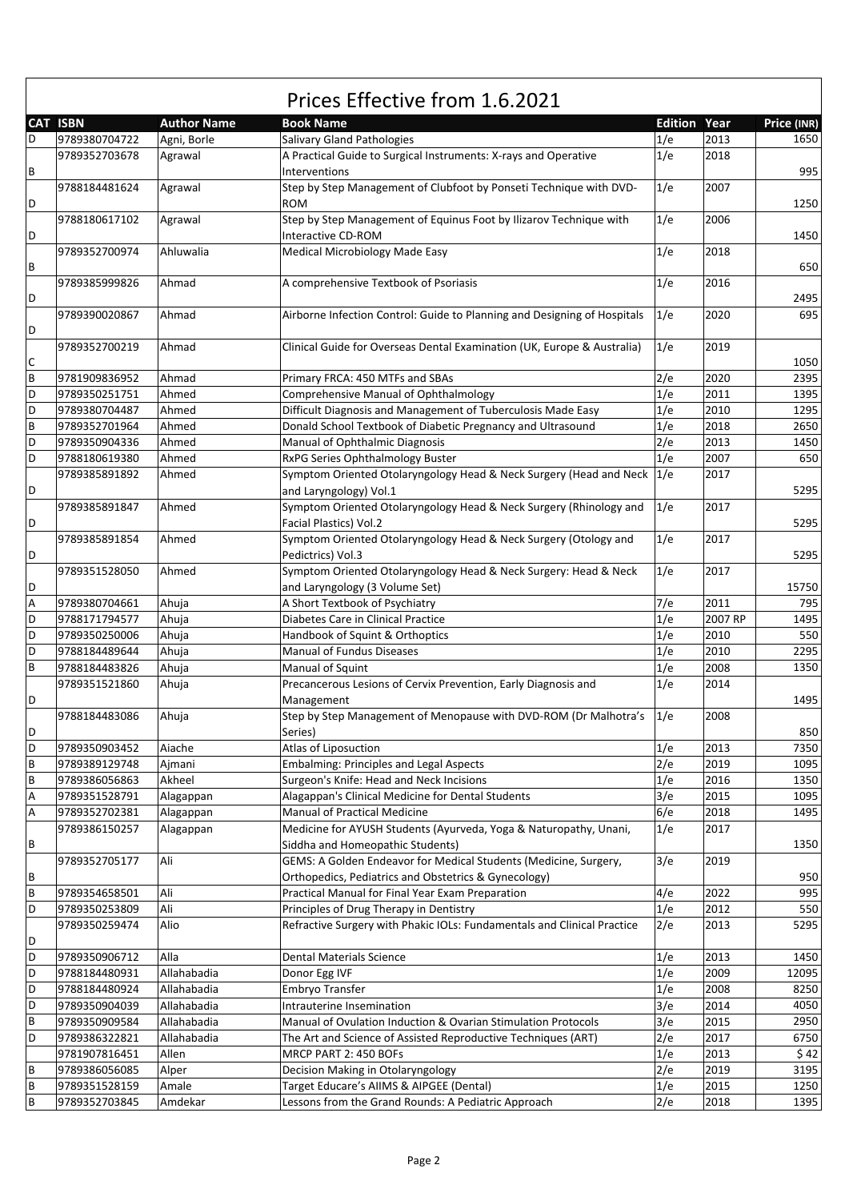# Prices Effective from 1.6.2021

| CAT | ISBN | Author Name | Book Name | Edition | Year | Price (INR) |
|---|---|---|---|---|---|---|
| D | 9789380704722 | Agni, Borle | Salivary Gland Pathologies | 1/e | 2013 | 1650 |
| B | 9789352703678 | Agrawal | A Practical Guide to Surgical Instruments: X-rays and Operative Interventions | 1/e | 2018 | 995 |
| D | 9788184481624 | Agrawal | Step by Step Management of Clubfoot by Ponseti Technique with DVD-ROM | 1/e | 2007 | 1250 |
| D | 9788180617102 | Agrawal | Step by Step Management of Equinus Foot by Ilizarov Technique with Interactive CD-ROM | 1/e | 2006 | 1450 |
| B | 9789352700974 | Ahluwalia | Medical Microbiology Made Easy | 1/e | 2018 | 650 |
| D | 9789385999826 | Ahmad | A comprehensive Textbook of Psoriasis | 1/e | 2016 | 2495 |
| D | 9789390020867 | Ahmad | Airborne Infection Control: Guide to Planning and Designing of Hospitals | 1/e | 2020 | 695 |
| C | 9789352700219 | Ahmad | Clinical Guide for Overseas Dental Examination (UK, Europe & Australia) | 1/e | 2019 | 1050 |
| B | 9781909836952 | Ahmad | Primary FRCA: 450 MTFs and SBAs | 2/e | 2020 | 2395 |
| D | 9789350251751 | Ahmed | Comprehensive Manual of Ophthalmology | 1/e | 2011 | 1395 |
| D | 9789380704487 | Ahmed | Difficult Diagnosis and Management of Tuberculosis Made Easy | 1/e | 2010 | 1295 |
| B | 9789352701964 | Ahmed | Donald School Textbook of Diabetic Pregnancy and Ultrasound | 1/e | 2018 | 2650 |
| D | 9789350904336 | Ahmed | Manual of Ophthalmic Diagnosis | 2/e | 2013 | 1450 |
| D | 9788180619380 | Ahmed | RxPG Series Ophthalmology Buster | 1/e | 2007 | 650 |
| D | 9789385891892 | Ahmed | Symptom Oriented Otolaryngology Head & Neck Surgery (Head and Neck and Laryngology) Vol.1 | 1/e | 2017 | 5295 |
| D | 9789385891847 | Ahmed | Symptom Oriented Otolaryngology Head & Neck Surgery (Rhinology and Facial Plastics) Vol.2 | 1/e | 2017 | 5295 |
| D | 9789385891854 | Ahmed | Symptom Oriented Otolaryngology Head & Neck Surgery (Otology and Pedictrics) Vol.3 | 1/e | 2017 | 5295 |
| D | 9789351528050 | Ahmed | Symptom Oriented Otolaryngology Head & Neck Surgery: Head & Neck and Laryngology (3 Volume Set) | 1/e | 2017 | 15750 |
| A | 9789380704661 | Ahuja | A Short Textbook of Psychiatry | 7/e | 2011 | 795 |
| D | 9788171794577 | Ahuja | Diabetes Care in Clinical Practice | 1/e | 2007 RP | 1495 |
| D | 9789350250006 | Ahuja | Handbook of Squint & Orthoptics | 1/e | 2010 | 550 |
| D | 9788184489644 | Ahuja | Manual of Fundus Diseases | 1/e | 2010 | 2295 |
| B | 9788184483826 | Ahuja | Manual of Squint | 1/e | 2008 | 1350 |
| D | 9789351521860 | Ahuja | Precancerous Lesions of Cervix Prevention, Early Diagnosis and Management | 1/e | 2014 | 1495 |
| D | 9788184483086 | Ahuja | Step by Step Management of Menopause with DVD-ROM (Dr Malhotra's Series) | 1/e | 2008 | 850 |
| D | 9789350903452 | Aiache | Atlas of Liposuction | 1/e | 2013 | 7350 |
| B | 9789389129748 | Ajmani | Embalming: Principles and Legal Aspects | 2/e | 2019 | 1095 |
| B | 9789386056863 | Akheel | Surgeon's Knife: Head and Neck Incisions | 1/e | 2016 | 1350 |
| A | 9789351528791 | Alagappan | Alagappan's Clinical Medicine for Dental Students | 3/e | 2015 | 1095 |
| A | 9789352702381 | Alagappan | Manual of Practical Medicine | 6/e | 2018 | 1495 |
| B | 9789386150257 | Alagappan | Medicine for AYUSH Students (Ayurveda, Yoga & Naturopathy, Unani, Siddha and Homeopathic Students) | 1/e | 2017 | 1350 |
| B | 9789352705177 | Ali | GEMS: A Golden Endeavor for Medical Students (Medicine, Surgery, Orthopedics, Pediatrics and Obstetrics & Gynecology) | 3/e | 2019 | 950 |
| B | 9789354658501 | Ali | Practical Manual for Final Year Exam Preparation | 4/e | 2022 | 995 |
| D | 9789350253809 | Ali | Principles of Drug Therapy in Dentistry | 1/e | 2012 | 550 |
| D | 9789350259474 | Alio | Refractive Surgery with Phakic IOLs: Fundamentals and Clinical Practice | 2/e | 2013 | 5295 |
| D | 9789350906712 | Alla | Dental Materials Science | 1/e | 2013 | 1450 |
| D | 9788184480931 | Allahabadia | Donor Egg IVF | 1/e | 2009 | 12095 |
| D | 9788184480924 | Allahabadia | Embryo Transfer | 1/e | 2008 | 8250 |
| D | 9789350904039 | Allahabadia | Intrauterine Insemination | 3/e | 2014 | 4050 |
| B | 9789350909584 | Allahabadia | Manual of Ovulation Induction & Ovarian Stimulation Protocols | 3/e | 2015 | 2950 |
| D | 9789386322821 | Allahabadia | The Art and Science of Assisted Reproductive Techniques (ART) | 2/e | 2017 | 6750 |
| | 9781907816451 | Allen | MRCP PART 2: 450 BOFs | 1/e | 2013 | $ 42 |
| B | 9789386056085 | Alper | Decision Making in Otolaryngology | 2/e | 2019 | 3195 |
| B | 9789351528159 | Amale | Target Educare's AIIMS & AIPGEE (Dental) | 1/e | 2015 | 1250 |
| B | 9789352703845 | Amdekar | Lessons from the Grand Rounds: A Pediatric Approach | 2/e | 2018 | 1395 |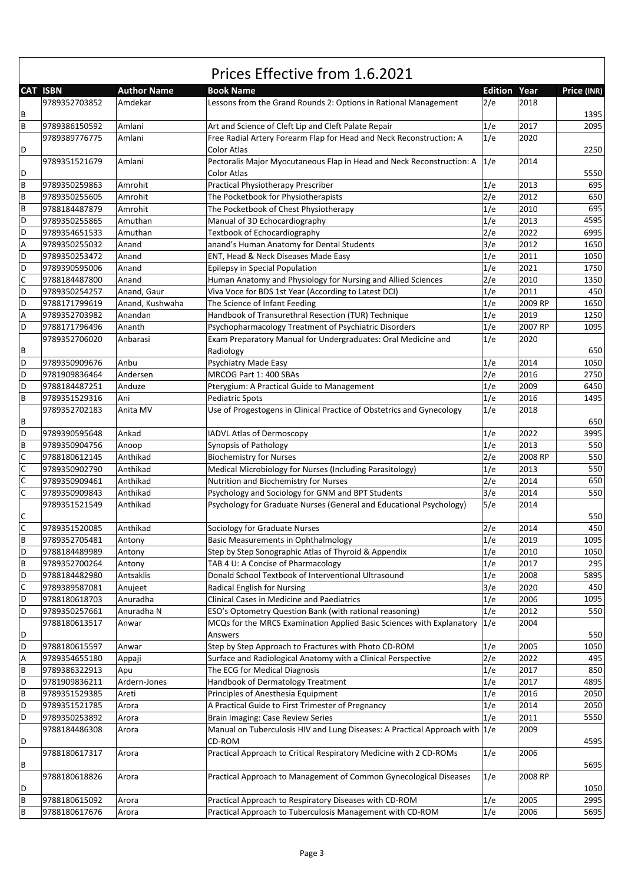# Prices Effective from 1.6.2021

| CAT | ISBN | Author Name | Book Name | Edition | Year | Price (INR) |
|---|---|---|---|---|---|---|
| B | 9789352703852 | Amdekar | Lessons from the Grand Rounds 2: Options in Rational Management | 2/e | 2018 | 1395 |
| B | 9789386150592 | Amlani | Art and Science of Cleft Lip and Cleft Palate Repair | 1/e | 2017 | 2095 |
| D | 9789389776775 | Amlani | Free Radial Artery Forearm Flap for Head and Neck Reconstruction: A Color Atlas | 1/e | 2020 | 2250 |
| D | 9789351521679 | Amlani | Pectoralis Major Myocutaneous Flap in Head and Neck Reconstruction: A Color Atlas | 1/e | 2014 | 5550 |
| B | 9789350259863 | Amrohit | Practical Physiotherapy Prescriber | 1/e | 2013 | 695 |
| B | 9789350255605 | Amrohit | The Pocketbook for Physiotherapists | 2/e | 2012 | 650 |
| B | 9788184487879 | Amrohit | The Pocketbook of Chest Physiotherapy | 1/e | 2010 | 695 |
| D | 9789350255865 | Amuthan | Manual of 3D Echocardiography | 1/e | 2013 | 4595 |
| D | 9789354651533 | Amuthan | Textbook of Echocardiography | 2/e | 2022 | 6995 |
| A | 9789350255032 | Anand | anand's Human Anatomy for Dental Students | 3/e | 2012 | 1650 |
| D | 9789350253472 | Anand | ENT, Head & Neck Diseases Made Easy | 1/e | 2011 | 1050 |
| D | 9789390595006 | Anand | Epilepsy in Special Population | 1/e | 2021 | 1750 |
| C | 9788184487800 | Anand | Human Anatomy and Physiology for Nursing and Allied Sciences | 2/e | 2010 | 1350 |
| D | 9789350254257 | Anand, Gaur | Viva Voce for BDS 1st Year (According to Latest DCI) | 1/e | 2011 | 450 |
| D | 9788171799619 | Anand, Kushwaha | The Science of Infant Feeding | 1/e | 2009 RP | 1650 |
| A | 9789352703982 | Anandan | Handbook of Transurethral Resection (TUR) Technique | 1/e | 2019 | 1250 |
| D | 9788171796496 | Ananth | Psychopharmacology Treatment of Psychiatric Disorders | 1/e | 2007 RP | 1095 |
| B | 9789352706020 | Anbarasi | Exam Preparatory Manual for Undergraduates: Oral Medicine and Radiology | 1/e | 2020 | 650 |
| D | 9789350909676 | Anbu | Psychiatry Made Easy | 1/e | 2014 | 1050 |
| D | 9781909836464 | Andersen | MRCOG Part 1: 400 SBAs | 2/e | 2016 | 2750 |
| D | 9788184487251 | Anduze | Pterygium: A Practical Guide to Management | 1/e | 2009 | 6450 |
| B | 9789351529316 | Ani | Pediatric Spots | 1/e | 2016 | 1495 |
| B | 9789352702183 | Anita MV | Use of Progestogens in Clinical Practice of Obstetrics and Gynecology | 1/e | 2018 | 650 |
| D | 9789390595648 | Ankad | IADVL Atlas of Dermoscopy | 1/e | 2022 | 3995 |
| B | 9789350904756 | Anoop | Synopsis of Pathology | 1/e | 2013 | 550 |
| C | 9788180612145 | Anthikad | Biochemistry for Nurses | 2/e | 2008 RP | 550 |
| C | 9789350902790 | Anthikad | Medical Microbiology for Nurses (Including Parasitology) | 1/e | 2013 | 550 |
| C | 9789350909461 | Anthikad | Nutrition and Biochemistry for Nurses | 2/e | 2014 | 650 |
| C | 9789350909843 | Anthikad | Psychology and Sociology for GNM and BPT Students | 3/e | 2014 | 550 |
| C | 9789351521549 | Anthikad | Psychology for Graduate Nurses (General and Educational Psychology) | 5/e | 2014 | 550 |
| C | 9789351520085 | Anthikad | Sociology for Graduate Nurses | 2/e | 2014 | 450 |
| B | 9789352705481 | Antony | Basic Measurements in Ophthalmology | 1/e | 2019 | 1095 |
| D | 9788184489989 | Antony | Step by Step Sonographic Atlas of Thyroid & Appendix | 1/e | 2010 | 1050 |
| B | 9789352700264 | Antony | TAB 4 U: A Concise of Pharmacology | 1/e | 2017 | 295 |
| D | 9788184482980 | Antsaklis | Donald School Textbook of Interventional Ultrasound | 1/e | 2008 | 5895 |
| C | 9789389587081 | Anujeet | Radical English for Nursing | 3/e | 2020 | 450 |
| D | 9788180618703 | Anuradha | Clinical Cases in Medicine and Paediatrics | 1/e | 2006 | 1095 |
| D | 9789350257661 | Anuradha N | ESO's Optometry Question Bank (with rational reasoning) | 1/e | 2012 | 550 |
| D | 9788180613517 | Anwar | MCQs for the MRCS Examination Applied Basic Sciences with Explanatory Answers | 1/e | 2004 | 550 |
| D | 9788180615597 | Anwar | Step by Step Approach to Fractures with Photo CD-ROM | 1/e | 2005 | 1050 |
| A | 9789354655180 | Appaji | Surface and Radiological Anatomy with a Clinical Perspective | 2/e | 2022 | 495 |
| B | 9789386322913 | Apu | The ECG for Medical Diagnosis | 1/e | 2017 | 850 |
| D | 9781909836211 | Ardern-Jones | Handbook of Dermatology Treatment | 1/e | 2017 | 4895 |
| B | 9789351529385 | Areti | Principles of Anesthesia Equipment | 1/e | 2016 | 2050 |
| D | 9789351521785 | Arora | A Practical Guide to First Trimester of Pregnancy | 1/e | 2014 | 2050 |
| D | 9789350253892 | Arora | Brain Imaging: Case Review Series | 1/e | 2011 | 5550 |
| D | 9788184486308 | Arora | Manual on Tuberculosis HIV and Lung Diseases: A Practical Approach with CD-ROM | 1/e | 2009 | 4595 |
| B | 9788180617317 | Arora | Practical Approach to Critical Respiratory Medicine with 2 CD-ROMs | 1/e | 2006 | 5695 |
| D | 9788180618826 | Arora | Practical Approach to Management of Common Gynecological Diseases | 1/e | 2008 RP | 1050 |
| B | 9788180615092 | Arora | Practical Approach to Respiratory Diseases with CD-ROM | 1/e | 2005 | 2995 |
| B | 9788180617676 | Arora | Practical Approach to Tuberculosis Management with CD-ROM | 1/e | 2006 | 5695 |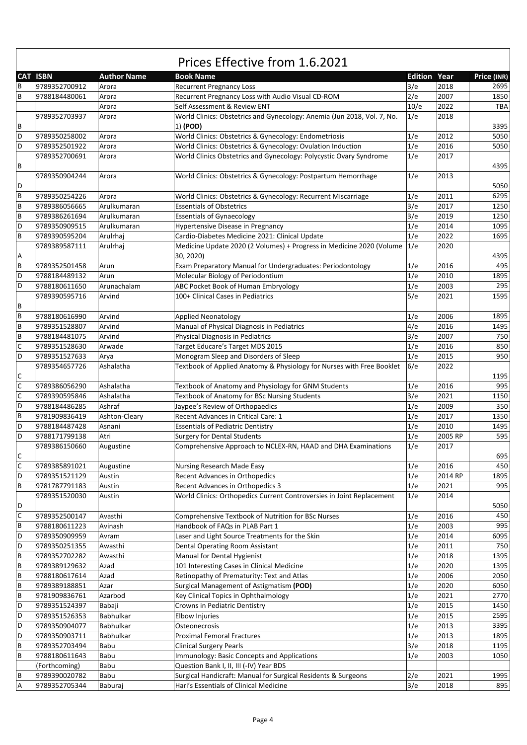# Prices Effective from 1.6.2021

| CAT | ISBN | Author Name | Book Name | Edition | Year | Price (INR) |
|---|---|---|---|---|---|---|
| B | 9789352700912 | Arora | Recurrent Pregnancy Loss | 3/e | 2018 | 2695 |
| B | 9788184480061 | Arora | Recurrent Pregnancy Loss with Audio Visual CD-ROM | 2/e | 2007 | 1850 |
| | | Arora | Self Assessment & Review ENT | 10/e | 2022 | TBA |
| B | 9789352703937 | Arora | World Clinics: Obstetrics and Gynecology: Anemia (Jun 2018, Vol. 7, No. 1) **(POD)** | 1/e | 2018 | 3395 |
| D | 9789350258002 | Arora | World Clinics: Obstetrics & Gynecology: Endometriosis | 1/e | 2012 | 5050 |
| D | 9789352501922 | Arora | World Clinics: Obstetrics & Gynecology: Ovulation Induction | 1/e | 2016 | 5050 |
| B | 9789352700691 | Arora | World Clinics Obstetrics and Gynecology: Polycystic Ovary Syndrome | 1/e | 2017 | 4395 |
| D | 9789350904244 | Arora | World Clinics: Obstetrics & Gynecology: Postpartum Hemorrhage | 1/e | 2013 | 5050 |
| B | 9789350254226 | Arora | World Clinics: Obstetrics & Gynecology: Recurrent Miscarriage | 1/e | 2011 | 6295 |
| B | 9789386056665 | Arulkumaran | Essentials of Obstetrics | 3/e | 2017 | 1250 |
| B | 9789386261694 | Arulkumaran | Essentials of Gynaecology | 3/e | 2019 | 1250 |
| D | 9789350909515 | Arulkumaran | Hypertensive Disease in Pregnancy | 1/e | 2014 | 1095 |
| B | 9789390595204 | Arulrhaj | Cardio-Diabetes Medicine 2021: Clinical Update | 1/e | 2022 | 1695 |
| A | 9789389587111 | Arulrhaj | Medicine Update 2020 (2 Volumes) + Progress in Medicine 2020 (Volume 30, 2020) | 1/e | 2020 | 4395 |
| B | 9789352501458 | Arun | Exam Preparatory Manual for Undergraduates: Periodontology | 1/e | 2016 | 495 |
| D | 9788184489132 | Arun | Molecular Biology of Periodontium | 1/e | 2010 | 1895 |
| D | 9788180611650 | Arunachalam | ABC Pocket Book of Human Embryology | 1/e | 2003 | 295 |
| B | 9789390595716 | Arvind | 100+ Clinical Cases in Pediatrics | 5/e | 2021 | 1595 |
| B | 9788180616990 | Arvind | Applied Neonatology | 1/e | 2006 | 1895 |
| B | 9789351528807 | Arvind | Manual of Physical Diagnosis in Pediatrics | 4/e | 2016 | 1495 |
| B | 9788184481075 | Arvind | Physical Diagnosis in Pediatrics | 3/e | 2007 | 750 |
| C | 9789351528630 | Arwade | Target Educare's Target MDS 2015 | 1/e | 2016 | 850 |
| D | 9789351527633 | Arya | Monogram Sleep and Disorders of Sleep | 1/e | 2015 | 950 |
| C | 9789354657726 | Ashalatha | Textbook of Applied Anatomy & Physiology for Nurses with Free Booklet | 6/e | 2022 | 1195 |
| C | 9789386056290 | Ashalatha | Textbook of Anatomy and Physiology for GNM Students | 1/e | 2016 | 995 |
| C | 9789390595846 | Ashalatha | Textbook of Anatomy for BSc Nursing Students | 3/e | 2021 | 1150 |
| D | 9788184486285 | Ashraf | Jaypee's Review of Orthopaedics | 1/e | 2009 | 350 |
| B | 9781909836419 | Ashton-Cleary | Recent Advances in Critical Care: 1 | 1/e | 2017 | 1350 |
| D | 9788184487428 | Asnani | Essentials of Pediatric Dentistry | 1/e | 2010 | 1495 |
| D | 9788171799138 | Atri | Surgery for Dental Students | 1/e | 2005 RP | 595 |
| C | 9789386150660 | Augustine | Comprehensive Approach to NCLEX-RN, HAAD and DHA Examinations | 1/e | 2017 | 695 |
| C | 9789385891021 | Augustine | Nursing Research Made Easy | 1/e | 2016 | 450 |
| D | 9789351521129 | Austin | Recent Advances in Orthopedics | 1/e | 2014 RP | 1895 |
| B | 9781787791183 | Austin | Recent Advances in Orthopedics 3 | 1/e | 2021 | 995 |
| D | 9789351520030 | Austin | World Clinics: Orthopedics Current Controversies in Joint Replacement | 1/e | 2014 | 5050 |
| C | 9789352500147 | Avasthi | Comprehensive Textbook of Nutrition for BSc Nurses | 1/e | 2016 | 450 |
| B | 9788180611223 | Avinash | Handbook of FAQs in PLAB Part 1 | 1/e | 2003 | 995 |
| D | 9789350909959 | Avram | Laser and Light Source Treatments for the Skin | 1/e | 2014 | 6095 |
| D | 9789350251355 | Awasthi | Dental Operating Room Assistant | 1/e | 2011 | 750 |
| B | 9789352702282 | Awasthi | Manual for Dental Hygienist | 1/e | 2018 | 1395 |
| B | 9789389129632 | Azad | 101 Interesting Cases in Clinical Medicine | 1/e | 2020 | 1395 |
| B | 9788180617614 | Azad | Retinopathy of Prematurity: Text and Atlas | 1/e | 2006 | 2050 |
| B | 9789389188851 | Azar | Surgical Management of Astigmatism **(POD)** | 1/e | 2020 | 6050 |
| B | 9781909836761 | Azarbod | Key Clinical Topics in Ophthalmology | 1/e | 2021 | 2770 |
| D | 9789351524397 | Babaji | Crowns in Pediatric Dentistry | 1/e | 2015 | 1450 |
| D | 9789351526353 | Babhulkar | Elbow Injuries | 1/e | 2015 | 2595 |
| D | 9789350904077 | Babhulkar | Osteonecrosis | 1/e | 2013 | 3395 |
| D | 9789350903711 | Babhulkar | Proximal Femoral Fractures | 1/e | 2013 | 1895 |
| B | 9789352703494 | Babu | Clinical Surgery Pearls | 3/e | 2018 | 1195 |
| B | 9788180611643 | Babu | Immunology: Basic Concepts and Applications | 1/e | 2003 | 1050 |
| | (Forthcoming) | Babu | Question Bank I, II, III (-IV) Year BDS | | | |
| B | 9789390020782 | Babu | Surgical Handicraft: Manual for Surgical Residents & Surgeons | 2/e | 2021 | 1995 |
| A | 9789352705344 | Baburaj | Hari's Essentials of Clinical Medicine | 3/e | 2018 | 895 |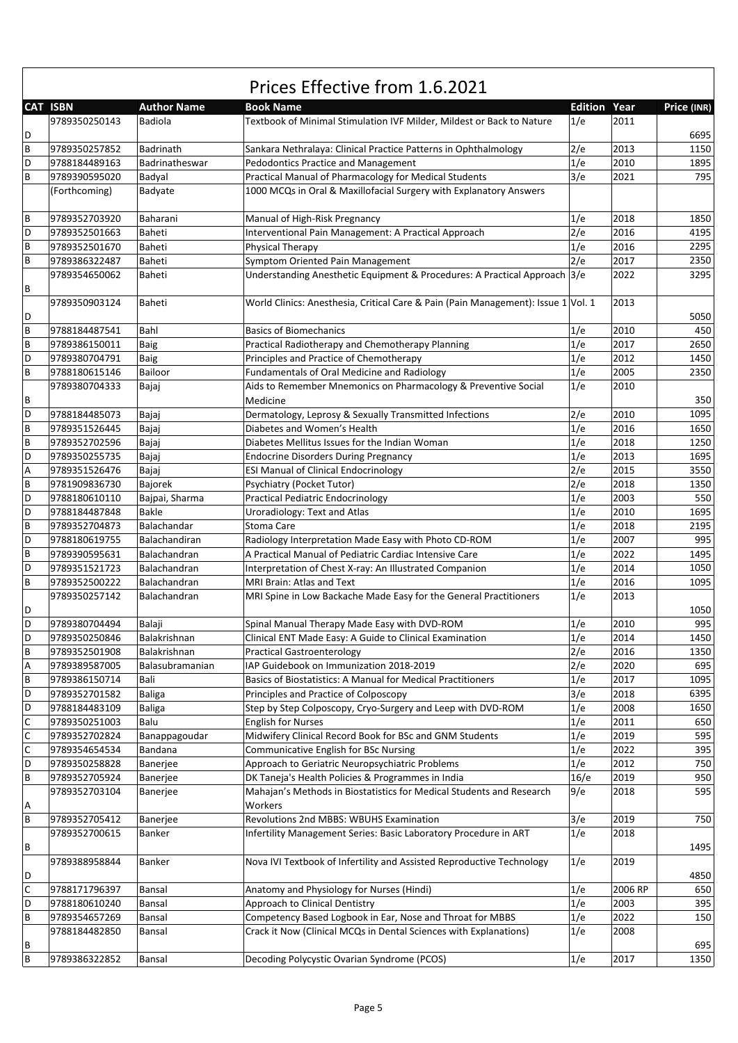# Prices Effective from 1.6.2021

| CAT | ISBN | Author Name | Book Name | Edition | Year | Price (INR) |
|---|---|---|---|---|---|---|
| D | 9789350250143 | Badiola | Textbook of Minimal Stimulation IVF Milder, Mildest or Back to Nature | 1/e | 2011 | 6695 |
| B | 9789350257852 | Badrinath | Sankara Nethralaya: Clinical Practice Patterns in Ophthalmology | 2/e | 2013 | 1150 |
| D | 9788184489163 | Badrinatheswar | Pedodontics Practice and Management | 1/e | 2010 | 1895 |
| B | 9789390595020 | Badyal | Practical Manual of Pharmacology for Medical Students | 3/e | 2021 | 795 |
| | (Forthcoming) | Badyate | 1000 MCQs in Oral & Maxillofacial Surgery with Explanatory Answers | | | |
| B | 9789352703920 | Baharani | Manual of High-Risk Pregnancy | 1/e | 2018 | 1850 |
| D | 9789352501663 | Baheti | Interventional Pain Management: A Practical Approach | 2/e | 2016 | 4195 |
| B | 9789352501670 | Baheti | Physical Therapy | 1/e | 2016 | 2295 |
| B | 9789386322487 | Baheti | Symptom Oriented Pain Management | 2/e | 2017 | 2350 |
| B | 9789354650062 | Baheti | Understanding Anesthetic Equipment & Procedures: A Practical Approach | 3/e | 2022 | 3295 |
| D | 9789350903124 | Baheti | World Clinics: Anesthesia, Critical Care & Pain (Pain Management): Issue 1 | Vol. 1 | 2013 | 5050 |
| B | 9788184487541 | Bahl | Basics of Biomechanics | 1/e | 2010 | 450 |
| B | 9789386150011 | Baig | Practical Radiotherapy and Chemotherapy Planning | 1/e | 2017 | 2650 |
| D | 9789380704791 | Baig | Principles and Practice of Chemotherapy | 1/e | 2012 | 1450 |
| B | 9788180615146 | Bailoor | Fundamentals of Oral Medicine and Radiology | 1/e | 2005 | 2350 |
| B | 9789380704333 | Bajaj | Aids to Remember Mnemonics on Pharmacology & Preventive Social Medicine | 1/e | 2010 | 350 |
| D | 9788184485073 | Bajaj | Dermatology, Leprosy & Sexually Transmitted Infections | 2/e | 2010 | 1095 |
| B | 9789351526445 | Bajaj | Diabetes and Women's Health | 1/e | 2016 | 1650 |
| B | 9789352702596 | Bajaj | Diabetes Mellitus Issues for the Indian Woman | 1/e | 2018 | 1250 |
| D | 9789350255735 | Bajaj | Endocrine Disorders During Pregnancy | 1/e | 2013 | 1695 |
| A | 9789351526476 | Bajaj | ESI Manual of Clinical Endocrinology | 2/e | 2015 | 3550 |
| B | 9781909836730 | Bajorek | Psychiatry (Pocket Tutor) | 2/e | 2018 | 1350 |
| D | 9788180610110 | Bajpai, Sharma | Practical Pediatric Endocrinology | 1/e | 2003 | 550 |
| D | 9788184487848 | Bakle | Uroradiology: Text and Atlas | 1/e | 2010 | 1695 |
| B | 9789352704873 | Balachandar | Stoma Care | 1/e | 2018 | 2195 |
| D | 9788180619755 | Balachandiran | Radiology Interpretation Made Easy with Photo CD-ROM | 1/e | 2007 | 995 |
| B | 9789390595631 | Balachandran | A Practical Manual of Pediatric Cardiac Intensive Care | 1/e | 2022 | 1495 |
| D | 9789351521723 | Balachandran | Interpretation of Chest X-ray: An Illustrated Companion | 1/e | 2014 | 1050 |
| B | 9789352500222 | Balachandran | MRI Brain: Atlas and Text | 1/e | 2016 | 1095 |
| D | 9789350257142 | Balachandran | MRI Spine in Low Backache Made Easy for the General Practitioners | 1/e | 2013 | 1050 |
| D | 9789380704494 | Balaji | Spinal Manual Therapy Made Easy with DVD-ROM | 1/e | 2010 | 995 |
| D | 9789350250846 | Balakrishnan | Clinical ENT Made Easy: A Guide to Clinical Examination | 1/e | 2014 | 1450 |
| B | 9789352501908 | Balakrishnan | Practical Gastroenterology | 2/e | 2016 | 1350 |
| A | 9789389587005 | Balasubramanian | IAP Guidebook on Immunization 2018-2019 | 2/e | 2020 | 695 |
| B | 9789386150714 | Bali | Basics of Biostatistics: A Manual for Medical Practitioners | 1/e | 2017 | 1095 |
| D | 9789352701582 | Baliga | Principles and Practice of Colposcopy | 3/e | 2018 | 6395 |
| D | 9788184483109 | Baliga | Step by Step Colposcopy, Cryo-Surgery and Leep with DVD-ROM | 1/e | 2008 | 1650 |
| C | 9789350251003 | Balu | English for Nurses | 1/e | 2011 | 650 |
| C | 9789352702824 | Banappagoudar | Midwifery Clinical Record Book for BSc and GNM Students | 1/e | 2019 | 595 |
| C | 9789354654534 | Bandana | Communicative English for BSc Nursing | 1/e | 2022 | 395 |
| D | 9789350258828 | Banerjee | Approach to Geriatric Neuropsychiatric Problems | 1/e | 2012 | 750 |
| B | 9789352705924 | Banerjee | DK Taneja's Health Policies & Programmes in India | 16/e | 2019 | 950 |
| A | 9789352703104 | Banerjee | Mahajan's Methods in Biostatistics for Medical Students and Research Workers | 9/e | 2018 | 595 |
| B | 9789352705412 | Banerjee | Revolutions 2nd MBBS: WBUHS Examination | 3/e | 2019 | 750 |
| B | 9789352700615 | Banker | Infertility Management Series: Basic Laboratory Procedure in ART | 1/e | 2018 | 1495 |
| D | 9789388958844 | Banker | Nova IVI Textbook of Infertility and Assisted Reproductive Technology | 1/e | 2019 | 4850 |
| C | 9788171796397 | Bansal | Anatomy and Physiology for Nurses (Hindi) | 1/e | 2006 RP | 650 |
| D | 9788180610240 | Bansal | Approach to Clinical Dentistry | 1/e | 2003 | 395 |
| B | 9789354657269 | Bansal | Competency Based Logbook in Ear, Nose and Throat for MBBS | 1/e | 2022 | 150 |
| B | 9788184482850 | Bansal | Crack it Now (Clinical MCQs in Dental Sciences with Explanations) | 1/e | 2008 | 695 |
| B | 9789386322852 | Bansal | Decoding Polycystic Ovarian Syndrome (PCOS) | 1/e | 2017 | 1350 |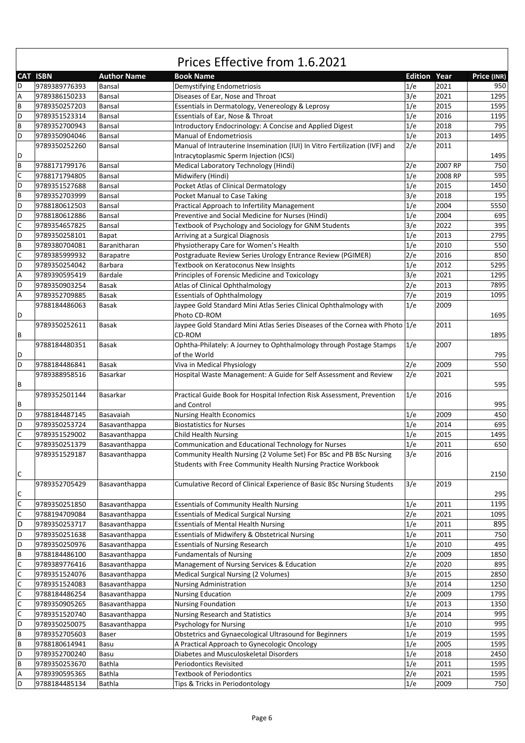# Prices Effective from 1.6.2021

| CAT | ISBN | Author Name | Book Name | Edition | Year | Price (INR) |
|---|---|---|---|---|---|---|
| D | 9789389776393 | Bansal | Demystifying Endometriosis | 1/e | 2021 | 950 |
| A | 9789386150233 | Bansal | Diseases of Ear, Nose and Throat | 3/e | 2021 | 1295 |
| B | 9789350257203 | Bansal | Essentials in Dermatology, Venereology & Leprosy | 1/e | 2015 | 1595 |
| D | 9789351523314 | Bansal | Essentials of Ear, Nose & Throat | 1/e | 2016 | 1195 |
| B | 9789352700943 | Bansal | Introductory Endocrinology: A Concise and Applied Digest | 1/e | 2018 | 795 |
| D | 9789350904046 | Bansal | Manual of Endometriosis | 1/e | 2013 | 1495 |
| D | 9789350252260 | Bansal | Manual of Intrauterine Insemination (IUI) In Vitro Fertilization (IVF) and Intracytoplasmic Sperm Injection (ICSI) | 2/e | 2011 | 1495 |
| B | 9788171799176 | Bansal | Medical Laboratory Technology (Hindi) | 2/e | 2007 RP | 750 |
| C | 9788171794805 | Bansal | Midwifery (Hindi) | 1/e | 2008 RP | 595 |
| D | 9789351527688 | Bansal | Pocket Atlas of Clinical Dermatology | 1/e | 2015 | 1450 |
| B | 9789352703999 | Bansal | Pocket Manual to Case Taking | 3/e | 2018 | 195 |
| D | 9788180612503 | Bansal | Practical Approach to Infertility Management | 1/e | 2004 | 5550 |
| D | 9788180612886 | Bansal | Preventive and Social Medicine for Nurses (Hindi) | 1/e | 2004 | 695 |
| C | 9789354657825 | Bansal | Textbook of Psychology and Sociology for GNM Students | 3/e | 2022 | 395 |
| D | 9789350258101 | Bapat | Arriving at a Surgical Diagnosis | 1/e | 2013 | 2795 |
| B | 9789380704081 | Baranitharan | Physiotherapy Care for Women's Health | 1/e | 2010 | 550 |
| C | 9789385999932 | Barapatre | Postgraduate Review Series Urology Entrance Review (PGIMER) | 2/e | 2016 | 850 |
| D | 9789350254042 | Barbara | Textbook on Keratoconus New Insights | 1/e | 2012 | 5295 |
| A | 9789390595419 | Bardale | Principles of Forensic Medicine and Toxicology | 3/e | 2021 | 1295 |
| D | 9789350903254 | Basak | Atlas of Clinical Ophthalmology | 2/e | 2013 | 7895 |
| A | 9789352709885 | Basak | Essentials of Ophthalmology | 7/e | 2019 | 1095 |
| D | 9788184486063 | Basak | Jaypee Gold Standard Mini Atlas Series Clinical Ophthalmology with Photo CD-ROM | 1/e | 2009 | 1695 |
| B | 9789350252611 | Basak | Jaypee Gold Standard Mini Atlas Series Diseases of the Cornea with Photo CD-ROM | 1/e | 2011 | 1895 |
| D | 9788184480351 | Basak | Ophtha-Philately: A Journey to Ophthalmology through Postage Stamps of the World | 1/e | 2007 | 795 |
| D | 9788184486841 | Basak | Viva in Medical Physiology | 2/e | 2009 | 550 |
| B | 9789388958516 | Basarkar | Hospital Waste Management: A Guide for Self Assessment and Review | 2/e | 2021 | 595 |
| B | 9789352501144 | Basarkar | Practical Guide Book for Hospital Infection Risk Assessment, Prevention and Control | 1/e | 2016 | 995 |
| D | 9788184487145 | Basavaiah | Nursing Health Economics | 1/e | 2009 | 450 |
| D | 9789350253724 | Basavanthappa | Biostatistics for Nurses | 1/e | 2014 | 695 |
| C | 9789351529002 | Basavanthappa | Child Health Nursing | 1/e | 2015 | 1495 |
| C | 9789350251379 | Basavanthappa | Communication and Educational Technology for Nurses | 1/e | 2011 | 650 |
| C | 9789351529187 | Basavanthappa | Community Health Nursing (2 Volume Set) For BSc and PB BSc Nursing Students with Free Community Health Nursing Practice Workbook | 3/e | 2016 | 2150 |
| C | 9789352705429 | Basavanthappa | Cumulative Record of Clinical Experience of Basic BSc Nursing Students | 3/e | 2019 | 295 |
| C | 9789350251850 | Basavanthappa | Essentials of Community Health Nursing | 1/e | 2011 | 1195 |
| C | 9788194709084 | Basavanthappa | Essentials of Medical Surgical Nursing | 2/e | 2021 | 1095 |
| D | 9789350253717 | Basavanthappa | Essentials of Mental Health Nursing | 1/e | 2011 | 895 |
| D | 9789350251638 | Basavanthappa | Essentials of Midwifery & Obstetrical Nursing | 1/e | 2011 | 750 |
| D | 9789350250976 | Basavanthappa | Essentials of Nursing Research | 1/e | 2010 | 495 |
| B | 9788184486100 | Basavanthappa | Fundamentals of Nursing | 2/e | 2009 | 1850 |
| C | 9789389776416 | Basavanthappa | Management of Nursing Services & Education | 2/e | 2020 | 895 |
| C | 9789351524076 | Basavanthappa | Medical Surgical Nursing (2 Volumes) | 3/e | 2015 | 2850 |
| C | 9789351524083 | Basavanthappa | Nursing Administration | 3/e | 2014 | 1250 |
| C | 9788184486254 | Basavanthappa | Nursing Education | 2/e | 2009 | 1795 |
| C | 9789350905265 | Basavanthappa | Nursing Foundation | 1/e | 2013 | 1350 |
| C | 9789351520740 | Basavanthappa | Nursing Research and Statistics | 3/e | 2014 | 995 |
| D | 9789350250075 | Basavanthappa | Psychology for Nursing | 1/e | 2010 | 995 |
| B | 9789352705603 | Baser | Obstetrics and Gynaecological Ultrasound for Beginners | 1/e | 2019 | 1595 |
| B | 9788180614941 | Basu | A Practical Approach to Gynecologic Oncology | 1/e | 2005 | 1595 |
| D | 9789352700240 | Basu | Diabetes and Musculoskeletal Disorders | 1/e | 2018 | 2450 |
| B | 9789350253670 | Bathla | Periodontics Revisited | 1/e | 2011 | 1595 |
| A | 9789390595365 | Bathla | Textbook of Periodontics | 2/e | 2021 | 1595 |
| D | 9788184485134 | Bathla | Tips & Tricks in Periodontology | 1/e | 2009 | 750 |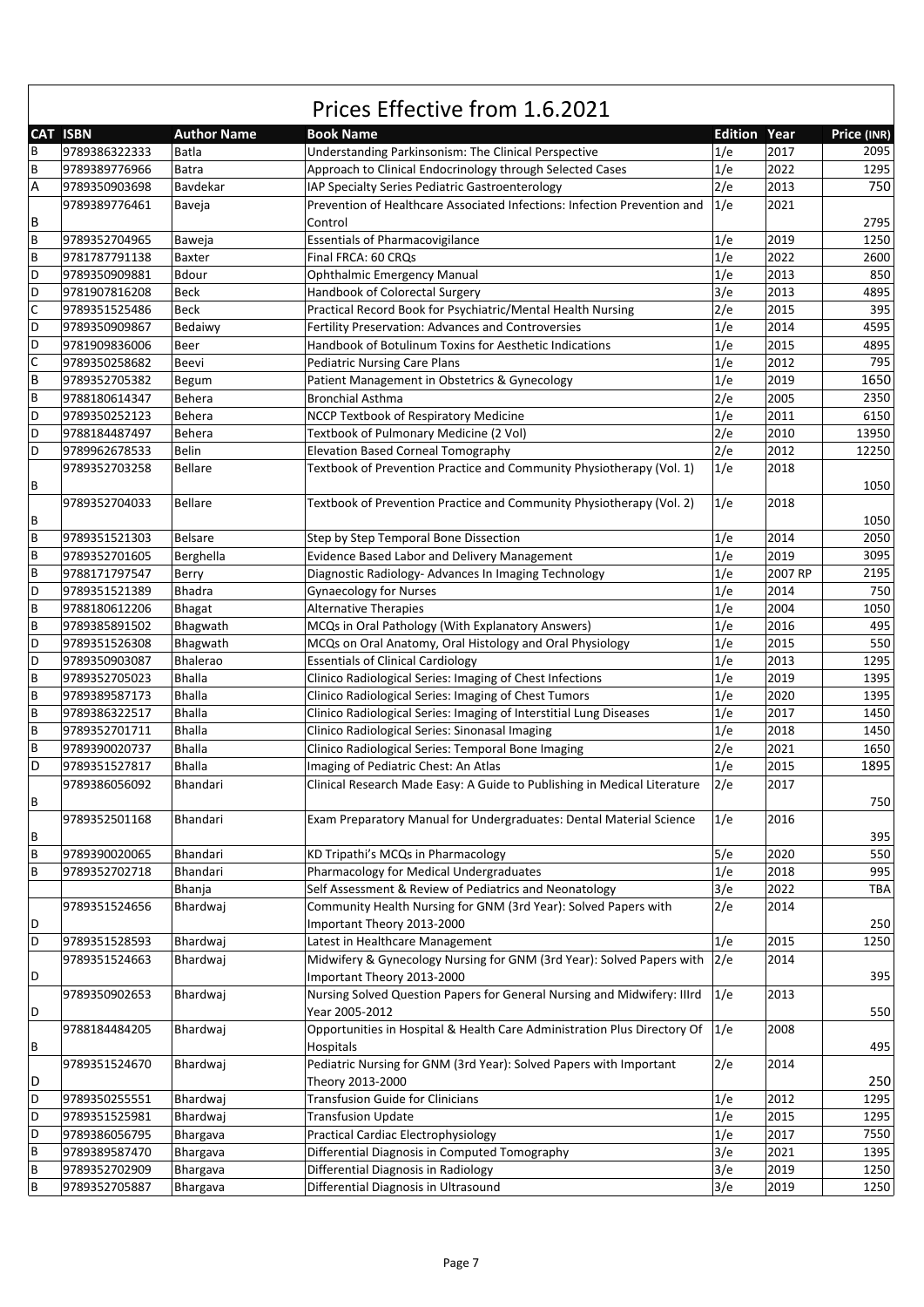# Prices Effective from 1.6.2021

| CAT | ISBN | Author Name | Book Name | Edition | Year | Price (INR) |
|---|---|---|---|---|---|---|
| B | 9789386322333 | Batla | Understanding Parkinsonism: The Clinical Perspective | 1/e | 2017 | 2095 |
| B | 9789389776966 | Batra | Approach to Clinical Endocrinology through Selected Cases | 1/e | 2022 | 1295 |
| A | 9789350903698 | Bavdekar | IAP Specialty Series Pediatric Gastroenterology | 2/e | 2013 | 750 |
| B | 9789389776461 | Baveja | Prevention of Healthcare Associated Infections: Infection Prevention and Control | 1/e | 2021 | 2795 |
| B | 9789352704965 | Baweja | Essentials of Pharmacovigilance | 1/e | 2019 | 1250 |
| B | 9781787791138 | Baxter | Final FRCA: 60 CRQs | 1/e | 2022 | 2600 |
| D | 9789350909881 | Bdour | Ophthalmic Emergency Manual | 1/e | 2013 | 850 |
| D | 9781907816208 | Beck | Handbook of Colorectal Surgery | 3/e | 2013 | 4895 |
| C | 9789351525486 | Beck | Practical Record Book for Psychiatric/Mental Health Nursing | 2/e | 2015 | 395 |
| D | 9789350909867 | Bedaiwy | Fertility Preservation: Advances and Controversies | 1/e | 2014 | 4595 |
| D | 9781909836006 | Beer | Handbook of Botulinum Toxins for Aesthetic Indications | 1/e | 2015 | 4895 |
| C | 9789350258682 | Beevi | Pediatric Nursing Care Plans | 1/e | 2012 | 795 |
| B | 9789352705382 | Begum | Patient Management in Obstetrics & Gynecology | 1/e | 2019 | 1650 |
| B | 9788180614347 | Behera | Bronchial Asthma | 2/e | 2005 | 2350 |
| D | 9789350252123 | Behera | NCCP Textbook of Respiratory Medicine | 1/e | 2011 | 6150 |
| D | 9788184487497 | Behera | Textbook of Pulmonary Medicine (2 Vol) | 2/e | 2010 | 13950 |
| D | 9789962678533 | Belin | Elevation Based Corneal Tomography | 2/e | 2012 | 12250 |
| B | 9789352703258 | Bellare | Textbook of Prevention Practice and Community Physiotherapy (Vol. 1) | 1/e | 2018 | 1050 |
| B | 9789352704033 | Bellare | Textbook of Prevention Practice and Community Physiotherapy (Vol. 2) | 1/e | 2018 | 1050 |
| B | 9789351521303 | Belsare | Step by Step Temporal Bone Dissection | 1/e | 2014 | 2050 |
| B | 9789352701605 | Berghella | Evidence Based Labor and Delivery Management | 1/e | 2019 | 3095 |
| B | 9788171797547 | Berry | Diagnostic Radiology- Advances In Imaging Technology | 1/e | 2007 RP | 2195 |
| D | 9789351521389 | Bhadra | Gynaecology for Nurses | 1/e | 2014 | 750 |
| B | 9788180612206 | Bhagat | Alternative Therapies | 1/e | 2004 | 1050 |
| B | 9789385891502 | Bhagwath | MCQs in Oral Pathology (With Explanatory Answers) | 1/e | 2016 | 495 |
| D | 9789351526308 | Bhagwath | MCQs on Oral Anatomy, Oral Histology and Oral Physiology | 1/e | 2015 | 550 |
| D | 9789350903087 | Bhalerao | Essentials of Clinical Cardiology | 1/e | 2013 | 1295 |
| B | 9789352705023 | Bhalla | Clinico Radiological Series: Imaging of Chest Infections | 1/e | 2019 | 1395 |
| B | 9789389587173 | Bhalla | Clinico Radiological Series: Imaging of Chest Tumors | 1/e | 2020 | 1395 |
| B | 9789386322517 | Bhalla | Clinico Radiological Series: Imaging of Interstitial Lung Diseases | 1/e | 2017 | 1450 |
| B | 9789352701711 | Bhalla | Clinico Radiological Series: Sinonasal Imaging | 1/e | 2018 | 1450 |
| B | 9789390020737 | Bhalla | Clinico Radiological Series: Temporal Bone Imaging | 2/e | 2021 | 1650 |
| D | 9789351527817 | Bhalla | Imaging of Pediatric Chest: An Atlas | 1/e | 2015 | 1895 |
| B | 9789386056092 | Bhandari | Clinical Research Made Easy: A Guide to Publishing in Medical Literature | 2/e | 2017 | 750 |
| B | 9789352501168 | Bhandari | Exam Preparatory Manual for Undergraduates: Dental Material Science | 1/e | 2016 | 395 |
| B | 9789390020065 | Bhandari | KD Tripathi's MCQs in Pharmacology | 5/e | 2020 | 550 |
| B | 9789352702718 | Bhandari | Pharmacology for Medical Undergraduates | 1/e | 2018 | 995 |
| | | Bhanja | Self Assessment & Review of Pediatrics and Neonatology | 3/e | 2022 | TBA |
| D | 9789351524656 | Bhardwaj | Community Health Nursing for GNM (3rd Year): Solved Papers with Important Theory 2013-2000 | 2/e | 2014 | 250 |
| D | 9789351528593 | Bhardwaj | Latest in Healthcare Management | 1/e | 2015 | 1250 |
| D | 9789351524663 | Bhardwaj | Midwifery & Gynecology Nursing for GNM (3rd Year): Solved Papers with Important Theory 2013-2000 | 2/e | 2014 | 395 |
| D | 9789350902653 | Bhardwaj | Nursing Solved Question Papers for General Nursing and Midwifery: IIIrd Year 2005-2012 | 1/e | 2013 | 550 |
| B | 9788184484205 | Bhardwaj | Opportunities in Hospital & Health Care Administration Plus Directory Of Hospitals | 1/e | 2008 | 495 |
| D | 9789351524670 | Bhardwaj | Pediatric Nursing for GNM (3rd Year): Solved Papers with Important Theory 2013-2000 | 2/e | 2014 | 250 |
| D | 9789350255551 | Bhardwaj | Transfusion Guide for Clinicians | 1/e | 2012 | 1295 |
| D | 9789351525981 | Bhardwaj | Transfusion Update | 1/e | 2015 | 1295 |
| D | 9789386056795 | Bhargava | Practical Cardiac Electrophysiology | 1/e | 2017 | 7550 |
| B | 9789389587470 | Bhargava | Differential Diagnosis in Computed Tomography | 3/e | 2021 | 1395 |
| B | 9789352702909 | Bhargava | Differential Diagnosis in Radiology | 3/e | 2019 | 1250 |
| B | 9789352705887 | Bhargava | Differential Diagnosis in Ultrasound | 3/e | 2019 | 1250 |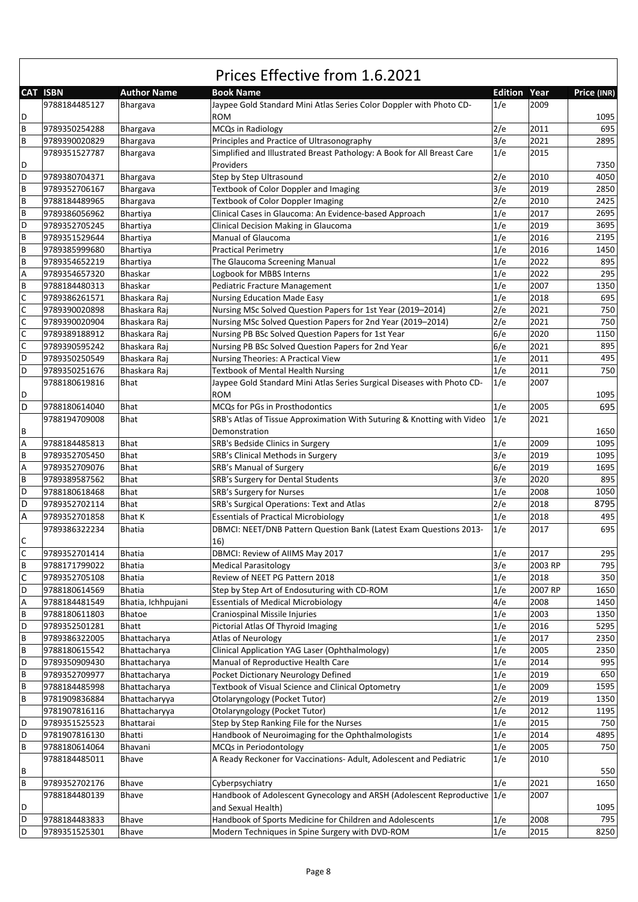# Prices Effective from 1.6.2021

| CAT | ISBN | Author Name | Book Name | Edition | Year | Price (INR) |
|---|---|---|---|---|---|---|
| D | 9788184485127 | Bhargava | Jaypee Gold Standard Mini Atlas Series Color Doppler with Photo CD-ROM | 1/e | 2009 | 1095 |
| B | 9789350254288 | Bhargava | MCQs in Radiology | 2/e | 2011 | 695 |
| B | 9789390020829 | Bhargava | Principles and Practice of Ultrasonography | 3/e | 2021 | 2895 |
| D | 9789351527787 | Bhargava | Simplified and Illustrated Breast Pathology: A Book for All Breast Care Providers | 1/e | 2015 | 7350 |
| D | 9789380704371 | Bhargava | Step by Step Ultrasound | 2/e | 2010 | 4050 |
| B | 9789352706167 | Bhargava | Textbook of Color Doppler and Imaging | 3/e | 2019 | 2850 |
| B | 9788184489965 | Bhargava | Textbook of Color Doppler Imaging | 2/e | 2010 | 2425 |
| B | 9789386056962 | Bhartiya | Clinical Cases in Glaucoma: An Evidence-based Approach | 1/e | 2017 | 2695 |
| D | 9789352705245 | Bhartiya | Clinical Decision Making in Glaucoma | 1/e | 2019 | 3695 |
| B | 9789351529644 | Bhartiya | Manual of Glaucoma | 1/e | 2016 | 2195 |
| B | 9789385999680 | Bhartiya | Practical Perimetry | 1/e | 2016 | 1450 |
| B | 9789354652219 | Bhartiya | The Glaucoma Screening Manual | 1/e | 2022 | 895 |
| A | 9789354657320 | Bhaskar | Logbook for MBBS Interns | 1/e | 2022 | 295 |
| B | 9788184480313 | Bhaskar | Pediatric Fracture Management | 1/e | 2007 | 1350 |
| C | 9789386261571 | Bhaskara Raj | Nursing Education Made Easy | 1/e | 2018 | 695 |
| C | 9789390020898 | Bhaskara Raj | Nursing MSc Solved Question Papers for 1st Year (2019–2014) | 2/e | 2021 | 750 |
| C | 9789390020904 | Bhaskara Raj | Nursing MSc Solved Question Papers for 2nd Year (2019–2014) | 2/e | 2021 | 750 |
| C | 9789389188912 | Bhaskara Raj | Nursing PB BSc Solved Question Papers for 1st Year | 6/e | 2020 | 1150 |
| C | 9789390595242 | Bhaskara Raj | Nursing PB BSc Solved Question Papers for 2nd Year | 6/e | 2021 | 895 |
| D | 9789350250549 | Bhaskara Raj | Nursing Theories: A Practical View | 1/e | 2011 | 495 |
| D | 9789350251676 | Bhaskara Raj | Textbook of Mental Health Nursing | 1/e | 2011 | 750 |
| D | 9788180619816 | Bhat | Jaypee Gold Standard Mini Atlas Series Surgical Diseases with Photo CD-ROM | 1/e | 2007 | 1095 |
| D | 9788180614040 | Bhat | MCQs for PGs in Prosthodontics | 1/e | 2005 | 695 |
| B | 9788194709008 | Bhat | SRB's Atlas of Tissue Approximation With Suturing & Knotting with Video Demonstration | 1/e | 2021 | 1650 |
| A | 9788184485813 | Bhat | SRB's Bedside Clinics in Surgery | 1/e | 2009 | 1095 |
| B | 9789352705450 | Bhat | SRB's Clinical Methods in Surgery | 3/e | 2019 | 1095 |
| A | 9789352709076 | Bhat | SRB's Manual of Surgery | 6/e | 2019 | 1695 |
| B | 9789389587562 | Bhat | SRB's Surgery for Dental Students | 3/e | 2020 | 895 |
| D | 9788180618468 | Bhat | SRB's Surgery for Nurses | 1/e | 2008 | 1050 |
| D | 9789352702114 | Bhat | SRB's Surgical Operations: Text and Atlas | 2/e | 2018 | 8795 |
| A | 9789352701858 | Bhat K | Essentials of Practical Microbiology | 1/e | 2018 | 495 |
| C | 9789386322234 | Bhatia | DBMCI: NEET/DNB Pattern Question Bank (Latest Exam Questions 2013-16) | 1/e | 2017 | 695 |
| C | 9789352701414 | Bhatia | DBMCI: Review of AIIMS May 2017 | 1/e | 2017 | 295 |
| B | 9788171799022 | Bhatia | Medical Parasitology | 3/e | 2003 RP | 795 |
| C | 9789352705108 | Bhatia | Review of NEET PG Pattern 2018 | 1/e | 2018 | 350 |
| D | 9788180614569 | Bhatia | Step by Step Art of Endosuturing with CD-ROM | 1/e | 2007 RP | 1650 |
| A | 9788184481549 | Bhatia, Ichhpujani | Essentials of Medical Microbiology | 4/e | 2008 | 1450 |
| B | 9788180611803 | Bhatoe | Craniospinal Missile Injuries | 1/e | 2003 | 1350 |
| D | 9789352501281 | Bhatt | Pictorial Atlas Of Thyroid Imaging | 1/e | 2016 | 5295 |
| B | 9789386322005 | Bhattacharya | Atlas of Neurology | 1/e | 2017 | 2350 |
| B | 9788180615542 | Bhattacharya | Clinical Application YAG Laser (Ophthalmology) | 1/e | 2005 | 2350 |
| D | 9789350909430 | Bhattacharya | Manual of Reproductive Health Care | 1/e | 2014 | 995 |
| B | 9789352709977 | Bhattacharya | Pocket Dictionary Neurology Defined | 1/e | 2019 | 650 |
| B | 9788184485998 | Bhattacharya | Textbook of Visual Science and Clinical Optometry | 1/e | 2009 | 1595 |
| B | 9781909836884 | Bhattacharyya | Otolaryngology (Pocket Tutor) | 2/e | 2019 | 1350 |
|  | 9781907816116 | Bhattacharyya | Otolaryngology (Pocket Tutor) | 1/e | 2012 | 1195 |
| D | 9789351525523 | Bhattarai | Step by Step Ranking File for the Nurses | 1/e | 2015 | 750 |
| D | 9781907816130 | Bhatti | Handbook of Neuroimaging for the Ophthalmologists | 1/e | 2014 | 4895 |
| B | 9788180614064 | Bhavani | MCQs in Periodontology | 1/e | 2005 | 750 |
| B | 9788184485011 | Bhave | A Ready Reckoner for Vaccinations- Adult, Adolescent and Pediatric | 1/e | 2010 | 550 |
| B | 9789352702176 | Bhave | Cyberpsychiatry | 1/e | 2021 | 1650 |
| D | 9788184480139 | Bhave | Handbook of Adolescent Gynecology and ARSH (Adolescent Reproductive and Sexual Health) | 1/e | 2007 | 1095 |
| D | 9788184483833 | Bhave | Handbook of Sports Medicine for Children and Adolescents | 1/e | 2008 | 795 |
| D | 9789351525301 | Bhave | Modern Techniques in Spine Surgery with DVD-ROM | 1/e | 2015 | 8250 |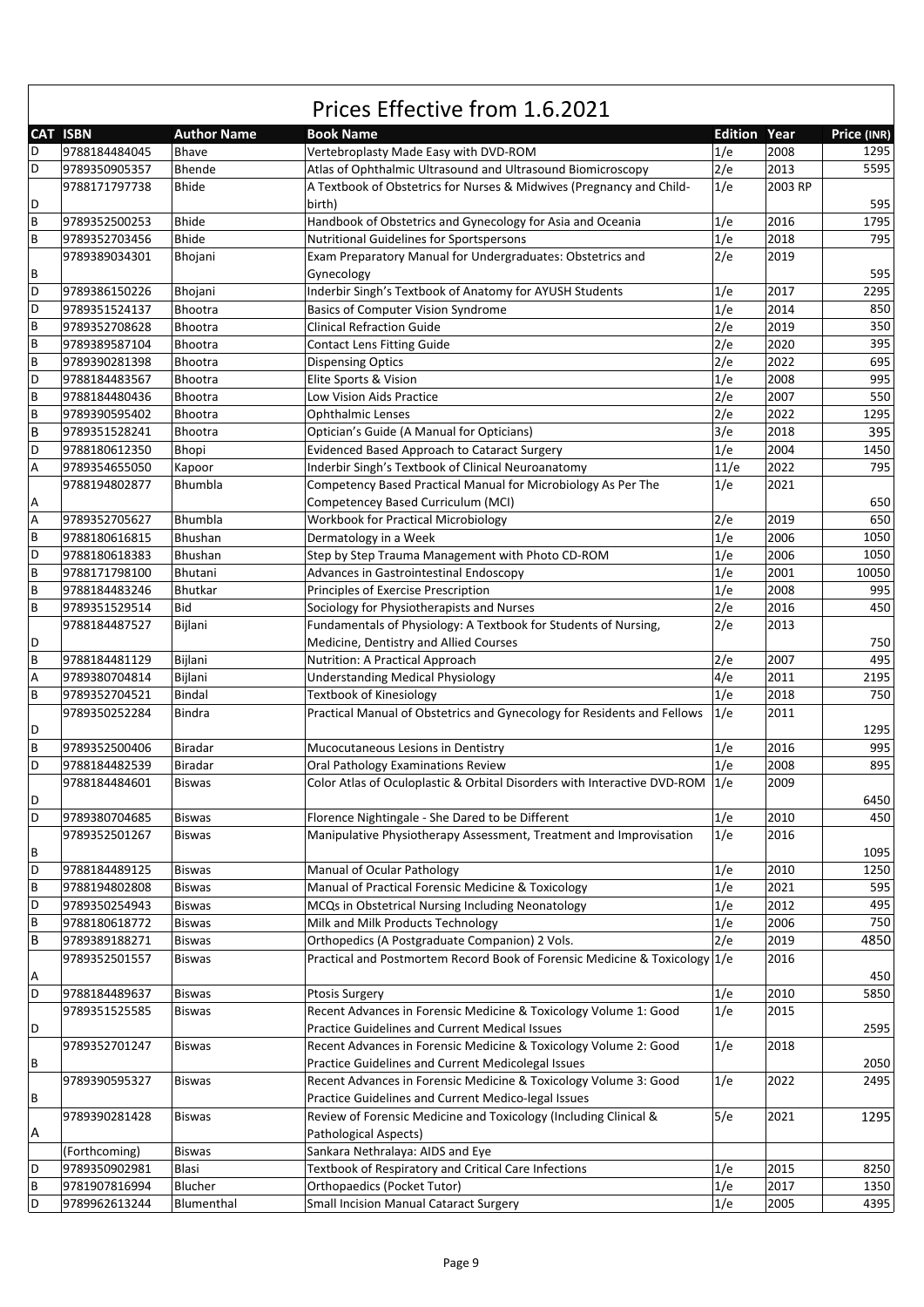# Prices Effective from 1.6.2021

| CAT | ISBN | Author Name | Book Name | Edition | Year | Price (INR) |
|---|---|---|---|---|---|---|
| D | 9788184484045 | Bhave | Vertebroplasty Made Easy with DVD-ROM | 1/e | 2008 | 1295 |
| D | 9789350905357 | Bhende | Atlas of Ophthalmic Ultrasound and Ultrasound Biomicroscopy | 2/e | 2013 | 5595 |
| D | 9788171797738 | Bhide | A Textbook of Obstetrics for Nurses & Midwives (Pregnancy and Child-birth) | 1/e | 2003 RP | 595 |
| B | 9789352500253 | Bhide | Handbook of Obstetrics and Gynecology for Asia and Oceania | 1/e | 2016 | 1795 |
| B | 9789352703456 | Bhide | Nutritional Guidelines for Sportspersons | 1/e | 2018 | 795 |
| B | 9789389034301 | Bhojani | Exam Preparatory Manual for Undergraduates: Obstetrics and Gynecology | 2/e | 2019 | 595 |
| D | 9789386150226 | Bhojani | Inderbir Singh's Textbook of Anatomy for AYUSH Students | 1/e | 2017 | 2295 |
| D | 9789351524137 | Bhootra | Basics of Computer Vision Syndrome | 1/e | 2014 | 850 |
| B | 9789352708628 | Bhootra | Clinical Refraction Guide | 2/e | 2019 | 350 |
| B | 9789389587104 | Bhootra | Contact Lens Fitting Guide | 2/e | 2020 | 395 |
| B | 9789390281398 | Bhootra | Dispensing Optics | 2/e | 2022 | 695 |
| D | 9788184483567 | Bhootra | Elite Sports & Vision | 1/e | 2008 | 995 |
| B | 9788184480436 | Bhootra | Low Vision Aids Practice | 2/e | 2007 | 550 |
| B | 9789390595402 | Bhootra | Ophthalmic Lenses | 2/e | 2022 | 1295 |
| B | 9789351528241 | Bhootra | Optician's Guide (A Manual for Opticians) | 3/e | 2018 | 395 |
| D | 9788180612350 | Bhopi | Evidenced Based Approach to Cataract Surgery | 1/e | 2004 | 1450 |
| A | 9789354655050 | Kapoor | Inderbir Singh's Textbook of Clinical Neuroanatomy | 11/e | 2022 | 795 |
| A | 9788194802877 | Bhumbla | Competency Based Practical Manual for Microbiology As Per The Competencey Based Curriculum (MCI) | 1/e | 2021 | 650 |
| A | 9789352705627 | Bhumbla | Workbook for Practical Microbiology | 2/e | 2019 | 650 |
| B | 9788180616815 | Bhushan | Dermatology in a Week | 1/e | 2006 | 1050 |
| D | 9788180618383 | Bhushan | Step by Step Trauma Management with Photo CD-ROM | 1/e | 2006 | 1050 |
| B | 9788171798100 | Bhutani | Advances in Gastrointestinal Endoscopy | 1/e | 2001 | 10050 |
| B | 9788184483246 | Bhutkar | Principles of Exercise Prescription | 1/e | 2008 | 995 |
| B | 9789351529514 | Bid | Sociology for Physiotherapists and Nurses | 2/e | 2016 | 450 |
| D | 9788184487527 | Bijlani | Fundamentals of Physiology: A Textbook for Students of Nursing, Medicine, Dentistry and Allied Courses | 2/e | 2013 | 750 |
| B | 9788184481129 | Bijlani | Nutrition: A Practical Approach | 2/e | 2007 | 495 |
| A | 9789380704814 | Bijlani | Understanding Medical Physiology | 4/e | 2011 | 2195 |
| B | 9789352704521 | Bindal | Textbook of Kinesiology | 1/e | 2018 | 750 |
| D | 9789350252284 | Bindra | Practical Manual of Obstetrics and Gynecology for Residents and Fellows | 1/e | 2011 | 1295 |
| B | 9789352500406 | Biradar | Mucocutaneous Lesions in Dentistry | 1/e | 2016 | 995 |
| D | 9788184482539 | Biradar | Oral Pathology Examinations Review | 1/e | 2008 | 895 |
| D | 9788184484601 | Biswas | Color Atlas of Oculoplastic & Orbital Disorders with Interactive DVD-ROM | 1/e | 2009 | 6450 |
| D | 9789380704685 | Biswas | Florence Nightingale - She Dared to be Different | 1/e | 2010 | 450 |
| B | 9789352501267 | Biswas | Manipulative Physiotherapy Assessment, Treatment and Improvisation | 1/e | 2016 | 1095 |
| D | 9788184489125 | Biswas | Manual of Ocular Pathology | 1/e | 2010 | 1250 |
| B | 9788194802808 | Biswas | Manual of Practical Forensic Medicine & Toxicology | 1/e | 2021 | 595 |
| D | 9789350254943 | Biswas | MCQs in Obstetrical Nursing Including Neonatology | 1/e | 2012 | 495 |
| B | 9788180618772 | Biswas | Milk and Milk Products Technology | 1/e | 2006 | 750 |
| B | 9789389188271 | Biswas | Orthopedics (A Postgraduate Companion) 2 Vols. | 2/e | 2019 | 4850 |
| A | 9789352501557 | Biswas | Practical and Postmortem Record Book of Forensic Medicine & Toxicology | 1/e | 2016 | 450 |
| D | 9788184489637 | Biswas | Ptosis Surgery | 1/e | 2010 | 5850 |
| D | 9789351525585 | Biswas | Recent Advances in Forensic Medicine & Toxicology Volume 1: Good Practice Guidelines and Current Medical Issues | 1/e | 2015 | 2595 |
| B | 9789352701247 | Biswas | Recent Advances in Forensic Medicine & Toxicology Volume 2: Good Practice Guidelines and Current Medicolegal Issues | 1/e | 2018 | 2050 |
| B | 9789390595327 | Biswas | Recent Advances in Forensic Medicine & Toxicology Volume 3: Good Practice Guidelines and Current Medico-legal Issues | 1/e | 2022 | 2495 |
| A | 9789390281428 | Biswas | Review of Forensic Medicine and Toxicology (Including Clinical & Pathological Aspects) | 5/e | 2021 | 1295 |
| | (Forthcoming) | Biswas | Sankara Nethralaya: AIDS and Eye | | | |
| D | 9789350902981 | Blasi | Textbook of Respiratory and Critical Care Infections | 1/e | 2015 | 8250 |
| B | 9781907816994 | Blucher | Orthopaedics (Pocket Tutor) | 1/e | 2017 | 1350 |
| D | 9789962613244 | Blumenthal | Small Incision Manual Cataract Surgery | 1/e | 2005 | 4395 |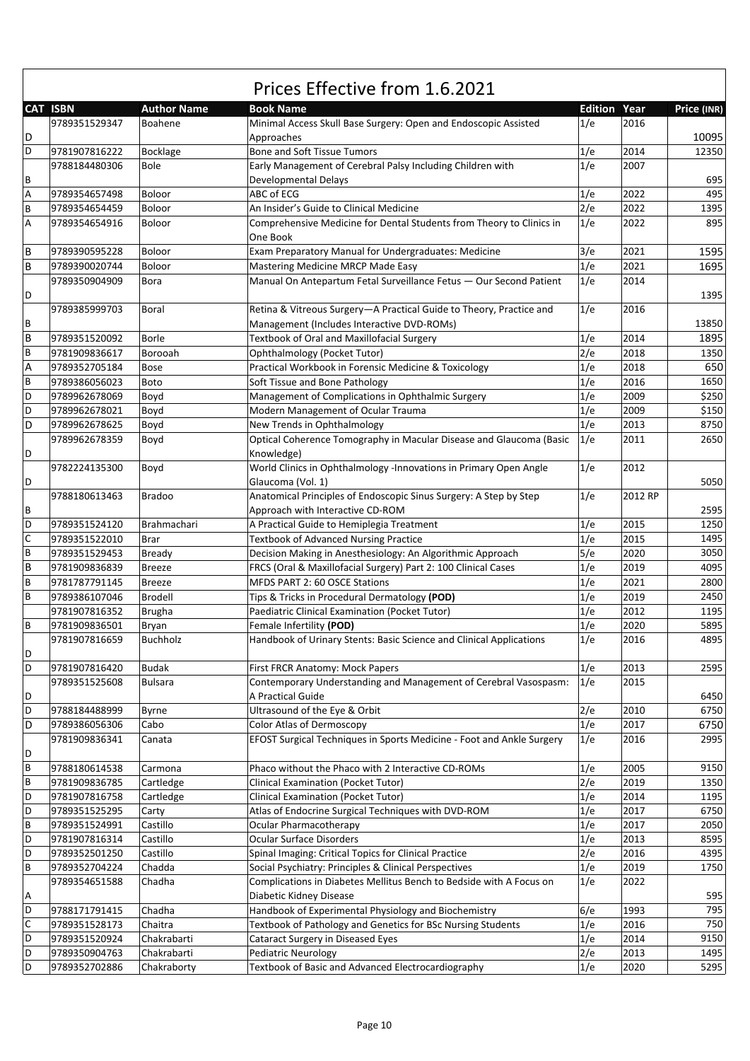# Prices Effective from 1.6.2021

| CAT | ISBN | Author Name | Book Name | Edition | Year | Price (INR) |
|---|---|---|---|---|---|---|
| D | 9789351529347 | Boahene | Minimal Access Skull Base Surgery: Open and Endoscopic Assisted Approaches | 1/e | 2016 | 10095 |
| D | 9781907816222 | Bocklage | Bone and Soft Tissue Tumors | 1/e | 2014 | 12350 |
| B | 9788184480306 | Bole | Early Management of Cerebral Palsy Including Children with Developmental Delays | 1/e | 2007 | 695 |
| A | 9789354657498 | Boloor | ABC of ECG | 1/e | 2022 | 495 |
| B | 9789354654459 | Boloor | An Insider's Guide to Clinical Medicine | 2/e | 2022 | 1395 |
| A | 9789354654916 | Boloor | Comprehensive Medicine for Dental Students from Theory to Clinics in One Book | 1/e | 2022 | 895 |
| B | 9789390595228 | Boloor | Exam Preparatory Manual for Undergraduates: Medicine | 3/e | 2021 | 1595 |
| B | 9789390020744 | Boloor | Mastering Medicine MRCP Made Easy | 1/e | 2021 | 1695 |
| D | 9789350904909 | Bora | Manual On Antepartum Fetal Surveillance Fetus — Our Second Patient | 1/e | 2014 | 1395 |
| B | 9789385999703 | Boral | Retina & Vitreous Surgery—A Practical Guide to Theory, Practice and Management (Includes Interactive DVD-ROMs) | 1/e | 2016 | 13850 |
| B | 9789351520092 | Borle | Textbook of Oral and Maxillofacial Surgery | 1/e | 2014 | 1895 |
| B | 9781909836617 | Borooah | Ophthalmology (Pocket Tutor) | 2/e | 2018 | 1350 |
| A | 9789352705184 | Bose | Practical Workbook in Forensic Medicine & Toxicology | 1/e | 2018 | 650 |
| B | 9789386056023 | Boto | Soft Tissue and Bone Pathology | 1/e | 2016 | 1650 |
| D | 9789962678069 | Boyd | Management of Complications in Ophthalmic Surgery | 1/e | 2009 | $250 |
| D | 9789962678021 | Boyd | Modern Management of Ocular Trauma | 1/e | 2009 | $150 |
| D | 9789962678625 | Boyd | New Trends in Ophthalmology | 1/e | 2013 | 8750 |
| D | 9789962678359 | Boyd | Optical Coherence Tomography in Macular Disease and Glaucoma (Basic Knowledge) | 1/e | 2011 | 2650 |
| D | 9782224135300 | Boyd | World Clinics in Ophthalmology -Innovations in Primary Open Angle Glaucoma (Vol. 1) | 1/e | 2012 | 5050 |
| B | 9788180613463 | Bradoo | Anatomical Principles of Endoscopic Sinus Surgery: A Step by Step Approach with Interactive CD-ROM | 1/e | 2012 RP | 2595 |
| D | 9789351524120 | Brahmachari | A Practical Guide to Hemiplegia Treatment | 1/e | 2015 | 1250 |
| C | 9789351522010 | Brar | Textbook of Advanced Nursing Practice | 1/e | 2015 | 1495 |
| B | 9789351529453 | Bready | Decision Making in Anesthesiology: An Algorithmic Approach | 5/e | 2020 | 3050 |
| B | 9781909836839 | Breeze | FRCS (Oral & Maxillofacial Surgery) Part 2: 100 Clinical Cases | 1/e | 2019 | 4095 |
| B | 9781787791145 | Breeze | MFDS PART 2: 60 OSCE Stations | 1/e | 2021 | 2800 |
| B | 9789386107046 | Brodell | Tips & Tricks in Procedural Dermatology **(POD)** | 1/e | 2019 | 2450 |
|  | 9781907816352 | Brugha | Paediatric Clinical Examination (Pocket Tutor) | 1/e | 2012 | 1195 |
| B | 9781909836501 | Bryan | Female Infertility **(POD)** | 1/e | 2020 | 5895 |
| D | 9781907816659 | Buchholz | Handbook of Urinary Stents: Basic Science and Clinical Applications | 1/e | 2016 | 4895 |
| D | 9781907816420 | Budak | First FRCR Anatomy: Mock Papers | 1/e | 2013 | 2595 |
| D | 9789351525608 | Bulsara | Contemporary Understanding and Management of Cerebral Vasospasm: A Practical Guide | 1/e | 2015 | 6450 |
| D | 9788184488999 | Byrne | Ultrasound of the Eye & Orbit | 2/e | 2010 | 6750 |
| D | 9789386056306 | Cabo | Color Atlas of Dermoscopy | 1/e | 2017 | 6750 |
| D | 9781909836341 | Canata | EFOST Surgical Techniques in Sports Medicine - Foot and Ankle Surgery | 1/e | 2016 | 2995 |
| B | 9788180614538 | Carmona | Phaco without the Phaco with 2 Interactive CD-ROMs | 1/e | 2005 | 9150 |
| B | 9781909836785 | Cartledge | Clinical Examination (Pocket Tutor) | 2/e | 2019 | 1350 |
| D | 9781907816758 | Cartledge | Clinical Examination (Pocket Tutor) | 1/e | 2014 | 1195 |
| D | 9789351525295 | Carty | Atlas of Endocrine Surgical Techniques with DVD-ROM | 1/e | 2017 | 6750 |
| B | 9789351524991 | Castillo | Ocular Pharmacotherapy | 1/e | 2017 | 2050 |
| D | 9781907816314 | Castillo | Ocular Surface Disorders | 1/e | 2013 | 8595 |
| D | 9789352501250 | Castillo | Spinal Imaging: Critical Topics for Clinical Practice | 2/e | 2016 | 4395 |
| B | 9789352704224 | Chadda | Social Psychiatry: Principles & Clinical Perspectives | 1/e | 2019 | 1750 |
| A | 9789354651588 | Chadha | Complications in Diabetes Mellitus Bench to Bedside with A Focus on Diabetic Kidney Disease | 1/e | 2022 | 595 |
| D | 9788171791415 | Chadha | Handbook of Experimental Physiology and Biochemistry | 6/e | 1993 | 795 |
| C | 9789351528173 | Chaitra | Textbook of Pathology and Genetics for BSc Nursing Students | 1/e | 2016 | 750 |
| D | 9789351520924 | Chakrabarti | Cataract Surgery in Diseased Eyes | 1/e | 2014 | 9150 |
| D | 9789350904763 | Chakrabarti | Pediatric Neurology | 2/e | 2013 | 1495 |
| D | 9789352702886 | Chakraborty | Textbook of Basic and Advanced Electrocardiography | 1/e | 2020 | 5295 |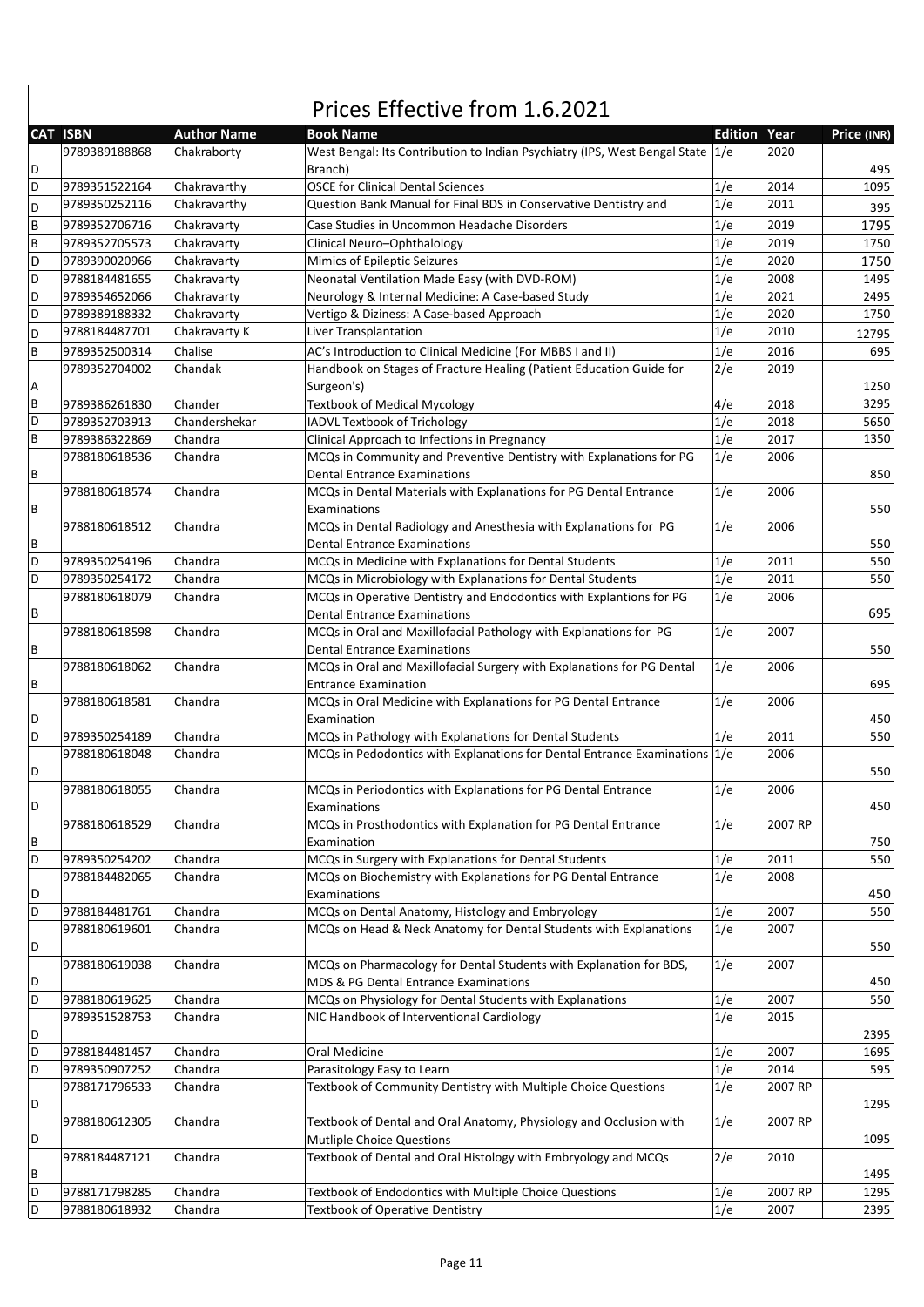# Prices Effective from 1.6.2021

| CAT | ISBN | Author Name | Book Name | Edition | Year | Price (INR) |
|---|---|---|---|---|---|---|
| D | 9789389188868 | Chakraborty | West Bengal: Its Contribution to Indian Psychiatry (IPS, West Bengal State Branch) | 1/e | 2020 | 495 |
| D | 9789351522164 | Chakravarthy | OSCE for Clinical Dental Sciences | 1/e | 2014 | 1095 |
| D | 9789350252116 | Chakravarthy | Question Bank Manual for Final BDS in Conservative Dentistry and | 1/e | 2011 | 395 |
| B | 9789352706716 | Chakravarty | Case Studies in Uncommon Headache Disorders | 1/e | 2019 | 1795 |
| B | 9789352705573 | Chakravarty | Clinical Neuro–Ophthalology | 1/e | 2019 | 1750 |
| D | 9789390020966 | Chakravarty | Mimics of Epileptic Seizures | 1/e | 2020 | 1750 |
| D | 9788184481655 | Chakravarty | Neonatal Ventilation Made Easy (with DVD-ROM) | 1/e | 2008 | 1495 |
| D | 9789354652066 | Chakravarty | Neurology & Internal Medicine: A Case-based Study | 1/e | 2021 | 2495 |
| D | 9789389188332 | Chakravarty | Vertigo & Diziness: A Case-based Approach | 1/e | 2020 | 1750 |
| D | 9788184487701 | Chakravarty K | Liver Transplantation | 1/e | 2010 | 12795 |
| B | 9789352500314 | Chalise | AC's Introduction to Clinical Medicine (For MBBS I and II) | 1/e | 2016 | 695 |
| A | 9789352704002 | Chandak | Handbook on Stages of Fracture Healing (Patient Education Guide for Surgeon's) | 2/e | 2019 | 1250 |
| B | 9789386261830 | Chander | Textbook of Medical Mycology | 4/e | 2018 | 3295 |
| D | 9789352703913 | Chandershekar | IADVL Textbook of Trichology | 1/e | 2018 | 5650 |
| B | 9789386322869 | Chandra | Clinical Approach to Infections in Pregnancy | 1/e | 2017 | 1350 |
| B | 9788180618536 | Chandra | MCQs in Community and Preventive Dentistry with Explanations for PG Dental Entrance Examinations | 1/e | 2006 | 850 |
| B | 9788180618574 | Chandra | MCQs in Dental Materials with Explanations for PG Dental Entrance Examinations | 1/e | 2006 | 550 |
| B | 9788180618512 | Chandra | MCQs in Dental Radiology and Anesthesia with Explanations for PG Dental Entrance Examinations | 1/e | 2006 | 550 |
| D | 9789350254196 | Chandra | MCQs in Medicine with Explanations for Dental Students | 1/e | 2011 | 550 |
| D | 9789350254172 | Chandra | MCQs in Microbiology with Explanations for Dental Students | 1/e | 2011 | 550 |
| B | 9788180618079 | Chandra | MCQs in Operative Dentistry and Endodontics with Explantions for PG Dental Entrance Examinations | 1/e | 2006 | 695 |
| B | 9788180618598 | Chandra | MCQs in Oral and Maxillofacial Pathology with Explanations for PG Dental Entrance Examinations | 1/e | 2007 | 550 |
| B | 9788180618062 | Chandra | MCQs in Oral and Maxillofacial Surgery with Explanations for PG Dental Entrance Examination | 1/e | 2006 | 695 |
| D | 9788180618581 | Chandra | MCQs in Oral Medicine with Explanations for PG Dental Entrance Examination | 1/e | 2006 | 450 |
| D | 9789350254189 | Chandra | MCQs in Pathology with Explanations for Dental Students | 1/e | 2011 | 550 |
| D | 9788180618048 | Chandra | MCQs in Pedodontics with Explanations for Dental Entrance Examinations | 1/e | 2006 | 550 |
| D | 9788180618055 | Chandra | MCQs in Periodontics with Explanations for PG Dental Entrance Examinations | 1/e | 2006 | 450 |
| B | 9788180618529 | Chandra | MCQs in Prosthodontics with Explanation for PG Dental Entrance Examination | 1/e | 2007 RP | 750 |
| D | 9789350254202 | Chandra | MCQs in Surgery with Explanations for Dental Students | 1/e | 2011 | 550 |
| D | 9788184482065 | Chandra | MCQs on Biochemistry with Explanations for PG Dental Entrance Examinations | 1/e | 2008 | 450 |
| D | 9788184481761 | Chandra | MCQs on Dental Anatomy, Histology and Embryology | 1/e | 2007 | 550 |
| D | 9788180619601 | Chandra | MCQs on Head & Neck Anatomy for Dental Students with Explanations | 1/e | 2007 | 550 |
| D | 9788180619038 | Chandra | MCQs on Pharmacology for Dental Students with Explanation for BDS, MDS & PG Dental Entrance Examinations | 1/e | 2007 | 450 |
| D | 9788180619625 | Chandra | MCQs on Physiology for Dental Students with Explanations | 1/e | 2007 | 550 |
| D | 9789351528753 | Chandra | NIC Handbook of Interventional Cardiology | 1/e | 2015 | 2395 |
| D | 9788184481457 | Chandra | Oral Medicine | 1/e | 2007 | 1695 |
| D | 9789350907252 | Chandra | Parasitology Easy to Learn | 1/e | 2014 | 595 |
| D | 9788171796533 | Chandra | Textbook of Community Dentistry with Multiple Choice Questions | 1/e | 2007 RP | 1295 |
| D | 9788180612305 | Chandra | Textbook of Dental and Oral Anatomy, Physiology and Occlusion with Mutliple Choice Questions | 1/e | 2007 RP | 1095 |
| B | 9788184487121 | Chandra | Textbook of Dental and Oral Histology with Embryology and MCQs | 2/e | 2010 | 1495 |
| D | 9788171798285 | Chandra | Textbook of Endodontics with Multiple Choice Questions | 1/e | 2007 RP | 1295 |
| D | 9788180618932 | Chandra | Textbook of Operative Dentistry | 1/e | 2007 | 2395 |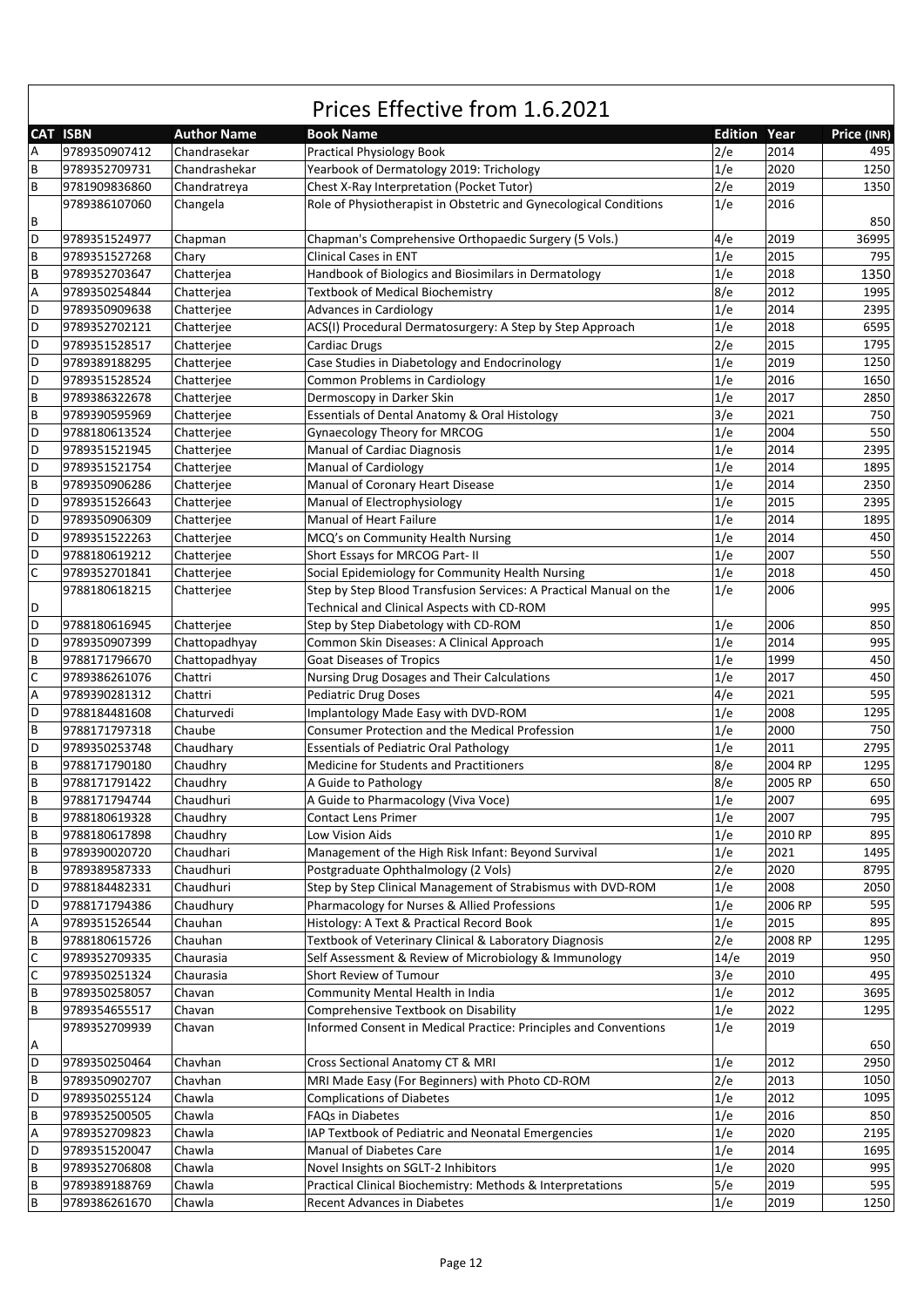# Prices Effective from 1.6.2021

| CAT | ISBN | Author Name | Book Name | Edition | Year | Price (INR) |
|---|---|---|---|---|---|---|
| A | 9789350907412 | Chandrasekar | Practical Physiology Book | 2/e | 2014 | 495 |
| B | 9789352709731 | Chandrashekar | Yearbook of Dermatology 2019: Trichology | 1/e | 2020 | 1250 |
| B | 9781909836860 | Chandratreya | Chest X-Ray Interpretation (Pocket Tutor) | 2/e | 2019 | 1350 |
| B | 9789386107060 | Changela | Role of Physiotherapist in Obstetric and Gynecological Conditions | 1/e | 2016 | 850 |
| D | 9789351524977 | Chapman | Chapman's Comprehensive Orthopaedic Surgery (5 Vols.) | 4/e | 2019 | 36995 |
| B | 9789351527268 | Chary | Clinical Cases in ENT | 1/e | 2015 | 795 |
| B | 9789352703647 | Chatterjea | Handbook of Biologics and Biosimilars in Dermatology | 1/e | 2018 | 1350 |
| A | 9789350254844 | Chatterjea | Textbook of Medical Biochemistry | 8/e | 2012 | 1995 |
| D | 9789350909638 | Chatterjee | Advances in Cardiology | 1/e | 2014 | 2395 |
| D | 9789352702121 | Chatterjee | ACS(I) Procedural Dermatosurgery: A Step by Step Approach | 1/e | 2018 | 6595 |
| D | 9789351528517 | Chatterjee | Cardiac Drugs | 2/e | 2015 | 1795 |
| D | 9789389188295 | Chatterjee | Case Studies in Diabetology and Endocrinology | 1/e | 2019 | 1250 |
| D | 9789351528524 | Chatterjee | Common Problems in Cardiology | 1/e | 2016 | 1650 |
| B | 9789386322678 | Chatterjee | Dermoscopy in Darker Skin | 1/e | 2017 | 2850 |
| B | 9789390595969 | Chatterjee | Essentials of Dental Anatomy & Oral Histology | 3/e | 2021 | 750 |
| D | 9788180613524 | Chatterjee | Gynaecology Theory for MRCOG | 1/e | 2004 | 550 |
| D | 9789351521945 | Chatterjee | Manual of Cardiac Diagnosis | 1/e | 2014 | 2395 |
| D | 9789351521754 | Chatterjee | Manual of Cardiology | 1/e | 2014 | 1895 |
| B | 9789350906286 | Chatterjee | Manual of Coronary Heart Disease | 1/e | 2014 | 2350 |
| D | 9789351526643 | Chatterjee | Manual of Electrophysiology | 1/e | 2015 | 2395 |
| D | 9789350906309 | Chatterjee | Manual of Heart Failure | 1/e | 2014 | 1895 |
| D | 9789351522263 | Chatterjee | MCQ's on Community Health Nursing | 1/e | 2014 | 450 |
| D | 9788180619212 | Chatterjee | Short Essays for MRCOG Part- II | 1/e | 2007 | 550 |
| C | 9789352701841 | Chatterjee | Social Epidemiology for Community Health Nursing | 1/e | 2018 | 450 |
| D | 9788180618215 | Chatterjee | Step by Step Blood Transfusion Services: A Practical Manual on the Technical and Clinical Aspects with CD-ROM | 1/e | 2006 | 995 |
| D | 9788180616945 | Chatterjee | Step by Step Diabetology with CD-ROM | 1/e | 2006 | 850 |
| D | 9789350907399 | Chattopadhyay | Common Skin Diseases: A Clinical Approach | 1/e | 2014 | 995 |
| B | 9788171796670 | Chattopadhyay | Goat Diseases of Tropics | 1/e | 1999 | 450 |
| C | 9789386261076 | Chattri | Nursing Drug Dosages and Their Calculations | 1/e | 2017 | 450 |
| A | 9789390281312 | Chattri | Pediatric Drug Doses | 4/e | 2021 | 595 |
| D | 9788184481608 | Chaturvedi | Implantology Made Easy with DVD-ROM | 1/e | 2008 | 1295 |
| B | 9788171797318 | Chaube | Consumer Protection and the Medical Profession | 1/e | 2000 | 750 |
| D | 9789350253748 | Chaudhary | Essentials of Pediatric Oral Pathology | 1/e | 2011 | 2795 |
| B | 9788171790180 | Chaudhry | Medicine for Students and Practitioners | 8/e | 2004 RP | 1295 |
| B | 9788171791422 | Chaudhry | A Guide to Pathology | 8/e | 2005 RP | 650 |
| B | 9788171794744 | Chaudhuri | A Guide to Pharmacology (Viva Voce) | 1/e | 2007 | 695 |
| B | 9788180619328 | Chaudhry | Contact Lens Primer | 1/e | 2007 | 795 |
| B | 9788180617898 | Chaudhry | Low Vision Aids | 1/e | 2010 RP | 895 |
| B | 9789390020720 | Chaudhari | Management of the High Risk Infant: Beyond Survival | 1/e | 2021 | 1495 |
| B | 9789389587333 | Chaudhuri | Postgraduate Ophthalmology (2 Vols) | 2/e | 2020 | 8795 |
| D | 9788184482331 | Chaudhuri | Step by Step Clinical Management of Strabismus with DVD-ROM | 1/e | 2008 | 2050 |
| D | 9788171794386 | Chaudhury | Pharmacology for Nurses & Allied Professions | 1/e | 2006 RP | 595 |
| A | 9789351526544 | Chauhan | Histology: A Text & Practical Record Book | 1/e | 2015 | 895 |
| B | 9788180615726 | Chauhan | Textbook of Veterinary Clinical & Laboratory Diagnosis | 2/e | 2008 RP | 1295 |
| C | 9789352709335 | Chaurasia | Self Assessment & Review of Microbiology & Immunology | 14/e | 2019 | 950 |
| C | 9789350251324 | Chaurasia | Short Review of Tumour | 3/e | 2010 | 495 |
| B | 9789350258057 | Chavan | Community Mental Health in India | 1/e | 2012 | 3695 |
| B | 9789354655517 | Chavan | Comprehensive Textbook on Disability | 1/e | 2022 | 1295 |
| A | 9789352709939 | Chavan | Informed Consent in Medical Practice: Principles and Conventions | 1/e | 2019 | 650 |
| D | 9789350250464 | Chavhan | Cross Sectional Anatomy CT & MRI | 1/e | 2012 | 2950 |
| B | 9789350902707 | Chavhan | MRI Made Easy (For Beginners) with Photo CD-ROM | 2/e | 2013 | 1050 |
| D | 9789350255124 | Chawla | Complications of Diabetes | 1/e | 2012 | 1095 |
| B | 9789352500505 | Chawla | FAQs in Diabetes | 1/e | 2016 | 850 |
| A | 9789352709823 | Chawla | IAP Textbook of Pediatric and Neonatal Emergencies | 1/e | 2020 | 2195 |
| D | 9789351520047 | Chawla | Manual of Diabetes Care | 1/e | 2014 | 1695 |
| B | 9789352706808 | Chawla | Novel Insights on SGLT-2 Inhibitors | 1/e | 2020 | 995 |
| B | 9789389188769 | Chawla | Practical Clinical Biochemistry: Methods & Interpretations | 5/e | 2019 | 595 |
| B | 9789386261670 | Chawla | Recent Advances in Diabetes | 1/e | 2019 | 1250 |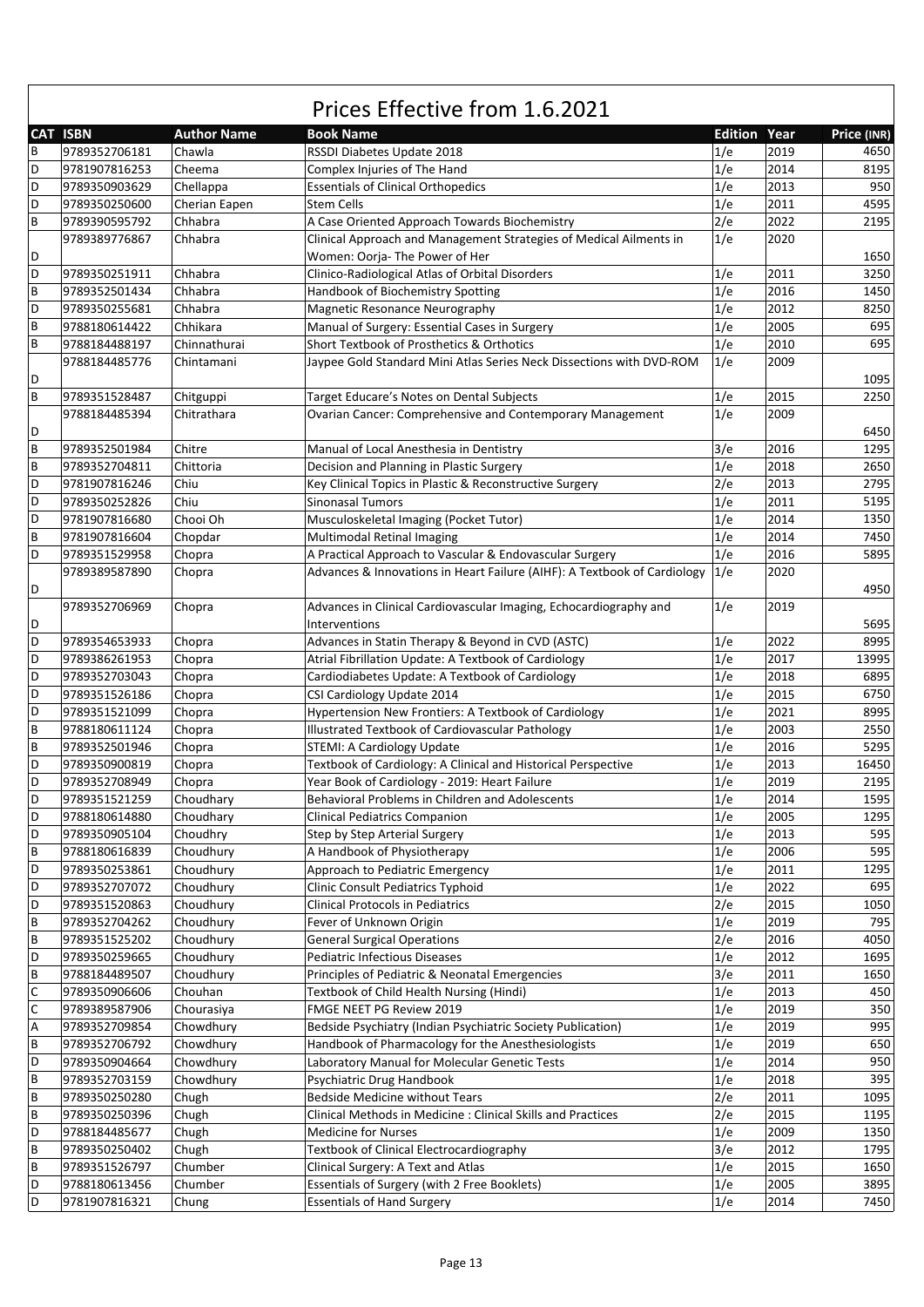# Prices Effective from 1.6.2021

| CAT | ISBN | Author Name | Book Name | Edition | Year | Price (INR) |
|---|---|---|---|---|---|---|
| B | 9789352706181 | Chawla | RSSDI Diabetes Update 2018 | 1/e | 2019 | 4650 |
| D | 9781907816253 | Cheema | Complex Injuries of The Hand | 1/e | 2014 | 8195 |
| D | 9789350903629 | Chellappa | Essentials of Clinical Orthopedics | 1/e | 2013 | 950 |
| D | 9789350250600 | Cherian Eapen | Stem Cells | 1/e | 2011 | 4595 |
| B | 9789390595792 | Chhabra | A Case Oriented Approach Towards Biochemistry | 2/e | 2022 | 2195 |
| D | 9789389776867 | Chhabra | Clinical Approach and Management Strategies of Medical Ailments in Women: Oorja- The Power of Her | 1/e | 2020 | 1650 |
| D | 9789350251911 | Chhabra | Clinico-Radiological Atlas of Orbital Disorders | 1/e | 2011 | 3250 |
| B | 9789352501434 | Chhabra | Handbook of Biochemistry Spotting | 1/e | 2016 | 1450 |
| D | 9789350255681 | Chhabra | Magnetic Resonance Neurography | 1/e | 2012 | 8250 |
| B | 9788180614422 | Chhikara | Manual of Surgery: Essential Cases in Surgery | 1/e | 2005 | 695 |
| B | 9788184488197 | Chinnathurai | Short Textbook of Prosthetics & Orthotics | 1/e | 2010 | 695 |
| D | 9788184485776 | Chintamani | Jaypee Gold Standard Mini Atlas Series Neck Dissections with DVD-ROM | 1/e | 2009 | 1095 |
| B | 9789351528487 | Chitguppi | Target Educare's Notes on Dental Subjects | 1/e | 2015 | 2250 |
| D | 9788184485394 | Chitrathara | Ovarian Cancer: Comprehensive and Contemporary Management | 1/e | 2009 | 6450 |
| B | 9789352501984 | Chitre | Manual of Local Anesthesia in Dentistry | 3/e | 2016 | 1295 |
| B | 9789352704811 | Chittoria | Decision and Planning in Plastic Surgery | 1/e | 2018 | 2650 |
| D | 9781907816246 | Chiu | Key Clinical Topics in Plastic & Reconstructive Surgery | 2/e | 2013 | 2795 |
| D | 9789350252826 | Chiu | Sinonasal Tumors | 1/e | 2011 | 5195 |
| D | 9781907816680 | Chooi Oh | Musculoskeletal Imaging (Pocket Tutor) | 1/e | 2014 | 1350 |
| B | 9781907816604 | Chopdar | Multimodal Retinal Imaging | 1/e | 2014 | 7450 |
| D | 9789351529958 | Chopra | A Practical Approach to Vascular & Endovascular Surgery | 1/e | 2016 | 5895 |
| D | 9789389587890 | Chopra | Advances & Innovations in Heart Failure (AIHF): A Textbook of Cardiology | 1/e | 2020 | 4950 |
| D | 9789352706969 | Chopra | Advances in Clinical Cardiovascular Imaging, Echocardiography and Interventions | 1/e | 2019 | 5695 |
| D | 9789354653933 | Chopra | Advances in Statin Therapy & Beyond in CVD (ASTC) | 1/e | 2022 | 8995 |
| D | 9789386261953 | Chopra | Atrial Fibrillation Update: A Textbook of Cardiology | 1/e | 2017 | 13995 |
| D | 9789352703043 | Chopra | Cardiodiabetes Update: A Textbook of Cardiology | 1/e | 2018 | 6895 |
| D | 9789351526186 | Chopra | CSI Cardiology Update 2014 | 1/e | 2015 | 6750 |
| D | 9789351521099 | Chopra | Hypertension New Frontiers: A Textbook of Cardiology | 1/e | 2021 | 8995 |
| B | 9788180611124 | Chopra | Illustrated Textbook of Cardiovascular Pathology | 1/e | 2003 | 2550 |
| B | 9789352501946 | Chopra | STEMI: A Cardiology Update | 1/e | 2016 | 5295 |
| D | 9789350900819 | Chopra | Textbook of Cardiology: A Clinical and Historical Perspective | 1/e | 2013 | 16450 |
| D | 9789352708949 | Chopra | Year Book of Cardiology - 2019: Heart Failure | 1/e | 2019 | 2195 |
| D | 9789351521259 | Choudhary | Behavioral Problems in Children and Adolescents | 1/e | 2014 | 1595 |
| D | 9788180614880 | Choudhary | Clinical Pediatrics Companion | 1/e | 2005 | 1295 |
| D | 9789350905104 | Choudhry | Step by Step Arterial Surgery | 1/e | 2013 | 595 |
| B | 9788180616839 | Choudhury | A Handbook of Physiotherapy | 1/e | 2006 | 595 |
| D | 9789350253861 | Choudhury | Approach to Pediatric Emergency | 1/e | 2011 | 1295 |
| D | 9789352707072 | Choudhury | Clinic Consult Pediatrics Typhoid | 1/e | 2022 | 695 |
| D | 9789351520863 | Choudhury | Clinical Protocols in Pediatrics | 2/e | 2015 | 1050 |
| B | 9789352704262 | Choudhury | Fever of Unknown Origin | 1/e | 2019 | 795 |
| B | 9789351525202 | Choudhury | General Surgical Operations | 2/e | 2016 | 4050 |
| D | 9789350259665 | Choudhury | Pediatric Infectious Diseases | 1/e | 2012 | 1695 |
| B | 9788184489507 | Choudhury | Principles of Pediatric & Neonatal Emergencies | 3/e | 2011 | 1650 |
| C | 9789350906606 | Chouhan | Textbook of Child Health Nursing (Hindi) | 1/e | 2013 | 450 |
| C | 9789389587906 | Chourasiya | FMGE NEET PG Review 2019 | 1/e | 2019 | 350 |
| A | 9789352709854 | Chowdhury | Bedside Psychiatry (Indian Psychiatric Society Publication) | 1/e | 2019 | 995 |
| B | 9789352706792 | Chowdhury | Handbook of Pharmacology for the Anesthesiologists | 1/e | 2019 | 650 |
| D | 9789350904664 | Chowdhury | Laboratory Manual for Molecular Genetic Tests | 1/e | 2014 | 950 |
| B | 9789352703159 | Chowdhury | Psychiatric Drug Handbook | 1/e | 2018 | 395 |
| B | 9789350250280 | Chugh | Bedside Medicine without Tears | 2/e | 2011 | 1095 |
| B | 9789350250396 | Chugh | Clinical Methods in Medicine : Clinical Skills and Practices | 2/e | 2015 | 1195 |
| D | 9788184485677 | Chugh | Medicine for Nurses | 1/e | 2009 | 1350 |
| B | 9789350250402 | Chugh | Textbook of Clinical Electrocardiography | 3/e | 2012 | 1795 |
| B | 9789351526797 | Chumber | Clinical Surgery: A Text and Atlas | 1/e | 2015 | 1650 |
| D | 9788180613456 | Chumber | Essentials of Surgery (with 2 Free Booklets) | 1/e | 2005 | 3895 |
| D | 9781907816321 | Chung | Essentials of Hand Surgery | 1/e | 2014 | 7450 |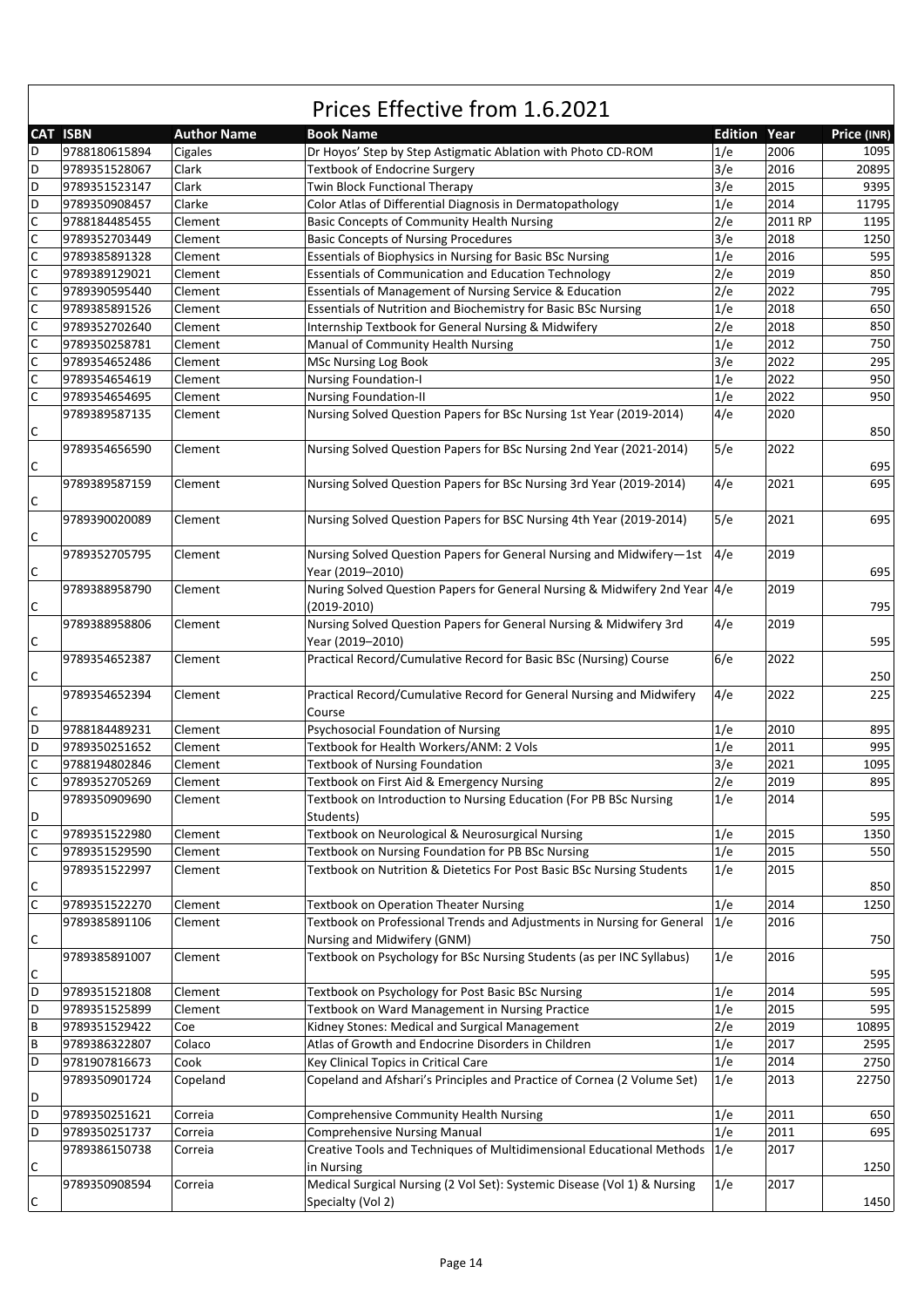# Prices Effective from 1.6.2021

| CAT | ISBN | Author Name | Book Name | Edition | Year | Price (INR) |
|---|---|---|---|---|---|---|
| D | 9788180615894 | Cigales | Dr Hoyos' Step by Step Astigmatic Ablation with Photo CD-ROM | 1/e | 2006 | 1095 |
| D | 9789351528067 | Clark | Textbook of Endocrine Surgery | 3/e | 2016 | 20895 |
| D | 9789351523147 | Clark | Twin Block Functional Therapy | 3/e | 2015 | 9395 |
| D | 9789350908457 | Clarke | Color Atlas of Differential Diagnosis in Dermatopathology | 1/e | 2014 | 11795 |
| C | 9788184485455 | Clement | Basic Concepts of Community Health Nursing | 2/e | 2011 RP | 1195 |
| C | 9789352703449 | Clement | Basic Concepts of Nursing Procedures | 3/e | 2018 | 1250 |
| C | 9789385891328 | Clement | Essentials of Biophysics in Nursing for Basic BSc Nursing | 1/e | 2016 | 595 |
| C | 9789389129021 | Clement | Essentials of Communication and Education Technology | 2/e | 2019 | 850 |
| C | 9789390595440 | Clement | Essentials of Management of Nursing Service & Education | 2/e | 2022 | 795 |
| C | 9789385891526 | Clement | Essentials of Nutrition and Biochemistry for Basic BSc Nursing | 1/e | 2018 | 650 |
| C | 9789352702640 | Clement | Internship Textbook for General Nursing & Midwifery | 2/e | 2018 | 850 |
| C | 9789350258781 | Clement | Manual of Community Health Nursing | 1/e | 2012 | 750 |
| C | 9789354652486 | Clement | MSc Nursing Log Book | 3/e | 2022 | 295 |
| C | 9789354654619 | Clement | Nursing Foundation-I | 1/e | 2022 | 950 |
| C | 9789354654695 | Clement | Nursing Foundation-II | 1/e | 2022 | 950 |
| C | 9789389587135 | Clement | Nursing Solved Question Papers for BSc Nursing 1st Year (2019-2014) | 4/e | 2020 | 850 |
| C | 9789354656590 | Clement | Nursing Solved Question Papers for BSc Nursing 2nd Year (2021-2014) | 5/e | 2022 | 695 |
| C | 9789389587159 | Clement | Nursing Solved Question Papers for BSc Nursing 3rd Year (2019-2014) | 4/e | 2021 | 695 |
| C | 9789390020089 | Clement | Nursing Solved Question Papers for BSC Nursing 4th Year (2019-2014) | 5/e | 2021 | 695 |
| C | 9789352705795 | Clement | Nursing Solved Question Papers for General Nursing and Midwifery—1st Year (2019–2010) | 4/e | 2019 | 695 |
| C | 9789388958790 | Clement | Nuring Solved Question Papers for General Nursing & Midwifery 2nd Year (2019-2010) | 4/e | 2019 | 795 |
| C | 9789388958806 | Clement | Nursing Solved Question Papers for General Nursing & Midwifery 3rd Year (2019–2010) | 4/e | 2019 | 595 |
| C | 9789354652387 | Clement | Practical Record/Cumulative Record for Basic BSc (Nursing) Course | 6/e | 2022 | 250 |
| C | 9789354652394 | Clement | Practical Record/Cumulative Record for General Nursing and Midwifery Course | 4/e | 2022 | 225 |
| D | 9788184489231 | Clement | Psychosocial Foundation of Nursing | 1/e | 2010 | 895 |
| D | 9789350251652 | Clement | Textbook for Health Workers/ANM: 2 Vols | 1/e | 2011 | 995 |
| C | 9788194802846 | Clement | Textbook of Nursing Foundation | 3/e | 2021 | 1095 |
| C | 9789352705269 | Clement | Textbook on First Aid & Emergency Nursing | 2/e | 2019 | 895 |
| D | 9789350909690 | Clement | Textbook on Introduction to Nursing Education (For PB BSc Nursing Students) | 1/e | 2014 | 595 |
| C | 9789351522980 | Clement | Textbook on Neurological & Neurosurgical Nursing | 1/e | 2015 | 1350 |
| C | 9789351529590 | Clement | Textbook on Nursing Foundation for PB BSc Nursing | 1/e | 2015 | 550 |
| C | 9789351522997 | Clement | Textbook on Nutrition & Dietetics For Post Basic BSc Nursing Students | 1/e | 2015 | 850 |
| C | 9789351522270 | Clement | Textbook on Operation Theater Nursing | 1/e | 2014 | 1250 |
| C | 9789385891106 | Clement | Textbook on Professional Trends and Adjustments in Nursing for General Nursing and Midwifery (GNM) | 1/e | 2016 | 750 |
| C | 9789385891007 | Clement | Textbook on Psychology for BSc Nursing Students (as per INC Syllabus) | 1/e | 2016 | 595 |
| D | 9789351521808 | Clement | Textbook on Psychology for Post Basic BSc Nursing | 1/e | 2014 | 595 |
| D | 9789351525899 | Clement | Textbook on Ward Management in Nursing Practice | 1/e | 2015 | 595 |
| B | 9789351529422 | Coe | Kidney Stones: Medical and Surgical Management | 2/e | 2019 | 10895 |
| B | 9789386322807 | Colaco | Atlas of Growth and Endocrine Disorders in Children | 1/e | 2017 | 2595 |
| D | 9781907816673 | Cook | Key Clinical Topics in Critical Care | 1/e | 2014 | 2750 |
| D | 9789350901724 | Copeland | Copeland and Afshari's Principles and Practice of Cornea (2 Volume Set) | 1/e | 2013 | 22750 |
| D | 9789350251621 | Correia | Comprehensive Community Health Nursing | 1/e | 2011 | 650 |
| D | 9789350251737 | Correia | Comprehensive Nursing Manual | 1/e | 2011 | 695 |
| C | 9789386150738 | Correia | Creative Tools and Techniques of Multidimensional Educational Methods in Nursing | 1/e | 2017 | 1250 |
| C | 9789350908594 | Correia | Medical Surgical Nursing (2 Vol Set): Systemic Disease (Vol 1) & Nursing Specialty (Vol 2) | 1/e | 2017 | 1450 |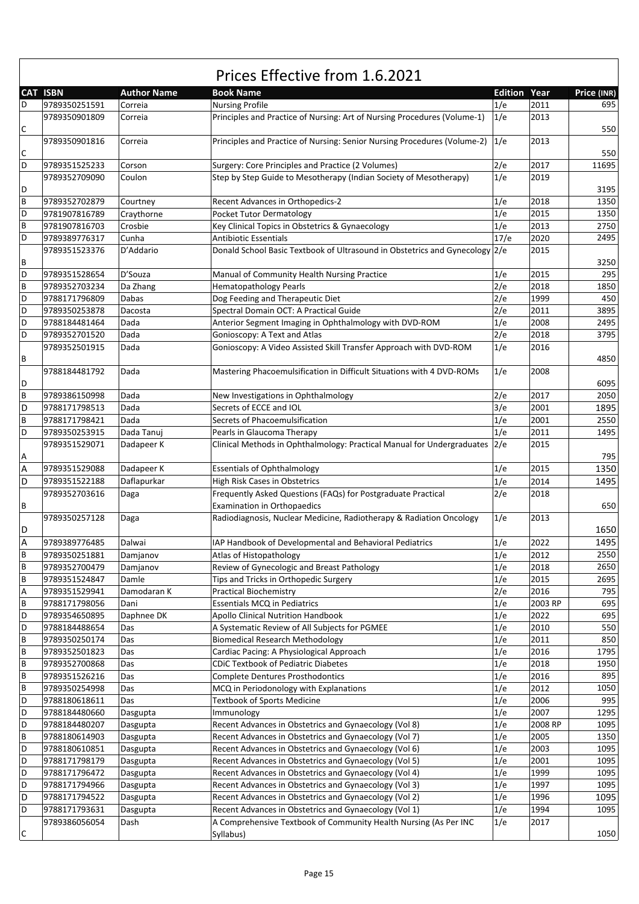# Prices Effective from 1.6.2021

| CAT | ISBN | Author Name | Book Name | Edition | Year | Price (INR) |
|---|---|---|---|---|---|---|
| D | 9789350251591 | Correia | Nursing Profile | 1/e | 2011 | 695 |
| C | 9789350901809 | Correia | Principles and Practice of Nursing: Art of Nursing Procedures (Volume-1) | 1/e | 2013 | 550 |
| C | 9789350901816 | Correia | Principles and Practice of Nursing: Senior Nursing Procedures (Volume-2) | 1/e | 2013 | 550 |
| D | 9789351525233 | Corson | Surgery: Core Principles and Practice (2 Volumes) | 2/e | 2017 | 11695 |
| D | 9789352709090 | Coulon | Step by Step Guide to Mesotherapy (Indian Society of Mesotherapy) | 1/e | 2019 | 3195 |
| B | 9789352702879 | Courtney | Recent Advances in Orthopedics-2 | 1/e | 2018 | 1350 |
| D | 9781907816789 | Craythorne | Pocket Tutor Dermatology | 1/e | 2015 | 1350 |
| B | 9781907816703 | Crosbie | Key Clinical Topics in Obstetrics & Gynaecology | 1/e | 2013 | 2750 |
| D | 9789389776317 | Cunha | Antibiotic Essentials | 17/e | 2020 | 2495 |
| B | 9789351523376 | D'Addario | Donald School Basic Textbook of Ultrasound in Obstetrics and Gynecology | 2/e | 2015 | 3250 |
| D | 9789351528654 | D'Souza | Manual of Community Health Nursing Practice | 1/e | 2015 | 295 |
| B | 9789352703234 | Da Zhang | Hematopathology Pearls | 2/e | 2018 | 1850 |
| D | 9788171796809 | Dabas | Dog Feeding and Therapeutic Diet | 2/e | 1999 | 450 |
| D | 9789350253878 | Dacosta | Spectral Domain OCT: A Practical Guide | 2/e | 2011 | 3895 |
| D | 9788184481464 | Dada | Anterior Segment Imaging in Ophthalmology with DVD-ROM | 1/e | 2008 | 2495 |
| D | 9789352701520 | Dada | Gonioscopy: A Text and Atlas | 2/e | 2018 | 3795 |
| B | 9789352501915 | Dada | Gonioscopy: A Video Assisted Skill Transfer Approach with DVD-ROM | 1/e | 2016 | 4850 |
| D | 9788184481792 | Dada | Mastering Phacoemulsification in Difficult Situations with 4 DVD-ROMs | 1/e | 2008 | 6095 |
| B | 9789386150998 | Dada | New Investigations in Ophthalmology | 2/e | 2017 | 2050 |
| D | 9788171798513 | Dada | Secrets of ECCE and IOL | 3/e | 2001 | 1895 |
| B | 9788171798421 | Dada | Secrets of Phacoemulsification | 1/e | 2001 | 2550 |
| D | 9789350253915 | Dada Tanuj | Pearls in Glaucoma Therapy | 1/e | 2011 | 1495 |
| A | 9789351529071 | Dadapeer K | Clinical Methods in Ophthalmology: Practical Manual for Undergraduates | 2/e | 2015 | 795 |
| A | 9789351529088 | Dadapeer K | Essentials of Ophthalmology | 1/e | 2015 | 1350 |
| D | 9789351522188 | Daflapurkar | High Risk Cases in Obstetrics | 1/e | 2014 | 1495 |
| B | 9789352703616 | Daga | Frequently Asked Questions (FAQs) for Postgraduate Practical Examination in Orthopaedics | 2/e | 2018 | 650 |
| D | 9789350257128 | Daga | Radiodiagnosis, Nuclear Medicine, Radiotherapy & Radiation Oncology | 1/e | 2013 | 1650 |
| A | 9789389776485 | Dalwai | IAP Handbook of Developmental and Behavioral Pediatrics | 1/e | 2022 | 1495 |
| B | 9789350251881 | Damjanov | Atlas of Histopathology | 1/e | 2012 | 2550 |
| B | 9789352700479 | Damjanov | Review of Gynecologic and Breast Pathology | 1/e | 2018 | 2650 |
| B | 9789351524847 | Damle | Tips and Tricks in Orthopedic Surgery | 1/e | 2015 | 2695 |
| A | 9789351529941 | Damodaran K | Practical Biochemistry | 2/e | 2016 | 795 |
| B | 9788171798056 | Dani | Essentials MCQ in Pediatrics | 1/e | 2003 RP | 695 |
| D | 9789354650895 | Daphnee DK | Apollo Clinical Nutrition Handbook | 1/e | 2022 | 695 |
| D | 9788184488654 | Das | A Systematic Review of All Subjects for PGMEE | 1/e | 2010 | 550 |
| B | 9789350250174 | Das | Biomedical Research Methodology | 1/e | 2011 | 850 |
| B | 9789352501823 | Das | Cardiac Pacing: A Physiological Approach | 1/e | 2016 | 1795 |
| B | 9789352700868 | Das | CDiC Textbook of Pediatric Diabetes | 1/e | 2018 | 1950 |
| B | 9789351526216 | Das | Complete Dentures Prosthodontics | 1/e | 2016 | 895 |
| B | 9789350254998 | Das | MCQ in Periodonology with Explanations | 1/e | 2012 | 1050 |
| D | 9788180618611 | Das | Textbook of Sports Medicine | 1/e | 2006 | 995 |
| D | 9788184480660 | Dasgupta | Immunology | 1/e | 2007 | 1295 |
| D | 9788184480207 | Dasgupta | Recent Advances in Obstetrics and Gynaecology (Vol 8) | 1/e | 2008 RP | 1095 |
| B | 9788180614903 | Dasgupta | Recent Advances in Obstetrics and Gynaecology (Vol 7) | 1/e | 2005 | 1350 |
| D | 9788180610851 | Dasgupta | Recent Advances in Obstetrics and Gynaecology (Vol 6) | 1/e | 2003 | 1095 |
| D | 9788171798179 | Dasgupta | Recent Advances in Obstetrics and Gynaecology (Vol 5) | 1/e | 2001 | 1095 |
| D | 9788171796472 | Dasgupta | Recent Advances in Obstetrics and Gynaecology (Vol 4) | 1/e | 1999 | 1095 |
| D | 9788171794966 | Dasgupta | Recent Advances in Obstetrics and Gynaecology (Vol 3) | 1/e | 1997 | 1095 |
| D | 9788171794522 | Dasgupta | Recent Advances in Obstetrics and Gynaecology (Vol 2) | 1/e | 1996 | 1095 |
| D | 9788171793631 | Dasgupta | Recent Advances in Obstetrics and Gynaecology (Vol 1) | 1/e | 1994 | 1095 |
| C | 9789386056054 | Dash | A Comprehensive Textbook of Community Health Nursing (As Per INC Syllabus) | 1/e | 2017 | 1050 |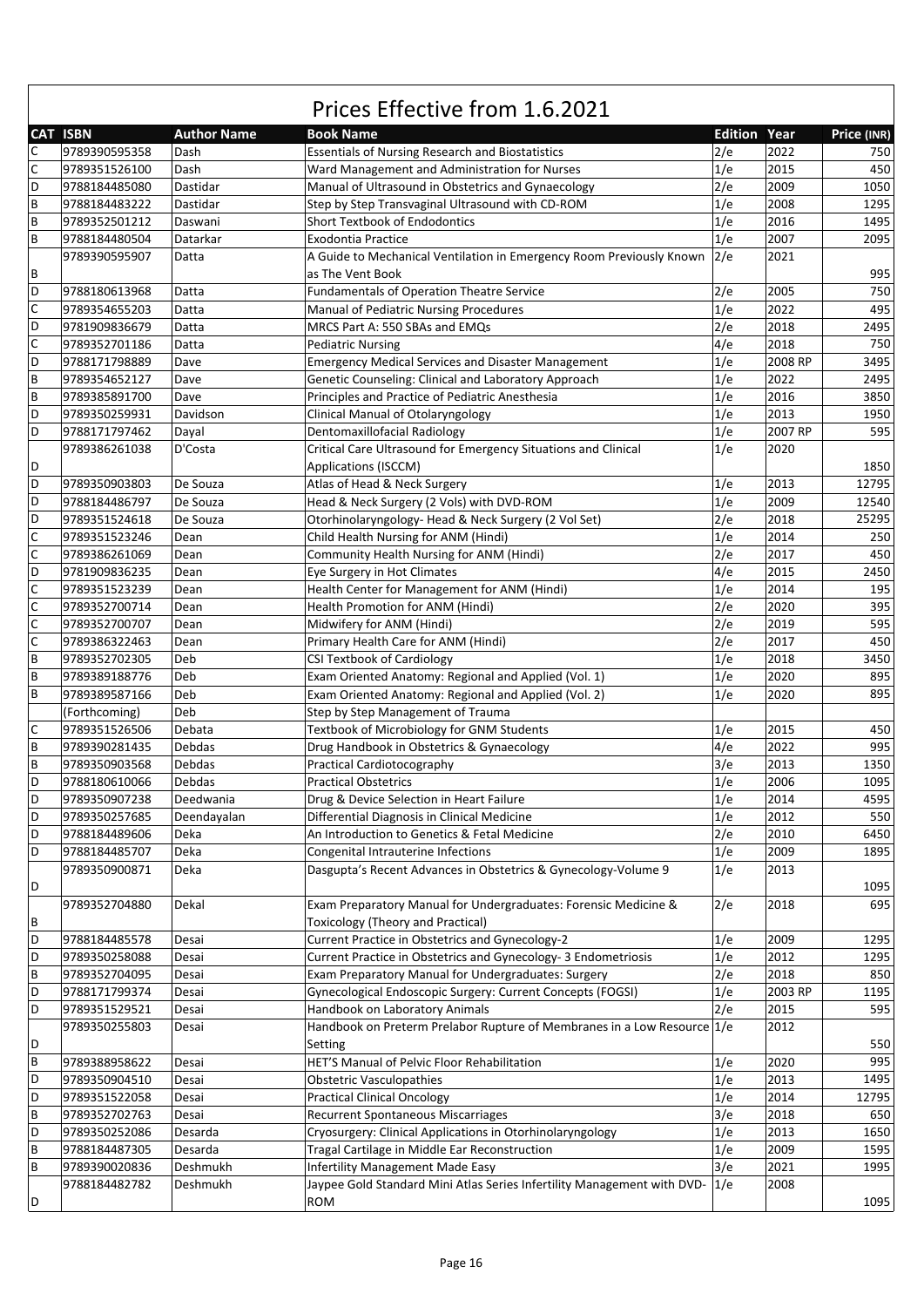# Prices Effective from 1.6.2021

| CAT | ISBN | Author Name | Book Name | Edition | Year | Price (INR) |
|---|---|---|---|---|---|---|
| C | 9789390595358 | Dash | Essentials of Nursing Research and Biostatistics | 2/e | 2022 | 750 |
| C | 9789351526100 | Dash | Ward Management and Administration for Nurses | 1/e | 2015 | 450 |
| D | 9788184485080 | Dastidar | Manual of Ultrasound in Obstetrics and Gynaecology | 2/e | 2009 | 1050 |
| B | 9788184483222 | Dastidar | Step by Step Transvaginal Ultrasound with CD-ROM | 1/e | 2008 | 1295 |
| B | 9789352501212 | Daswani | Short Textbook of Endodontics | 1/e | 2016 | 1495 |
| B | 9788184480504 | Datarkar | Exodontia Practice | 1/e | 2007 | 2095 |
| B | 9789390595907 | Datta | A Guide to Mechanical Ventilation in Emergency Room Previously Known as The Vent Book | 2/e | 2021 | 995 |
| D | 9788180613968 | Datta | Fundamentals of Operation Theatre Service | 2/e | 2005 | 750 |
| C | 9789354655203 | Datta | Manual of Pediatric Nursing Procedures | 1/e | 2022 | 495 |
| D | 9781909836679 | Datta | MRCS Part A: 550 SBAs and EMQs | 2/e | 2018 | 2495 |
| C | 9789352701186 | Datta | Pediatric Nursing | 4/e | 2018 | 750 |
| D | 9788171798889 | Dave | Emergency Medical Services and Disaster Management | 1/e | 2008 RP | 3495 |
| B | 9789354652127 | Dave | Genetic Counseling: Clinical and Laboratory Approach | 1/e | 2022 | 2495 |
| B | 9789385891700 | Dave | Principles and Practice of Pediatric Anesthesia | 1/e | 2016 | 3850 |
| D | 9789350259931 | Davidson | Clinical Manual of Otolaryngology | 1/e | 2013 | 1950 |
| D | 9788171797462 | Dayal | Dentomaxillofacial Radiology | 1/e | 2007 RP | 595 |
| D | 9789386261038 | D'Costa | Critical Care Ultrasound for Emergency Situations and Clinical Applications (ISCCM) | 1/e | 2020 | 1850 |
| D | 9789350903803 | De Souza | Atlas of Head & Neck Surgery | 1/e | 2013 | 12795 |
| D | 9788184486797 | De Souza | Head & Neck Surgery (2 Vols) with DVD-ROM | 1/e | 2009 | 12540 |
| D | 9789351524618 | De Souza | Otorhinolaryngology- Head & Neck Surgery (2 Vol Set) | 2/e | 2018 | 25295 |
| C | 9789351523246 | Dean | Child Health Nursing for ANM (Hindi) | 1/e | 2014 | 250 |
| C | 9789386261069 | Dean | Community Health Nursing for ANM (Hindi) | 2/e | 2017 | 450 |
| D | 9781909836235 | Dean | Eye Surgery in Hot Climates | 4/e | 2015 | 2450 |
| C | 9789351523239 | Dean | Health Center for Management for ANM (Hindi) | 1/e | 2014 | 195 |
| C | 9789352700714 | Dean | Health Promotion for ANM (Hindi) | 2/e | 2020 | 395 |
| C | 9789352700707 | Dean | Midwifery for ANM (Hindi) | 2/e | 2019 | 595 |
| C | 9789386322463 | Dean | Primary Health Care for ANM (Hindi) | 2/e | 2017 | 450 |
| B | 9789352702305 | Deb | CSI Textbook of Cardiology | 1/e | 2018 | 3450 |
| B | 9789389188776 | Deb | Exam Oriented Anatomy: Regional and Applied (Vol. 1) | 1/e | 2020 | 895 |
| B | 9789389587166 | Deb | Exam Oriented Anatomy: Regional and Applied (Vol. 2) | 1/e | 2020 | 895 |
| | (Forthcoming) | Deb | Step by Step Management of Trauma | | | |
| C | 9789351526506 | Debata | Textbook of Microbiology for GNM Students | 1/e | 2015 | 450 |
| B | 9789390281435 | Debdas | Drug Handbook in Obstetrics & Gynaecology | 4/e | 2022 | 995 |
| B | 9789350903568 | Debdas | Practical Cardiotocography | 3/e | 2013 | 1350 |
| D | 9788180610066 | Debdas | Practical Obstetrics | 1/e | 2006 | 1095 |
| D | 9789350907238 | Deedwania | Drug & Device Selection in Heart Failure | 1/e | 2014 | 4595 |
| D | 9789350257685 | Deendayalan | Differential Diagnosis in Clinical Medicine | 1/e | 2012 | 550 |
| D | 9788184489606 | Deka | An Introduction to Genetics & Fetal Medicine | 2/e | 2010 | 6450 |
| D | 9788184485707 | Deka | Congenital Intrauterine Infections | 1/e | 2009 | 1895 |
| D | 9789350900871 | Deka | Dasgupta's Recent Advances in Obstetrics & Gynecology-Volume 9 | 1/e | 2013 | 1095 |
| B | 9789352704880 | Dekal | Exam Preparatory Manual for Undergraduates: Forensic Medicine & Toxicology (Theory and Practical) | 2/e | 2018 | 695 |
| D | 9788184485578 | Desai | Current Practice in Obstetrics and Gynecology-2 | 1/e | 2009 | 1295 |
| D | 9789350258088 | Desai | Current Practice in Obstetrics and Gynecology- 3 Endometriosis | 1/e | 2012 | 1295 |
| B | 9789352704095 | Desai | Exam Preparatory Manual for Undergraduates: Surgery | 2/e | 2018 | 850 |
| D | 9788171799374 | Desai | Gynecological Endoscopic Surgery: Current Concepts (FOGSI) | 1/e | 2003 RP | 1195 |
| D | 9789351529521 | Desai | Handbook on Laboratory Animals | 2/e | 2015 | 595 |
| D | 9789350255803 | Desai | Handbook on Preterm Prelabor Rupture of Membranes in a Low Resource Setting | 1/e | 2012 | 550 |
| B | 9789388958622 | Desai | HET'S Manual of Pelvic Floor Rehabilitation | 1/e | 2020 | 995 |
| D | 9789350904510 | Desai | Obstetric Vasculopathies | 1/e | 2013 | 1495 |
| D | 9789351522058 | Desai | Practical Clinical Oncology | 1/e | 2014 | 12795 |
| B | 9789352702763 | Desai | Recurrent Spontaneous Miscarriages | 3/e | 2018 | 650 |
| D | 9789350252086 | Desarda | Cryosurgery: Clinical Applications in Otorhinolaryngology | 1/e | 2013 | 1650 |
| B | 9788184487305 | Desarda | Tragal Cartilage in Middle Ear Reconstruction | 1/e | 2009 | 1595 |
| B | 9789390020836 | Deshmukh | Infertility Management Made Easy | 3/e | 2021 | 1995 |
| D | 9788184482782 | Deshmukh | Jaypee Gold Standard Mini Atlas Series Infertility Management with DVD-ROM | 1/e | 2008 | 1095 |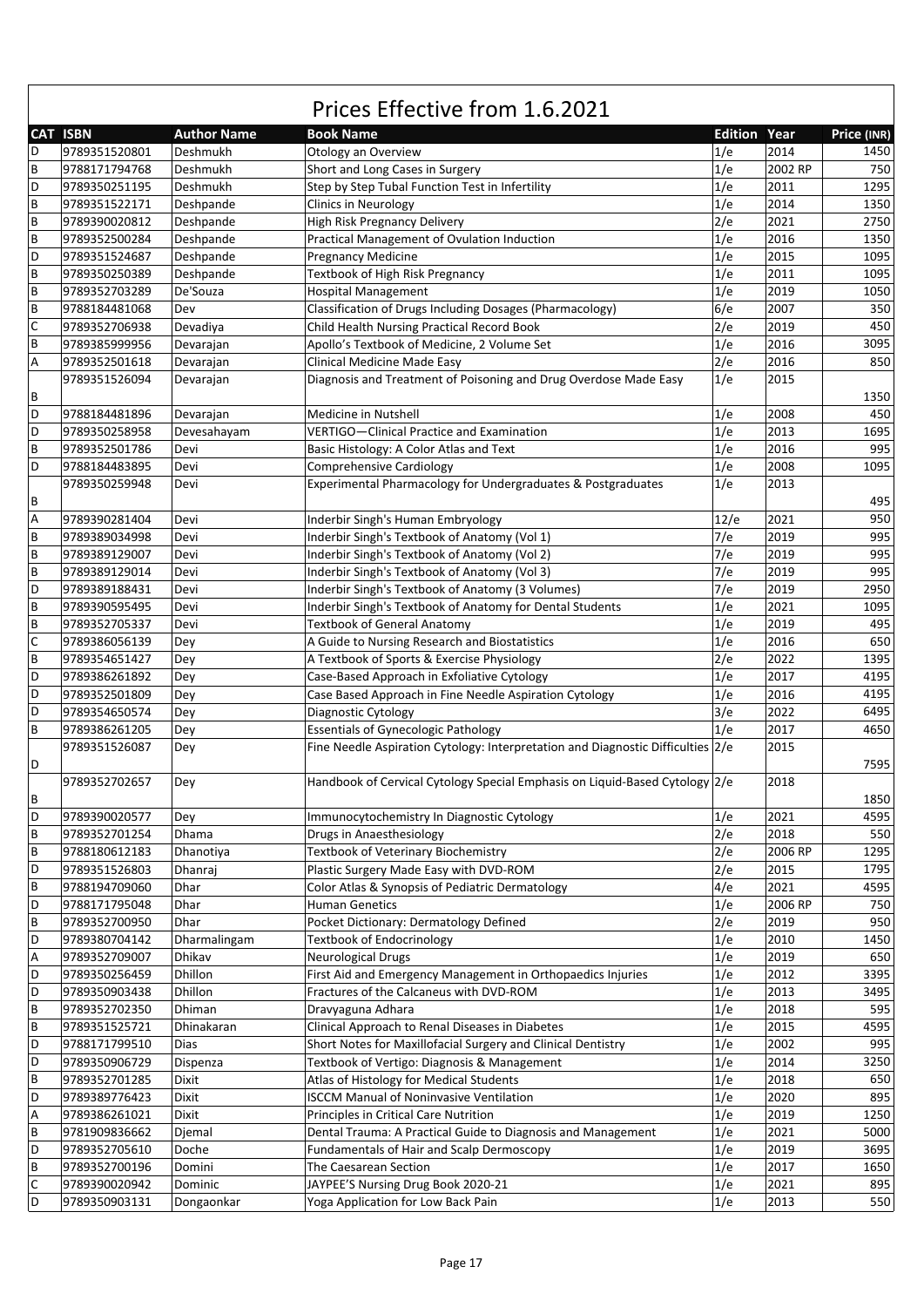# Prices Effective from 1.6.2021

| CAT | ISBN | Author Name | Book Name | Edition | Year | Price (INR) |
|---|---|---|---|---|---|---|
| D | 9789351520801 | Deshmukh | Otology an Overview | 1/e | 2014 | 1450 |
| B | 9788171794768 | Deshmukh | Short and Long Cases in Surgery | 1/e | 2002 RP | 750 |
| D | 9789350251195 | Deshmukh | Step by Step Tubal Function Test in Infertility | 1/e | 2011 | 1295 |
| B | 9789351522171 | Deshpande | Clinics in Neurology | 1/e | 2014 | 1350 |
| B | 9789390020812 | Deshpande | High Risk Pregnancy Delivery | 2/e | 2021 | 2750 |
| B | 9789352500284 | Deshpande | Practical Management of Ovulation Induction | 1/e | 2016 | 1350 |
| D | 9789351524687 | Deshpande | Pregnancy Medicine | 1/e | 2015 | 1095 |
| B | 9789350250389 | Deshpande | Textbook of High Risk Pregnancy | 1/e | 2011 | 1095 |
| B | 9789352703289 | De'Souza | Hospital Management | 1/e | 2019 | 1050 |
| B | 9788184481068 | Dev | Classification of Drugs Including Dosages (Pharmacology) | 6/e | 2007 | 350 |
| C | 9789352706938 | Devadiya | Child Health Nursing Practical Record Book | 2/e | 2019 | 450 |
| B | 9789385999956 | Devarajan | Apollo's Textbook of Medicine, 2 Volume Set | 1/e | 2016 | 3095 |
| A | 9789352501618 | Devarajan | Clinical Medicine Made Easy | 2/e | 2016 | 850 |
| B | 9789351526094 | Devarajan | Diagnosis and Treatment of Poisoning and Drug Overdose Made Easy | 1/e | 2015 | 1350 |
| D | 9788184481896 | Devarajan | Medicine in Nutshell | 1/e | 2008 | 450 |
| D | 9789350258958 | Devesahayam | VERTIGO—Clinical Practice and Examination | 1/e | 2013 | 1695 |
| B | 9789352501786 | Devi | Basic Histology: A Color Atlas and Text | 1/e | 2016 | 995 |
| D | 9788184483895 | Devi | Comprehensive Cardiology | 1/e | 2008 | 1095 |
| B | 9789350259948 | Devi | Experimental Pharmacology for Undergraduates & Postgraduates | 1/e | 2013 | 495 |
| A | 9789390281404 | Devi | Inderbir Singh's Human Embryology | 12/e | 2021 | 950 |
| B | 9789389034998 | Devi | Inderbir Singh's Textbook of Anatomy (Vol 1) | 7/e | 2019 | 995 |
| B | 9789389129007 | Devi | Inderbir Singh's Textbook of Anatomy (Vol 2) | 7/e | 2019 | 995 |
| B | 9789389129014 | Devi | Inderbir Singh's Textbook of Anatomy (Vol 3) | 7/e | 2019 | 995 |
| D | 9789389188431 | Devi | Inderbir Singh's Textbook of Anatomy (3 Volumes) | 7/e | 2019 | 2950 |
| B | 9789390595495 | Devi | Inderbir Singh's Textbook of Anatomy for Dental Students | 1/e | 2021 | 1095 |
| B | 9789352705337 | Devi | Textbook of General Anatomy | 1/e | 2019 | 495 |
| C | 9789386056139 | Dey | A Guide to Nursing Research and Biostatistics | 1/e | 2016 | 650 |
| B | 9789354651427 | Dey | A Textbook of Sports & Exercise Physiology | 2/e | 2022 | 1395 |
| D | 9789386261892 | Dey | Case-Based Approach in Exfoliative Cytology | 1/e | 2017 | 4195 |
| D | 9789352501809 | Dey | Case Based Approach in Fine Needle Aspiration Cytology | 1/e | 2016 | 4195 |
| D | 9789354650574 | Dey | Diagnostic Cytology | 3/e | 2022 | 6495 |
| B | 9789386261205 | Dey | Essentials of Gynecologic Pathology | 1/e | 2017 | 4650 |
| D | 9789351526087 | Dey | Fine Needle Aspiration Cytology: Interpretation and Diagnostic Difficulties | 2/e | 2015 | 7595 |
| B | 9789352702657 | Dey | Handbook of Cervical Cytology Special Emphasis on Liquid-Based Cytology | 2/e | 2018 | 1850 |
| D | 9789390020577 | Dey | Immunocytochemistry In Diagnostic Cytology | 1/e | 2021 | 4595 |
| B | 9789352701254 | Dhama | Drugs in Anaesthesiology | 2/e | 2018 | 550 |
| B | 9788180612183 | Dhanotiya | Textbook of Veterinary Biochemistry | 2/e | 2006 RP | 1295 |
| D | 9789351526803 | Dhanraj | Plastic Surgery Made Easy with DVD-ROM | 2/e | 2015 | 1795 |
| B | 9788194709060 | Dhar | Color Atlas & Synopsis of Pediatric Dermatology | 4/e | 2021 | 4595 |
| D | 9788171795048 | Dhar | Human Genetics | 1/e | 2006 RP | 750 |
| B | 9789352700950 | Dhar | Pocket Dictionary: Dermatology Defined | 2/e | 2019 | 950 |
| D | 9789380704142 | Dharmalingam | Textbook of Endocrinology | 1/e | 2010 | 1450 |
| A | 9789352709007 | Dhikav | Neurological Drugs | 1/e | 2019 | 650 |
| D | 9789350256459 | Dhillon | First Aid and Emergency Management in Orthopaedics Injuries | 1/e | 2012 | 3395 |
| D | 9789350903438 | Dhillon | Fractures of the Calcaneus with DVD-ROM | 1/e | 2013 | 3495 |
| B | 9789352702350 | Dhiman | Dravyaguna Adhara | 1/e | 2018 | 595 |
| B | 9789351525721 | Dhinakaran | Clinical Approach to Renal Diseases in Diabetes | 1/e | 2015 | 4595 |
| D | 9788171799510 | Dias | Short Notes for Maxillofacial Surgery and Clinical Dentistry | 1/e | 2002 | 995 |
| D | 9789350906729 | Dispenza | Textbook of Vertigo: Diagnosis & Management | 1/e | 2014 | 3250 |
| B | 9789352701285 | Dixit | Atlas of Histology for Medical Students | 1/e | 2018 | 650 |
| D | 9789389776423 | Dixit | ISCCM Manual of Noninvasive Ventilation | 1/e | 2020 | 895 |
| A | 9789386261021 | Dixit | Principles in Critical Care Nutrition | 1/e | 2019 | 1250 |
| B | 9781909836662 | Djemal | Dental Trauma: A Practical Guide to Diagnosis and Management | 1/e | 2021 | 5000 |
| D | 9789352705610 | Doche | Fundamentals of Hair and Scalp Dermoscopy | 1/e | 2019 | 3695 |
| B | 9789352700196 | Domini | The Caesarean Section | 1/e | 2017 | 1650 |
| C | 9789390020942 | Dominic | JAYPEE'S Nursing Drug Book 2020-21 | 1/e | 2021 | 895 |
| D | 9789350903131 | Dongaonkar | Yoga Application for Low Back Pain | 1/e | 2013 | 550 |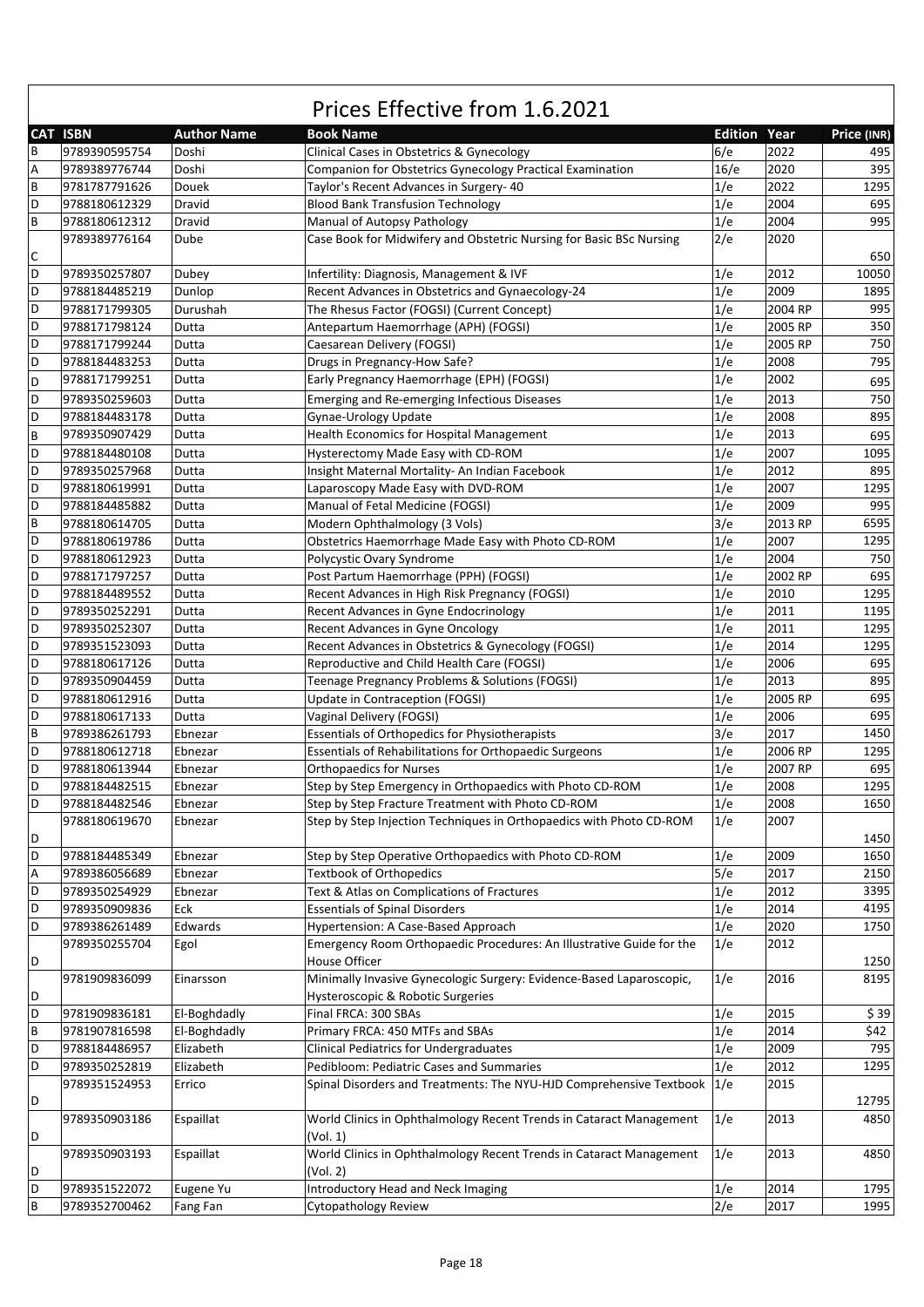# Prices Effective from 1.6.2021

| CAT | ISBN | Author Name | Book Name | Edition | Year | Price (INR) |
|---|---|---|---|---|---|---|
| B | 9789390595754 | Doshi | Clinical Cases in Obstetrics & Gynecology | 6/e | 2022 | 495 |
| A | 9789389776744 | Doshi | Companion for Obstetrics Gynecology Practical Examination | 16/e | 2020 | 395 |
| B | 9781787791626 | Douek | Taylor's Recent Advances in Surgery- 40 | 1/e | 2022 | 1295 |
| D | 9788180612329 | Dravid | Blood Bank Transfusion Technology | 1/e | 2004 | 695 |
| B | 9788180612312 | Dravid | Manual of Autopsy Pathology | 1/e | 2004 | 995 |
| C | 9789389776164 | Dube | Case Book for Midwifery and Obstetric Nursing for Basic BSc Nursing | 2/e | 2020 | 650 |
| D | 9789350257807 | Dubey | Infertility: Diagnosis, Management & IVF | 1/e | 2012 | 10050 |
| D | 9788184485219 | Dunlop | Recent Advances in Obstetrics and Gynaecology-24 | 1/e | 2009 | 1895 |
| D | 9788171799305 | Durushah | The Rhesus Factor (FOGSI) (Current Concept) | 1/e | 2004 RP | 995 |
| D | 9788171798124 | Dutta | Antepartum Haemorrhage (APH) (FOGSI) | 1/e | 2005 RP | 350 |
| D | 9788171799244 | Dutta | Caesarean Delivery (FOGSI) | 1/e | 2005 RP | 750 |
| D | 9788184483253 | Dutta | Drugs in Pregnancy-How Safe? | 1/e | 2008 | 795 |
| D | 9788171799251 | Dutta | Early Pregnancy Haemorrhage (EPH) (FOGSI) | 1/e | 2002 | 695 |
| D | 9789350259603 | Dutta | Emerging and Re-emerging Infectious Diseases | 1/e | 2013 | 750 |
| D | 9788184483178 | Dutta | Gynae-Urology Update | 1/e | 2008 | 895 |
| B | 9789350907429 | Dutta | Health Economics for Hospital Management | 1/e | 2013 | 695 |
| D | 9788184480108 | Dutta | Hysterectomy Made Easy with CD-ROM | 1/e | 2007 | 1095 |
| D | 9789350257968 | Dutta | Insight Maternal Mortality- An Indian Facebook | 1/e | 2012 | 895 |
| D | 9788180619991 | Dutta | Laparoscopy Made Easy with DVD-ROM | 1/e | 2007 | 1295 |
| D | 9788184485882 | Dutta | Manual of Fetal Medicine (FOGSI) | 1/e | 2009 | 995 |
| B | 9788180614705 | Dutta | Modern Ophthalmology (3 Vols) | 3/e | 2013 RP | 6595 |
| D | 9788180619786 | Dutta | Obstetrics Haemorrhage Made Easy with Photo CD-ROM | 1/e | 2007 | 1295 |
| D | 9788180612923 | Dutta | Polycystic Ovary Syndrome | 1/e | 2004 | 750 |
| D | 9788171797257 | Dutta | Post Partum Haemorrhage (PPH) (FOGSI) | 1/e | 2002 RP | 695 |
| D | 9788184489552 | Dutta | Recent Advances in High Risk Pregnancy (FOGSI) | 1/e | 2010 | 1295 |
| D | 9789350252291 | Dutta | Recent Advances in Gyne Endocrinology | 1/e | 2011 | 1195 |
| D | 9789350252307 | Dutta | Recent Advances in Gyne Oncology | 1/e | 2011 | 1295 |
| D | 9789351523093 | Dutta | Recent Advances in Obstetrics & Gynecology (FOGSI) | 1/e | 2014 | 1295 |
| D | 9788180617126 | Dutta | Reproductive and Child Health Care (FOGSI) | 1/e | 2006 | 695 |
| D | 9789350904459 | Dutta | Teenage Pregnancy Problems & Solutions (FOGSI) | 1/e | 2013 | 895 |
| D | 9788180612916 | Dutta | Update in Contraception (FOGSI) | 1/e | 2005 RP | 695 |
| D | 9788180617133 | Dutta | Vaginal Delivery (FOGSI) | 1/e | 2006 | 695 |
| B | 9789386261793 | Ebnezar | Essentials of Orthopedics for Physiotherapists | 3/e | 2017 | 1450 |
| D | 9788180612718 | Ebnezar | Essentials of Rehabilitations for Orthopaedic Surgeons | 1/e | 2006 RP | 1295 |
| D | 9788180613944 | Ebnezar | Orthopaedics for Nurses | 1/e | 2007 RP | 695 |
| D | 9788184482515 | Ebnezar | Step by Step Emergency in Orthopaedics with Photo CD-ROM | 1/e | 2008 | 1295 |
| D | 9788184482546 | Ebnezar | Step by Step Fracture Treatment with Photo CD-ROM | 1/e | 2008 | 1650 |
| D | 9788180619670 | Ebnezar | Step by Step Injection Techniques in Orthopaedics with Photo CD-ROM | 1/e | 2007 | 1450 |
| D | 9788184485349 | Ebnezar | Step by Step Operative Orthopaedics with Photo CD-ROM | 1/e | 2009 | 1650 |
| A | 9789386056689 | Ebnezar | Textbook of Orthopedics | 5/e | 2017 | 2150 |
| D | 9789350254929 | Ebnezar | Text & Atlas on Complications of Fractures | 1/e | 2012 | 3395 |
| D | 9789350909836 | Eck | Essentials of Spinal Disorders | 1/e | 2014 | 4195 |
| D | 9789386261489 | Edwards | Hypertension: A Case-Based Approach | 1/e | 2020 | 1750 |
| D | 9789350255704 | Egol | Emergency Room Orthopaedic Procedures: An Illustrative Guide for the House Officer | 1/e | 2012 | 1250 |
| D | 9781909836099 | Einarsson | Minimally Invasive Gynecologic Surgery: Evidence-Based Laparoscopic, Hysteroscopic & Robotic Surgeries | 1/e | 2016 | 8195 |
| D | 9781909836181 | El-Boghdadly | Final FRCA: 300 SBAs | 1/e | 2015 | $ 39 |
| B | 9781907816598 | El-Boghdadly | Primary FRCA: 450 MTFs and SBAs | 1/e | 2014 | $42 |
| D | 9788184486957 | Elizabeth | Clinical Pediatrics for Undergraduates | 1/e | 2009 | 795 |
| D | 9789350252819 | Elizabeth | Pedibloom: Pediatric Cases and Summaries | 1/e | 2012 | 1295 |
| D | 9789351524953 | Errico | Spinal Disorders and Treatments: The NYU-HJD Comprehensive Textbook | 1/e | 2015 | 12795 |
| D | 9789350903186 | Espaillat | World Clinics in Ophthalmology Recent Trends in Cataract Management (Vol. 1) | 1/e | 2013 | 4850 |
| D | 9789350903193 | Espaillat | World Clinics in Ophthalmology Recent Trends in Cataract Management (Vol. 2) | 1/e | 2013 | 4850 |
| D | 9789351522072 | Eugene Yu | Introductory Head and Neck Imaging | 1/e | 2014 | 1795 |
| B | 9789352700462 | Fang Fan | Cytopathology Review | 2/e | 2017 | 1995 |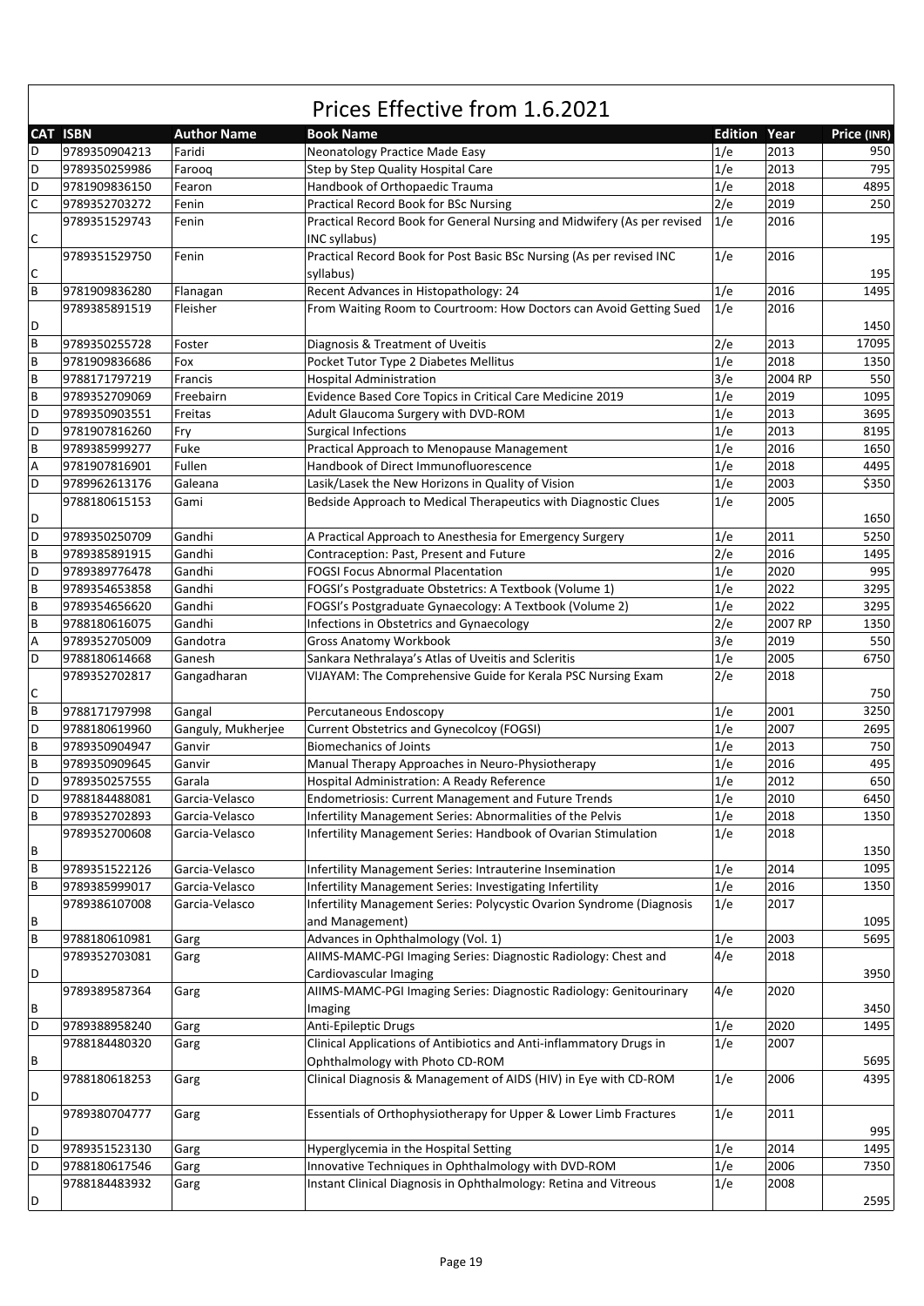# Prices Effective from 1.6.2021

| CAT | ISBN | Author Name | Book Name | Edition | Year | Price (INR) |
|---|---|---|---|---|---|---|
| D | 9789350904213 | Faridi | Neonatology Practice Made Easy | 1/e | 2013 | 950 |
| D | 9789350259986 | Farooq | Step by Step Quality Hospital Care | 1/e | 2013 | 795 |
| D | 9781909836150 | Fearon | Handbook of Orthopaedic Trauma | 1/e | 2018 | 4895 |
| C | 9789352703272 | Fenin | Practical Record Book for BSc Nursing | 2/e | 2019 | 250 |
| C | 9789351529743 | Fenin | Practical Record Book for General Nursing and Midwifery (As per revised INC syllabus) | 1/e | 2016 | 195 |
| C | 9789351529750 | Fenin | Practical Record Book for Post Basic BSc Nursing (As per revised INC syllabus) | 1/e | 2016 | 195 |
| B | 9781909836280 | Flanagan | Recent Advances in Histopathology: 24 | 1/e | 2016 | 1495 |
| D | 9789385891519 | Fleisher | From Waiting Room to Courtroom: How Doctors can Avoid Getting Sued | 1/e | 2016 | 1450 |
| B | 9789350255728 | Foster | Diagnosis & Treatment of Uveitis | 2/e | 2013 | 17095 |
| B | 9781909836686 | Fox | Pocket Tutor Type 2 Diabetes Mellitus | 1/e | 2018 | 1350 |
| B | 9788171797219 | Francis | Hospital Administration | 3/e | 2004 RP | 550 |
| B | 9789352709069 | Freebairn | Evidence Based Core Topics in Critical Care Medicine 2019 | 1/e | 2019 | 1095 |
| D | 9789350903551 | Freitas | Adult Glaucoma Surgery with DVD-ROM | 1/e | 2013 | 3695 |
| D | 9781907816260 | Fry | Surgical Infections | 1/e | 2013 | 8195 |
| B | 9789385999277 | Fuke | Practical Approach to Menopause Management | 1/e | 2016 | 1650 |
| A | 9781907816901 | Fullen | Handbook of Direct Immunofluorescence | 1/e | 2018 | 4495 |
| D | 9789962613176 | Galeana | Lasik/Lasek the New Horizons in Quality of Vision | 1/e | 2003 | $350 |
| D | 9788180615153 | Gami | Bedside Approach to Medical Therapeutics with Diagnostic Clues | 1/e | 2005 | 1650 |
| D | 9789350250709 | Gandhi | A Practical Approach to Anesthesia for Emergency Surgery | 1/e | 2011 | 5250 |
| B | 9789385891915 | Gandhi | Contraception: Past, Present and Future | 2/e | 2016 | 1495 |
| D | 9789389776478 | Gandhi | FOGSI Focus Abnormal Placentation | 1/e | 2020 | 995 |
| B | 9789354653858 | Gandhi | FOGSI's Postgraduate Obstetrics: A Textbook (Volume 1) | 1/e | 2022 | 3295 |
| B | 9789354656620 | Gandhi | FOGSI's Postgraduate Gynaecology: A Textbook (Volume 2) | 1/e | 2022 | 3295 |
| B | 9788180616075 | Gandhi | Infections in Obstetrics and Gynaecology | 2/e | 2007 RP | 1350 |
| A | 9789352705009 | Gandotra | Gross Anatomy Workbook | 3/e | 2019 | 550 |
| D | 9788180614668 | Ganesh | Sankara Nethralaya's Atlas of Uveitis and Scleritis | 1/e | 2005 | 6750 |
| C | 9789352702817 | Gangadharan | VIJAYAM: The Comprehensive Guide for Kerala PSC Nursing Exam | 2/e | 2018 | 750 |
| B | 9788171797998 | Gangal | Percutaneous Endoscopy | 1/e | 2001 | 3250 |
| D | 9788180619960 | Ganguly, Mukherjee | Current Obstetrics and Gynecolcoy (FOGSI) | 1/e | 2007 | 2695 |
| B | 9789350904947 | Ganvir | Biomechanics of Joints | 1/e | 2013 | 750 |
| B | 9789350909645 | Ganvir | Manual Therapy Approaches in Neuro-Physiotherapy | 1/e | 2016 | 495 |
| D | 9789350257555 | Garala | Hospital Administration: A Ready Reference | 1/e | 2012 | 650 |
| D | 9788184488081 | Garcia-Velasco | Endometriosis: Current Management and Future Trends | 1/e | 2010 | 6450 |
| B | 9789352702893 | Garcia-Velasco | Infertility Management Series: Abnormalities of the Pelvis | 1/e | 2018 | 1350 |
| B | 9789352700608 | Garcia-Velasco | Infertility Management Series: Handbook of Ovarian Stimulation | 1/e | 2018 | 1350 |
| B | 9789351522126 | Garcia-Velasco | Infertility Management Series: Intrauterine Insemination | 1/e | 2014 | 1095 |
| B | 9789385999017 | Garcia-Velasco | Infertility Management Series: Investigating Infertility | 1/e | 2016 | 1350 |
| B | 9789386107008 | Garcia-Velasco | Infertility Management Series: Polycystic Ovarion Syndrome (Diagnosis and Management) | 1/e | 2017 | 1095 |
| B | 9788180610981 | Garg | Advances in Ophthalmology (Vol. 1) | 1/e | 2003 | 5695 |
| D | 9789352703081 | Garg | AIIMS-MAMC-PGI Imaging Series: Diagnostic Radiology: Chest and Cardiovascular Imaging | 4/e | 2018 | 3950 |
| B | 9789389587364 | Garg | AIIMS-MAMC-PGI Imaging Series: Diagnostic Radiology: Genitourinary Imaging | 4/e | 2020 | 3450 |
| D | 9789388958240 | Garg | Anti-Epileptic Drugs | 1/e | 2020 | 1495 |
| B | 9788184480320 | Garg | Clinical Applications of Antibiotics and Anti-inflammatory Drugs in Ophthalmology with Photo CD-ROM | 1/e | 2007 | 5695 |
| D | 9788180618253 | Garg | Clinical Diagnosis & Management of AIDS (HIV) in Eye with CD-ROM | 1/e | 2006 | 4395 |
| D | 9789380704777 | Garg | Essentials of Orthophysiotherapy for Upper & Lower Limb Fractures | 1/e | 2011 | 995 |
| D | 9789351523130 | Garg | Hyperglycemia in the Hospital Setting | 1/e | 2014 | 1495 |
| D | 9788180617546 | Garg | Innovative Techniques in Ophthalmology with DVD-ROM | 1/e | 2006 | 7350 |
| D | 9788184483932 | Garg | Instant Clinical Diagnosis in Ophthalmology: Retina and Vitreous | 1/e | 2008 | 2595 |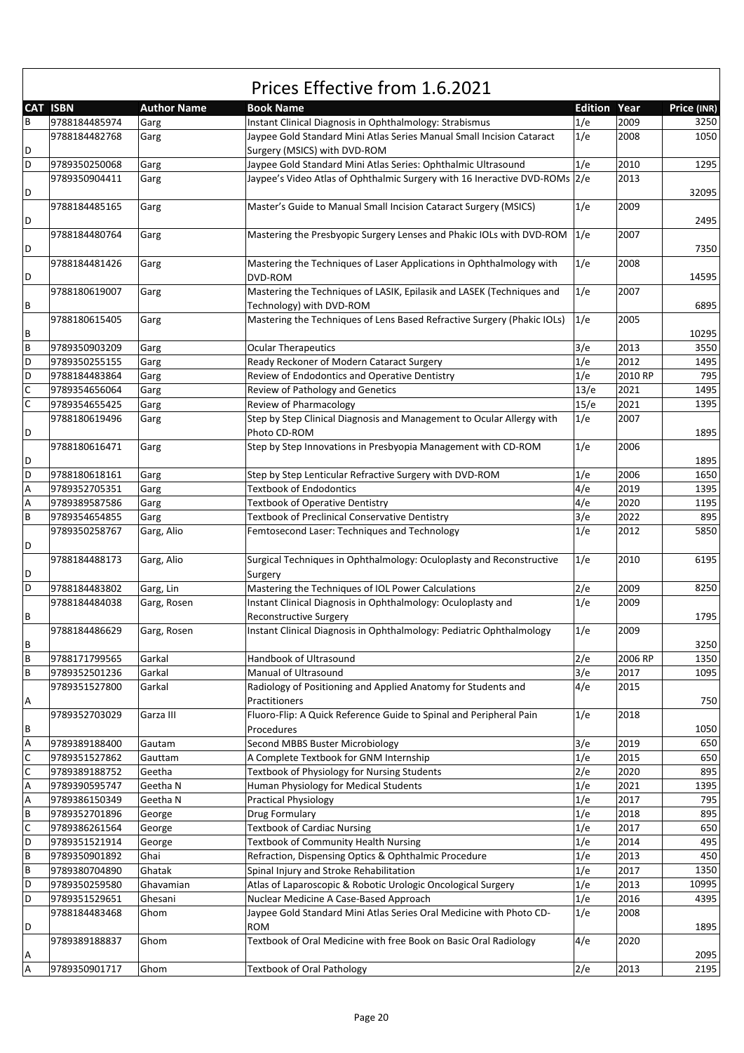# Prices Effective from 1.6.2021

| CAT | ISBN | Author Name | Book Name | Edition | Year | Price (INR) |
|---|---|---|---|---|---|---|
| B | 9788184485974 | Garg | Instant Clinical Diagnosis in Ophthalmology: Strabismus | 1/e | 2009 | 3250 |
| D | 9788184482768 | Garg | Jaypee Gold Standard Mini Atlas Series Manual Small Incision Cataract Surgery (MSICS) with DVD-ROM | 1/e | 2008 | 1050 |
| D | 9789350250068 | Garg | Jaypee Gold Standard Mini Atlas Series: Ophthalmic Ultrasound | 1/e | 2010 | 1295 |
| D | 9789350904411 | Garg | Jaypee's Video Atlas of Ophthalmic Surgery with 16 Ineractive DVD-ROMs | 2/e | 2013 | 32095 |
| D | 9788184485165 | Garg | Master's Guide to Manual Small Incision Cataract Surgery (MSICS) | 1/e | 2009 | 2495 |
| D | 9788184480764 | Garg | Mastering the Presbyopic Surgery Lenses and Phakic IOLs with DVD-ROM | 1/e | 2007 | 7350 |
| D | 9788184481426 | Garg | Mastering the Techniques of Laser Applications in Ophthalmology with DVD-ROM | 1/e | 2008 | 14595 |
| B | 9788180619007 | Garg | Mastering the Techniques of LASIK, Epilasik and LASEK (Techniques and Technology) with DVD-ROM | 1/e | 2007 | 6895 |
| B | 9788180615405 | Garg | Mastering the Techniques of Lens Based Refractive Surgery (Phakic IOLs) | 1/e | 2005 | 10295 |
| B | 9789350903209 | Garg | Ocular Therapeutics | 3/e | 2013 | 3550 |
| D | 9789350255155 | Garg | Ready Reckoner of Modern Cataract Surgery | 1/e | 2012 | 1495 |
| D | 9788184483864 | Garg | Review of Endodontics and Operative Dentistry | 1/e | 2010 RP | 795 |
| C | 9789354656064 | Garg | Review of Pathology and Genetics | 13/e | 2021 | 1495 |
| C | 9789354655425 | Garg | Review of Pharmacology | 15/e | 2021 | 1395 |
| D | 9788180619496 | Garg | Step by Step Clinical Diagnosis and Management to Ocular Allergy with Photo CD-ROM | 1/e | 2007 | 1895 |
| D | 9788180616471 | Garg | Step by Step Innovations in Presbyopia Management with CD-ROM | 1/e | 2006 | 1895 |
| D | 9788180618161 | Garg | Step by Step Lenticular Refractive Surgery with DVD-ROM | 1/e | 2006 | 1650 |
| A | 9789352705351 | Garg | Textbook of Endodontics | 4/e | 2019 | 1395 |
| A | 9789389587586 | Garg | Textbook of Operative Dentistry | 4/e | 2020 | 1195 |
| B | 9789354654855 | Garg | Textbook of Preclinical Conservative Dentistry | 3/e | 2022 | 895 |
| D | 9789350258767 | Garg, Alio | Femtosecond Laser: Techniques and Technology | 1/e | 2012 | 5850 |
| D | 9788184488173 | Garg, Alio | Surgical Techniques in Ophthalmology: Oculoplasty and Reconstructive Surgery | 1/e | 2010 | 6195 |
| D | 9788184483802 | Garg, Lin | Mastering the Techniques of IOL Power Calculations | 2/e | 2009 | 8250 |
| B | 9788184484038 | Garg, Rosen | Instant Clinical Diagnosis in Ophthalmology: Oculoplasty and Reconstructive Surgery | 1/e | 2009 | 1795 |
| B | 9788184486629 | Garg, Rosen | Instant Clinical Diagnosis in Ophthalmology: Pediatric Ophthalmology | 1/e | 2009 | 3250 |
| B | 9788171799565 | Garkal | Handbook of Ultrasound | 2/e | 2006 RP | 1350 |
| B | 9789352501236 | Garkal | Manual of Ultrasound | 3/e | 2017 | 1095 |
| A | 9789351527800 | Garkal | Radiology of Positioning and Applied Anatomy for Students and Practitioners | 4/e | 2015 | 750 |
| B | 9789352703029 | Garza III | Fluoro-Flip: A Quick Reference Guide to Spinal and Peripheral Pain Procedures | 1/e | 2018 | 1050 |
| A | 9789389188400 | Gautam | Second MBBS Buster Microbiology | 3/e | 2019 | 650 |
| C | 9789351527862 | Gauttam | A Complete Textbook for GNM Internship | 1/e | 2015 | 650 |
| C | 9789389188752 | Geetha | Textbook of Physiology for Nursing Students | 2/e | 2020 | 895 |
| A | 9789390595747 | Geetha N | Human Physiology for Medical Students | 1/e | 2021 | 1395 |
| A | 9789386150349 | Geetha N | Practical Physiology | 1/e | 2017 | 795 |
| B | 9789352701896 | George | Drug Formulary | 1/e | 2018 | 895 |
| C | 9789386261564 | George | Textbook of Cardiac Nursing | 1/e | 2017 | 650 |
| D | 9789351521914 | George | Textbook of Community Health Nursing | 1/e | 2014 | 495 |
| B | 9789350901892 | Ghai | Refraction, Dispensing Optics & Ophthalmic Procedure | 1/e | 2013 | 450 |
| B | 9789380704890 | Ghatak | Spinal Injury and Stroke Rehabilitation | 1/e | 2017 | 1350 |
| D | 9789350259580 | Ghavamian | Atlas of Laparoscopic & Robotic Urologic Oncological Surgery | 1/e | 2013 | 10995 |
| D | 9789351529651 | Ghesani | Nuclear Medicine A Case-Based Approach | 1/e | 2016 | 4395 |
| D | 9788184483468 | Ghom | Jaypee Gold Standard Mini Atlas Series Oral Medicine with Photo CD-ROM | 1/e | 2008 | 1895 |
| A | 9789389188837 | Ghom | Textbook of Oral Medicine with free Book on Basic Oral Radiology | 4/e | 2020 | 2095 |
| A | 9789350901717 | Ghom | Textbook of Oral Pathology | 2/e | 2013 | 2195 |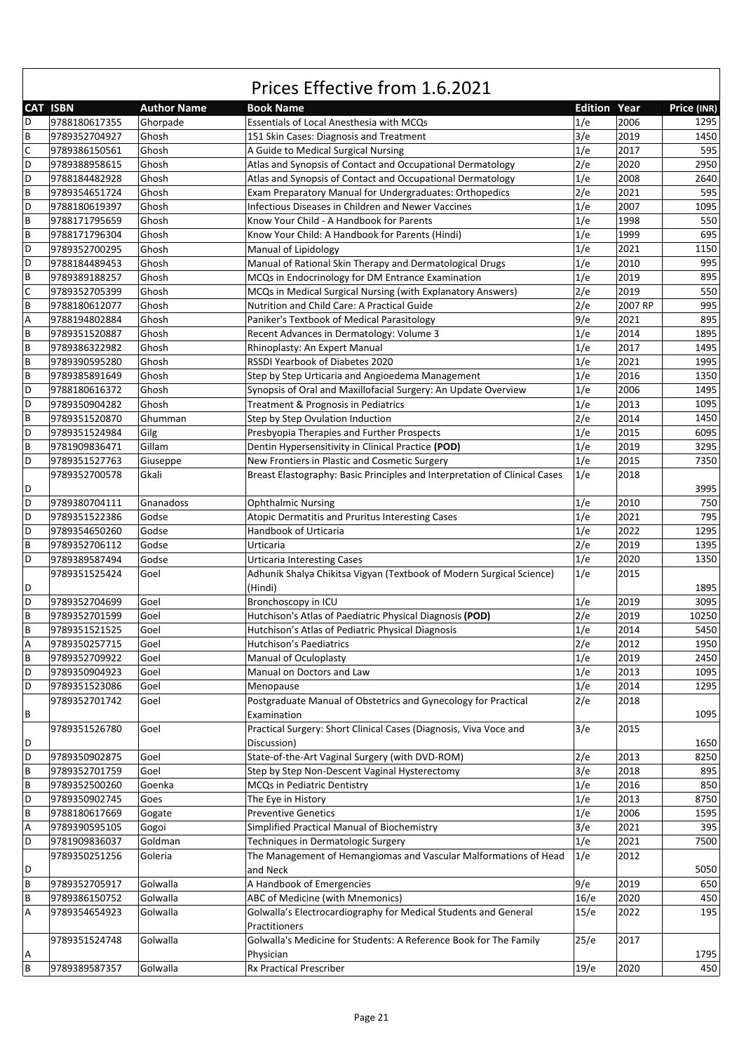# Prices Effective from 1.6.2021

| CAT | ISBN | Author Name | Book Name | Edition | Year | Price (INR) |
|---|---|---|---|---|---|---|
| D | 9788180617355 | Ghorpade | Essentials of Local Anesthesia with MCQs | 1/e | 2006 | 1295 |
| B | 9789352704927 | Ghosh | 151 Skin Cases: Diagnosis and Treatment | 3/e | 2019 | 1450 |
| C | 9789386150561 | Ghosh | A Guide to Medical Surgical Nursing | 1/e | 2017 | 595 |
| D | 9789388958615 | Ghosh | Atlas and Synopsis of Contact and Occupational Dermatology | 2/e | 2020 | 2950 |
| D | 9788184482928 | Ghosh | Atlas and Synopsis of Contact and Occupational Dermatology | 1/e | 2008 | 2640 |
| B | 9789354651724 | Ghosh | Exam Preparatory Manual for Undergraduates: Orthopedics | 2/e | 2021 | 595 |
| D | 9788180619397 | Ghosh | Infectious Diseases in Children and Newer Vaccines | 1/e | 2007 | 1095 |
| B | 9788171795659 | Ghosh | Know Your Child - A Handbook for Parents | 1/e | 1998 | 550 |
| B | 9788171796304 | Ghosh | Know Your Child: A Handbook for Parents (Hindi) | 1/e | 1999 | 695 |
| D | 9789352700295 | Ghosh | Manual of Lipidology | 1/e | 2021 | 1150 |
| D | 9788184489453 | Ghosh | Manual of Rational Skin Therapy and Dermatological Drugs | 1/e | 2010 | 995 |
| B | 9789389188257 | Ghosh | MCQs in Endocrinology for DM Entrance Examination | 1/e | 2019 | 895 |
| C | 9789352705399 | Ghosh | MCQs in Medical Surgical Nursing (with Explanatory Answers) | 2/e | 2019 | 550 |
| B | 9788180612077 | Ghosh | Nutrition and Child Care: A Practical Guide | 2/e | 2007 RP | 995 |
| A | 9788194802884 | Ghosh | Paniker's Textbook of Medical Parasitology | 9/e | 2021 | 895 |
| B | 9789351520887 | Ghosh | Recent Advances in Dermatology: Volume 3 | 1/e | 2014 | 1895 |
| B | 9789386322982 | Ghosh | Rhinoplasty: An Expert Manual | 1/e | 2017 | 1495 |
| B | 9789390595280 | Ghosh | RSSDI Yearbook of Diabetes 2020 | 1/e | 2021 | 1995 |
| B | 9789385891649 | Ghosh | Step by Step Urticaria and Angioedema Management | 1/e | 2016 | 1350 |
| D | 9788180616372 | Ghosh | Synopsis of Oral and Maxillofacial Surgery: An Update Overview | 1/e | 2006 | 1495 |
| D | 9789350904282 | Ghosh | Treatment & Prognosis in Pediatrics | 1/e | 2013 | 1095 |
| B | 9789351520870 | Ghumman | Step by Step Ovulation Induction | 2/e | 2014 | 1450 |
| D | 9789351524984 | Gilg | Presbyopia Therapies and Further Prospects | 1/e | 2015 | 6095 |
| B | 9781909836471 | Gillam | Dentin Hypersensitivity in Clinical Practice **(POD)** | 1/e | 2019 | 3295 |
| D | 9789351527763 | Giuseppe | New Frontiers in Plastic and Cosmetic Surgery | 1/e | 2015 | 7350 |
| D | 9789352700578 | Gkali | Breast Elastography: Basic Principles and Interpretation of Clinical Cases | 1/e | 2018 | 3995 |
| D | 9789380704111 | Gnanadoss | Ophthalmic Nursing | 1/e | 2010 | 750 |
| D | 9789351522386 | Godse | Atopic Dermatitis and Pruritus Interesting Cases | 1/e | 2021 | 795 |
| D | 9789354650260 | Godse | Handbook of Urticaria | 1/e | 2022 | 1295 |
| B | 9789352706112 | Godse | Urticaria | 2/e | 2019 | 1395 |
| D | 9789389587494 | Godse | Urticaria Interesting Cases | 1/e | 2020 | 1350 |
| D | 9789351525424 | Goel | Adhunik Shalya Chikitsa Vigyan (Textbook of Modern Surgical Science) (Hindi) | 1/e | 2015 | 1895 |
| D | 9789352704699 | Goel | Bronchoscopy in ICU | 1/e | 2019 | 3095 |
| B | 9789352701599 | Goel | Hutchison's Atlas of Paediatric Physical Diagnosis **(POD)** | 2/e | 2019 | 10250 |
| B | 9789351521525 | Goel | Hutchison's Atlas of Pediatric Physical Diagnosis | 1/e | 2014 | 5450 |
| A | 9789350257715 | Goel | Hutchison's Paediatrics | 2/e | 2012 | 1950 |
| B | 9789352709922 | Goel | Manual of Oculoplasty | 1/e | 2019 | 2450 |
| D | 9789350904923 | Goel | Manual on Doctors and Law | 1/e | 2013 | 1095 |
| D | 9789351523086 | Goel | Menopause | 1/e | 2014 | 1295 |
| B | 9789352701742 | Goel | Postgraduate Manual of Obstetrics and Gynecology for Practical Examination | 2/e | 2018 | 1095 |
| D | 9789351526780 | Goel | Practical Surgery: Short Clinical Cases (Diagnosis, Viva Voce and Discussion) | 3/e | 2015 | 1650 |
| D | 9789350902875 | Goel | State-of-the-Art Vaginal Surgery (with DVD-ROM) | 2/e | 2013 | 8250 |
| B | 9789352701759 | Goel | Step by Step Non-Descent Vaginal Hysterectomy | 3/e | 2018 | 895 |
| B | 9789352500260 | Goenka | MCQs in Pediatric Dentistry | 1/e | 2016 | 850 |
| D | 9789350902745 | Goes | The Eye in History | 1/e | 2013 | 8750 |
| B | 9788180617669 | Gogate | Preventive Genetics | 1/e | 2006 | 1595 |
| A | 9789390595105 | Gogoi | Simplified Practical Manual of Biochemistry | 3/e | 2021 | 395 |
| D | 9781909836037 | Goldman | Techniques in Dermatologic Surgery | 1/e | 2021 | 7500 |
| D | 9789350251256 | Goleria | The Management of Hemangiomas and Vascular Malformations of Head and Neck | 1/e | 2012 | 5050 |
| B | 9789352705917 | Golwalla | A Handbook of Emergencies | 9/e | 2019 | 650 |
| B | 9789386150752 | Golwalla | ABC of Medicine (with Mnemonics) | 16/e | 2020 | 450 |
| A | 9789354654923 | Golwalla | Golwalla's Electrocardiography for Medical Students and General Practitioners | 15/e | 2022 | 195 |
| A | 9789351524748 | Golwalla | Golwalla's Medicine for Students: A Reference Book for The Family Physician | 25/e | 2017 | 1795 |
| B | 9789389587357 | Golwalla | Rx Practical Prescriber | 19/e | 2020 | 450 |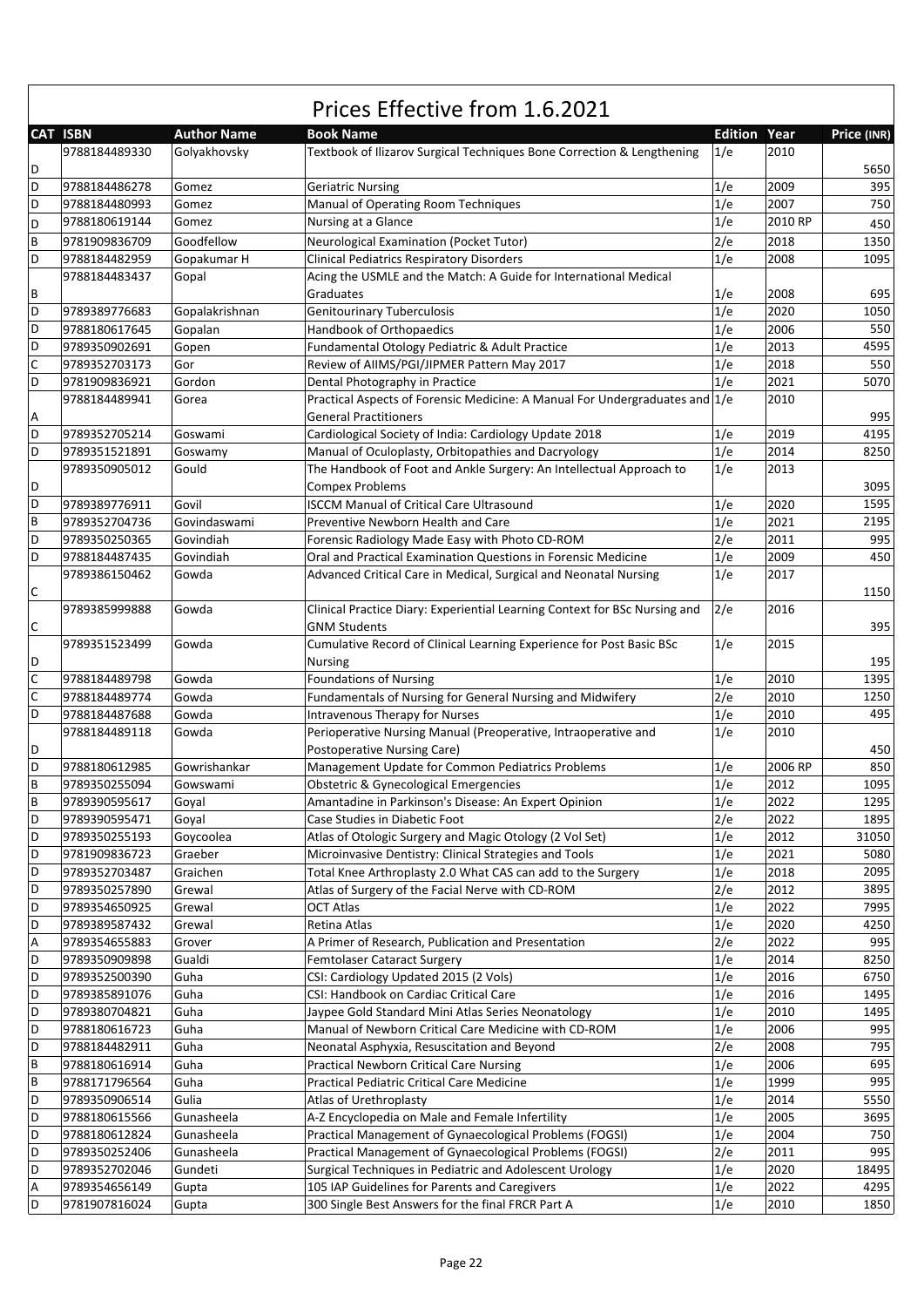# Prices Effective from 1.6.2021

| CAT | ISBN | Author Name | Book Name | Edition | Year | Price (INR) |
|---|---|---|---|---|---|---|
| D | 9788184489330 | Golyakhovsky | Textbook of Ilizarov Surgical Techniques Bone Correction & Lengthening | 1/e | 2010 | 5650 |
| D | 9788184486278 | Gomez | Geriatric Nursing | 1/e | 2009 | 395 |
| D | 9788184480993 | Gomez | Manual of Operating Room Techniques | 1/e | 2007 | 750 |
| D | 9788180619144 | Gomez | Nursing at a Glance | 1/e | 2010 RP | 450 |
| B | 9781909836709 | Goodfellow | Neurological Examination (Pocket Tutor) | 2/e | 2018 | 1350 |
| D | 9788184482959 | Gopakumar H | Clinical Pediatrics Respiratory Disorders | 1/e | 2008 | 1095 |
| B | 9788184483437 | Gopal | Acing the USMLE and the Match: A Guide for International Medical Graduates | 1/e | 2008 | 695 |
| D | 9789389776683 | Gopalakrishnan | Genitourinary Tuberculosis | 1/e | 2020 | 1050 |
| D | 9788180617645 | Gopalan | Handbook of Orthopaedics | 1/e | 2006 | 550 |
| D | 9789350902691 | Gopen | Fundamental Otology Pediatric & Adult Practice | 1/e | 2013 | 4595 |
| C | 9789352703173 | Gor | Review of AIIMS/PGI/JIPMER Pattern May 2017 | 1/e | 2018 | 550 |
| D | 9781909836921 | Gordon | Dental Photography in Practice | 1/e | 2021 | 5070 |
| A | 9788184489941 | Gorea | Practical Aspects of Forensic Medicine: A Manual For Undergraduates and General Practitioners | 1/e | 2010 | 995 |
| D | 9789352705214 | Goswami | Cardiological Society of India: Cardiology Update 2018 | 1/e | 2019 | 4195 |
| D | 9789351521891 | Goswamy | Manual of Oculoplasty, Orbitopathies and Dacryology | 1/e | 2014 | 8250 |
| D | 9789350905012 | Gould | The Handbook of Foot and Ankle Surgery: An Intellectual Approach to Compex Problems | 1/e | 2013 | 3095 |
| D | 9789389776911 | Govil | ISCCM Manual of Critical Care Ultrasound | 1/e | 2020 | 1595 |
| B | 9789352704736 | Govindaswami | Preventive Newborn Health and Care | 1/e | 2021 | 2195 |
| D | 9789350250365 | Govindiah | Forensic Radiology Made Easy with Photo CD-ROM | 2/e | 2011 | 995 |
| D | 9788184487435 | Govindiah | Oral and Practical Examination Questions in Forensic Medicine | 1/e | 2009 | 450 |
| C | 9789386150462 | Gowda | Advanced Critical Care in Medical, Surgical and Neonatal Nursing | 1/e | 2017 | 1150 |
| C | 9789385999888 | Gowda | Clinical Practice Diary: Experiential Learning Context for BSc Nursing and GNM Students | 2/e | 2016 | 395 |
| D | 9789351523499 | Gowda | Cumulative Record of Clinical Learning Experience for Post Basic BSc Nursing | 1/e | 2015 | 195 |
| C | 9788184489798 | Gowda | Foundations of Nursing | 1/e | 2010 | 1395 |
| C | 9788184489774 | Gowda | Fundamentals of Nursing for General Nursing and Midwifery | 2/e | 2010 | 1250 |
| D | 9788184487688 | Gowda | Intravenous Therapy for Nurses | 1/e | 2010 | 495 |
| D | 9788184489118 | Gowda | Perioperative Nursing Manual (Preoperative, Intraoperative and Postoperative Nursing Care) | 1/e | 2010 | 450 |
| D | 9788180612985 | Gowrishankar | Management Update for Common Pediatrics Problems | 1/e | 2006 RP | 850 |
| B | 9789350255094 | Gowswami | Obstetric & Gynecological Emergencies | 1/e | 2012 | 1095 |
| B | 9789390595617 | Goyal | Amantadine in Parkinson's Disease: An Expert Opinion | 1/e | 2022 | 1295 |
| D | 9789390595471 | Goyal | Case Studies in Diabetic Foot | 2/e | 2022 | 1895 |
| D | 9789350255193 | Goycoolea | Atlas of Otologic Surgery and Magic Otology (2 Vol Set) | 1/e | 2012 | 31050 |
| D | 9781909836723 | Graeber | Microinvasive Dentistry: Clinical Strategies and Tools | 1/e | 2021 | 5080 |
| D | 9789352703487 | Graichen | Total Knee Arthroplasty 2.0 What CAS can add to the Surgery | 1/e | 2018 | 2095 |
| D | 9789350257890 | Grewal | Atlas of Surgery of the Facial Nerve with CD-ROM | 2/e | 2012 | 3895 |
| D | 9789354650925 | Grewal | OCT Atlas | 1/e | 2022 | 7995 |
| D | 9789389587432 | Grewal | Retina Atlas | 1/e | 2020 | 4250 |
| A | 9789354655883 | Grover | A Primer of Research, Publication and Presentation | 2/e | 2022 | 995 |
| D | 9789350909898 | Gualdi | Femtolaser Cataract Surgery | 1/e | 2014 | 8250 |
| D | 9789352500390 | Guha | CSI: Cardiology Updated 2015 (2 Vols) | 1/e | 2016 | 6750 |
| D | 9789385891076 | Guha | CSI: Handbook on Cardiac Critical Care | 1/e | 2016 | 1495 |
| D | 9789380704821 | Guha | Jaypee Gold Standard Mini Atlas Series Neonatology | 1/e | 2010 | 1495 |
| D | 9788180616723 | Guha | Manual of Newborn Critical Care Medicine with CD-ROM | 1/e | 2006 | 995 |
| D | 9788184482911 | Guha | Neonatal Asphyxia, Resuscitation and Beyond | 2/e | 2008 | 795 |
| B | 9788180616914 | Guha | Practical Newborn Critical Care Nursing | 1/e | 2006 | 695 |
| B | 9788171796564 | Guha | Practical Pediatric Critical Care Medicine | 1/e | 1999 | 995 |
| D | 9789350906514 | Gulia | Atlas of Urethroplasty | 1/e | 2014 | 5550 |
| D | 9788180615566 | Gunasheela | A-Z Encyclopedia on Male and Female Infertility | 1/e | 2005 | 3695 |
| D | 9788180612824 | Gunasheela | Practical Management of Gynaecological Problems (FOGSI) | 1/e | 2004 | 750 |
| D | 9789350252406 | Gunasheela | Practical Management of Gynaecological Problems (FOGSI) | 2/e | 2011 | 995 |
| D | 9789352702046 | Gundeti | Surgical Techniques in Pediatric and Adolescent Urology | 1/e | 2020 | 18495 |
| A | 9789354656149 | Gupta | 105 IAP Guidelines for Parents and Caregivers | 1/e | 2022 | 4295 |
| D | 9781907816024 | Gupta | 300 Single Best Answers for the final FRCR Part A | 1/e | 2010 | 1850 |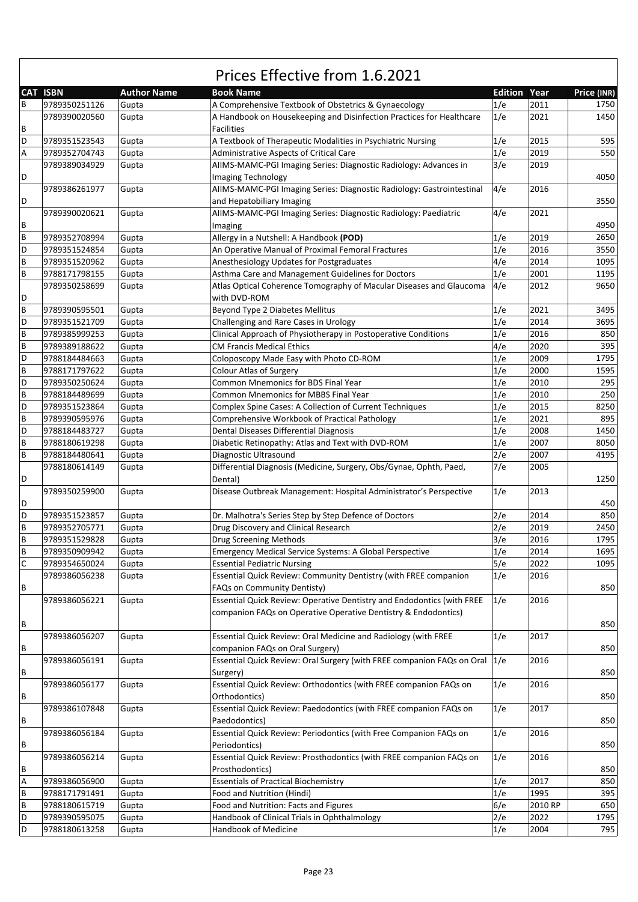# Prices Effective from 1.6.2021

| CAT | ISBN | Author Name | Book Name | Edition | Year | Price (INR) |
|---|---|---|---|---|---|---|
| B | 9789350251126 | Gupta | A Comprehensive Textbook of Obstetrics & Gynaecology | 1/e | 2011 | 1750 |
| B | 9789390020560 | Gupta | A Handbook on Housekeeping and Disinfection Practices for Healthcare Facilities | 1/e | 2021 | 1450 |
| D | 9789351523543 | Gupta | A Textbook of Therapeutic Modalities in Psychiatric Nursing | 1/e | 2015 | 595 |
| A | 9789352704743 | Gupta | Administrative Aspects of Critical Care | 1/e | 2019 | 550 |
| D | 9789389034929 | Gupta | AIIMS-MAMC-PGI Imaging Series: Diagnostic Radiology: Advances in Imaging Technology | 3/e | 2019 | 4050 |
| D | 9789386261977 | Gupta | AIIMS-MAMC-PGI Imaging Series: Diagnostic Radiology: Gastrointestinal and Hepatobiliary Imaging | 4/e | 2016 | 3550 |
| B | 9789390020621 | Gupta | AIIMS-MAMC-PGI Imaging Series: Diagnostic Radiology: Paediatric Imaging | 4/e | 2021 | 4950 |
| B | 9789352708994 | Gupta | Allergy in a Nutshell: A Handbook **(POD)** | 1/e | 2019 | 2650 |
| D | 9789351524854 | Gupta | An Operative Manual of Proximal Femoral Fractures | 1/e | 2016 | 3550 |
| B | 9789351520962 | Gupta | Anesthesiology Updates for Postgraduates | 4/e | 2014 | 1095 |
| B | 9788171798155 | Gupta | Asthma Care and Management Guidelines for Doctors | 1/e | 2001 | 1195 |
| D | 9789350258699 | Gupta | Atlas Optical Coherence Tomography of Macular Diseases and Glaucoma with DVD-ROM | 4/e | 2012 | 9650 |
| B | 9789390595501 | Gupta | Beyond Type 2 Diabetes Mellitus | 1/e | 2021 | 3495 |
| D | 9789351521709 | Gupta | Challenging and Rare Cases in Urology | 1/e | 2014 | 3695 |
| B | 9789385999253 | Gupta | Clinical Approach of Physiotherapy in Postoperative Conditions | 1/e | 2016 | 850 |
| B | 9789389188622 | Gupta | CM Francis Medical Ethics | 4/e | 2020 | 395 |
| D | 9788184484663 | Gupta | Coloposcopy Made Easy with Photo CD-ROM | 1/e | 2009 | 1795 |
| B | 9788171797622 | Gupta | Colour Atlas of Surgery | 1/e | 2000 | 1595 |
| D | 9789350250624 | Gupta | Common Mnemonics for BDS Final Year | 1/e | 2010 | 295 |
| B | 9788184489699 | Gupta | Common Mnemonics for MBBS Final Year | 1/e | 2010 | 250 |
| D | 9789351523864 | Gupta | Complex Spine Cases: A Collection of Current Techniques | 1/e | 2015 | 8250 |
| B | 9789390595976 | Gupta | Comprehensive Workbook of Practical Pathology | 1/e | 2021 | 895 |
| D | 9788184483727 | Gupta | Dental Diseases Differential Diagnosis | 1/e | 2008 | 1450 |
| B | 9788180619298 | Gupta | Diabetic Retinopathy: Atlas and Text with DVD-ROM | 1/e | 2007 | 8050 |
| B | 9788184480641 | Gupta | Diagnostic Ultrasound | 2/e | 2007 | 4195 |
| D | 9788180614149 | Gupta | Differential Diagnosis (Medicine, Surgery, Obs/Gynae, Ophth, Paed, Dental) | 7/e | 2005 | 1250 |
| D | 9789350259900 | Gupta | Disease Outbreak Management: Hospital Administrator's Perspective | 1/e | 2013 | 450 |
| D | 9789351523857 | Gupta | Dr. Malhotra's Series Step by Step Defence of Doctors | 2/e | 2014 | 850 |
| B | 9789352705771 | Gupta | Drug Discovery and Clinical Research | 2/e | 2019 | 2450 |
| B | 9789351529828 | Gupta | Drug Screening Methods | 3/e | 2016 | 1795 |
| B | 9789350909942 | Gupta | Emergency Medical Service Systems: A Global Perspective | 1/e | 2014 | 1695 |
| C | 9789354650024 | Gupta | Essential Pediatric Nursing | 5/e | 2022 | 1095 |
| B | 9789386056238 | Gupta | Essential Quick Review: Community Dentistry (with FREE companion FAQs on Community Dentisty) | 1/e | 2016 | 850 |
| B | 9789386056221 | Gupta | Essential Quick Review: Operative Dentistry and Endodontics (with FREE companion FAQs on Operative Operative Dentistry & Endodontics) | 1/e | 2016 | 850 |
| B | 9789386056207 | Gupta | Essential Quick Review: Oral Medicine and Radiology (with FREE companion FAQs on Oral Surgery) | 1/e | 2017 | 850 |
| B | 9789386056191 | Gupta | Essential Quick Review: Oral Surgery (with FREE companion FAQs on Oral Surgery) | 1/e | 2016 | 850 |
| B | 9789386056177 | Gupta | Essential Quick Review: Orthodontics (with FREE companion FAQs on Orthodontics) | 1/e | 2016 | 850 |
| B | 9789386107848 | Gupta | Essential Quick Review: Paedodontics (with FREE companion FAQs on Paedodontics) | 1/e | 2017 | 850 |
| B | 9789386056184 | Gupta | Essential Quick Review: Periodontics (with Free Companion FAQs on Periodontics) | 1/e | 2016 | 850 |
| B | 9789386056214 | Gupta | Essential Quick Review: Prosthodontics (with FREE companion FAQs on Prosthodontics) | 1/e | 2016 | 850 |
| A | 9789386056900 | Gupta | Essentials of Practical Biochemistry | 1/e | 2017 | 850 |
| B | 9788171791491 | Gupta | Food and Nutrition (Hindi) | 1/e | 1995 | 395 |
| B | 9788180615719 | Gupta | Food and Nutrition: Facts and Figures | 6/e | 2010 RP | 650 |
| D | 9789390595075 | Gupta | Handbook of Clinical Trials in Ophthalmology | 2/e | 2022 | 1795 |
| D | 9788180613258 | Gupta | Handbook of Medicine | 1/e | 2004 | 795 |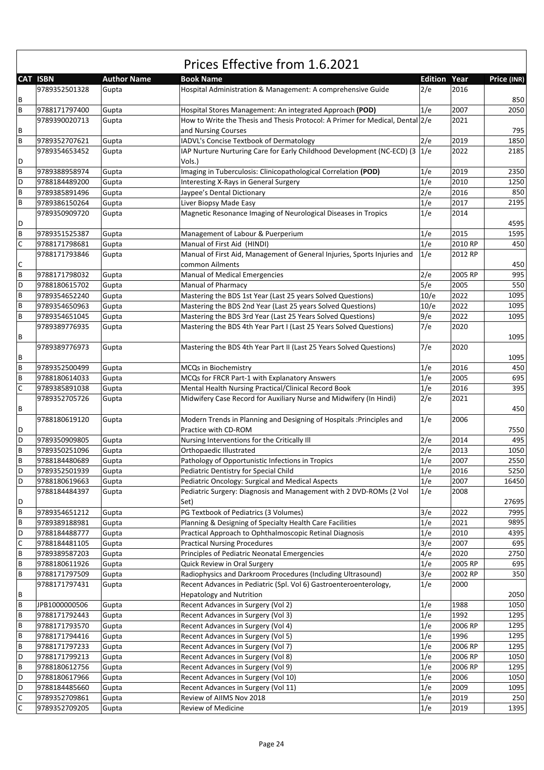# Prices Effective from 1.6.2021

| CAT | ISBN | Author Name | Book Name | Edition | Year | Price (INR) |
|---|---|---|---|---|---|---|
| B | 9789352501328 | Gupta | Hospital Administration & Management: A comprehensive Guide | 2/e | 2016 | 850 |
| B | 9788171797400 | Gupta | Hospital Stores Management: An integrated Approach **(POD)** | 1/e | 2007 | 2050 |
| B | 9789390020713 | Gupta | How to Write the Thesis and Thesis Protocol: A Primer for Medical, Dental and Nursing Courses | 2/e | 2021 | 795 |
| B | 9789352707621 | Gupta | IADVL's Concise Textbook of Dermatology | 2/e | 2019 | 1850 |
| D | 9789354653452 | Gupta | IAP Nurture Nurturing Care for Early Childhood Development (NC-ECD) (3 Vols.) | 1/e | 2022 | 2185 |
| B | 9789388958974 | Gupta | Imaging in Tuberculosis: Clinicopathological Correlation **(POD)** | 1/e | 2019 | 2350 |
| D | 9788184489200 | Gupta | Interesting X-Rays in General Surgery | 1/e | 2010 | 1250 |
| B | 9789385891496 | Gupta | Jaypee's Dental Dictionary | 2/e | 2016 | 850 |
| B | 9789386150264 | Gupta | Liver Biopsy Made Easy | 1/e | 2017 | 2195 |
| D | 9789350909720 | Gupta | Magnetic Resonance Imaging of Neurological Diseases in Tropics | 1/e | 2014 | 4595 |
| B | 9789351525387 | Gupta | Management of Labour & Puerperium | 1/e | 2015 | 1595 |
| C | 9788171798681 | Gupta | Manual of First Aid (HINDI) | 1/e | 2010 RP | 450 |
| C | 9788171793846 | Gupta | Manual of First Aid, Management of General Injuries, Sports Injuries and common Ailments | 1/e | 2012 RP | 450 |
| B | 9788171798032 | Gupta | Manual of Medical Emergencies | 2/e | 2005 RP | 995 |
| D | 9788180615702 | Gupta | Manual of Pharmacy | 5/e | 2005 | 550 |
| B | 9789354652240 | Gupta | Mastering the BDS 1st Year (Last 25 years Solved Questions) | 10/e | 2022 | 1095 |
| B | 9789354650963 | Gupta | Mastering the BDS 2nd Year (Last 25 years Solved Questions) | 10/e | 2022 | 1095 |
| B | 9789354651045 | Gupta | Mastering the BDS 3rd Year (Last 25 Years Solved Questions) | 9/e | 2022 | 1095 |
| B | 9789389776935 | Gupta | Mastering the BDS 4th Year Part I (Last 25 Years Solved Questions) | 7/e | 2020 | 1095 |
| B | 9789389776973 | Gupta | Mastering the BDS 4th Year Part II (Last 25 Years Solved Questions) | 7/e | 2020 | 1095 |
| B | 9789352500499 | Gupta | MCQs in Biochemistry | 1/e | 2016 | 450 |
| B | 9788180614033 | Gupta | MCQs for FRCR Part-1 with Explanatory Answers | 1/e | 2005 | 695 |
| C | 9789385891038 | Gupta | Mental Health Nursing Practical/Clinical Record Book | 1/e | 2016 | 395 |
| B | 9789352705726 | Gupta | Midwifery Case Record for Auxiliary Nurse and Midwifery (In Hindi) | 2/e | 2021 | 450 |
| D | 9788180619120 | Gupta | Modern Trends in Planning and Designing of Hospitals :Principles and Practice with CD-ROM | 1/e | 2006 | 7550 |
| D | 9789350909805 | Gupta | Nursing Interventions for the Critically Ill | 2/e | 2014 | 495 |
| B | 9789350251096 | Gupta | Orthopaedic Illustrated | 2/e | 2013 | 1050 |
| B | 9788184480689 | Gupta | Pathology of Opportunistic Infections in Tropics | 1/e | 2007 | 2550 |
| D | 9789352501939 | Gupta | Pediatric Dentistry for Special Child | 1/e | 2016 | 5250 |
| D | 9788180619663 | Gupta | Pediatric Oncology: Surgical and Medical Aspects | 1/e | 2007 | 16450 |
| D | 9788184484397 | Gupta | Pediatric Surgery: Diagnosis and Management with 2 DVD-ROMs (2 Vol Set) | 1/e | 2008 | 27695 |
| B | 9789354651212 | Gupta | PG Textbook of Pediatrics (3 Volumes) | 3/e | 2022 | 7995 |
| B | 9789389188981 | Gupta | Planning & Designing of Specialty Health Care Facilities | 1/e | 2021 | 9895 |
| D | 9788184488777 | Gupta | Practical Approach to Ophthalmoscopic Retinal Diagnosis | 1/e | 2010 | 4395 |
| C | 9788184481105 | Gupta | Practical Nursing Procedures | 3/e | 2007 | 695 |
| B | 9789389587203 | Gupta | Principles of Pediatric Neonatal Emergencies | 4/e | 2020 | 2750 |
| B | 9788180611926 | Gupta | Quick Review in Oral Surgery | 1/e | 2005 RP | 695 |
| B | 9788171797509 | Gupta | Radiophysics and Darkroom Procedures (Including Ultrasound) | 3/e | 2002 RP | 350 |
| B | 9788171797431 | Gupta | Recent Advances in Pediatric (Spl. Vol 6) Gastroenteroenterology, Hepatology and Nutrition | 1/e | 2000 | 2050 |
| B | JPB1000000506 | Gupta | Recent Advances in Surgery (Vol 2) | 1/e | 1988 | 1050 |
| B | 9788171792443 | Gupta | Recent Advances in Surgery (Vol 3) | 1/e | 1992 | 1295 |
| B | 9788171793570 | Gupta | Recent Advances in Surgery (Vol 4) | 1/e | 2006 RP | 1295 |
| B | 9788171794416 | Gupta | Recent Advances in Surgery (Vol 5) | 1/e | 1996 | 1295 |
| B | 9788171797233 | Gupta | Recent Advances in Surgery (Vol 7) | 1/e | 2006 RP | 1295 |
| D | 9788171799213 | Gupta | Recent Advances in Surgery (Vol 8) | 1/e | 2006 RP | 1050 |
| B | 9788180612756 | Gupta | Recent Advances in Surgery (Vol 9) | 1/e | 2006 RP | 1295 |
| D | 9788180617966 | Gupta | Recent Advances in Surgery (Vol 10) | 1/e | 2006 | 1050 |
| D | 9788184485660 | Gupta | Recent Advances in Surgery (Vol 11) | 1/e | 2009 | 1095 |
| C | 9789352709861 | Gupta | Review of AIIMS Nov 2018 | 1/e | 2019 | 250 |
| C | 9789352709205 | Gupta | Review of Medicine | 1/e | 2019 | 1395 |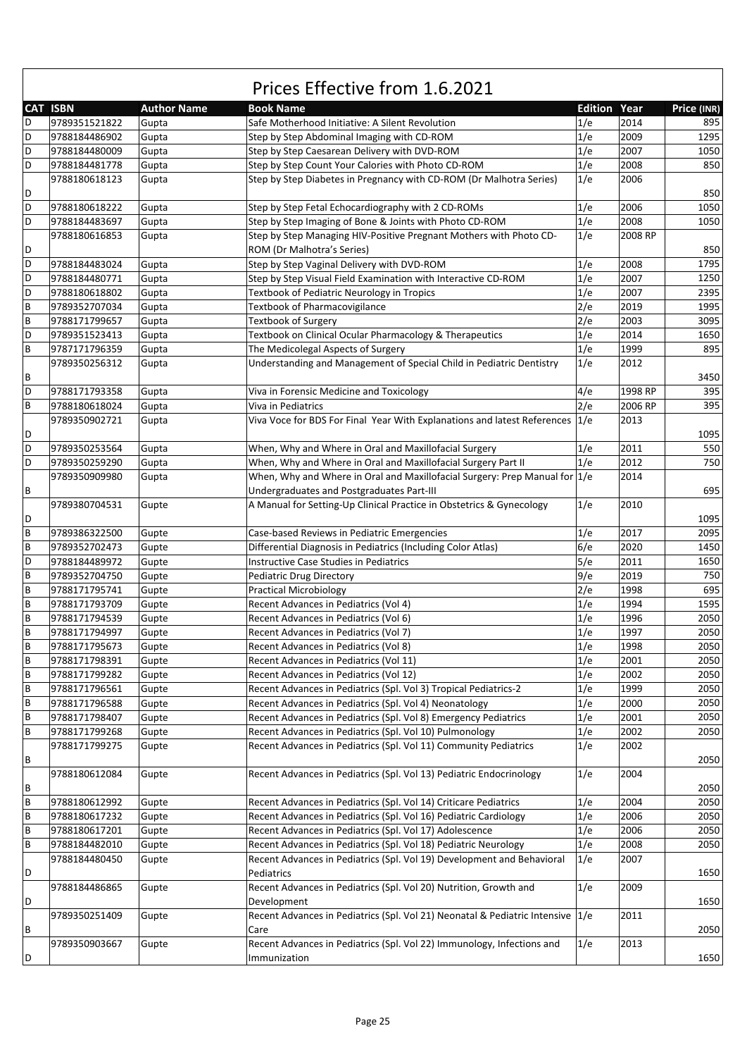# Prices Effective from 1.6.2021

| CAT | ISBN | Author Name | Book Name | Edition | Year | Price (INR) |
|---|---|---|---|---|---|---|
| D | 9789351521822 | Gupta | Safe Motherhood Initiative: A Silent Revolution | 1/e | 2014 | 895 |
| D | 9788184486902 | Gupta | Step by Step Abdominal Imaging with CD-ROM | 1/e | 2009 | 1295 |
| D | 9788184480009 | Gupta | Step by Step Caesarean Delivery with DVD-ROM | 1/e | 2007 | 1050 |
| D | 9788184481778 | Gupta | Step by Step Count Your Calories with Photo CD-ROM | 1/e | 2008 | 850 |
| D | 9788180618123 | Gupta | Step by Step Diabetes in Pregnancy with CD-ROM (Dr Malhotra Series) | 1/e | 2006 | 850 |
| D | 9788180618222 | Gupta | Step by Step Fetal Echocardiography with 2 CD-ROMs | 1/e | 2006 | 1050 |
| D | 9788184483697 | Gupta | Step by Step Imaging of Bone & Joints with Photo CD-ROM | 1/e | 2008 | 1050 |
| D | 9788180616853 | Gupta | Step by Step Managing HIV-Positive Pregnant Mothers with Photo CD-ROM (Dr Malhotra's Series) | 1/e | 2008 RP | 850 |
| D | 9788184483024 | Gupta | Step by Step Vaginal Delivery with DVD-ROM | 1/e | 2008 | 1795 |
| D | 9788184480771 | Gupta | Step by Step Visual Field Examination with Interactive CD-ROM | 1/e | 2007 | 1250 |
| D | 9788180618802 | Gupta | Textbook of Pediatric Neurology in Tropics | 1/e | 2007 | 2395 |
| B | 9789352707034 | Gupta | Textbook of Pharmacovigilance | 2/e | 2019 | 1995 |
| B | 9788171799657 | Gupta | Textbook of Surgery | 2/e | 2003 | 3095 |
| D | 9789351523413 | Gupta | Textbook on Clinical Ocular Pharmacology & Therapeutics | 1/e | 2014 | 1650 |
| B | 9787171796359 | Gupta | The Medicolegal Aspects of Surgery | 1/e | 1999 | 895 |
| B | 9789350256312 | Gupta | Understanding and Management of Special Child in Pediatric Dentistry | 1/e | 2012 | 3450 |
| D | 9788171793358 | Gupta | Viva in Forensic Medicine and Toxicology | 4/e | 1998 RP | 395 |
| B | 9788180618024 | Gupta | Viva in Pediatrics | 2/e | 2006 RP | 395 |
| D | 9789350902721 | Gupta | Viva Voce for BDS For Final Year With Explanations and latest References | 1/e | 2013 | 1095 |
| D | 9789350253564 | Gupta | When, Why and Where in Oral and Maxillofacial Surgery | 1/e | 2011 | 550 |
| D | 9789350259290 | Gupta | When, Why and Where in Oral and Maxillofacial Surgery Part II | 1/e | 2012 | 750 |
| B | 9789350909980 | Gupta | When, Why and Where in Oral and Maxillofacial Surgery: Prep Manual for Undergraduates and Postgraduates Part-III | 1/e | 2014 | 695 |
| D | 9789380704531 | Gupte | A Manual for Setting-Up Clinical Practice in Obstetrics & Gynecology | 1/e | 2010 | 1095 |
| B | 9789386322500 | Gupte | Case-based Reviews in Pediatric Emergencies | 1/e | 2017 | 2095 |
| B | 9789352702473 | Gupte | Differential Diagnosis in Pediatrics (Including Color Atlas) | 6/e | 2020 | 1450 |
| D | 9788184489972 | Gupte | Instructive Case Studies in Pediatrics | 5/e | 2011 | 1650 |
| B | 9789352704750 | Gupte | Pediatric Drug Directory | 9/e | 2019 | 750 |
| B | 9788171795741 | Gupte | Practical Microbiology | 2/e | 1998 | 695 |
| B | 9788171793709 | Gupte | Recent Advances in Pediatrics (Vol 4) | 1/e | 1994 | 1595 |
| B | 9788171794539 | Gupte | Recent Advances in Pediatrics (Vol 6) | 1/e | 1996 | 2050 |
| B | 9788171794997 | Gupte | Recent Advances in Pediatrics (Vol 7) | 1/e | 1997 | 2050 |
| B | 9788171795673 | Gupte | Recent Advances in Pediatrics (Vol 8) | 1/e | 1998 | 2050 |
| B | 9788171798391 | Gupte | Recent Advances in Pediatrics (Vol 11) | 1/e | 2001 | 2050 |
| B | 9788171799282 | Gupte | Recent Advances in Pediatrics (Vol 12) | 1/e | 2002 | 2050 |
| B | 9788171796561 | Gupte | Recent Advances in Pediatrics (Spl. Vol 3) Tropical Pediatrics-2 | 1/e | 1999 | 2050 |
| B | 9788171796588 | Gupte | Recent Advances in Pediatrics (Spl. Vol 4) Neonatology | 1/e | 2000 | 2050 |
| B | 9788171798407 | Gupte | Recent Advances in Pediatrics (Spl. Vol 8) Emergency Pediatrics | 1/e | 2001 | 2050 |
| B | 9788171799268 | Gupte | Recent Advances in Pediatrics (Spl. Vol 10) Pulmonology | 1/e | 2002 | 2050 |
| B | 9788171799275 | Gupte | Recent Advances in Pediatrics (Spl. Vol 11) Community Pediatrics | 1/e | 2002 | 2050 |
| B | 9788180612084 | Gupte | Recent Advances in Pediatrics (Spl. Vol 13) Pediatric Endocrinology | 1/e | 2004 | 2050 |
| B | 9788180612992 | Gupte | Recent Advances in Pediatrics (Spl. Vol 14) Criticare Pediatrics | 1/e | 2004 | 2050 |
| B | 9788180617232 | Gupte | Recent Advances in Pediatrics (Spl. Vol 16) Pediatric Cardiology | 1/e | 2006 | 2050 |
| B | 9788180617201 | Gupte | Recent Advances in Pediatrics (Spl. Vol 17) Adolescence | 1/e | 2006 | 2050 |
| B | 9788184482010 | Gupte | Recent Advances in Pediatrics (Spl. Vol 18) Pediatric Neurology | 1/e | 2008 | 2050 |
| D | 9788184480450 | Gupte | Recent Advances in Pediatrics (Spl. Vol 19) Development and Behavioral Pediatrics | 1/e | 2007 | 1650 |
| D | 9788184486865 | Gupte | Recent Advances in Pediatrics (Spl. Vol 20) Nutrition, Growth and Development | 1/e | 2009 | 1650 |
| B | 9789350251409 | Gupte | Recent Advances in Pediatrics (Spl. Vol 21) Neonatal & Pediatric Intensive Care | 1/e | 2011 | 2050 |
| D | 9789350903667 | Gupte | Recent Advances in Pediatrics (Spl. Vol 22) Immunology, Infections and Immunization | 1/e | 2013 | 1650 |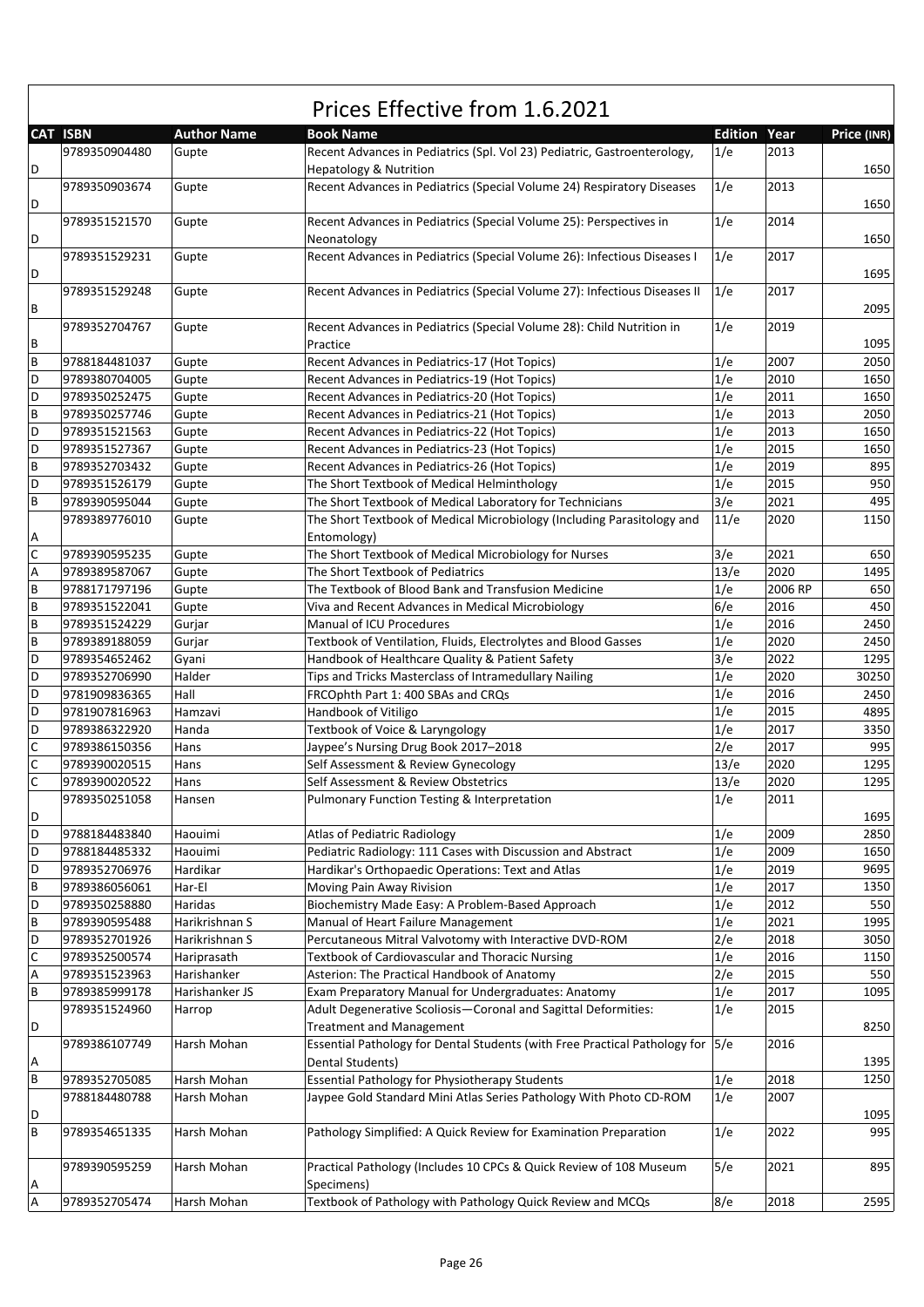# Prices Effective from 1.6.2021

| CAT | ISBN | Author Name | Book Name | Edition | Year | Price (INR) |
|---|---|---|---|---|---|---|
| D | 9789350904480 | Gupte | Recent Advances in Pediatrics (Spl. Vol 23) Pediatric, Gastroenterology, Hepatology & Nutrition | 1/e | 2013 | 1650 |
| D | 9789350903674 | Gupte | Recent Advances in Pediatrics (Special Volume 24) Respiratory Diseases | 1/e | 2013 | 1650 |
| D | 9789351521570 | Gupte | Recent Advances in Pediatrics (Special Volume 25): Perspectives in Neonatology | 1/e | 2014 | 1650 |
| D | 9789351529231 | Gupte | Recent Advances in Pediatrics (Special Volume 26): Infectious Diseases I | 1/e | 2017 | 1695 |
| B | 9789351529248 | Gupte | Recent Advances in Pediatrics (Special Volume 27): Infectious Diseases II | 1/e | 2017 | 2095 |
| B | 9789352704767 | Gupte | Recent Advances in Pediatrics (Special Volume 28): Child Nutrition in Practice | 1/e | 2019 | 1095 |
| B | 9788184481037 | Gupte | Recent Advances in Pediatrics-17 (Hot Topics) | 1/e | 2007 | 2050 |
| D | 9789380704005 | Gupte | Recent Advances in Pediatrics-19 (Hot Topics) | 1/e | 2010 | 1650 |
| D | 9789350252475 | Gupte | Recent Advances in Pediatrics-20 (Hot Topics) | 1/e | 2011 | 1650 |
| B | 9789350257746 | Gupte | Recent Advances in Pediatrics-21 (Hot Topics) | 1/e | 2013 | 2050 |
| D | 9789351521563 | Gupte | Recent Advances in Pediatrics-22 (Hot Topics) | 1/e | 2013 | 1650 |
| D | 9789351527367 | Gupte | Recent Advances in Pediatrics-23 (Hot Topics) | 1/e | 2015 | 1650 |
| B | 9789352703432 | Gupte | Recent Advances in Pediatrics-26 (Hot Topics) | 1/e | 2019 | 895 |
| D | 9789351526179 | Gupte | The Short Textbook of Medical Helminthology | 1/e | 2015 | 950 |
| B | 9789390595044 | Gupte | The Short Textbook of Medical Laboratory for Technicians | 3/e | 2021 | 495 |
| A | 9789389776010 | Gupte | The Short Textbook of Medical Microbiology (Including Parasitology and Entomology) | 11/e | 2020 | 1150 |
| C | 9789390595235 | Gupte | The Short Textbook of Medical Microbiology for Nurses | 3/e | 2021 | 650 |
| A | 9789389587067 | Gupte | The Short Textbook of Pediatrics | 13/e | 2020 | 1495 |
| B | 9788171797196 | Gupte | The Textbook of Blood Bank and Transfusion Medicine | 1/e | 2006 RP | 650 |
| B | 9789351522041 | Gupte | Viva and Recent Advances in Medical Microbiology | 6/e | 2016 | 450 |
| B | 9789351524229 | Gurjar | Manual of ICU Procedures | 1/e | 2016 | 2450 |
| B | 9789389188059 | Gurjar | Textbook of Ventilation, Fluids, Electrolytes and Blood Gasses | 1/e | 2020 | 2450 |
| D | 9789354652462 | Gyani | Handbook of Healthcare Quality & Patient Safety | 3/e | 2022 | 1295 |
| D | 9789352706990 | Halder | Tips and Tricks Masterclass of Intramedullary Nailing | 1/e | 2020 | 30250 |
| D | 9781909836365 | Hall | FRCOphth Part 1: 400 SBAs and CRQs | 1/e | 2016 | 2450 |
| D | 9781907816963 | Hamzavi | Handbook of Vitiligo | 1/e | 2015 | 4895 |
| D | 9789386322920 | Handa | Textbook of Voice & Laryngology | 1/e | 2017 | 3350 |
| C | 9789386150356 | Hans | Jaypee's Nursing Drug Book 2017–2018 | 2/e | 2017 | 995 |
| C | 9789390020515 | Hans | Self Assessment & Review Gynecology | 13/e | 2020 | 1295 |
| C | 9789390020522 | Hans | Self Assessment & Review Obstetrics | 13/e | 2020 | 1295 |
| D | 9789350251058 | Hansen | Pulmonary Function Testing & Interpretation | 1/e | 2011 | 1695 |
| D | 9788184483840 | Haouimi | Atlas of Pediatric Radiology | 1/e | 2009 | 2850 |
| D | 9788184485332 | Haouimi | Pediatric Radiology: 111 Cases with Discussion and Abstract | 1/e | 2009 | 1650 |
| D | 9789352706976 | Hardikar | Hardikar's Orthopaedic Operations: Text and Atlas | 1/e | 2019 | 9695 |
| B | 9789386056061 | Har-El | Moving Pain Away Rivision | 1/e | 2017 | 1350 |
| D | 9789350258880 | Haridas | Biochemistry Made Easy: A Problem-Based Approach | 1/e | 2012 | 550 |
| B | 9789390595488 | Harikrishnan S | Manual of Heart Failure Management | 1/e | 2021 | 1995 |
| D | 9789352701926 | Harikrishnan S | Percutaneous Mitral Valvotomy with Interactive DVD-ROM | 2/e | 2018 | 3050 |
| C | 9789352500574 | Hariprasath | Textbook of Cardiovascular and Thoracic Nursing | 1/e | 2016 | 1150 |
| A | 9789351523963 | Harishanker | Asterion: The Practical Handbook of Anatomy | 2/e | 2015 | 550 |
| B | 9789385999178 | Harishanker JS | Exam Preparatory Manual for Undergraduates: Anatomy | 1/e | 2017 | 1095 |
| D | 9789351524960 | Harrop | Adult Degenerative Scoliosis—Coronal and Sagittal Deformities: Treatment and Management | 1/e | 2015 | 8250 |
| A | 9789386107749 | Harsh Mohan | Essential Pathology for Dental Students (with Free Practical Pathology for Dental Students) | 5/e | 2016 | 1395 |
| B | 9789352705085 | Harsh Mohan | Essential Pathology for Physiotherapy Students | 1/e | 2018 | 1250 |
| D | 9788184480788 | Harsh Mohan | Jaypee Gold Standard Mini Atlas Series Pathology With Photo CD-ROM | 1/e | 2007 | 1095 |
| B | 9789354651335 | Harsh Mohan | Pathology Simplified: A Quick Review for Examination Preparation | 1/e | 2022 | 995 |
| A | 9789390595259 | Harsh Mohan | Practical Pathology (Includes 10 CPCs & Quick Review of 108 Museum Specimens) | 5/e | 2021 | 895 |
| A | 9789352705474 | Harsh Mohan | Textbook of Pathology with Pathology Quick Review and MCQs | 8/e | 2018 | 2595 |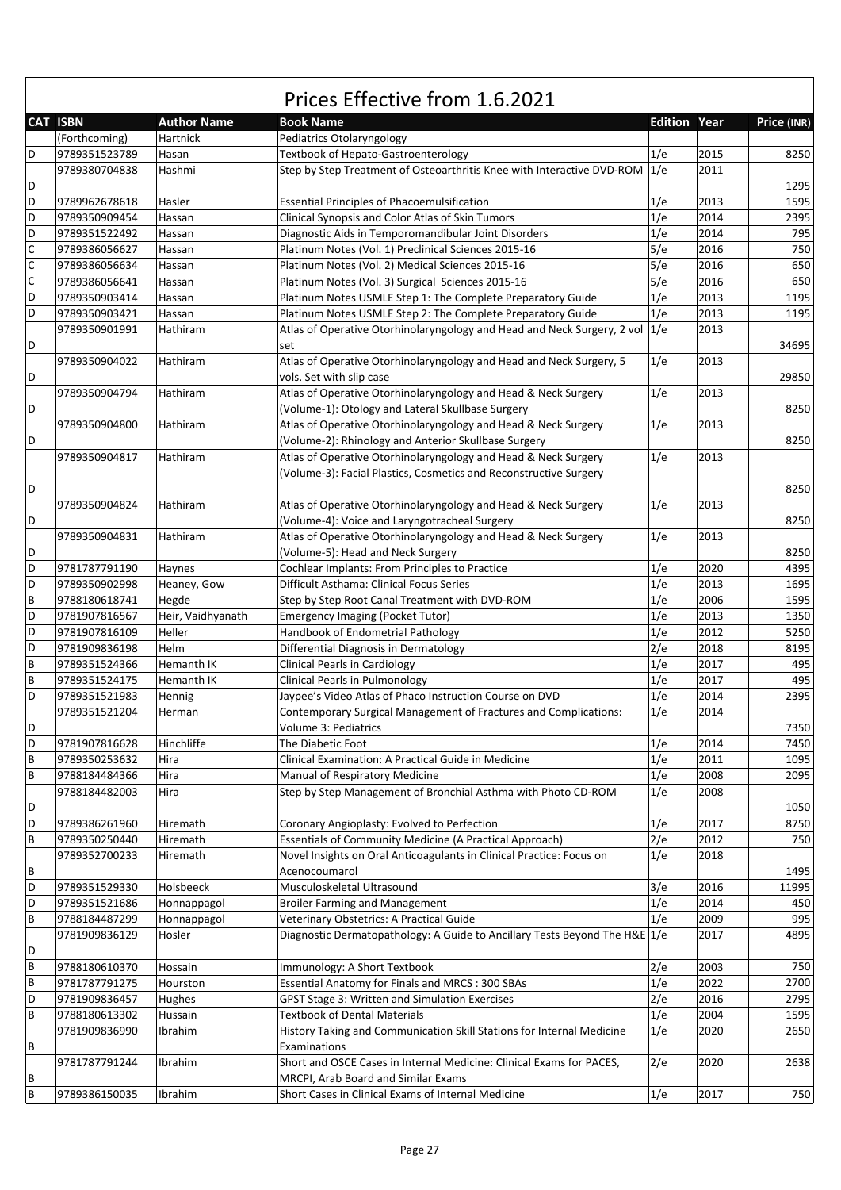# Prices Effective from 1.6.2021

| CAT | ISBN | Author Name | Book Name | Edition | Year | Price (INR) |
|---|---|---|---|---|---|---|
| | (Forthcoming) | Hartnick | Pediatrics Otolaryngology | | | |
| D | 9789351523789 | Hasan | Textbook of Hepato-Gastroenterology | 1/e | 2015 | 8250 |
| D | 9789380704838 | Hashmi | Step by Step Treatment of Osteoarthritis Knee with Interactive DVD-ROM | 1/e | 2011 | 1295 |
| D | 9789962678618 | Hasler | Essential Principles of Phacoemulsification | 1/e | 2013 | 1595 |
| D | 9789350909454 | Hassan | Clinical Synopsis and Color Atlas of Skin Tumors | 1/e | 2014 | 2395 |
| D | 9789351522492 | Hassan | Diagnostic Aids in Temporomandibular Joint Disorders | 1/e | 2014 | 795 |
| C | 9789386056627 | Hassan | Platinum Notes (Vol. 1) Preclinical Sciences 2015-16 | 5/e | 2016 | 750 |
| C | 9789386056634 | Hassan | Platinum Notes (Vol. 2) Medical Sciences 2015-16 | 5/e | 2016 | 650 |
| C | 9789386056641 | Hassan | Platinum Notes (Vol. 3) Surgical Sciences 2015-16 | 5/e | 2016 | 650 |
| D | 9789350903414 | Hassan | Platinum Notes USMLE Step 1: The Complete Preparatory Guide | 1/e | 2013 | 1195 |
| D | 9789350903421 | Hassan | Platinum Notes USMLE Step 2: The Complete Preparatory Guide | 1/e | 2013 | 1195 |
| D | 9789350901991 | Hathiram | Atlas of Operative Otorhinolaryngology and Head and Neck Surgery, 2 vol set | 1/e | 2013 | 34695 |
| D | 9789350904022 | Hathiram | Atlas of Operative Otorhinolaryngology and Head and Neck Surgery, 5 vols. Set with slip case | 1/e | 2013 | 29850 |
| D | 9789350904794 | Hathiram | Atlas of Operative Otorhinolaryngology and Head & Neck Surgery (Volume-1): Otology and Lateral Skullbase Surgery | 1/e | 2013 | 8250 |
| D | 9789350904800 | Hathiram | Atlas of Operative Otorhinolaryngology and Head & Neck Surgery (Volume-2): Rhinology and Anterior Skullbase Surgery | 1/e | 2013 | 8250 |
| D | 9789350904817 | Hathiram | Atlas of Operative Otorhinolaryngology and Head & Neck Surgery (Volume-3): Facial Plastics, Cosmetics and Reconstructive Surgery | 1/e | 2013 | 8250 |
| D | 9789350904824 | Hathiram | Atlas of Operative Otorhinolaryngology and Head & Neck Surgery (Volume-4): Voice and Laryngotracheal Surgery | 1/e | 2013 | 8250 |
| D | 9789350904831 | Hathiram | Atlas of Operative Otorhinolaryngology and Head & Neck Surgery (Volume-5): Head and Neck Surgery | 1/e | 2013 | 8250 |
| D | 9781787791190 | Haynes | Cochlear Implants: From Principles to Practice | 1/e | 2020 | 4395 |
| D | 9789350902998 | Heaney, Gow | Difficult Asthama: Clinical Focus Series | 1/e | 2013 | 1695 |
| B | 9788180618741 | Hegde | Step by Step Root Canal Treatment with DVD-ROM | 1/e | 2006 | 1595 |
| D | 9781907816567 | Heir, Vaidhyanath | Emergency Imaging (Pocket Tutor) | 1/e | 2013 | 1350 |
| D | 9781907816109 | Heller | Handbook of Endometrial Pathology | 1/e | 2012 | 5250 |
| D | 9781909836198 | Helm | Differential Diagnosis in Dermatology | 2/e | 2018 | 8195 |
| B | 9789351524366 | Hemanth IK | Clinical Pearls in Cardiology | 1/e | 2017 | 495 |
| B | 9789351524175 | Hemanth IK | Clinical Pearls in Pulmonology | 1/e | 2017 | 495 |
| D | 9789351521983 | Hennig | Jaypee's Video Atlas of Phaco Instruction Course on DVD | 1/e | 2014 | 2395 |
| D | 9789351521204 | Herman | Contemporary Surgical Management of Fractures and Complications: Volume 3: Pediatrics | 1/e | 2014 | 7350 |
| D | 9781907816628 | Hinchliffe | The Diabetic Foot | 1/e | 2014 | 7450 |
| B | 9789350253632 | Hira | Clinical Examination: A Practical Guide in Medicine | 1/e | 2011 | 1095 |
| B | 9788184484366 | Hira | Manual of Respiratory Medicine | 1/e | 2008 | 2095 |
| D | 9788184482003 | Hira | Step by Step Management of Bronchial Asthma with Photo CD-ROM | 1/e | 2008 | 1050 |
| D | 9789386261960 | Hiremath | Coronary Angioplasty: Evolved to Perfection | 1/e | 2017 | 8750 |
| B | 9789350250440 | Hiremath | Essentials of Community Medicine (A Practical Approach) | 2/e | 2012 | 750 |
| B | 9789352700233 | Hiremath | Novel Insights on Oral Anticoagulants in Clinical Practice: Focus on Acenocoumarol | 1/e | 2018 | 1495 |
| D | 9789351529330 | Holsbeeck | Musculoskeletal Ultrasound | 3/e | 2016 | 11995 |
| D | 9789351521686 | Honnappagol | Broiler Farming and Management | 1/e | 2014 | 450 |
| B | 9788184487299 | Honnappagol | Veterinary Obstetrics: A Practical Guide | 1/e | 2009 | 995 |
| D | 9781909836129 | Hosler | Diagnostic Dermatopathology: A Guide to Ancillary Tests Beyond The H&E | 1/e | 2017 | 4895 |
| B | 9788180610370 | Hossain | Immunology: A Short Textbook | 2/e | 2003 | 750 |
| B | 9781787791275 | Hourston | Essential Anatomy for Finals and MRCS : 300 SBAs | 1/e | 2022 | 2700 |
| D | 9781909836457 | Hughes | GPST Stage 3: Written and Simulation Exercises | 2/e | 2016 | 2795 |
| B | 9788180613302 | Hussain | Textbook of Dental Materials | 1/e | 2004 | 1595 |
| B | 9781909836990 | Ibrahim | History Taking and Communication Skill Stations for Internal Medicine Examinations | 1/e | 2020 | 2650 |
| B | 9781787791244 | Ibrahim | Short and OSCE Cases in Internal Medicine: Clinical Exams for PACES, MRCPI, Arab Board and Similar Exams | 2/e | 2020 | 2638 |
| B | 9789386150035 | Ibrahim | Short Cases in Clinical Exams of Internal Medicine | 1/e | 2017 | 750 |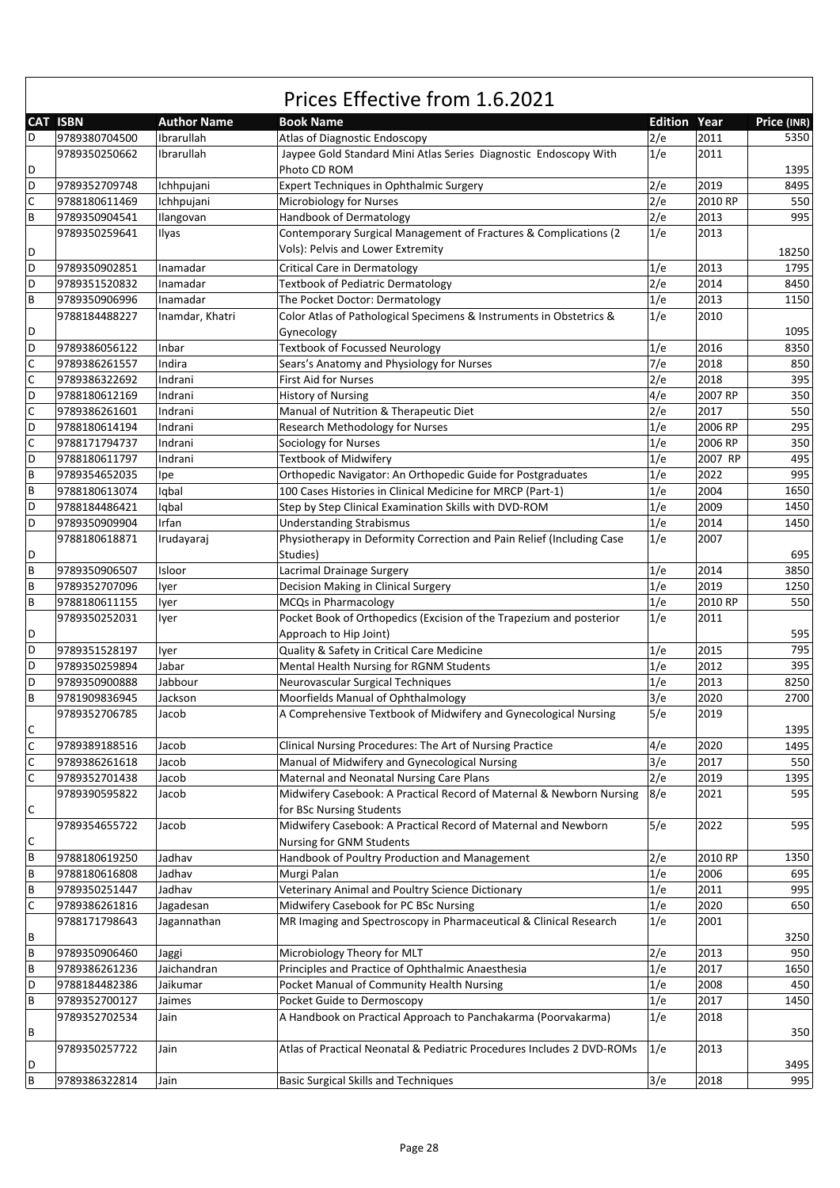# Prices Effective from 1.6.2021

| CAT | ISBN | Author Name | Book Name | Edition | Year | Price (INR) |
|---|---|---|---|---|---|---|
| D | 9789380704500 | Ibrarullah | Atlas of Diagnostic Endoscopy | 2/e | 2011 | 5350 |
| D | 9789350250662 | Ibrarullah | Jaypee Gold Standard Mini Atlas Series Diagnostic Endoscopy With Photo CD ROM | 1/e | 2011 | 1395 |
| D | 9789352709748 | Ichhpujani | Expert Techniques in Ophthalmic Surgery | 2/e | 2019 | 8495 |
| C | 9788180611469 | Ichhpujani | Microbiology for Nurses | 2/e | 2010 RP | 550 |
| B | 9789350904541 | Ilangovan | Handbook of Dermatology | 2/e | 2013 | 995 |
| D | 9789350259641 | Ilyas | Contemporary Surgical Management of Fractures & Complications (2 Vols): Pelvis and Lower Extremity | 1/e | 2013 | 18250 |
| D | 9789350902851 | Inamadar | Critical Care in Dermatology | 1/e | 2013 | 1795 |
| D | 9789351520832 | Inamadar | Textbook of Pediatric Dermatology | 2/e | 2014 | 8450 |
| B | 9789350906996 | Inamadar | The Pocket Doctor: Dermatology | 1/e | 2013 | 1150 |
| D | 9788184488227 | Inamdar, Khatri | Color Atlas of Pathological Specimens & Instruments in Obstetrics & Gynecology | 1/e | 2010 | 1095 |
| D | 9789386056122 | Inbar | Textbook of Focussed Neurology | 1/e | 2016 | 8350 |
| C | 9789386261557 | Indira | Sears's Anatomy and Physiology for Nurses | 7/e | 2018 | 850 |
| C | 9789386322692 | Indrani | First Aid for Nurses | 2/e | 2018 | 395 |
| D | 9788180612169 | Indrani | History of Nursing | 4/e | 2007 RP | 350 |
| C | 9789386261601 | Indrani | Manual of Nutrition & Therapeutic Diet | 2/e | 2017 | 550 |
| D | 9788180614194 | Indrani | Research Methodology for Nurses | 1/e | 2006 RP | 295 |
| C | 9788171794737 | Indrani | Sociology for Nurses | 1/e | 2006 RP | 350 |
| D | 9788180611797 | Indrani | Textbook of Midwifery | 1/e | 2007 RP | 495 |
| B | 9789354652035 | Ipe | Orthopedic Navigator: An Orthopedic Guide for Postgraduates | 1/e | 2022 | 995 |
| B | 9788180613074 | Iqbal | 100 Cases Histories in Clinical Medicine for MRCP (Part-1) | 1/e | 2004 | 1650 |
| D | 9788184486421 | Iqbal | Step by Step Clinical Examination Skills with DVD-ROM | 1/e | 2009 | 1450 |
| D | 9789350909904 | Irfan | Understanding Strabismus | 1/e | 2014 | 1450 |
| D | 9788180618871 | Irudayaraj | Physiotherapy in Deformity Correction and Pain Relief (Including Case Studies) | 1/e | 2007 | 695 |
| B | 9789350906507 | Isloor | Lacrimal Drainage Surgery | 1/e | 2014 | 3850 |
| B | 9789352707096 | Iyer | Decision Making in Clinical Surgery | 1/e | 2019 | 1250 |
| B | 9788180611155 | Iyer | MCQs in Pharmacology | 1/e | 2010 RP | 550 |
| D | 9789350252031 | Iyer | Pocket Book of Orthopedics (Excision of the Trapezium and posterior Approach to Hip Joint) | 1/e | 2011 | 595 |
| D | 9789351528197 | Iyer | Quality & Safety in Critical Care Medicine | 1/e | 2015 | 795 |
| D | 9789350259894 | Jabar | Mental Health Nursing for RGNM Students | 1/e | 2012 | 395 |
| D | 9789350900888 | Jabbour | Neurovascular Surgical Techniques | 1/e | 2013 | 8250 |
| B | 9781909836945 | Jackson | Moorfields Manual of Ophthalmology | 3/e | 2020 | 2700 |
| C | 9789352706785 | Jacob | A Comprehensive Textbook of Midwifery and Gynecological Nursing | 5/e | 2019 | 1395 |
| C | 9789389188516 | Jacob | Clinical Nursing Procedures: The Art of Nursing Practice | 4/e | 2020 | 1495 |
| C | 9789386261618 | Jacob | Manual of Midwifery and Gynecological Nursing | 3/e | 2017 | 550 |
| C | 9789352701438 | Jacob | Maternal and Neonatal Nursing Care Plans | 2/e | 2019 | 1395 |
| C | 9789390595822 | Jacob | Midwifery Casebook: A Practical Record of Maternal & Newborn Nursing for BSc Nursing Students | 8/e | 2021 | 595 |
| C | 9789354655722 | Jacob | Midwifery Casebook: A Practical Record of Maternal and Newborn Nursing for GNM Students | 5/e | 2022 | 595 |
| B | 9788180619250 | Jadhav | Handbook of Poultry Production and Management | 2/e | 2010 RP | 1350 |
| B | 9788180616808 | Jadhav | Murgi Palan | 1/e | 2006 | 695 |
| B | 9789350251447 | Jadhav | Veterinary Animal and Poultry Science Dictionary | 1/e | 2011 | 995 |
| C | 9789386261816 | Jagadesan | Midwifery Casebook for PC BSc Nursing | 1/e | 2020 | 650 |
| B | 9788171798643 | Jagannathan | MR Imaging and Spectroscopy in Pharmaceutical & Clinical Research | 1/e | 2001 | 3250 |
| B | 9789350906460 | Jaggi | Microbiology Theory for MLT | 2/e | 2013 | 950 |
| B | 9789386261236 | Jaichandran | Principles and Practice of Ophthalmic Anaesthesia | 1/e | 2017 | 1650 |
| D | 9788184482386 | Jaikumar | Pocket Manual of Community Health Nursing | 1/e | 2008 | 450 |
| B | 9789352700127 | Jaimes | Pocket Guide to Dermoscopy | 1/e | 2017 | 1450 |
| B | 9789352702534 | Jain | A Handbook on Practical Approach to Panchakarma (Poorvakarma) | 1/e | 2018 | 350 |
| D | 9789350257722 | Jain | Atlas of Practical Neonatal & Pediatric Procedures Includes 2 DVD-ROMs | 1/e | 2013 | 3495 |
| B | 9789386322814 | Jain | Basic Surgical Skills and Techniques | 3/e | 2018 | 995 |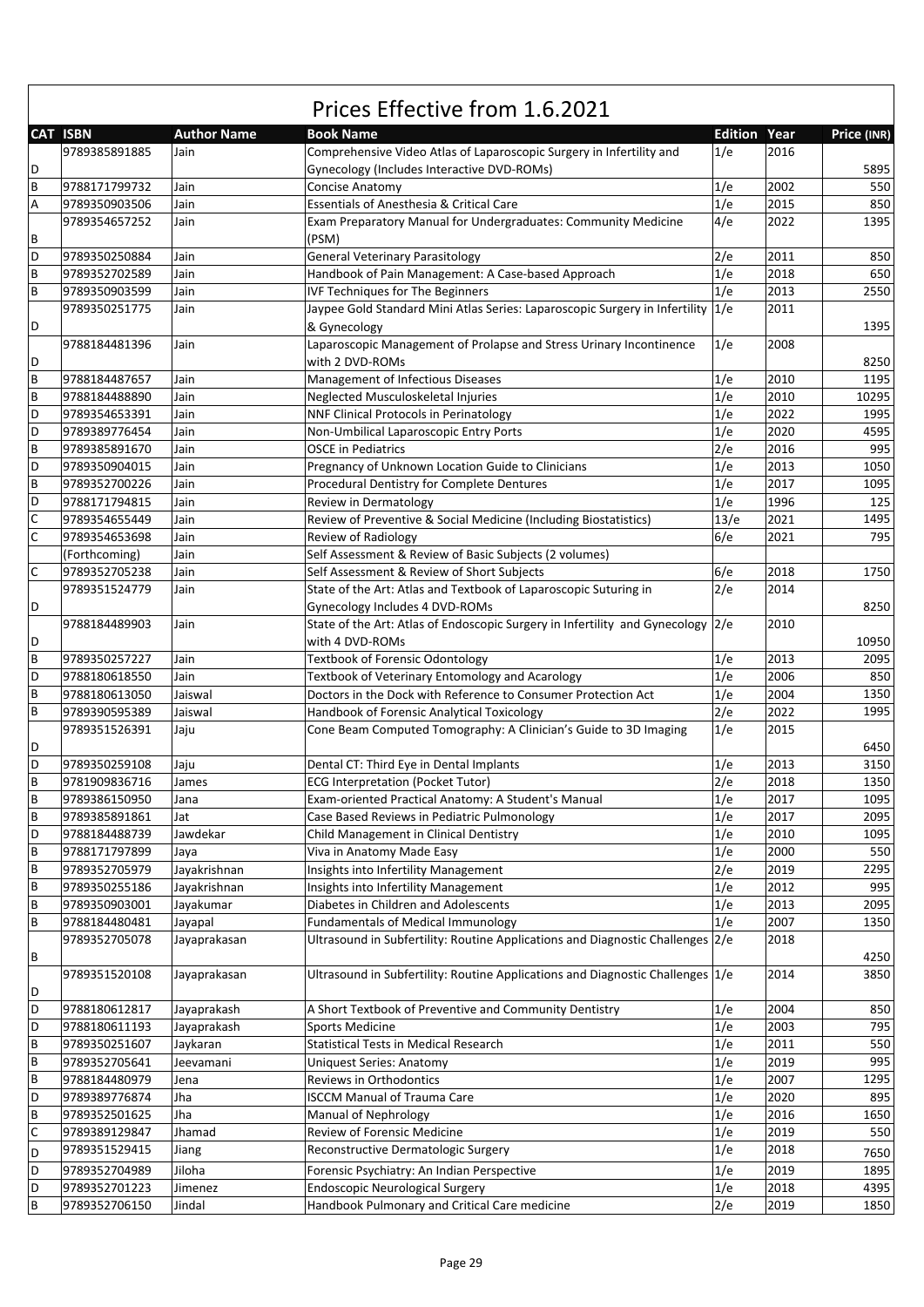# Prices Effective from 1.6.2021

| CAT | ISBN | Author Name | Book Name | Edition | Year | Price (INR) |
|---|---|---|---|---|---|---|
| D | 9789385891885 | Jain | Comprehensive Video Atlas of Laparoscopic Surgery in Infertility and Gynecology (Includes Interactive DVD-ROMs) | 1/e | 2016 | 5895 |
| B | 9788171799732 | Jain | Concise Anatomy | 1/e | 2002 | 550 |
| A | 9789350903506 | Jain | Essentials of Anesthesia & Critical Care | 1/e | 2015 | 850 |
| B | 9789354657252 | Jain | Exam Preparatory Manual for Undergraduates: Community Medicine (PSM) | 4/e | 2022 | 1395 |
| D | 9789350250884 | Jain | General Veterinary Parasitology | 2/e | 2011 | 850 |
| B | 9789352702589 | Jain | Handbook of Pain Management: A Case-based Approach | 1/e | 2018 | 650 |
| B | 9789350903599 | Jain | IVF Techniques for The Beginners | 1/e | 2013 | 2550 |
| D | 9789350251775 | Jain | Jaypee Gold Standard Mini Atlas Series: Laparoscopic Surgery in Infertility & Gynecology | 1/e | 2011 | 1395 |
| D | 9788184481396 | Jain | Laparoscopic Management of Prolapse and Stress Urinary Incontinence with 2 DVD-ROMs | 1/e | 2008 | 8250 |
| B | 9788184487657 | Jain | Management of Infectious Diseases | 1/e | 2010 | 1195 |
| B | 9788184488890 | Jain | Neglected Musculoskeletal Injuries | 1/e | 2010 | 10295 |
| D | 9789354653391 | Jain | NNF Clinical Protocols in Perinatology | 1/e | 2022 | 1995 |
| D | 9789389776454 | Jain | Non-Umbilical Laparoscopic Entry Ports | 1/e | 2020 | 4595 |
| B | 9789385891670 | Jain | OSCE in Pediatrics | 2/e | 2016 | 995 |
| D | 9789350904015 | Jain | Pregnancy of Unknown Location Guide to Clinicians | 1/e | 2013 | 1050 |
| B | 9789352700226 | Jain | Procedural Dentistry for Complete Dentures | 1/e | 2017 | 1095 |
| D | 9788171794815 | Jain | Review in Dermatology | 1/e | 1996 | 125 |
| C | 9789354655449 | Jain | Review of Preventive & Social Medicine (Including Biostatistics) | 13/e | 2021 | 1495 |
| C | 9789354653698 | Jain | Review of Radiology | 6/e | 2021 | 795 |
| | (Forthcoming) | Jain | Self Assessment & Review of Basic Subjects (2 volumes) | | | |
| C | 9789352705238 | Jain | Self Assessment & Review of Short Subjects | 6/e | 2018 | 1750 |
| D | 9789351524779 | Jain | State of the Art: Atlas and Textbook of Laparoscopic Suturing in Gynecology Includes 4 DVD-ROMs | 2/e | 2014 | 8250 |
| D | 9788184489903 | Jain | State of the Art: Atlas of Endoscopic Surgery in Infertility and Gynecology with 4 DVD-ROMs | 2/e | 2010 | 10950 |
| B | 9789350257227 | Jain | Textbook of Forensic Odontology | 1/e | 2013 | 2095 |
| D | 9788180618550 | Jain | Textbook of Veterinary Entomology and Acarology | 1/e | 2006 | 850 |
| B | 9788180613050 | Jaiswal | Doctors in the Dock with Reference to Consumer Protection Act | 1/e | 2004 | 1350 |
| B | 9789390595389 | Jaiswal | Handbook of Forensic Analytical Toxicology | 2/e | 2022 | 1995 |
| D | 9789351526391 | Jaju | Cone Beam Computed Tomography: A Clinician's Guide to 3D Imaging | 1/e | 2015 | 6450 |
| D | 9789350259108 | Jaju | Dental CT: Third Eye in Dental Implants | 1/e | 2013 | 3150 |
| B | 9781909836716 | James | ECG Interpretation (Pocket Tutor) | 2/e | 2018 | 1350 |
| B | 9789386150950 | Jana | Exam-oriented Practical Anatomy: A Student's Manual | 1/e | 2017 | 1095 |
| B | 9789385891861 | Jat | Case Based Reviews in Pediatric Pulmonology | 1/e | 2017 | 2095 |
| D | 9788184488739 | Jawdekar | Child Management in Clinical Dentistry | 1/e | 2010 | 1095 |
| B | 9788171797899 | Jaya | Viva in Anatomy Made Easy | 1/e | 2000 | 550 |
| B | 9789352705979 | Jayakrishnan | Insights into Infertility Management | 2/e | 2019 | 2295 |
| B | 9789350255186 | Jayakrishnan | Insights into Infertility Management | 1/e | 2012 | 995 |
| B | 9789350903001 | Jayakumar | Diabetes in Children and Adolescents | 1/e | 2013 | 2095 |
| B | 9788184480481 | Jayapal | Fundamentals of Medical Immunology | 1/e | 2007 | 1350 |
| B | 9789352705078 | Jayaprakasan | Ultrasound in Subfertility: Routine Applications and Diagnostic Challenges | 2/e | 2018 | 4250 |
| D | 9789351520108 | Jayaprakasan | Ultrasound in Subfertility: Routine Applications and Diagnostic Challenges | 1/e | 2014 | 3850 |
| D | 9788180612817 | Jayaprakash | A Short Textbook of Preventive and Community Dentistry | 1/e | 2004 | 850 |
| D | 9788180611193 | Jayaprakash | Sports Medicine | 1/e | 2003 | 795 |
| B | 9789350251607 | Jaykaran | Statistical Tests in Medical Research | 1/e | 2011 | 550 |
| B | 9789352705641 | Jeevamani | Uniquest Series: Anatomy | 1/e | 2019 | 995 |
| B | 9788184480979 | Jena | Reviews in Orthodontics | 1/e | 2007 | 1295 |
| D | 9789389776874 | Jha | ISCCM Manual of Trauma Care | 1/e | 2020 | 895 |
| B | 9789352501625 | Jha | Manual of Nephrology | 1/e | 2016 | 1650 |
| C | 9789389129847 | Jhamad | Review of Forensic Medicine | 1/e | 2019 | 550 |
| D | 9789351529415 | Jiang | Reconstructive Dermatologic Surgery | 1/e | 2018 | 7650 |
| D | 9789352704989 | Jiloha | Forensic Psychiatry: An Indian Perspective | 1/e | 2019 | 1895 |
| D | 9789352701223 | Jimenez | Endoscopic Neurological Surgery | 1/e | 2018 | 4395 |
| B | 9789352706150 | Jindal | Handbook Pulmonary and Critical Care medicine | 2/e | 2019 | 1850 |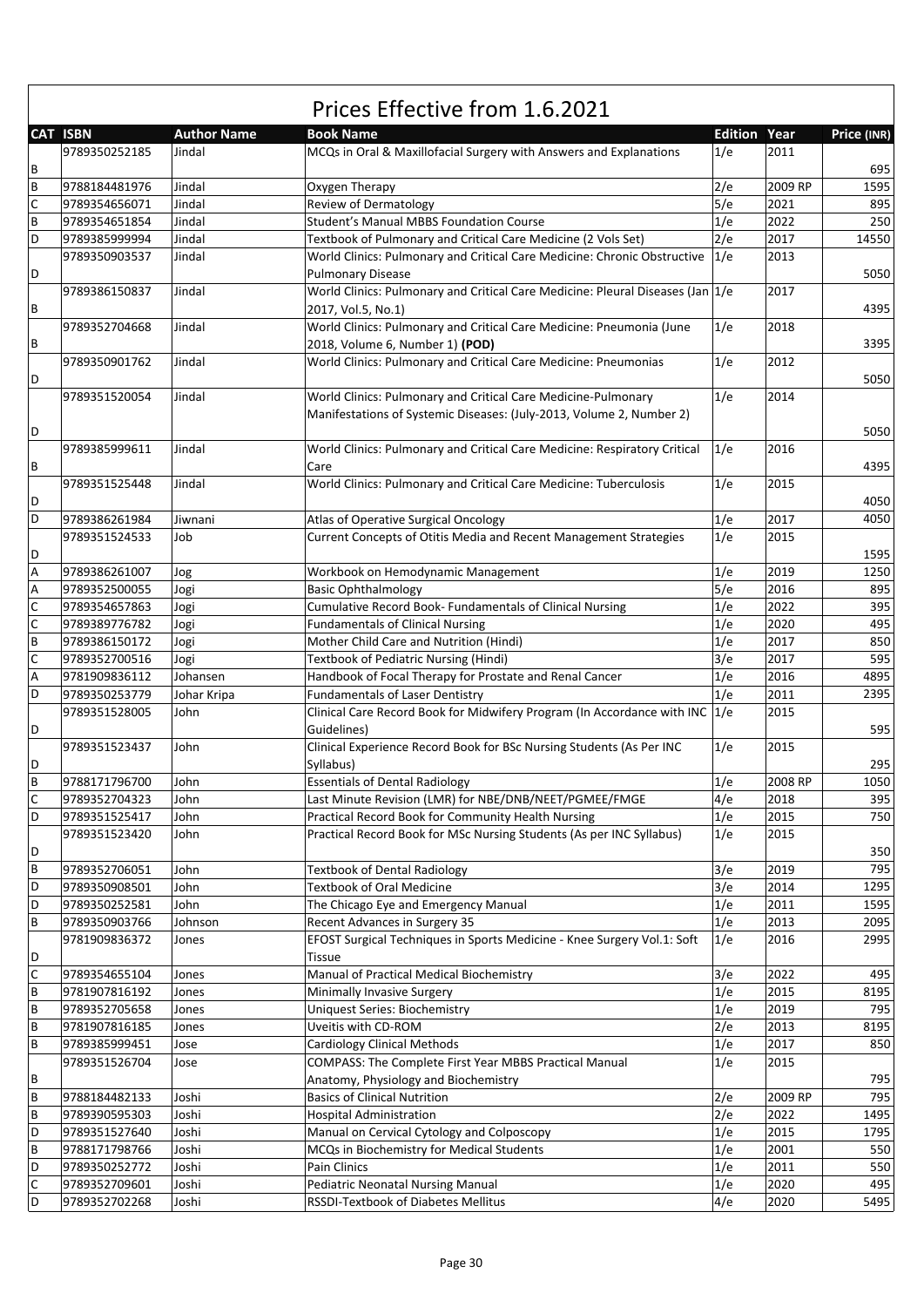# Prices Effective from 1.6.2021

| CAT | ISBN | Author Name | Book Name | Edition | Year | Price (INR) |
|---|---|---|---|---|---|---|
| B | 9789350252185 | Jindal | MCQs in Oral & Maxillofacial Surgery with Answers and Explanations | 1/e | 2011 | 695 |
| B | 9788184481976 | Jindal | Oxygen Therapy | 2/e | 2009 RP | 1595 |
| C | 9789354656071 | Jindal | Review of Dermatology | 5/e | 2021 | 895 |
| B | 9789354651854 | Jindal | Student's Manual MBBS Foundation Course | 1/e | 2022 | 250 |
| D | 9789385999994 | Jindal | Textbook of Pulmonary and Critical Care Medicine (2 Vols Set) | 2/e | 2017 | 14550 |
| D | 9789350903537 | Jindal | World Clinics: Pulmonary and Critical Care Medicine: Chronic Obstructive Pulmonary Disease | 1/e | 2013 | 5050 |
| B | 9789386150837 | Jindal | World Clinics: Pulmonary and Critical Care Medicine: Pleural Diseases (Jan 2017, Vol.5, No.1) | 1/e | 2017 | 4395 |
| B | 9789352704668 | Jindal | World Clinics: Pulmonary and Critical Care Medicine: Pneumonia (June 2018, Volume 6, Number 1) **(POD)** | 1/e | 2018 | 3395 |
| D | 9789350901762 | Jindal | World Clinics: Pulmonary and Critical Care Medicine: Pneumonias | 1/e | 2012 | 5050 |
| D | 9789351520054 | Jindal | World Clinics: Pulmonary and Critical Care Medicine-Pulmonary Manifestations of Systemic Diseases: (July-2013, Volume 2, Number 2) | 1/e | 2014 | 5050 |
| B | 9789385999611 | Jindal | World Clinics: Pulmonary and Critical Care Medicine: Respiratory Critical Care | 1/e | 2016 | 4395 |
| D | 9789351525448 | Jindal | World Clinics: Pulmonary and Critical Care Medicine: Tuberculosis | 1/e | 2015 | 4050 |
| D | 9789386261984 | Jiwnani | Atlas of Operative Surgical Oncology | 1/e | 2017 | 4050 |
| D | 9789351524533 | Job | Current Concepts of Otitis Media and Recent Management Strategies | 1/e | 2015 | 1595 |
| A | 9789386261007 | Jog | Workbook on Hemodynamic Management | 1/e | 2019 | 1250 |
| A | 9789352500055 | Jogi | Basic Ophthalmology | 5/e | 2016 | 895 |
| C | 9789354657863 | Jogi | Cumulative Record Book- Fundamentals of Clinical Nursing | 1/e | 2022 | 395 |
| C | 9789389776782 | Jogi | Fundamentals of Clinical Nursing | 1/e | 2020 | 495 |
| B | 9789386150172 | Jogi | Mother Child Care and Nutrition (Hindi) | 1/e | 2017 | 850 |
| C | 9789352700516 | Jogi | Textbook of Pediatric Nursing (Hindi) | 3/e | 2017 | 595 |
| A | 9781909836112 | Johansen | Handbook of Focal Therapy for Prostate and Renal Cancer | 1/e | 2016 | 4895 |
| D | 9789350253779 | Johar Kripa | Fundamentals of Laser Dentistry | 1/e | 2011 | 2395 |
| D | 9789351528005 | John | Clinical Care Record Book for Midwifery Program (In Accordance with INC Guidelines) | 1/e | 2015 | 595 |
| D | 9789351523437 | John | Clinical Experience Record Book for BSc Nursing Students (As Per INC Syllabus) | 1/e | 2015 | 295 |
| B | 9788171796700 | John | Essentials of Dental Radiology | 1/e | 2008 RP | 1050 |
| C | 9789352704323 | John | Last Minute Revision (LMR) for NBE/DNB/NEET/PGMEE/FMGE | 4/e | 2018 | 395 |
| D | 9789351525417 | John | Practical Record Book for Community Health Nursing | 1/e | 2015 | 750 |
| D | 9789351523420 | John | Practical Record Book for MSc Nursing Students (As per INC Syllabus) | 1/e | 2015 | 350 |
| B | 9789352706051 | John | Textbook of Dental Radiology | 3/e | 2019 | 795 |
| D | 9789350908501 | John | Textbook of Oral Medicine | 3/e | 2014 | 1295 |
| D | 9789350252581 | John | The Chicago Eye and Emergency Manual | 1/e | 2011 | 1595 |
| B | 9789350903766 | Johnson | Recent Advances in Surgery 35 | 1/e | 2013 | 2095 |
| D | 9781909836372 | Jones | EFOST Surgical Techniques in Sports Medicine - Knee Surgery Vol.1: Soft Tissue | 1/e | 2016 | 2995 |
| C | 9789354655104 | Jones | Manual of Practical Medical Biochemistry | 3/e | 2022 | 495 |
| B | 9781907816192 | Jones | Minimally Invasive Surgery | 1/e | 2015 | 8195 |
| B | 9789352705658 | Jones | Uniquest Series: Biochemistry | 1/e | 2019 | 795 |
| B | 9781907816185 | Jones | Uveitis with CD-ROM | 2/e | 2013 | 8195 |
| B | 9789385999451 | Jose | Cardiology Clinical Methods | 1/e | 2017 | 850 |
| B | 9789351526704 | Jose | COMPASS: The Complete First Year MBBS Practical Manual Anatomy, Physiology and Biochemistry | 1/e | 2015 | 795 |
| B | 9788184482133 | Joshi | Basics of Clinical Nutrition | 2/e | 2009 RP | 795 |
| B | 9789390595303 | Joshi | Hospital Administration | 2/e | 2022 | 1495 |
| D | 9789351527640 | Joshi | Manual on Cervical Cytology and Colposcopy | 1/e | 2015 | 1795 |
| B | 9788171798766 | Joshi | MCQs in Biochemistry for Medical Students | 1/e | 2001 | 550 |
| D | 9789350252772 | Joshi | Pain Clinics | 1/e | 2011 | 550 |
| C | 9789352709601 | Joshi | Pediatric Neonatal Nursing Manual | 1/e | 2020 | 495 |
| D | 9789352702268 | Joshi | RSSDI-Textbook of Diabetes Mellitus | 4/e | 2020 | 5495 |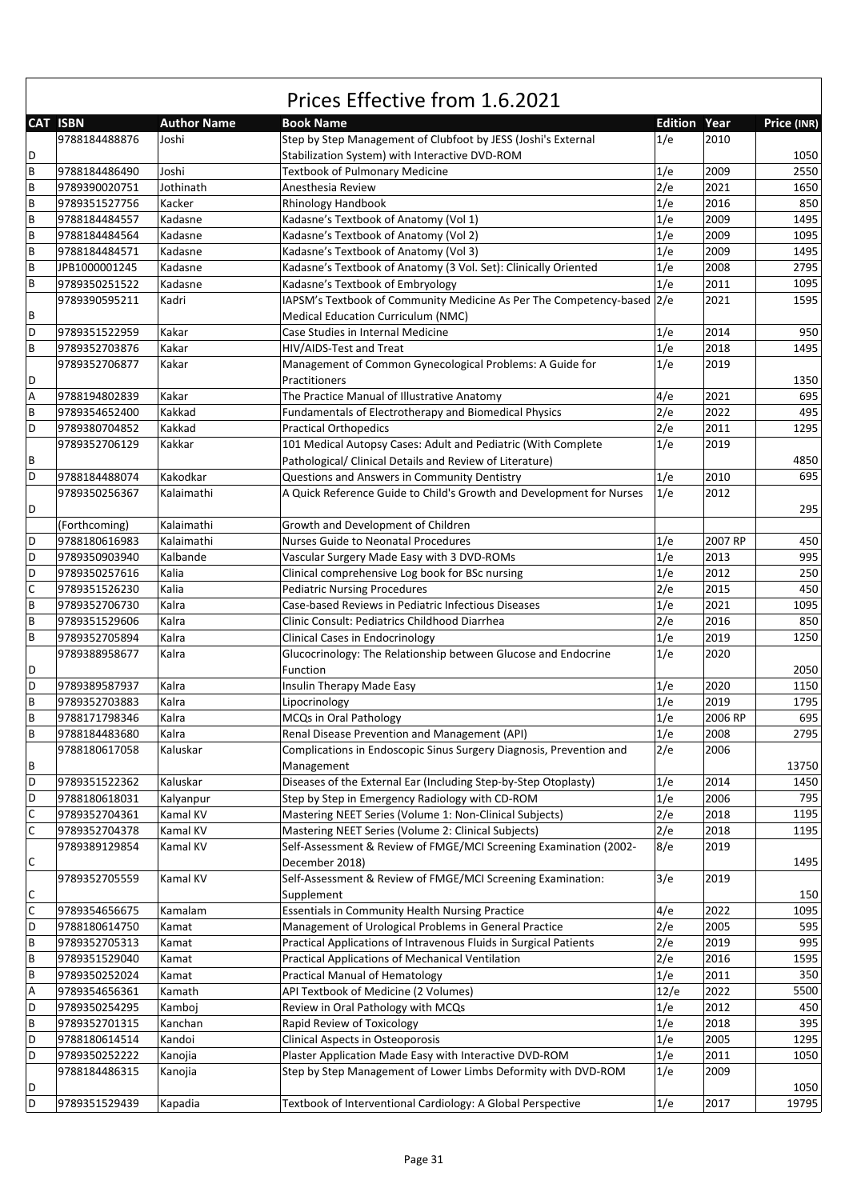# Prices Effective from 1.6.2021

| CAT | ISBN | Author Name | Book Name | Edition | Year | Price (INR) |
|---|---|---|---|---|---|---|
| D | 9788184488876 | Joshi | Step by Step Management of Clubfoot by JESS (Joshi's External Stabilization System) with Interactive DVD-ROM | 1/e | 2010 | 1050 |
| B | 9788184486490 | Joshi | Textbook of Pulmonary Medicine | 1/e | 2009 | 2550 |
| B | 9789390020751 | Jothinath | Anesthesia Review | 2/e | 2021 | 1650 |
| B | 9789351527756 | Kacker | Rhinology Handbook | 1/e | 2016 | 850 |
| B | 9788184484557 | Kadasne | Kadasne's Textbook of Anatomy (Vol 1) | 1/e | 2009 | 1495 |
| B | 9788184484564 | Kadasne | Kadasne's Textbook of Anatomy (Vol 2) | 1/e | 2009 | 1095 |
| B | 9788184484571 | Kadasne | Kadasne's Textbook of Anatomy (Vol 3) | 1/e | 2009 | 1495 |
| B | JPB1000001245 | Kadasne | Kadasne's Textbook of Anatomy (3 Vol. Set): Clinically Oriented | 1/e | 2008 | 2795 |
| B | 9789350251522 | Kadasne | Kadasne's Textbook of Embryology | 1/e | 2011 | 1095 |
| B | 9789390595211 | Kadri | IAPSM's Textbook of Community Medicine As Per The Competency-based Medical Education Curriculum (NMC) | 2/e | 2021 | 1595 |
| D | 9789351522959 | Kakar | Case Studies in Internal Medicine | 1/e | 2014 | 950 |
| B | 9789352703876 | Kakar | HIV/AIDS-Test and Treat | 1/e | 2018 | 1495 |
| D | 9789352706877 | Kakar | Management of Common Gynecological Problems: A Guide for Practitioners | 1/e | 2019 | 1350 |
| A | 9788194802839 | Kakar | The Practice Manual of Illustrative Anatomy | 4/e | 2021 | 695 |
| B | 9789354652400 | Kakkad | Fundamentals of Electrotherapy and Biomedical Physics | 2/e | 2022 | 495 |
| D | 9789380704852 | Kakkad | Practical Orthopedics | 2/e | 2011 | 1295 |
| B | 9789352706129 | Kakkar | 101 Medical Autopsy Cases: Adult and Pediatric (With Complete Pathological/ Clinical Details and Review of Literature) | 1/e | 2019 | 4850 |
| D | 9788184488074 | Kakodkar | Questions and Answers in Community Dentistry | 1/e | 2010 | 695 |
| D | 9789350256367 | Kalaimathi | A Quick Reference Guide to Child's Growth and Development for Nurses | 1/e | 2012 | 295 |
|  | (Forthcoming) | Kalaimathi | Growth and Development of Children |  |  |  |
| D | 9788180616983 | Kalaimathi | Nurses Guide to Neonatal Procedures | 1/e | 2007 RP | 450 |
| D | 9789350903940 | Kalbande | Vascular Surgery Made Easy with 3 DVD-ROMs | 1/e | 2013 | 995 |
| D | 9789350257616 | Kalia | Clinical comprehensive Log book for BSc nursing | 1/e | 2012 | 250 |
| C | 9789351526230 | Kalia | Pediatric Nursing Procedures | 2/e | 2015 | 450 |
| B | 9789352706730 | Kalra | Case-based Reviews in Pediatric Infectious Diseases | 1/e | 2021 | 1095 |
| B | 9789351529606 | Kalra | Clinic Consult: Pediatrics Childhood Diarrhea | 2/e | 2016 | 850 |
| B | 9789352705894 | Kalra | Clinical Cases in Endocrinology | 1/e | 2019 | 1250 |
| D | 9789388958677 | Kalra | Glucocrinology: The Relationship between Glucose and Endocrine Function | 1/e | 2020 | 2050 |
| D | 9789389587937 | Kalra | Insulin Therapy Made Easy | 1/e | 2020 | 1150 |
| B | 9789352703883 | Kalra | Lipocrinology | 1/e | 2019 | 1795 |
| B | 9788171798346 | Kalra | MCQs in Oral Pathology | 1/e | 2006 RP | 695 |
| B | 9788184483680 | Kalra | Renal Disease Prevention and Management (API) | 1/e | 2008 | 2795 |
| B | 9788180617058 | Kaluskar | Complications in Endoscopic Sinus Surgery Diagnosis, Prevention and Management | 2/e | 2006 | 13750 |
| D | 9789351522362 | Kaluskar | Diseases of the External Ear (Including Step-by-Step Otoplasty) | 1/e | 2014 | 1450 |
| D | 9788180618031 | Kalyanpur | Step by Step in Emergency Radiology with CD-ROM | 1/e | 2006 | 795 |
| C | 9789352704361 | Kamal KV | Mastering NEET Series (Volume 1: Non-Clinical Subjects) | 2/e | 2018 | 1195 |
| C | 9789352704378 | Kamal KV | Mastering NEET Series (Volume 2: Clinical Subjects) | 2/e | 2018 | 1195 |
| C | 9789389129854 | Kamal KV | Self-Assessment & Review of FMGE/MCI Screening Examination (2002-December 2018) | 8/e | 2019 | 1495 |
| C | 9789352705559 | Kamal KV | Self-Assessment & Review of FMGE/MCI Screening Examination: Supplement | 3/e | 2019 | 150 |
| C | 9789354656675 | Kamalam | Essentials in Community Health Nursing Practice | 4/e | 2022 | 1095 |
| D | 9788180614750 | Kamat | Management of Urological Problems in General Practice | 2/e | 2005 | 595 |
| B | 9789352705313 | Kamat | Practical Applications of Intravenous Fluids in Surgical Patients | 2/e | 2019 | 995 |
| B | 9789351529040 | Kamat | Practical Applications of Mechanical Ventilation | 2/e | 2016 | 1595 |
| B | 9789350252024 | Kamat | Practical Manual of Hematology | 1/e | 2011 | 350 |
| A | 9789354656361 | Kamath | API Textbook of Medicine (2 Volumes) | 12/e | 2022 | 5500 |
| D | 9789350254295 | Kamboj | Review in Oral Pathology with MCQs | 1/e | 2012 | 450 |
| B | 9789352701315 | Kanchan | Rapid Review of Toxicology | 1/e | 2018 | 395 |
| D | 9788180614514 | Kandoi | Clinical Aspects in Osteoporosis | 1/e | 2005 | 1295 |
| D | 9789350252222 | Kanojia | Plaster Application Made Easy with Interactive DVD-ROM | 1/e | 2011 | 1050 |
| D | 9788184486315 | Kanojia | Step by Step Management of Lower Limbs Deformity with DVD-ROM | 1/e | 2009 | 1050 |
| D | 9789351529439 | Kapadia | Textbook of Interventional Cardiology: A Global Perspective | 1/e | 2017 | 19795 |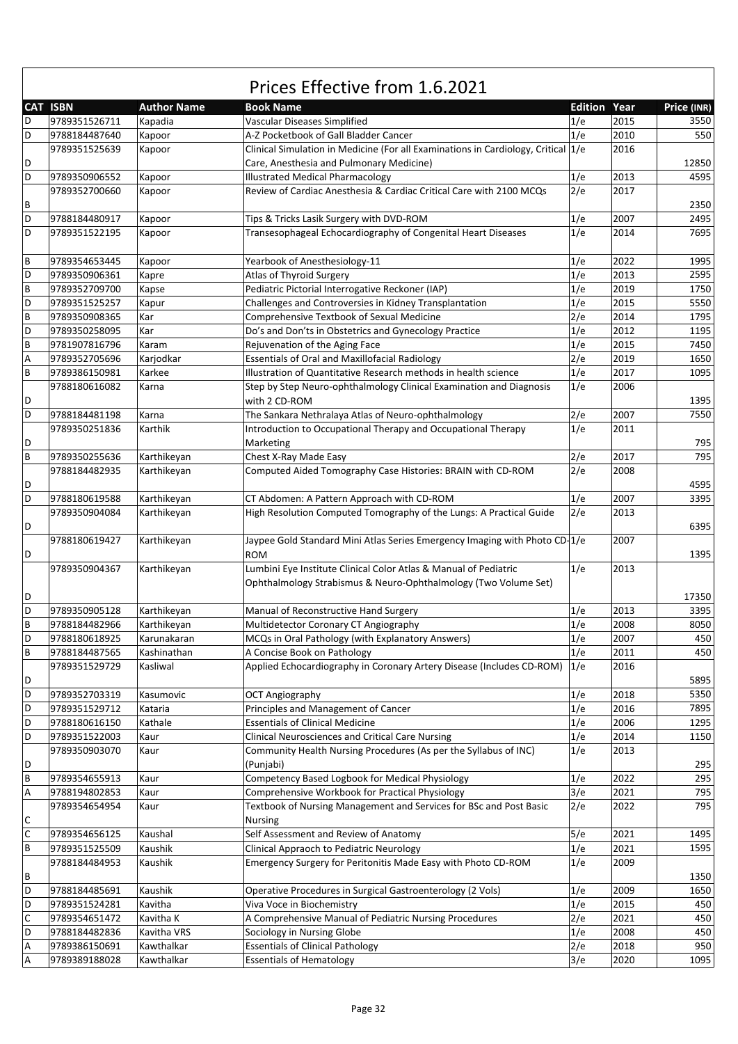# Prices Effective from 1.6.2021

| CAT | ISBN | Author Name | Book Name | Edition | Year | Price (INR) |
|---|---|---|---|---|---|---|
| D | 9789351526711 | Kapadia | Vascular Diseases Simplified | 1/e | 2015 | 3550 |
| D | 9788184487640 | Kapoor | A-Z Pocketbook of Gall Bladder Cancer | 1/e | 2010 | 550 |
| D | 9789351525639 | Kapoor | Clinical Simulation in Medicine (For all Examinations in Cardiology, Critical Care, Anesthesia and Pulmonary Medicine) | 1/e | 2016 | 12850 |
| D | 9789350906552 | Kapoor | Illustrated Medical Pharmacology | 1/e | 2013 | 4595 |
| B | 9789352700660 | Kapoor | Review of Cardiac Anesthesia & Cardiac Critical Care with 2100 MCQs | 2/e | 2017 | 2350 |
| D | 9788184480917 | Kapoor | Tips & Tricks Lasik Surgery with DVD-ROM | 1/e | 2007 | 2495 |
| D | 9789351522195 | Kapoor | Transesophageal Echocardiography of Congenital Heart Diseases | 1/e | 2014 | 7695 |
| B | 9789354653445 | Kapoor | Yearbook of Anesthesiology-11 | 1/e | 2022 | 1995 |
| D | 9789350906361 | Kapre | Atlas of Thyroid Surgery | 1/e | 2013 | 2595 |
| B | 9789352709700 | Kapse | Pediatric Pictorial Interrogative Reckoner (IAP) | 1/e | 2019 | 1750 |
| D | 9789351525257 | Kapur | Challenges and Controversies in Kidney Transplantation | 1/e | 2015 | 5550 |
| B | 9789350908365 | Kar | Comprehensive Textbook of Sexual Medicine | 2/e | 2014 | 1795 |
| D | 9789350258095 | Kar | Do's and Don'ts in Obstetrics and Gynecology Practice | 1/e | 2012 | 1195 |
| B | 9781907816796 | Karam | Rejuvenation of the Aging Face | 1/e | 2015 | 7450 |
| A | 9789352705696 | Karjodkar | Essentials of Oral and Maxillofacial Radiology | 2/e | 2019 | 1650 |
| B | 9789386150981 | Karkee | Illustration of Quantitative Research methods in health science | 1/e | 2017 | 1095 |
| D | 9788180616082 | Karna | Step by Step Neuro-ophthalmology Clinical Examination and Diagnosis with 2 CD-ROM | 1/e | 2006 | 1395 |
| D | 9788184481198 | Karna | The Sankara Nethralaya Atlas of Neuro-ophthalmology | 2/e | 2007 | 7550 |
| D | 9789350251836 | Karthik | Introduction to Occupational Therapy and Occupational Therapy Marketing | 1/e | 2011 | 795 |
| B | 9789350255636 | Karthikeyan | Chest X-Ray Made Easy | 2/e | 2017 | 795 |
| D | 9788184482935 | Karthikeyan | Computed Aided Tomography Case Histories: BRAIN with CD-ROM | 2/e | 2008 | 4595 |
| D | 9788180619588 | Karthikeyan | CT Abdomen: A Pattern Approach with CD-ROM | 1/e | 2007 | 3395 |
| D | 9789350904084 | Karthikeyan | High Resolution Computed Tomography of the Lungs: A Practical Guide | 2/e | 2013 | 6395 |
| D | 9788180619427 | Karthikeyan | Jaypee Gold Standard Mini Atlas Series Emergency Imaging with Photo CD-ROM | 1/e | 2007 | 1395 |
| D | 9789350904367 | Karthikeyan | Lumbini Eye Institute Clinical Color Atlas & Manual of Pediatric Ophthalmology Strabismus & Neuro-Ophthalmology (Two Volume Set) | 1/e | 2013 | 17350 |
| D | 9789350905128 | Karthikeyan | Manual of Reconstructive Hand Surgery | 1/e | 2013 | 3395 |
| B | 9788184482966 | Karthikeyan | Multidetector Coronary CT Angiography | 1/e | 2008 | 8050 |
| D | 9788180618925 | Karunakaran | MCQs in Oral Pathology (with Explanatory Answers) | 1/e | 2007 | 450 |
| B | 9788184487565 | Kashinathan | A Concise Book on Pathology | 1/e | 2011 | 450 |
| D | 9789351529729 | Kasliwal | Applied Echocardiography in Coronary Artery Disease (Includes CD-ROM) | 1/e | 2016 | 5895 |
| D | 9789352703319 | Kasumovic | OCT Angiography | 1/e | 2018 | 5350 |
| D | 9789351529712 | Kataria | Principles and Management of Cancer | 1/e | 2016 | 7895 |
| D | 9788180616150 | Kathale | Essentials of Clinical Medicine | 1/e | 2006 | 1295 |
| D | 9789351522003 | Kaur | Clinical Neurosciences and Critical Care Nursing | 1/e | 2014 | 1150 |
| D | 9789350903070 | Kaur | Community Health Nursing Procedures (As per the Syllabus of INC) (Punjabi) | 1/e | 2013 | 295 |
| B | 9789354655913 | Kaur | Competency Based Logbook for Medical Physiology | 1/e | 2022 | 295 |
| A | 9788194802853 | Kaur | Comprehensive Workbook for Practical Physiology | 3/e | 2021 | 795 |
| C | 9789354654954 | Kaur | Textbook of Nursing Management and Services for BSc and Post Basic Nursing | 2/e | 2022 | 795 |
| C | 9789354656125 | Kaushal | Self Assessment and Review of Anatomy | 5/e | 2021 | 1495 |
| B | 9789351525509 | Kaushik | Clinical Appraoch to Pediatric Neurology | 1/e | 2021 | 1595 |
| B | 9788184484953 | Kaushik | Emergency Surgery for Peritonitis Made Easy with Photo CD-ROM | 1/e | 2009 | 1350 |
| D | 9788184485691 | Kaushik | Operative Procedures in Surgical Gastroenterology (2 Vols) | 1/e | 2009 | 1650 |
| D | 9789351524281 | Kavitha | Viva Voce in Biochemistry | 1/e | 2015 | 450 |
| C | 9789354651472 | Kavitha K | A Comprehensive Manual of Pediatric Nursing Procedures | 2/e | 2021 | 450 |
| D | 9788184482836 | Kavitha VRS | Sociology in Nursing Globe | 1/e | 2008 | 450 |
| A | 9789386150691 | Kawthalkar | Essentials of Clinical Pathology | 2/e | 2018 | 950 |
| A | 9789389188028 | Kawthalkar | Essentials of Hematology | 3/e | 2020 | 1095 |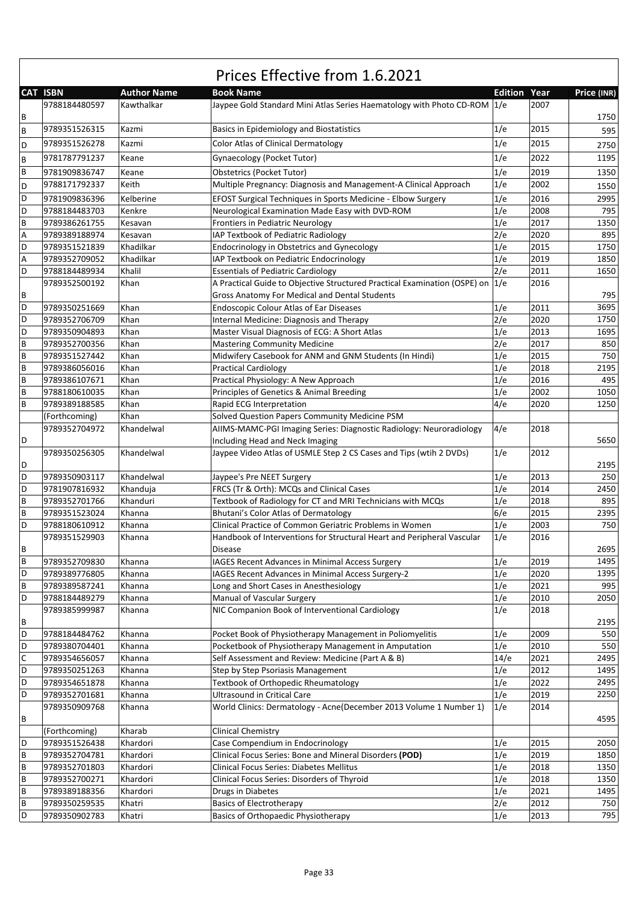# Prices Effective from 1.6.2021

| CAT | ISBN | Author Name | Book Name | Edition | Year | Price (INR) |
|---|---|---|---|---|---|---|
| B | 9788184480597 | Kawthalkar | Jaypee Gold Standard Mini Atlas Series Haematology with Photo CD-ROM | 1/e | 2007 | 1750 |
| B | 9789351526315 | Kazmi | Basics in Epidemiology and Biostatistics | 1/e | 2015 | 595 |
| D | 9789351526278 | Kazmi | Color Atlas of Clinical Dermatology | 1/e | 2015 | 2750 |
| B | 9781787791237 | Keane | Gynaecology (Pocket Tutor) | 1/e | 2022 | 1195 |
| B | 9781909836747 | Keane | Obstetrics (Pocket Tutor) | 1/e | 2019 | 1350 |
| D | 9788171792337 | Keith | Multiple Pregnancy: Diagnosis and Management-A Clinical Approach | 1/e | 2002 | 1550 |
| D | 9781909836396 | Kelberine | EFOST Surgical Techniques in Sports Medicine - Elbow Surgery | 1/e | 2016 | 2995 |
| D | 9788184483703 | Kenkre | Neurological Examination Made Easy with DVD-ROM | 1/e | 2008 | 795 |
| B | 9789386261755 | Kesavan | Frontiers in Pediatric Neurology | 1/e | 2017 | 1350 |
| A | 9789389188974 | Kesavan | IAP Textbook of Pediatric Radiology | 2/e | 2020 | 895 |
| D | 9789351521839 | Khadilkar | Endocrinology in Obstetrics and Gynecology | 1/e | 2015 | 1750 |
| A | 9789352709052 | Khadilkar | IAP Textbook on Pediatric Endocrinology | 1/e | 2019 | 1850 |
| D | 9788184489934 | Khalil | Essentials of Pediatric Cardiology | 2/e | 2011 | 1650 |
| B | 9789352500192 | Khan | A Practical Guide to Objective Structured Practical Examination (OSPE) on Gross Anatomy For Medical and Dental Students | 1/e | 2016 | 795 |
| D | 9789350251669 | Khan | Endoscopic Colour Atlas of Ear Diseases | 1/e | 2011 | 3695 |
| D | 9789352706709 | Khan | Internal Medicine: Diagnosis and Therapy | 2/e | 2020 | 1750 |
| D | 9789350904893 | Khan | Master Visual Diagnosis of ECG: A Short Atlas | 1/e | 2013 | 1695 |
| B | 9789352700356 | Khan | Mastering Community Medicine | 2/e | 2017 | 850 |
| B | 9789351527442 | Khan | Midwifery Casebook for ANM and GNM Students (In Hindi) | 1/e | 2015 | 750 |
| B | 9789386056016 | Khan | Practical Cardiology | 1/e | 2018 | 2195 |
| B | 9789386107671 | Khan | Practical Physiology: A New Approach | 1/e | 2016 | 495 |
| B | 9788180610035 | Khan | Principles of Genetics & Animal Breeding | 1/e | 2002 | 1050 |
| B | 9789389188585 | Khan | Rapid ECG Interpretation | 4/e | 2020 | 1250 |
| | (Forthcoming) | Khan | Solved Question Papers Community Medicine PSM | | | |
| D | 9789352704972 | Khandelwal | AIIMS-MAMC-PGI Imaging Series: Diagnostic Radiology: Neuroradiology Including Head and Neck Imaging | 4/e | 2018 | 5650 |
| D | 9789350256305 | Khandelwal | Jaypee Video Atlas of USMLE Step 2 CS Cases and Tips (wtih 2 DVDs) | 1/e | 2012 | 2195 |
| D | 9789350903117 | Khandelwal | Jaypee's Pre NEET Surgery | 1/e | 2013 | 250 |
| D | 9781907816932 | Khanduja | FRCS (Tr & Orth): MCQs and Clinical Cases | 1/e | 2014 | 2450 |
| B | 9789352701766 | Khanduri | Textbook of Radiology for CT and MRI Technicians with MCQs | 1/e | 2018 | 895 |
| B | 9789351523024 | Khanna | Bhutani's Color Atlas of Dermatology | 6/e | 2015 | 2395 |
| D | 9788180610912 | Khanna | Clinical Practice of Common Geriatric Problems in Women | 1/e | 2003 | 750 |
| B | 9789351529903 | Khanna | Handbook of Interventions for Structural Heart and Peripheral Vascular Disease | 1/e | 2016 | 2695 |
| B | 9789352709830 | Khanna | IAGES Recent Advances in Minimal Access Surgery | 1/e | 2019 | 1495 |
| D | 9789389776805 | Khanna | IAGES Recent Advances in Minimal Access Surgery-2 | 1/e | 2020 | 1395 |
| B | 9789389587241 | Khanna | Long and Short Cases in Anesthesiology | 1/e | 2021 | 995 |
| D | 9788184489279 | Khanna | Manual of Vascular Surgery | 1/e | 2010 | 2050 |
| B | 9789385999987 | Khanna | NIC Companion Book of Interventional Cardiology | 1/e | 2018 | 2195 |
| D | 9788184484762 | Khanna | Pocket Book of Physiotherapy Management in Poliomyelitis | 1/e | 2009 | 550 |
| D | 9789380704401 | Khanna | Pocketbook of Physiotherapy Management in Amputation | 1/e | 2010 | 550 |
| C | 9789354656057 | Khanna | Self Assessment and Review: Medicine (Part A & B) | 14/e | 2021 | 2495 |
| D | 9789350251263 | Khanna | Step by Step Psoriasis Management | 1/e | 2012 | 1495 |
| D | 9789354651878 | Khanna | Textbook of Orthopedic Rheumatology | 1/e | 2022 | 2495 |
| D | 9789352701681 | Khanna | Ultrasound in Critical Care | 1/e | 2019 | 2250 |
| B | 9789350909768 | Khanna | World Clinics: Dermatology - Acne(December 2013 Volume 1 Number 1) | 1/e | 2014 | 4595 |
| | (Forthcoming) | Kharab | Clinical Chemistry | | | |
| D | 9789351526438 | Khardori | Case Compendium in Endocrinology | 1/e | 2015 | 2050 |
| B | 9789352704781 | Khardori | Clinical Focus Series: Bone and Mineral Disorders **(POD)** | 1/e | 2019 | 1850 |
| B | 9789352701803 | Khardori | Clinical Focus Series: Diabetes Mellitus | 1/e | 2018 | 1350 |
| B | 9789352700271 | Khardori | Clinical Focus Series: Disorders of Thyroid | 1/e | 2018 | 1350 |
| B | 9789389188356 | Khardori | Drugs in Diabetes | 1/e | 2021 | 1495 |
| B | 9789350259535 | Khatri | Basics of Electrotherapy | 2/e | 2012 | 750 |
| D | 9789350902783 | Khatri | Basics of Orthopaedic Physiotherapy | 1/e | 2013 | 795 |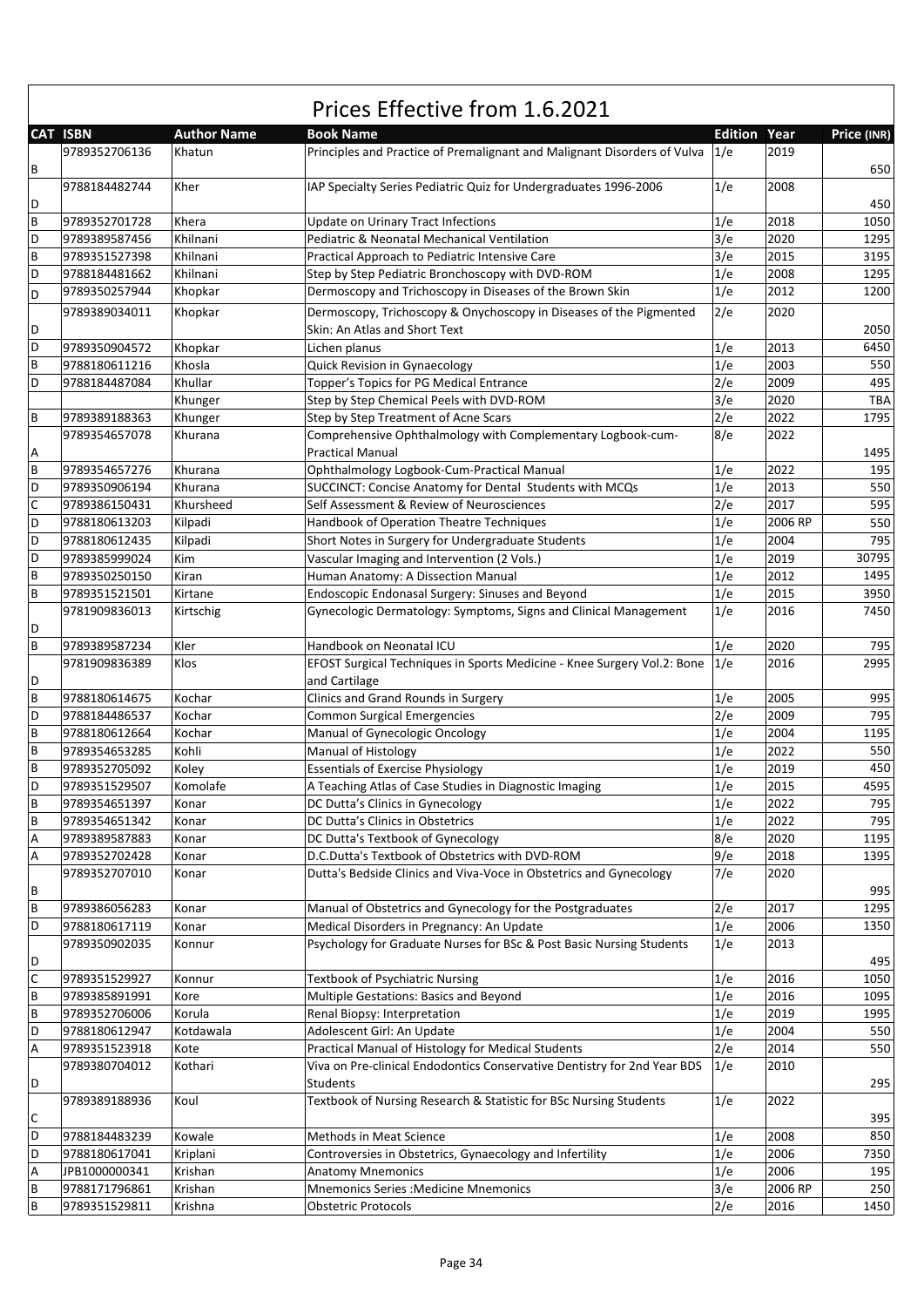# Prices Effective from 1.6.2021

| CAT | ISBN | Author Name | Book Name | Edition | Year | Price (INR) |
|---|---|---|---|---|---|---|
| B | 9789352706136 | Khatun | Principles and Practice of Premalignant and Malignant Disorders of Vulva | 1/e | 2019 | 650 |
| D | 9788184482744 | Kher | IAP Specialty Series Pediatric Quiz for Undergraduates 1996-2006 | 1/e | 2008 | 450 |
| B | 9789352701728 | Khera | Update on Urinary Tract Infections | 1/e | 2018 | 1050 |
| D | 9789389587456 | Khilnani | Pediatric & Neonatal Mechanical Ventilation | 3/e | 2020 | 1295 |
| B | 9789351527398 | Khilnani | Practical Approach to Pediatric Intensive Care | 3/e | 2015 | 3195 |
| D | 9788184481662 | Khilnani | Step by Step Pediatric Bronchoscopy with DVD-ROM | 1/e | 2008 | 1295 |
| D | 9789350257944 | Khopkar | Dermoscopy and Trichoscopy in Diseases of the Brown Skin | 1/e | 2012 | 1200 |
| D | 9789389034011 | Khopkar | Dermoscopy, Trichoscopy & Onychoscopy in Diseases of the Pigmented Skin: An Atlas and Short Text | 2/e | 2020 | 2050 |
| D | 9789350904572 | Khopkar | Lichen planus | 1/e | 2013 | 6450 |
| B | 9788180611216 | Khosla | Quick Revision in Gynaecology | 1/e | 2003 | 550 |
| D | 9788184487084 | Khullar | Topper's Topics for PG Medical Entrance | 2/e | 2009 | 495 |
| | | Khunger | Step by Step Chemical Peels with DVD-ROM | 3/e | 2020 | TBA |
| B | 9789389188363 | Khunger | Step by Step Treatment of Acne Scars | 2/e | 2022 | 1795 |
| A | 9789354657078 | Khurana | Comprehensive Ophthalmology with Complementary Logbook-cum-Practical Manual | 8/e | 2022 | 1495 |
| B | 9789354657276 | Khurana | Ophthalmology Logbook-Cum-Practical Manual | 1/e | 2022 | 195 |
| D | 9789350906194 | Khurana | SUCCINCT: Concise Anatomy for Dental Students with MCQs | 1/e | 2013 | 550 |
| C | 9789386150431 | Khursheed | Self Assessment & Review of Neurosciences | 2/e | 2017 | 595 |
| D | 9788180613203 | Kilpadi | Handbook of Operation Theatre Techniques | 1/e | 2006 RP | 550 |
| D | 9788180612435 | Kilpadi | Short Notes in Surgery for Undergraduate Students | 1/e | 2004 | 795 |
| D | 9789385999024 | Kim | Vascular Imaging and Intervention (2 Vols.) | 1/e | 2019 | 30795 |
| B | 9789350250150 | Kiran | Human Anatomy: A Dissection Manual | 1/e | 2012 | 1495 |
| B | 9789351521501 | Kirtane | Endoscopic Endonasal Surgery: Sinuses and Beyond | 1/e | 2015 | 3950 |
| D | 9781909836013 | Kirtschig | Gynecologic Dermatology: Symptoms, Signs and Clinical Management | 1/e | 2016 | 7450 |
| B | 9789389587234 | Kler | Handbook on Neonatal ICU | 1/e | 2020 | 795 |
| D | 9781909836389 | Klos | EFOST Surgical Techniques in Sports Medicine - Knee Surgery Vol.2: Bone and Cartilage | 1/e | 2016 | 2995 |
| B | 9788180614675 | Kochar | Clinics and Grand Rounds in Surgery | 1/e | 2005 | 995 |
| D | 9788184486537 | Kochar | Common Surgical Emergencies | 2/e | 2009 | 795 |
| B | 9788180612664 | Kochar | Manual of Gynecologic Oncology | 1/e | 2004 | 1195 |
| B | 9789354653285 | Kohli | Manual of Histology | 1/e | 2022 | 550 |
| B | 9789352705092 | Koley | Essentials of Exercise Physiology | 1/e | 2019 | 450 |
| D | 9789351529507 | Komolafe | A Teaching Atlas of Case Studies in Diagnostic Imaging | 1/e | 2015 | 4595 |
| B | 9789354651397 | Konar | DC Dutta's Clinics in Gynecology | 1/e | 2022 | 795 |
| B | 9789354651342 | Konar | DC Dutta's Clinics in Obstetrics | 1/e | 2022 | 795 |
| A | 9789389587883 | Konar | DC Dutta's Textbook of Gynecology | 8/e | 2020 | 1195 |
| A | 9789352702428 | Konar | D.C.Dutta's Textbook of Obstetrics with DVD-ROM | 9/e | 2018 | 1395 |
| B | 9789352707010 | Konar | Dutta's Bedside Clinics and Viva-Voce in Obstetrics and Gynecology | 7/e | 2020 | 995 |
| B | 9789386056283 | Konar | Manual of Obstetrics and Gynecology for the Postgraduates | 2/e | 2017 | 1295 |
| D | 9788180617119 | Konar | Medical Disorders in Pregnancy: An Update | 1/e | 2006 | 1350 |
| D | 9789350902035 | Konnur | Psychology for Graduate Nurses for BSc & Post Basic Nursing Students | 1/e | 2013 | 495 |
| C | 9789351529927 | Konnur | Textbook of Psychiatric Nursing | 1/e | 2016 | 1050 |
| B | 9789385891991 | Kore | Multiple Gestations: Basics and Beyond | 1/e | 2016 | 1095 |
| B | 9789352706006 | Korula | Renal Biopsy: Interpretation | 1/e | 2019 | 1995 |
| D | 9788180612947 | Kotdawala | Adolescent Girl: An Update | 1/e | 2004 | 550 |
| A | 9789351523918 | Kote | Practical Manual of Histology for Medical Students | 2/e | 2014 | 550 |
| D | 9789380704012 | Kothari | Viva on Pre-clinical Endodontics Conservative Dentistry for 2nd Year BDS Students | 1/e | 2010 | 295 |
| C | 9789389188936 | Koul | Textbook of Nursing Research & Statistic for BSc Nursing Students | 1/e | 2022 | 395 |
| D | 9788184483239 | Kowale | Methods in Meat Science | 1/e | 2008 | 850 |
| D | 9788180617041 | Kriplani | Controversies in Obstetrics, Gynaecology and Infertility | 1/e | 2006 | 7350 |
| A | JPB1000000341 | Krishan | Anatomy Mnemonics | 1/e | 2006 | 195 |
| B | 9788171796861 | Krishan | Mnemonics Series :Medicine Mnemonics | 3/e | 2006 RP | 250 |
| B | 9789351529811 | Krishna | Obstetric Protocols | 2/e | 2016 | 1450 |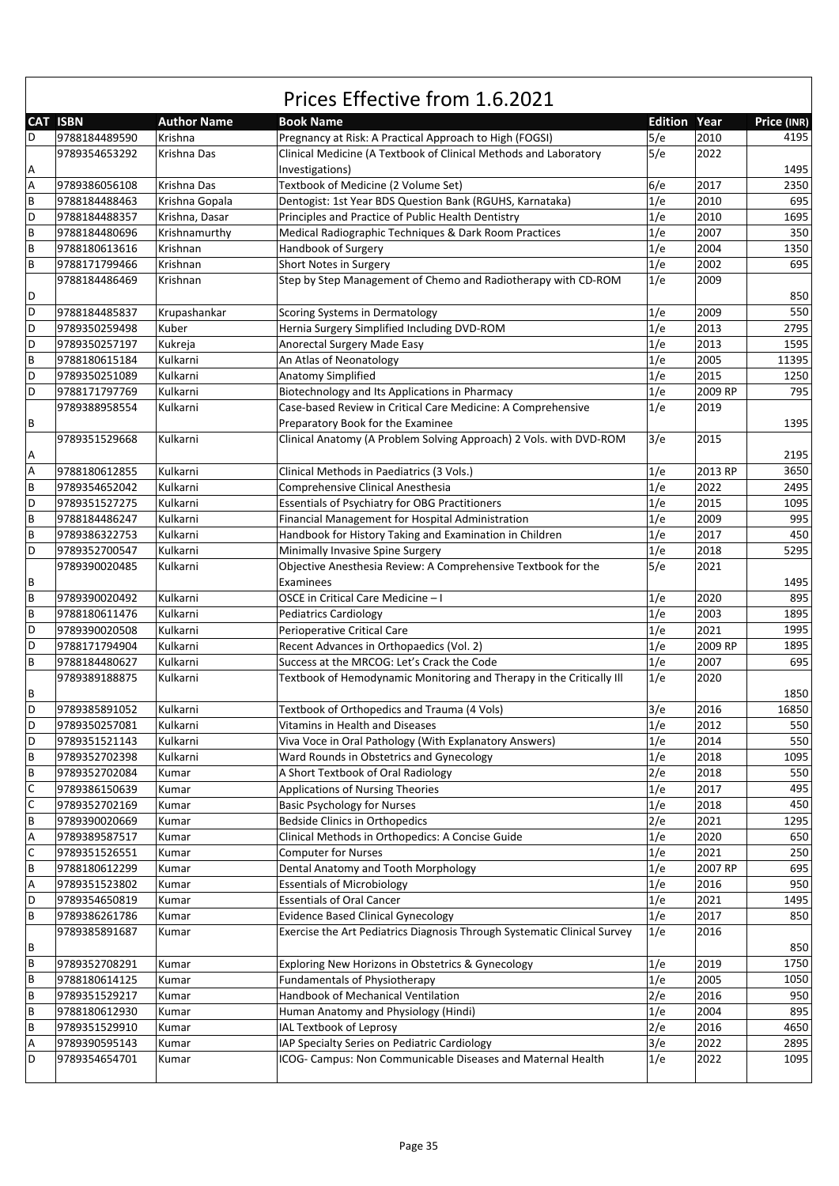# Prices Effective from 1.6.2021

| CAT | ISBN | Author Name | Book Name | Edition | Year | Price (INR) |
|---|---|---|---|---|---|---|
| D | 9788184489590 | Krishna | Pregnancy at Risk: A Practical Approach to High (FOGSI) | 5/e | 2010 | 4195 |
| A | 9789354653292 | Krishna Das | Clinical Medicine (A Textbook of Clinical Methods and Laboratory Investigations) | 5/e | 2022 | 1495 |
| A | 9789386056108 | Krishna Das | Textbook of Medicine (2 Volume Set) | 6/e | 2017 | 2350 |
| B | 9788184488463 | Krishna Gopala | Dentogist: 1st Year BDS Question Bank (RGUHS, Karnataka) | 1/e | 2010 | 695 |
| D | 9788184488357 | Krishna, Dasar | Principles and Practice of Public Health Dentistry | 1/e | 2010 | 1695 |
| B | 9788184480696 | Krishnamurthy | Medical Radiographic Techniques & Dark Room Practices | 1/e | 2007 | 350 |
| B | 9788180613616 | Krishnan | Handbook of Surgery | 1/e | 2004 | 1350 |
| B | 9788171799466 | Krishnan | Short Notes in Surgery | 1/e | 2002 | 695 |
| D | 9788184486469 | Krishnan | Step by Step Management of Chemo and Radiotherapy with CD-ROM | 1/e | 2009 | 850 |
| D | 9788184485837 | Krupashankar | Scoring Systems in Dermatology | 1/e | 2009 | 550 |
| D | 9789350259498 | Kuber | Hernia Surgery Simplified Including DVD-ROM | 1/e | 2013 | 2795 |
| D | 9789350257197 | Kukreja | Anorectal Surgery Made Easy | 1/e | 2013 | 1595 |
| B | 9788180615184 | Kulkarni | An Atlas of Neonatology | 1/e | 2005 | 11395 |
| D | 9789350251089 | Kulkarni | Anatomy Simplified | 1/e | 2015 | 1250 |
| D | 9788171797769 | Kulkarni | Biotechnology and Its Applications in Pharmacy | 1/e | 2009 RP | 795 |
| B | 9789388958554 | Kulkarni | Case-based Review in Critical Care Medicine: A Comprehensive Preparatory Book for the Examinee | 1/e | 2019 | 1395 |
| A | 9789351529668 | Kulkarni | Clinical Anatomy (A Problem Solving Approach) 2 Vols. with DVD-ROM | 3/e | 2015 | 2195 |
| A | 9788180612855 | Kulkarni | Clinical Methods in Paediatrics (3 Vols.) | 1/e | 2013 RP | 3650 |
| B | 9789354652042 | Kulkarni | Comprehensive Clinical Anesthesia | 1/e | 2022 | 2495 |
| D | 9789351527275 | Kulkarni | Essentials of Psychiatry for OBG Practitioners | 1/e | 2015 | 1095 |
| B | 9788184486247 | Kulkarni | Financial Management for Hospital Administration | 1/e | 2009 | 995 |
| B | 9789386322753 | Kulkarni | Handbook for History Taking and Examination in Children | 1/e | 2017 | 450 |
| D | 9789352700547 | Kulkarni | Minimally Invasive Spine Surgery | 1/e | 2018 | 5295 |
| B | 9789390020485 | Kulkarni | Objective Anesthesia Review: A Comprehensive Textbook for the Examinees | 5/e | 2021 | 1495 |
| B | 9789390020492 | Kulkarni | OSCE in Critical Care Medicine – I | 1/e | 2020 | 895 |
| B | 9788180611476 | Kulkarni | Pediatrics Cardiology | 1/e | 2003 | 1895 |
| D | 9789390020508 | Kulkarni | Perioperative Critical Care | 1/e | 2021 | 1995 |
| D | 9788171794904 | Kulkarni | Recent Advances in Orthopaedics (Vol. 2) | 1/e | 2009 RP | 1895 |
| B | 9788184480627 | Kulkarni | Success at the MRCOG: Let's Crack the Code | 1/e | 2007 | 695 |
| B | 9789389188875 | Kulkarni | Textbook of Hemodynamic Monitoring and Therapy in the Critically Ill | 1/e | 2020 | 1850 |
| D | 9789385891052 | Kulkarni | Textbook of Orthopedics and Trauma (4 Vols) | 3/e | 2016 | 16850 |
| D | 9789350257081 | Kulkarni | Vitamins in Health and Diseases | 1/e | 2012 | 550 |
| D | 9789351521143 | Kulkarni | Viva Voce in Oral Pathology (With Explanatory Answers) | 1/e | 2014 | 550 |
| B | 9789352702398 | Kulkarni | Ward Rounds in Obstetrics and Gynecology | 1/e | 2018 | 1095 |
| B | 9789352702084 | Kumar | A Short Textbook of Oral Radiology | 2/e | 2018 | 550 |
| C | 9789386150639 | Kumar | Applications of Nursing Theories | 1/e | 2017 | 495 |
| C | 9789352702169 | Kumar | Basic Psychology for Nurses | 1/e | 2018 | 450 |
| B | 9789390020669 | Kumar | Bedside Clinics in Orthopedics | 2/e | 2021 | 1295 |
| A | 9789389587517 | Kumar | Clinical Methods in Orthopedics: A Concise Guide | 1/e | 2020 | 650 |
| C | 9789351526551 | Kumar | Computer for Nurses | 1/e | 2021 | 250 |
| B | 9788180612299 | Kumar | Dental Anatomy and Tooth Morphology | 1/e | 2007 RP | 695 |
| A | 9789351523802 | Kumar | Essentials of Microbiology | 1/e | 2016 | 950 |
| D | 9789354650819 | Kumar | Essentials of Oral Cancer | 1/e | 2021 | 1495 |
| B | 9789386261786 | Kumar | Evidence Based Clinical Gynecology | 1/e | 2017 | 850 |
| B | 9789385891687 | Kumar | Exercise the Art Pediatrics Diagnosis Through Systematic Clinical Survey | 1/e | 2016 | 850 |
| B | 9789352708291 | Kumar | Exploring New Horizons in Obstetrics & Gynecology | 1/e | 2019 | 1750 |
| B | 9788180614125 | Kumar | Fundamentals of Physiotherapy | 1/e | 2005 | 1050 |
| B | 9789351529217 | Kumar | Handbook of Mechanical Ventilation | 2/e | 2016 | 950 |
| B | 9788180612930 | Kumar | Human Anatomy and Physiology (Hindi) | 1/e | 2004 | 895 |
| B | 9789351529910 | Kumar | IAL Textbook of Leprosy | 2/e | 2016 | 4650 |
| A | 9789390595143 | Kumar | IAP Specialty Series on Pediatric Cardiology | 3/e | 2022 | 2895 |
| D | 9789354654701 | Kumar | ICOG- Campus: Non Communicable Diseases and Maternal Health | 1/e | 2022 | 1095 |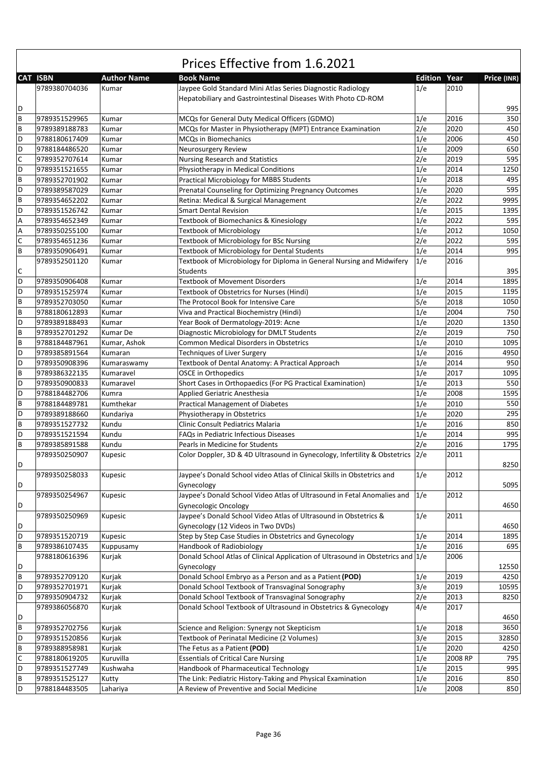# Prices Effective from 1.6.2021

| CAT | ISBN | Author Name | Book Name | Edition | Year | Price (INR) |
|---|---|---|---|---|---|---|
| D | 9789380704036 | Kumar | Jaypee Gold Standard Mini Atlas Series Diagnostic Radiology Hepatobiliary and Gastrointestinal Diseases With Photo CD-ROM | 1/e | 2010 | 995 |
| B | 9789351529965 | Kumar | MCQs for General Duty Medical Officers (GDMO) | 1/e | 2016 | 350 |
| B | 9789389188783 | Kumar | MCQs for Master in Physiotherapy (MPT) Entrance Examination | 2/e | 2020 | 450 |
| D | 9788180617409 | Kumar | MCQs in Biomechanics | 1/e | 2006 | 450 |
| D | 9788184486520 | Kumar | Neurosurgery Review | 1/e | 2009 | 650 |
| C | 9789352707614 | Kumar | Nursing Research and Statistics | 2/e | 2019 | 595 |
| D | 9789351521655 | Kumar | Physiotherapy in Medical Conditions | 1/e | 2014 | 1250 |
| B | 9789352701902 | Kumar | Practical Microbiology for MBBS Students | 1/e | 2018 | 495 |
| D | 9789389587029 | Kumar | Prenatal Counseling for Optimizing Pregnancy Outcomes | 1/e | 2020 | 595 |
| B | 9789354652202 | Kumar | Retina: Medical & Surgical Management | 2/e | 2022 | 9995 |
| D | 9789351526742 | Kumar | Smart Dental Revision | 1/e | 2015 | 1395 |
| A | 9789354652349 | Kumar | Textbook of Biomechanics & Kinesiology | 1/e | 2022 | 595 |
| A | 9789350255100 | Kumar | Textbook of Microbiology | 1/e | 2012 | 1050 |
| C | 9789354651236 | Kumar | Textbook of Microbiology for BSc Nursing | 2/e | 2022 | 595 |
| B | 9789350906491 | Kumar | Textbook of Microbiology for Dental Students | 1/e | 2014 | 995 |
| C | 9789352501120 | Kumar | Textbook of Microbiology for Diploma in General Nursing and Midwifery Students | 1/e | 2016 | 395 |
| D | 9789350906408 | Kumar | Textbook of Movement Disorders | 1/e | 2014 | 1895 |
| D | 9789351525974 | Kumar | Textbook of Obstetrics for Nurses (Hindi) | 1/e | 2015 | 1195 |
| B | 9789352703050 | Kumar | The Protocol Book for Intensive Care | 5/e | 2018 | 1050 |
| B | 9788180612893 | Kumar | Viva and Practical Biochemistry (Hindi) | 1/e | 2004 | 750 |
| D | 9789389188493 | Kumar | Year Book of Dermatology-2019: Acne | 1/e | 2020 | 1350 |
| B | 9789352701292 | Kumar De | Diagnostic Microbiology for DMLT Students | 2/e | 2019 | 750 |
| B | 9788184487961 | Kumar, Ashok | Common Medical Disorders in Obstetrics | 1/e | 2010 | 1095 |
| D | 9789385891564 | Kumaran | Techniques of Liver Surgery | 1/e | 2016 | 4950 |
| D | 9789350908396 | Kumaraswamy | Textbook of Dental Anatomy: A Practical Approach | 1/e | 2014 | 950 |
| B | 9789386322135 | Kumaravel | OSCE in Orthopedics | 1/e | 2017 | 1095 |
| D | 9789350900833 | Kumaravel | Short Cases in Orthopaedics (For PG Practical Examination) | 1/e | 2013 | 550 |
| D | 9788184482706 | Kumra | Applied Geriatric Anesthesia | 1/e | 2008 | 1595 |
| B | 9788184489781 | Kumthekar | Practical Management of Diabetes | 1/e | 2010 | 550 |
| D | 9789389188660 | Kundariya | Physiotherapy in Obstetrics | 1/e | 2020 | 295 |
| B | 9789351527732 | Kundu | Clinic Consult Pediatrics Malaria | 1/e | 2016 | 850 |
| D | 9789351521594 | Kundu | FAQs in Pediatric Infectious Diseases | 1/e | 2014 | 995 |
| B | 9789385891588 | Kundu | Pearls in Medicine for Students | 2/e | 2016 | 1795 |
| D | 9789350250907 | Kupesic | Color Doppler, 3D & 4D Ultrasound in Gynecology, Infertility & Obstetrics | 2/e | 2011 | 8250 |
| D | 9789350258033 | Kupesic | Jaypee's Donald School video Atlas of Clinical Skills in Obstetrics and Gynecology | 1/e | 2012 | 5095 |
| D | 9789350254967 | Kupesic | Jaypee's Donald School Video Atlas of Ultrasound in Fetal Anomalies and Gynecologic Oncology | 1/e | 2012 | 4650 |
| D | 9789350250969 | Kupesic | Jaypee's Donald School Video Atlas of Ultrasound in Obstetrics & Gynecology (12 Videos in Two DVDs) | 1/e | 2011 | 4650 |
| D | 9789351520719 | Kupesic | Step by Step Case Studies in Obstetrics and Gynecology | 1/e | 2014 | 1895 |
| B | 9789386107435 | Kuppusamy | Handbook of Radiobiology | 1/e | 2016 | 695 |
| D | 9788180616396 | Kurjak | Donald School Atlas of Clinical Application of Ultrasound in Obstetrics and Gynecology | 1/e | 2006 | 12550 |
| B | 9789352709120 | Kurjak | Donald School Embryo as a Person and as a Patient **(POD)** | 1/e | 2019 | 4250 |
| D | 9789352701971 | Kurjak | Donald School Textbook of Transvaginal Sonography | 3/e | 2019 | 10595 |
| D | 9789350904732 | Kurjak | Donald School Textbook of Transvaginal Sonography | 2/e | 2013 | 8250 |
| D | 9789386056870 | Kurjak | Donald School Textbook of Ultrasound in Obstetrics & Gynecology | 4/e | 2017 | 4650 |
| B | 9789352702756 | Kurjak | Science and Religion: Synergy not Skepticism | 1/e | 2018 | 3650 |
| D | 9789351520856 | Kurjak | Textbook of Perinatal Medicine (2 Volumes) | 3/e | 2015 | 32850 |
| B | 9789388958981 | Kurjak | The Fetus as a Patient **(POD)** | 1/e | 2020 | 4250 |
| C | 9788180619205 | Kuruvilla | Essentials of Critical Care Nursing | 1/e | 2008 RP | 795 |
| D | 9789351527749 | Kushwaha | Handbook of Pharmaceutical Technology | 1/e | 2015 | 995 |
| B | 9789351525127 | Kutty | The Link: Pediatric History-Taking and Physical Examination | 1/e | 2016 | 850 |
| D | 9788184483505 | Lahariya | A Review of Preventive and Social Medicine | 1/e | 2008 | 850 |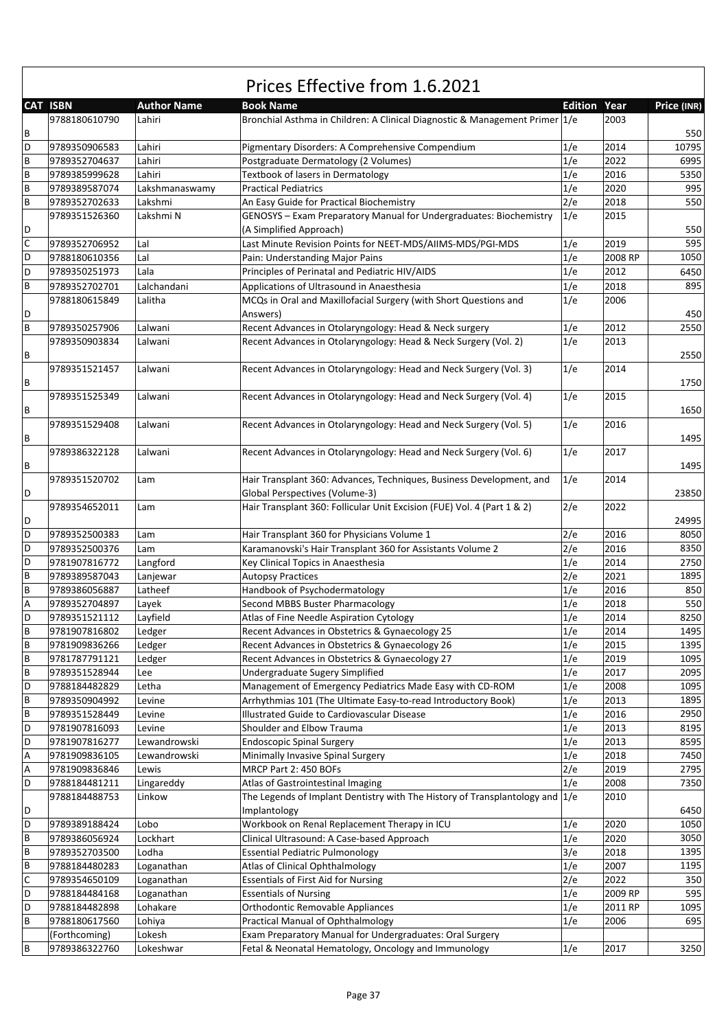# Prices Effective from 1.6.2021

| CAT | ISBN | Author Name | Book Name | Edition | Year | Price (INR) |
|---|---|---|---|---|---|---|
| B | 9788180610790 | Lahiri | Bronchial Asthma in Children: A Clinical Diagnostic & Management Primer | 1/e | 2003 | 550 |
| D | 9789350906583 | Lahiri | Pigmentary Disorders: A Comprehensive Compendium | 1/e | 2014 | 10795 |
| B | 9789352704637 | Lahiri | Postgraduate Dermatology (2 Volumes) | 1/e | 2022 | 6995 |
| B | 9789385999628 | Lahiri | Textbook of lasers in Dermatology | 1/e | 2016 | 5350 |
| B | 9789389587074 | Lakshmanaswamy | Practical Pediatrics | 1/e | 2020 | 995 |
| B | 9789352702633 | Lakshmi | An Easy Guide for Practical Biochemistry | 2/e | 2018 | 550 |
| D | 9789351526360 | Lakshmi N | GENOSYS – Exam Preparatory Manual for Undergraduates: Biochemistry (A Simplified Approach) | 1/e | 2015 | 550 |
| C | 9789352706952 | Lal | Last Minute Revision Points for NEET-MDS/AIIMS-MDS/PGI-MDS | 1/e | 2019 | 595 |
| D | 9788180610356 | Lal | Pain: Understanding Major Pains | 1/e | 2008 RP | 1050 |
| D | 9789350251973 | Lala | Principles of Perinatal and Pediatric HIV/AIDS | 1/e | 2012 | 6450 |
| B | 9789352702701 | Lalchandani | Applications of Ultrasound in Anaesthesia | 1/e | 2018 | 895 |
| D | 9788180615849 | Lalitha | MCQs in Oral and Maxillofacial Surgery (with Short Questions and Answers) | 1/e | 2006 | 450 |
| B | 9789350257906 | Lalwani | Recent Advances in Otolaryngology: Head & Neck surgery | 1/e | 2012 | 2550 |
| B | 9789350903834 | Lalwani | Recent Advances in Otolaryngology: Head & Neck Surgery (Vol. 2) | 1/e | 2013 | 2550 |
| B | 9789351521457 | Lalwani | Recent Advances in Otolaryngology: Head and Neck Surgery (Vol. 3) | 1/e | 2014 | 1750 |
| B | 9789351525349 | Lalwani | Recent Advances in Otolaryngology: Head and Neck Surgery (Vol. 4) | 1/e | 2015 | 1650 |
| B | 9789351529408 | Lalwani | Recent Advances in Otolaryngology: Head and Neck Surgery (Vol. 5) | 1/e | 2016 | 1495 |
| B | 9789386322128 | Lalwani | Recent Advances in Otolaryngology: Head and Neck Surgery (Vol. 6) | 1/e | 2017 | 1495 |
| D | 9789351520702 | Lam | Hair Transplant 360: Advances, Techniques, Business Development, and Global Perspectives (Volume-3) | 1/e | 2014 | 23850 |
| D | 9789354652011 | Lam | Hair Transplant 360: Follicular Unit Excision (FUE) Vol. 4 (Part 1 & 2) | 2/e | 2022 | 24995 |
| D | 9789352500383 | Lam | Hair Transplant 360 for Physicians Volume 1 | 2/e | 2016 | 8050 |
| D | 9789352500376 | Lam | Karamanovski's Hair Transplant 360 for Assistants Volume 2 | 2/e | 2016 | 8350 |
| D | 9781907816772 | Langford | Key Clinical Topics in Anaesthesia | 1/e | 2014 | 2750 |
| B | 9789389587043 | Lanjewar | Autopsy Practices | 2/e | 2021 | 1895 |
| B | 9789386056887 | Latheef | Handbook of Psychodermatology | 1/e | 2016 | 850 |
| A | 9789352704897 | Layek | Second MBBS Buster Pharmacology | 1/e | 2018 | 550 |
| D | 9789351521112 | Layfield | Atlas of Fine Needle Aspiration Cytology | 1/e | 2014 | 8250 |
| B | 9781907816802 | Ledger | Recent Advances in Obstetrics & Gynaecology 25 | 1/e | 2014 | 1495 |
| B | 9781909836266 | Ledger | Recent Advances in Obstetrics & Gynaecology 26 | 1/e | 2015 | 1395 |
| B | 9781787791121 | Ledger | Recent Advances in Obstetrics & Gynaecology 27 | 1/e | 2019 | 1095 |
| B | 9789351528944 | Lee | Undergraduate Sugery Simplified | 1/e | 2017 | 2095 |
| D | 9788184482829 | Letha | Management of Emergency Pediatrics Made Easy with CD-ROM | 1/e | 2008 | 1095 |
| B | 9789350904992 | Levine | Arrhythmias 101 (The Ultimate Easy-to-read Introductory Book) | 1/e | 2013 | 1895 |
| B | 9789351528449 | Levine | Illustrated Guide to Cardiovascular Disease | 1/e | 2016 | 2950 |
| D | 9781907816093 | Levine | Shoulder and Elbow Trauma | 1/e | 2013 | 8195 |
| D | 9781907816277 | Lewandrowski | Endoscopic Spinal Surgery | 1/e | 2013 | 8595 |
| A | 9781909836105 | Lewandrowski | Minimally Invasive Spinal Surgery | 1/e | 2018 | 7450 |
| A | 9781909836846 | Lewis | MRCP Part 2: 450 BOFs | 2/e | 2019 | 2795 |
| D | 9788184481211 | Lingareddy | Atlas of Gastrointestinal Imaging | 1/e | 2008 | 7350 |
| D | 9788184488753 | Linkow | The Legends of Implant Dentistry with The History of Transplantology and Implantology | 1/e | 2010 | 6450 |
| D | 9789389188424 | Lobo | Workbook on Renal Replacement Therapy in ICU | 1/e | 2020 | 1050 |
| B | 9789386056924 | Lockhart | Clinical Ultrasound: A Case-based Approach | 1/e | 2020 | 3050 |
| B | 9789352703500 | Lodha | Essential Pediatric Pulmonology | 3/e | 2018 | 1395 |
| B | 9788184480283 | Loganathan | Atlas of Clinical Ophthalmology | 1/e | 2007 | 1195 |
| C | 9789354650109 | Loganathan | Essentials of First Aid for Nursing | 2/e | 2022 | 350 |
| D | 9788184484168 | Loganathan | Essentials of Nursing | 1/e | 2009 RP | 595 |
| D | 9788184482898 | Lohakare | Orthodontic Removable Appliances | 1/e | 2011 RP | 1095 |
| B | 9788180617560 | Lohiya | Practical Manual of Ophthalmology | 1/e | 2006 | 695 |
| | (Forthcoming) | Lokesh | Exam Preparatory Manual for Undergraduates: Oral Surgery | | | |
| B | 9789386322760 | Lokeshwar | Fetal & Neonatal Hematology, Oncology and Immunology | 1/e | 2017 | 3250 |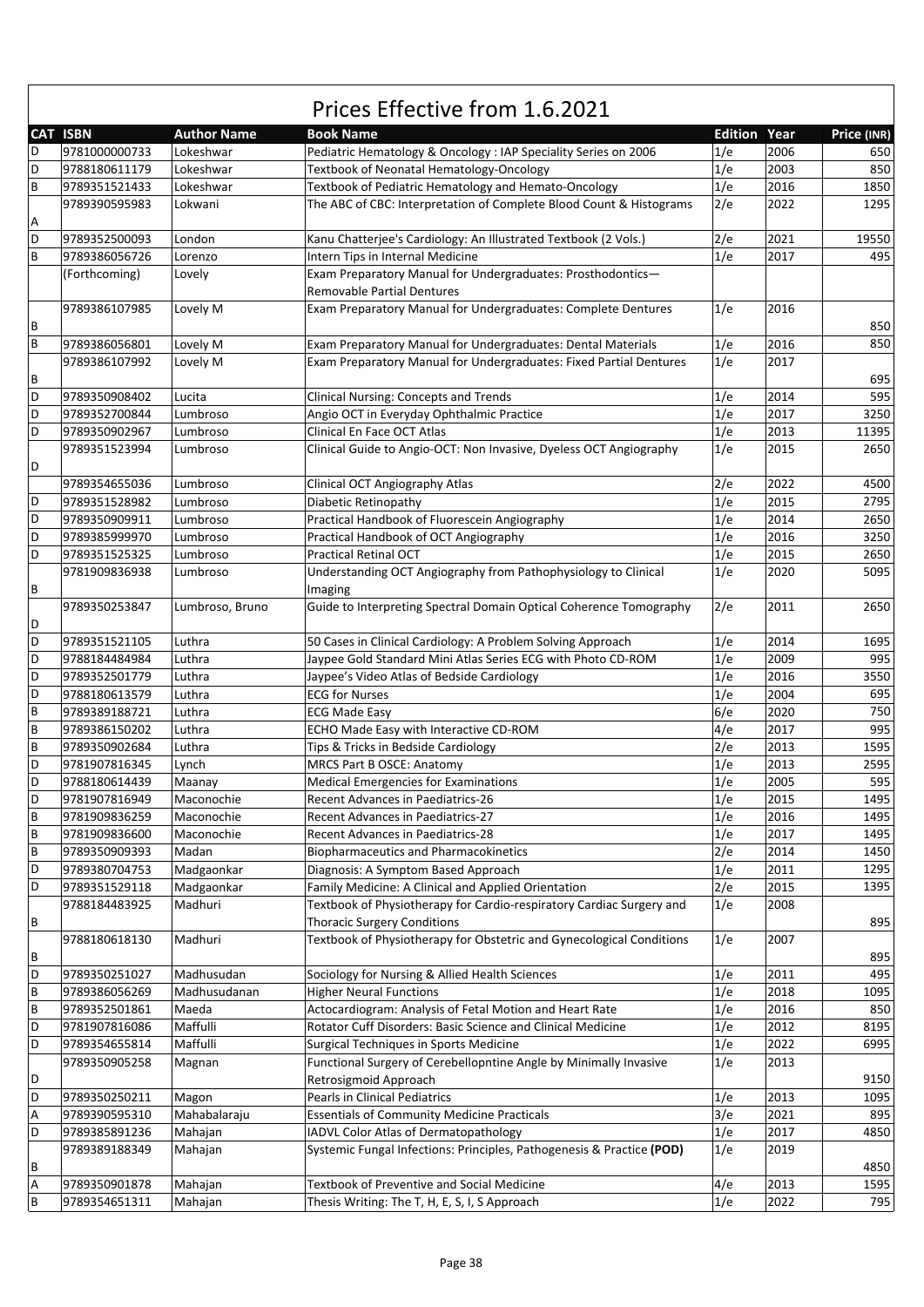# Prices Effective from 1.6.2021

| CAT | ISBN | Author Name | Book Name | Edition | Year | Price (INR) |
|---|---|---|---|---|---|---|
| D | 9781000000733 | Lokeshwar | Pediatric Hematology & Oncology : IAP Speciality Series on 2006 | 1/e | 2006 | 650 |
| D | 9788180611179 | Lokeshwar | Textbook of Neonatal Hematology-Oncology | 1/e | 2003 | 850 |
| B | 9789351521433 | Lokeshwar | Textbook of Pediatric Hematology and Hemato-Oncology | 1/e | 2016 | 1850 |
| A | 9789390595983 | Lokwani | The ABC of CBC: Interpretation of Complete Blood Count & Histograms | 2/e | 2022 | 1295 |
| D | 9789352500093 | London | Kanu Chatterjee's Cardiology: An Illustrated Textbook (2 Vols.) | 2/e | 2021 | 19550 |
| B | 9789386056726 | Lorenzo | Intern Tips in Internal Medicine | 1/e | 2017 | 495 |
|  | (Forthcoming) | Lovely | Exam Preparatory Manual for Undergraduates: Prosthodontics—Removable Partial Dentures |  |  |  |
| B | 9789386107985 | Lovely M | Exam Preparatory Manual for Undergraduates: Complete Dentures | 1/e | 2016 | 850 |
| B | 9789386056801 | Lovely M | Exam Preparatory Manual for Undergraduates: Dental Materials | 1/e | 2016 | 850 |
| B | 9789386107992 | Lovely M | Exam Preparatory Manual for Undergraduates: Fixed Partial Dentures | 1/e | 2017 | 695 |
| D | 9789350908402 | Lucita | Clinical Nursing: Concepts and Trends | 1/e | 2014 | 595 |
| D | 9789352700844 | Lumbroso | Angio OCT in Everyday Ophthalmic Practice | 1/e | 2017 | 3250 |
| D | 9789350902967 | Lumbroso | Clinical En Face OCT Atlas | 1/e | 2013 | 11395 |
| D | 9789351523994 | Lumbroso | Clinical Guide to Angio-OCT: Non Invasive, Dyeless OCT Angiography | 1/e | 2015 | 2650 |
|  | 9789354655036 | Lumbroso | Clinical OCT Angiography Atlas | 2/e | 2022 | 4500 |
| D | 9789351528982 | Lumbroso | Diabetic Retinopathy | 1/e | 2015 | 2795 |
| D | 9789350909911 | Lumbroso | Practical Handbook of Fluorescein Angiography | 1/e | 2014 | 2650 |
| D | 9789385999970 | Lumbroso | Practical Handbook of OCT Angiography | 1/e | 2016 | 3250 |
| D | 9789351525325 | Lumbroso | Practical Retinal OCT | 1/e | 2015 | 2650 |
| B | 9781909836938 | Lumbroso | Understanding OCT Angiography from Pathophysiology to Clinical Imaging | 1/e | 2020 | 5095 |
| D | 9789350253847 | Lumbroso, Bruno | Guide to Interpreting Spectral Domain Optical Coherence Tomography | 2/e | 2011 | 2650 |
| D | 9789351521105 | Luthra | 50 Cases in Clinical Cardiology: A Problem Solving Approach | 1/e | 2014 | 1695 |
| D | 9788184484984 | Luthra | Jaypee Gold Standard Mini Atlas Series ECG with Photo CD-ROM | 1/e | 2009 | 995 |
| D | 9789352501779 | Luthra | Jaypee's Video Atlas of Bedside Cardiology | 1/e | 2016 | 3550 |
| D | 9788180613579 | Luthra | ECG for Nurses | 1/e | 2004 | 695 |
| B | 9789389188721 | Luthra | ECG Made Easy | 6/e | 2020 | 750 |
| B | 9789386150202 | Luthra | ECHO Made Easy with Interactive CD-ROM | 4/e | 2017 | 995 |
| B | 9789350902684 | Luthra | Tips & Tricks in Bedside Cardiology | 2/e | 2013 | 1595 |
| D | 9781907816345 | Lynch | MRCS Part B OSCE: Anatomy | 1/e | 2013 | 2595 |
| D | 9788180614439 | Maanay | Medical Emergencies for Examinations | 1/e | 2005 | 595 |
| D | 9781907816949 | Maconochie | Recent Advances in Paediatrics-26 | 1/e | 2015 | 1495 |
| B | 9781909836259 | Maconochie | Recent Advances in Paediatrics-27 | 1/e | 2016 | 1495 |
| B | 9781909836600 | Maconochie | Recent Advances in Paediatrics-28 | 1/e | 2017 | 1495 |
| B | 9789350909393 | Madan | Biopharmaceutics and Pharmacokinetics | 2/e | 2014 | 1450 |
| D | 9789380704753 | Madgaonkar | Diagnosis: A Symptom Based Approach | 1/e | 2011 | 1295 |
| D | 9789351529118 | Madgaonkar | Family Medicine: A Clinical and Applied Orientation | 2/e | 2015 | 1395 |
| B | 9788184483925 | Madhuri | Textbook of Physiotherapy for Cardio-respiratory Cardiac Surgery and Thoracic Surgery Conditions | 1/e | 2008 | 895 |
| B | 9788180618130 | Madhuri | Textbook of Physiotherapy for Obstetric and Gynecological Conditions | 1/e | 2007 | 895 |
| D | 9789350251027 | Madhusudan | Sociology for Nursing & Allied Health Sciences | 1/e | 2011 | 495 |
| B | 9789386056269 | Madhusudanan | Higher Neural Functions | 1/e | 2018 | 1095 |
| B | 9789352501861 | Maeda | Actocardiogram: Analysis of Fetal Motion and Heart Rate | 1/e | 2016 | 850 |
| D | 9781907816086 | Maffulli | Rotator Cuff Disorders: Basic Science and Clinical Medicine | 1/e | 2012 | 8195 |
| D | 9789354655814 | Maffulli | Surgical Techniques in Sports Medicine | 1/e | 2022 | 6995 |
| D | 9789350905258 | Magnan | Functional Surgery of Cerebellopntine Angle by Minimally Invasive Retrosigmoid Approach | 1/e | 2013 | 9150 |
| D | 9789350250211 | Magon | Pearls in Clinical Pediatrics | 1/e | 2013 | 1095 |
| A | 9789390595310 | Mahabalaraju | Essentials of Community Medicine Practicals | 3/e | 2021 | 895 |
| D | 9789385891236 | Mahajan | IADVL Color Atlas of Dermatopathology | 1/e | 2017 | 4850 |
| B | 9789389188349 | Mahajan | Systemic Fungal Infections: Principles, Pathogenesis & Practice **(POD)** | 1/e | 2019 | 4850 |
| A | 9789350901878 | Mahajan | Textbook of Preventive and Social Medicine | 4/e | 2013 | 1595 |
| B | 9789354651311 | Mahajan | Thesis Writing: The T, H, E, S, I, S Approach | 1/e | 2022 | 795 |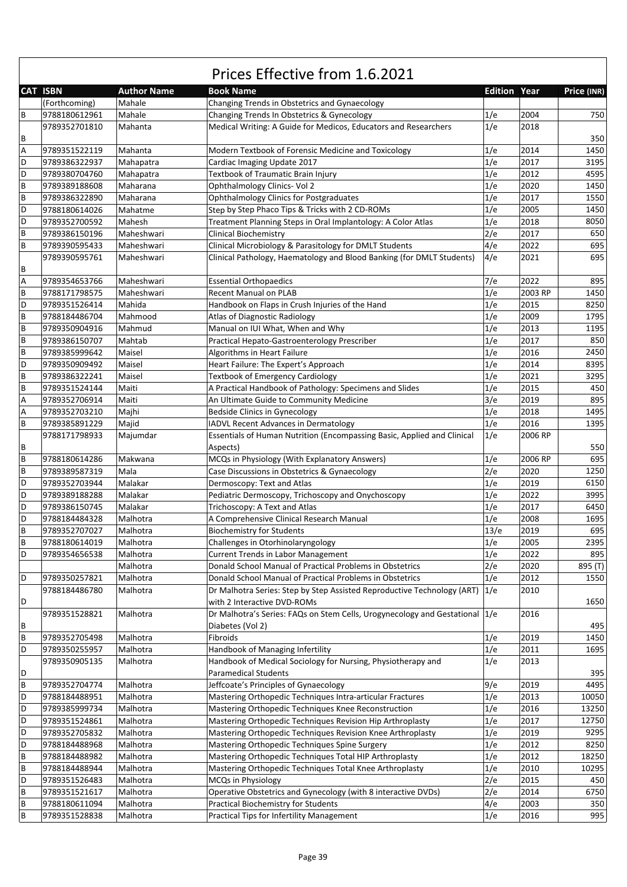# Prices Effective from 1.6.2021

| CAT | ISBN | Author Name | Book Name | Edition | Year | Price (INR) |
|---|---|---|---|---|---|---|
| | (Forthcoming) | Mahale | Changing Trends in Obstetrics and Gynaecology | | | |
| B | 9788180612961 | Mahale | Changing Trends In Obstetrics & Gynecology | 1/e | 2004 | 750 |
| B | 9789352701810 | Mahanta | Medical Writing: A Guide for Medicos, Educators and Researchers | 1/e | 2018 | 350 |
| A | 9789351522119 | Mahanta | Modern Textbook of Forensic Medicine and Toxicology | 1/e | 2014 | 1450 |
| D | 9789386322937 | Mahapatra | Cardiac Imaging Update 2017 | 1/e | 2017 | 3195 |
| D | 9789380704760 | Mahapatra | Textbook of Traumatic Brain Injury | 1/e | 2012 | 4595 |
| B | 9789389188608 | Maharana | Ophthalmology Clinics- Vol 2 | 1/e | 2020 | 1450 |
| B | 9789386322890 | Maharana | Ophthalmology Clinics for Postgraduates | 1/e | 2017 | 1550 |
| D | 9788180614026 | Mahatme | Step by Step Phaco Tips & Tricks with 2 CD-ROMs | 1/e | 2005 | 1450 |
| D | 9789352700592 | Mahesh | Treatment Planning Steps in Oral Implantology: A Color Atlas | 1/e | 2018 | 8050 |
| B | 9789386150196 | Maheshwari | Clinical Biochemistry | 2/e | 2017 | 650 |
| B | 9789390595433 | Maheshwari | Clinical Microbiology & Parasitology for DMLT Students | 4/e | 2022 | 695 |
| B | 9789390595761 | Maheshwari | Clinical Pathology, Haematology and Blood Banking (for DMLT Students) | 4/e | 2021 | 695 |
| A | 9789354653766 | Maheshwari | Essential Orthopaedics | 7/e | 2022 | 895 |
| B | 9788171798575 | Maheshwari | Recent Manual on PLAB | 1/e | 2003 RP | 1450 |
| D | 9789351526414 | Mahida | Handbook on Flaps in Crush Injuries of the Hand | 1/e | 2015 | 8250 |
| B | 9788184486704 | Mahmood | Atlas of Diagnostic Radiology | 1/e | 2009 | 1795 |
| B | 9789350904916 | Mahmud | Manual on IUI What, When and Why | 1/e | 2013 | 1195 |
| B | 9789386150707 | Mahtab | Practical Hepato-Gastroenterology Prescriber | 1/e | 2017 | 850 |
| B | 9789385999642 | Maisel | Algorithms in Heart Failure | 1/e | 2016 | 2450 |
| D | 9789350909492 | Maisel | Heart Failure: The Expert's Approach | 1/e | 2014 | 8395 |
| B | 9789386322241 | Maisel | Textbook of Emergency Cardiology | 1/e | 2021 | 3295 |
| B | 9789351524144 | Maiti | A Practical Handbook of Pathology: Specimens and Slides | 1/e | 2015 | 450 |
| A | 9789352706914 | Maiti | An Ultimate Guide to Community Medicine | 3/e | 2019 | 895 |
| A | 9789352703210 | Majhi | Bedside Clinics in Gynecology | 1/e | 2018 | 1495 |
| B | 9789385891229 | Majid | IADVL Recent Advances in Dermatology | 1/e | 2016 | 1395 |
| B | 9788171798933 | Majumdar | Essentials of Human Nutrition (Encompassing Basic, Applied and Clinical Aspects) | 1/e | 2006 RP | 550 |
| B | 9788180614286 | Makwana | MCQs in Physiology (With Explanatory Answers) | 1/e | 2006 RP | 695 |
| B | 9789389587319 | Mala | Case Discussions in Obstetrics & Gynaecology | 2/e | 2020 | 1250 |
| D | 9789352703944 | Malakar | Dermoscopy: Text and Atlas | 1/e | 2019 | 6150 |
| D | 9789389188288 | Malakar | Pediatric Dermoscopy, Trichoscopy and Onychoscopy | 1/e | 2022 | 3995 |
| D | 9789386150745 | Malakar | Trichoscopy: A Text and Atlas | 1/e | 2017 | 6450 |
| D | 9788184484328 | Malhotra | A Comprehensive Clinical Research Manual | 1/e | 2008 | 1695 |
| B | 9789352707027 | Malhotra | Biochemistry for Students | 13/e | 2019 | 695 |
| B | 9788180614019 | Malhotra | Challenges in Otorhinolaryngology | 1/e | 2005 | 2395 |
| D | 9789354656538 | Malhotra | Current Trends in Labor Management | 1/e | 2022 | 895 |
| | | Malhotra | Donald School Manual of Practical Problems in Obstetrics | 2/e | 2020 | 895 (T) |
| D | 9789350257821 | Malhotra | Donald School Manual of Practical Problems in Obstetrics | 1/e | 2012 | 1550 |
| D | 9788184486780 | Malhotra | Dr Malhotra Series: Step by Step Assisted Reproductive Technology (ART) with 2 Interactive DVD-ROMs | 1/e | 2010 | 1650 |
| B | 9789351528821 | Malhotra | Dr Malhotra's Series: FAQs on Stem Cells, Urogynecology and Gestational Diabetes (Vol 2) | 1/e | 2016 | 495 |
| B | 9789352705498 | Malhotra | Fibroids | 1/e | 2019 | 1450 |
| D | 9789350255957 | Malhotra | Handbook of Managing Infertility | 1/e | 2011 | 1695 |
| D | 9789350905135 | Malhotra | Handbook of Medical Sociology for Nursing, Physiotherapy and Paramedical Students | 1/e | 2013 | 395 |
| B | 9789352704774 | Malhotra | Jeffcoate's Principles of Gynaecology | 9/e | 2019 | 4495 |
| D | 9788184488951 | Malhotra | Mastering Orthopedic Techniques Intra-articular Fractures | 1/e | 2013 | 10050 |
| D | 9789385999734 | Malhotra | Mastering Orthopedic Techniques Knee Reconstruction | 1/e | 2016 | 13250 |
| D | 9789351524861 | Malhotra | Mastering Orthopedic Techniques Revision Hip Arthroplasty | 1/e | 2017 | 12750 |
| D | 9789352705832 | Malhotra | Mastering Orthopedic Techniques Revision Knee Arthroplasty | 1/e | 2019 | 9295 |
| D | 9788184488968 | Malhotra | Mastering Orthopedic Techniques Spine Surgery | 1/e | 2012 | 8250 |
| B | 9788184488982 | Malhotra | Mastering Orthopedic Techniques Total HIP Arthroplasty | 1/e | 2012 | 18250 |
| B | 9788184488944 | Malhotra | Mastering Orthopedic Techniques Total Knee Arthroplasty | 1/e | 2010 | 10295 |
| D | 9789351526483 | Malhotra | MCQs in Physiology | 2/e | 2015 | 450 |
| B | 9789351521617 | Malhotra | Operative Obstetrics and Gynecology (with 8 interactive DVDs) | 2/e | 2014 | 6750 |
| B | 9788180611094 | Malhotra | Practical Biochemistry for Students | 4/e | 2003 | 350 |
| B | 9789351528838 | Malhotra | Practical Tips for Infertility Management | 1/e | 2016 | 995 |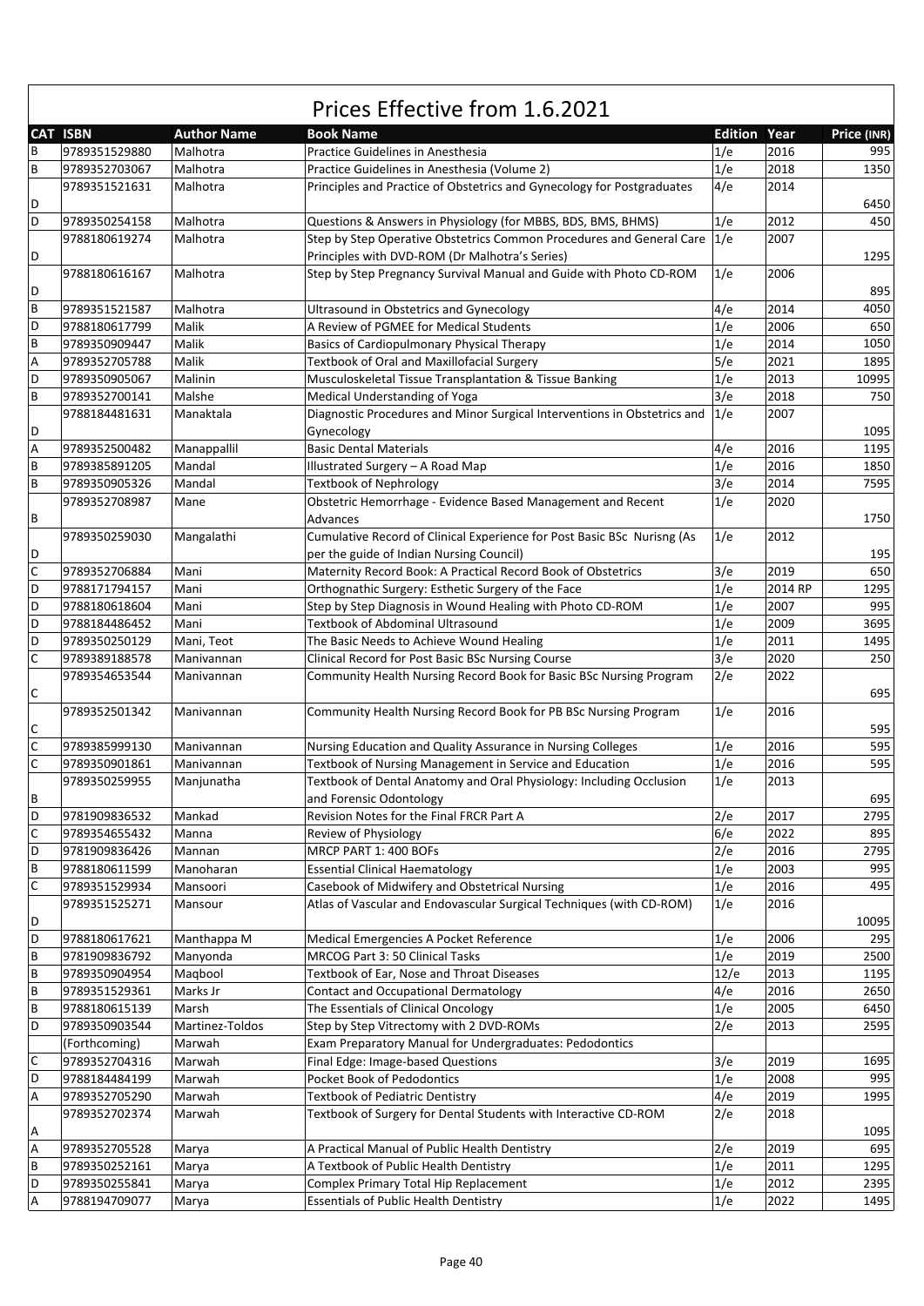# Prices Effective from 1.6.2021

| CAT | ISBN | Author Name | Book Name | Edition | Year | Price (INR) |
|---|---|---|---|---|---|---|
| B | 9789351529880 | Malhotra | Practice Guidelines in Anesthesia | 1/e | 2016 | 995 |
| B | 9789352703067 | Malhotra | Practice Guidelines in Anesthesia (Volume 2) | 1/e | 2018 | 1350 |
| D | 9789351521631 | Malhotra | Principles and Practice of Obstetrics and Gynecology for Postgraduates | 4/e | 2014 | 6450 |
| D | 9789350254158 | Malhotra | Questions & Answers in Physiology (for MBBS, BDS, BMS, BHMS) | 1/e | 2012 | 450 |
| D | 9788180619274 | Malhotra | Step by Step Operative Obstetrics Common Procedures and General Care Principles with DVD-ROM (Dr Malhotra's Series) | 1/e | 2007 | 1295 |
| D | 9788180616167 | Malhotra | Step by Step Pregnancy Survival Manual and Guide with Photo CD-ROM | 1/e | 2006 | 895 |
| B | 9789351521587 | Malhotra | Ultrasound in Obstetrics and Gynecology | 4/e | 2014 | 4050 |
| D | 9788180617799 | Malik | A Review of PGMEE for Medical Students | 1/e | 2006 | 650 |
| B | 9789350909447 | Malik | Basics of Cardiopulmonary Physical Therapy | 1/e | 2014 | 1050 |
| A | 9789352705788 | Malik | Textbook of Oral and Maxillofacial Surgery | 5/e | 2021 | 1895 |
| D | 9789350905067 | Malinin | Musculoskeletal Tissue Transplantation & Tissue Banking | 1/e | 2013 | 10995 |
| B | 9789352700141 | Malshe | Medical Understanding of Yoga | 3/e | 2018 | 750 |
| D | 9788184481631 | Manaktala | Diagnostic Procedures and Minor Surgical Interventions in Obstetrics and Gynecology | 1/e | 2007 | 1095 |
| A | 9789352500482 | Manappallil | Basic Dental Materials | 4/e | 2016 | 1195 |
| B | 9789385891205 | Mandal | Illustrated Surgery – A Road Map | 1/e | 2016 | 1850 |
| B | 9789350905326 | Mandal | Textbook of Nephrology | 3/e | 2014 | 7595 |
| B | 9789352708987 | Mane | Obstetric Hemorrhage - Evidence Based Management and Recent Advances | 1/e | 2020 | 1750 |
| D | 9789350259030 | Mangalathi | Cumulative Record of Clinical Experience for Post Basic BSc Nurisng (As per the guide of Indian Nursing Council) | 1/e | 2012 | 195 |
| C | 9789352706884 | Mani | Maternity Record Book: A Practical Record Book of Obstetrics | 3/e | 2019 | 650 |
| D | 9788171794157 | Mani | Orthognathic Surgery: Esthetic Surgery of the Face | 1/e | 2014 RP | 1295 |
| D | 9788180618604 | Mani | Step by Step Diagnosis in Wound Healing with Photo CD-ROM | 1/e | 2007 | 995 |
| D | 9788184486452 | Mani | Textbook of Abdominal Ultrasound | 1/e | 2009 | 3695 |
| D | 9789350250129 | Mani, Teot | The Basic Needs to Achieve Wound Healing | 1/e | 2011 | 1495 |
| C | 9789389188578 | Manivannan | Clinical Record for Post Basic BSc Nursing Course | 3/e | 2020 | 250 |
| C | 9789354653544 | Manivannan | Community Health Nursing Record Book for Basic BSc Nursing Program | 2/e | 2022 | 695 |
| C | 9789352501342 | Manivannan | Community Health Nursing Record Book for PB BSc Nursing Program | 1/e | 2016 | 595 |
| C | 9789385999130 | Manivannan | Nursing Education and Quality Assurance in Nursing Colleges | 1/e | 2016 | 595 |
| C | 9789350901861 | Manivannan | Textbook of Nursing Management in Service and Education | 1/e | 2016 | 595 |
| B | 9789350259955 | Manjunatha | Textbook of Dental Anatomy and Oral Physiology: Including Occlusion and Forensic Odontology | 1/e | 2013 | 695 |
| D | 9781909836532 | Mankad | Revision Notes for the Final FRCR Part A | 2/e | 2017 | 2795 |
| C | 9789354655432 | Manna | Review of Physiology | 6/e | 2022 | 895 |
| D | 9781909836426 | Mannan | MRCP PART 1: 400 BOFs | 2/e | 2016 | 2795 |
| B | 9788180611599 | Manoharan | Essential Clinical Haematology | 1/e | 2003 | 995 |
| C | 9789351529934 | Mansoori | Casebook of Midwifery and Obstetrical Nursing | 1/e | 2016 | 495 |
| D | 9789351525271 | Mansour | Atlas of Vascular and Endovascular Surgical Techniques (with CD-ROM) | 1/e | 2016 | 10095 |
| D | 9788180617621 | Manthappa M | Medical Emergencies A Pocket Reference | 1/e | 2006 | 295 |
| B | 9781909836792 | Manyonda | MRCOG Part 3: 50 Clinical Tasks | 1/e | 2019 | 2500 |
| B | 9789350904954 | Maqbool | Textbook of Ear, Nose and Throat Diseases | 12/e | 2013 | 1195 |
| B | 9789351529361 | Marks Jr | Contact and Occupational Dermatology | 4/e | 2016 | 2650 |
| B | 9788180615139 | Marsh | The Essentials of Clinical Oncology | 1/e | 2005 | 6450 |
| D | 9789350903544 | Martinez-Toldos | Step by Step Vitrectomy with 2 DVD-ROMs | 2/e | 2013 | 2595 |
| | (Forthcoming) | Marwah | Exam Preparatory Manual for Undergraduates: Pedodontics | | | |
| C | 9789352704316 | Marwah | Final Edge: Image-based Questions | 3/e | 2019 | 1695 |
| D | 9788184484199 | Marwah | Pocket Book of Pedodontics | 1/e | 2008 | 995 |
| A | 9789352705290 | Marwah | Textbook of Pediatric Dentistry | 4/e | 2019 | 1995 |
| A | 9789352702374 | Marwah | Textbook of Surgery for Dental Students with Interactive CD-ROM | 2/e | 2018 | 1095 |
| A | 9789352705528 | Marya | A Practical Manual of Public Health Dentistry | 2/e | 2019 | 695 |
| B | 9789350252161 | Marya | A Textbook of Public Health Dentistry | 1/e | 2011 | 1295 |
| D | 9789350255841 | Marya | Complex Primary Total Hip Replacement | 1/e | 2012 | 2395 |
| A | 9788194709077 | Marya | Essentials of Public Health Dentistry | 1/e | 2022 | 1495 |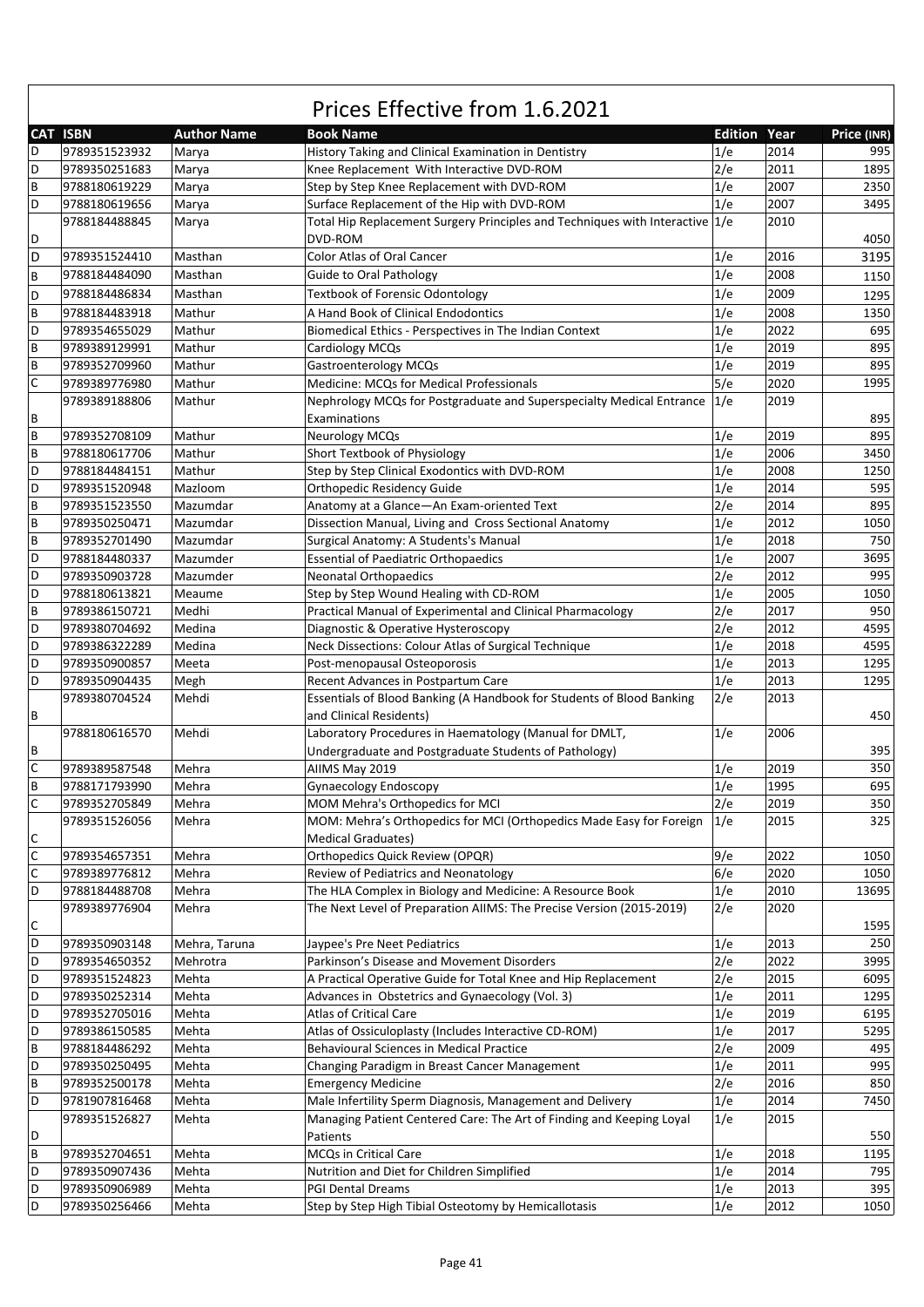# Prices Effective from 1.6.2021

| CAT | ISBN | Author Name | Book Name | Edition | Year | Price (INR) |
|---|---|---|---|---|---|---|
| D | 9789351523932 | Marya | History Taking and Clinical Examination in Dentistry | 1/e | 2014 | 995 |
| D | 9789350251683 | Marya | Knee Replacement With Interactive DVD-ROM | 2/e | 2011 | 1895 |
| B | 9788180619229 | Marya | Step by Step Knee Replacement with DVD-ROM | 1/e | 2007 | 2350 |
| D | 9788180619656 | Marya | Surface Replacement of the Hip with DVD-ROM | 1/e | 2007 | 3495 |
| D | 9788184488845 | Marya | Total Hip Replacement Surgery Principles and Techniques with Interactive DVD-ROM | 1/e | 2010 | 4050 |
| D | 9789351524410 | Masthan | Color Atlas of Oral Cancer | 1/e | 2016 | 3195 |
| B | 9788184484090 | Masthan | Guide to Oral Pathology | 1/e | 2008 | 1150 |
| D | 9788184486834 | Masthan | Textbook of Forensic Odontology | 1/e | 2009 | 1295 |
| B | 9788184483918 | Mathur | A Hand Book of Clinical Endodontics | 1/e | 2008 | 1350 |
| D | 9789354655029 | Mathur | Biomedical Ethics - Perspectives in The Indian Context | 1/e | 2022 | 695 |
| B | 9789389129991 | Mathur | Cardiology MCQs | 1/e | 2019 | 895 |
| B | 9789352709960 | Mathur | Gastroenterology MCQs | 1/e | 2019 | 895 |
| C | 9789389776980 | Mathur | Medicine: MCQs for Medical Professionals | 5/e | 2020 | 1995 |
| B | 9789389188806 | Mathur | Nephrology MCQs for Postgraduate and Superspecialty Medical Entrance Examinations | 1/e | 2019 | 895 |
| B | 9789352708109 | Mathur | Neurology MCQs | 1/e | 2019 | 895 |
| B | 9788180617706 | Mathur | Short Textbook of Physiology | 1/e | 2006 | 3450 |
| D | 9788184484151 | Mathur | Step by Step Clinical Exodontics with DVD-ROM | 1/e | 2008 | 1250 |
| D | 9789351520948 | Mazloom | Orthopedic Residency Guide | 1/e | 2014 | 595 |
| B | 9789351523550 | Mazumdar | Anatomy at a Glance—An Exam-oriented Text | 2/e | 2014 | 895 |
| B | 9789350250471 | Mazumdar | Dissection Manual, Living and Cross Sectional Anatomy | 1/e | 2012 | 1050 |
| B | 9789352701490 | Mazumdar | Surgical Anatomy: A Students's Manual | 1/e | 2018 | 750 |
| D | 9788184480337 | Mazumder | Essential of Paediatric Orthopaedics | 1/e | 2007 | 3695 |
| D | 9789350903728 | Mazumder | Neonatal Orthopaedics | 2/e | 2012 | 995 |
| D | 9788180613821 | Meaume | Step by Step Wound Healing with CD-ROM | 1/e | 2005 | 1050 |
| B | 9789386150721 | Medhi | Practical Manual of Experimental and Clinical Pharmacology | 2/e | 2017 | 950 |
| D | 9789380704692 | Medina | Diagnostic & Operative Hysteroscopy | 2/e | 2012 | 4595 |
| D | 9789386322289 | Medina | Neck Dissections: Colour Atlas of Surgical Technique | 1/e | 2018 | 4595 |
| D | 9789350900857 | Meeta | Post-menopausal Osteoporosis | 1/e | 2013 | 1295 |
| D | 9789350904435 | Megh | Recent Advances in Postpartum Care | 1/e | 2013 | 1295 |
| B | 9789380704524 | Mehdi | Essentials of Blood Banking (A Handbook for Students of Blood Banking and Clinical Residents) | 2/e | 2013 | 450 |
| B | 9788180616570 | Mehdi | Laboratory Procedures in Haematology (Manual for DMLT, Undergraduate and Postgraduate Students of Pathology) | 1/e | 2006 | 395 |
| C | 9789389587548 | Mehra | AIIMS May 2019 | 1/e | 2019 | 350 |
| B | 9788171793990 | Mehra | Gynaecology Endoscopy | 1/e | 1995 | 695 |
| C | 9789352705849 | Mehra | MOM Mehra's Orthopedics for MCI | 2/e | 2019 | 350 |
| C | 9789351526056 | Mehra | MOM: Mehra's Orthopedics for MCI (Orthopedics Made Easy for Foreign Medical Graduates) | 1/e | 2015 | 325 |
| C | 9789354657351 | Mehra | Orthopedics Quick Review (OPQR) | 9/e | 2022 | 1050 |
| C | 9789389776812 | Mehra | Review of Pediatrics and Neonatology | 6/e | 2020 | 1050 |
| D | 9788184488708 | Mehra | The HLA Complex in Biology and Medicine: A Resource Book | 1/e | 2010 | 13695 |
| C | 9789389776904 | Mehra | The Next Level of Preparation AIIMS: The Precise Version (2015-2019) | 2/e | 2020 | 1595 |
| D | 9789350903148 | Mehra, Taruna | Jaypee's Pre Neet Pediatrics | 1/e | 2013 | 250 |
| D | 9789354650352 | Mehrotra | Parkinson's Disease and Movement Disorders | 2/e | 2022 | 3995 |
| D | 9789351524823 | Mehta | A Practical Operative Guide for Total Knee and Hip Replacement | 2/e | 2015 | 6095 |
| D | 9789350252314 | Mehta | Advances in Obstetrics and Gynaecology (Vol. 3) | 1/e | 2011 | 1295 |
| D | 9789352705016 | Mehta | Atlas of Critical Care | 1/e | 2019 | 6195 |
| D | 9789386150585 | Mehta | Atlas of Ossiculoplasty (Includes Interactive CD-ROM) | 1/e | 2017 | 5295 |
| B | 9788184486292 | Mehta | Behavioural Sciences in Medical Practice | 2/e | 2009 | 495 |
| D | 9789350250495 | Mehta | Changing Paradigm in Breast Cancer Management | 1/e | 2011 | 995 |
| B | 9789352500178 | Mehta | Emergency Medicine | 2/e | 2016 | 850 |
| D | 9781907816468 | Mehta | Male Infertility Sperm Diagnosis, Management and Delivery | 1/e | 2014 | 7450 |
| D | 9789351526827 | Mehta | Managing Patient Centered Care: The Art of Finding and Keeping Loyal Patients | 1/e | 2015 | 550 |
| B | 9789352704651 | Mehta | MCQs in Critical Care | 1/e | 2018 | 1195 |
| D | 9789350907436 | Mehta | Nutrition and Diet for Children Simplified | 1/e | 2014 | 795 |
| D | 9789350906989 | Mehta | PGI Dental Dreams | 1/e | 2013 | 395 |
| D | 9789350256466 | Mehta | Step by Step High Tibial Osteotomy by Hemicallotasis | 1/e | 2012 | 1050 |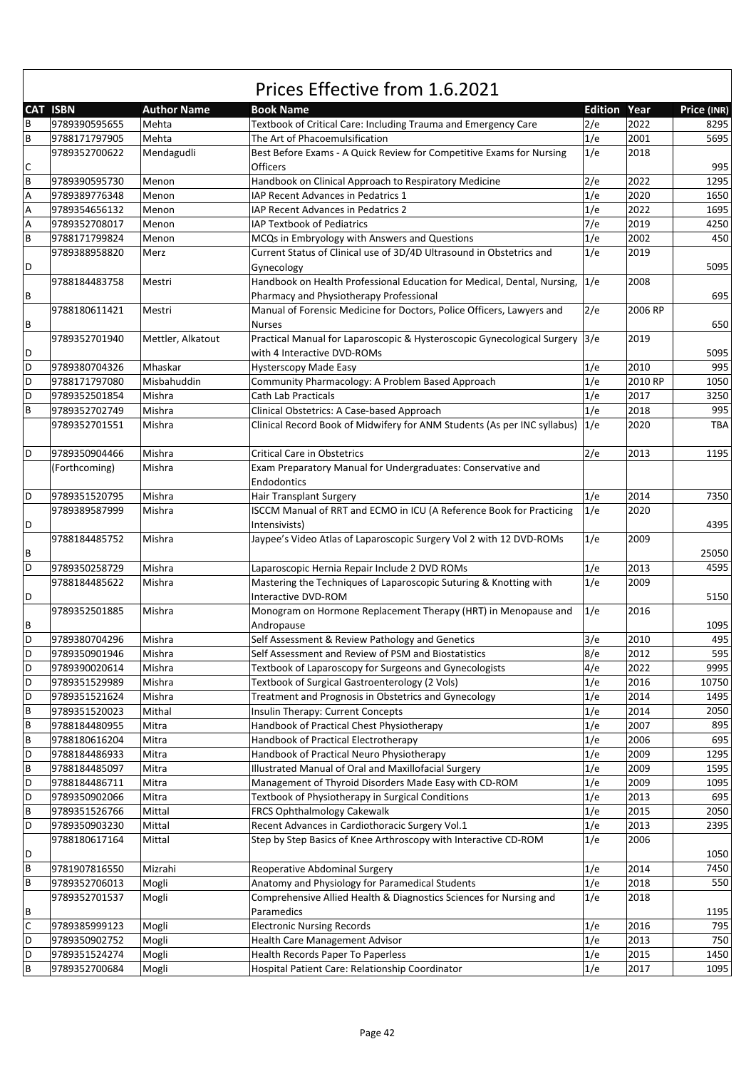# Prices Effective from 1.6.2021

| CAT | ISBN | Author Name | Book Name | Edition | Year | Price (INR) |
|---|---|---|---|---|---|---|
| B | 9789390595655 | Mehta | Textbook of Critical Care: Including Trauma and Emergency Care | 2/e | 2022 | 8295 |
| B | 9788171797905 | Mehta | The Art of Phacoemulsification | 1/e | 2001 | 5695 |
| C | 9789352700622 | Mendagudli | Best Before Exams - A Quick Review for Competitive Exams for Nursing Officers | 1/e | 2018 | 995 |
| B | 9789390595730 | Menon | Handbook on Clinical Approach to Respiratory Medicine | 2/e | 2022 | 1295 |
| A | 9789389776348 | Menon | IAP Recent Advances in Pedatrics 1 | 1/e | 2020 | 1650 |
| A | 9789354656132 | Menon | IAP Recent Advances in Pedatrics 2 | 1/e | 2022 | 1695 |
| A | 9789352708017 | Menon | IAP Textbook of Pediatrics | 7/e | 2019 | 4250 |
| B | 9788171799824 | Menon | MCQs in Embryology with Answers and Questions | 1/e | 2002 | 450 |
| D | 9789388958820 | Merz | Current Status of Clinical use of 3D/4D Ultrasound in Obstetrics and Gynecology | 1/e | 2019 | 5095 |
| B | 9788184483758 | Mestri | Handbook on Health Professional Education for Medical, Dental, Nursing, Pharmacy and Physiotherapy Professional | 1/e | 2008 | 695 |
| B | 9788180611421 | Mestri | Manual of Forensic Medicine for Doctors, Police Officers, Lawyers and Nurses | 2/e | 2006 RP | 650 |
| D | 9789352701940 | Mettler, Alkatout | Practical Manual for Laparoscopic & Hysteroscopic Gynecological Surgery with 4 Interactive DVD-ROMs | 3/e | 2019 | 5095 |
| D | 9789380704326 | Mhaskar | Hysterscopy Made Easy | 1/e | 2010 | 995 |
| D | 9788171797080 | Misbahuddin | Community Pharmacology: A Problem Based Approach | 1/e | 2010 RP | 1050 |
| D | 9789352501854 | Mishra | Cath Lab Practicals | 1/e | 2017 | 3250 |
| B | 9789352702749 | Mishra | Clinical Obstetrics: A Case-based Approach | 1/e | 2018 | 995 |
|  | 9789352701551 | Mishra | Clinical Record Book of Midwifery for ANM Students (As per INC syllabus) | 1/e | 2020 | TBA |
| D | 9789350904466 | Mishra | Critical Care in Obstetrics | 2/e | 2013 | 1195 |
|  | (Forthcoming) | Mishra | Exam Preparatory Manual for Undergraduates: Conservative and Endodontics |  |  |  |
| D | 9789351520795 | Mishra | Hair Transplant Surgery | 1/e | 2014 | 7350 |
| D | 9789389587999 | Mishra | ISCCM Manual of RRT and ECMO in ICU (A Reference Book for Practicing Intensivists) | 1/e | 2020 | 4395 |
| B | 9788184485752 | Mishra | Jaypee's Video Atlas of Laparoscopic Surgery Vol 2 with 12 DVD-ROMs | 1/e | 2009 | 25050 |
| D | 9789350258729 | Mishra | Laparoscopic Hernia Repair Include 2 DVD ROMs | 1/e | 2013 | 4595 |
| D | 9788184485622 | Mishra | Mastering the Techniques of Laparoscopic Suturing & Knotting with Interactive DVD-ROM | 1/e | 2009 | 5150 |
| B | 9789352501885 | Mishra | Monogram on Hormone Replacement Therapy (HRT) in Menopause and Andropause | 1/e | 2016 | 1095 |
| D | 9789380704296 | Mishra | Self Assessment & Review Pathology and Genetics | 3/e | 2010 | 495 |
| D | 9789350901946 | Mishra | Self Assessment and Review of PSM and Biostatistics | 8/e | 2012 | 595 |
| D | 9789390020614 | Mishra | Textbook of Laparoscopy for Surgeons and Gynecologists | 4/e | 2022 | 9995 |
| D | 9789351529989 | Mishra | Textbook of Surgical Gastroenterology (2 Vols) | 1/e | 2016 | 10750 |
| D | 9789351521624 | Mishra | Treatment and Prognosis in Obstetrics and Gynecology | 1/e | 2014 | 1495 |
| B | 9789351520023 | Mithal | Insulin Therapy: Current Concepts | 1/e | 2014 | 2050 |
| B | 9788184480955 | Mitra | Handbook of Practical Chest Physiotherapy | 1/e | 2007 | 895 |
| B | 9788180616204 | Mitra | Handbook of Practical Electrotherapy | 1/e | 2006 | 695 |
| D | 9788184486933 | Mitra | Handbook of Practical Neuro Physiotherapy | 1/e | 2009 | 1295 |
| B | 9788184485097 | Mitra | Illustrated Manual of Oral and Maxillofacial Surgery | 1/e | 2009 | 1595 |
| D | 9788184486711 | Mitra | Management of Thyroid Disorders Made Easy with CD-ROM | 1/e | 2009 | 1095 |
| D | 9789350902066 | Mitra | Textbook of Physiotherapy in Surgical Conditions | 1/e | 2013 | 695 |
| B | 9789351526766 | Mittal | FRCS Ophthalmology Cakewalk | 1/e | 2015 | 2050 |
| D | 9789350903230 | Mittal | Recent Advances in Cardiothoracic Surgery Vol.1 | 1/e | 2013 | 2395 |
| D | 9788180617164 | Mittal | Step by Step Basics of Knee Arthroscopy with Interactive CD-ROM | 1/e | 2006 | 1050 |
| B | 9781907816550 | Mizrahi | Reoperative Abdominal Surgery | 1/e | 2014 | 7450 |
| B | 9789352706013 | Mogli | Anatomy and Physiology for Paramedical Students | 1/e | 2018 | 550 |
| B | 9789352701537 | Mogli | Comprehensive Allied Health & Diagnostics Sciences for Nursing and Paramedics | 1/e | 2018 | 1195 |
| C | 9789385999123 | Mogli | Electronic Nursing Records | 1/e | 2016 | 795 |
| D | 9789350902752 | Mogli | Health Care Management Advisor | 1/e | 2013 | 750 |
| D | 9789351524274 | Mogli | Health Records Paper To Paperless | 1/e | 2015 | 1450 |
| B | 9789352700684 | Mogli | Hospital Patient Care: Relationship Coordinator | 1/e | 2017 | 1095 |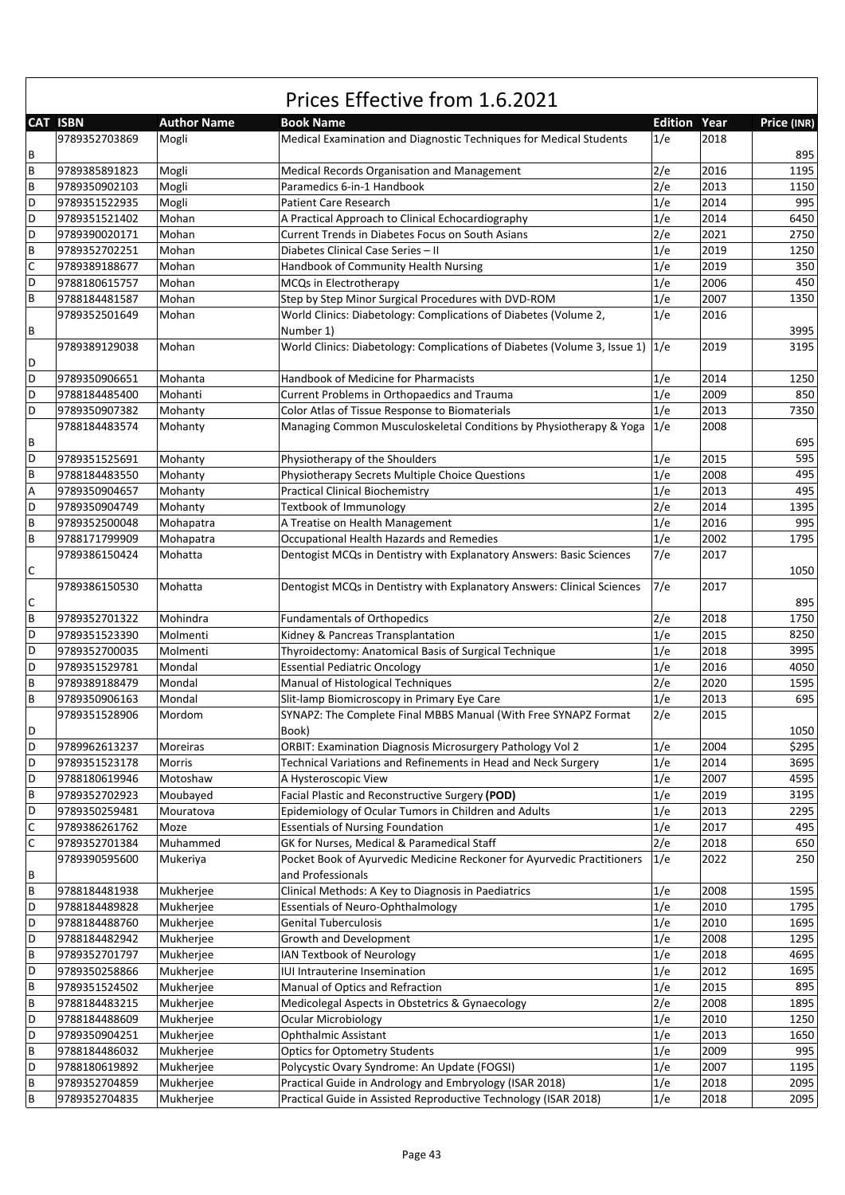# Prices Effective from 1.6.2021

| CAT | ISBN | Author Name | Book Name | Edition | Year | Price (INR) |
|---|---|---|---|---|---|---|
| B | 9789352703869 | Mogli | Medical Examination and Diagnostic Techniques for Medical Students | 1/e | 2018 | 895 |
| B | 9789385891823 | Mogli | Medical Records Organisation and Management | 2/e | 2016 | 1195 |
| B | 9789350902103 | Mogli | Paramedics 6-in-1 Handbook | 2/e | 2013 | 1150 |
| D | 9789351522935 | Mogli | Patient Care Research | 1/e | 2014 | 995 |
| D | 9789351521402 | Mohan | A Practical Approach to Clinical Echocardiography | 1/e | 2014 | 6450 |
| D | 9789390020171 | Mohan | Current Trends in Diabetes Focus on South Asians | 2/e | 2021 | 2750 |
| B | 9789352702251 | Mohan | Diabetes Clinical Case Series – II | 1/e | 2019 | 1250 |
| C | 9789389188677 | Mohan | Handbook of Community Health Nursing | 1/e | 2019 | 350 |
| D | 9788180615757 | Mohan | MCQs in Electrotherapy | 1/e | 2006 | 450 |
| B | 9788184481587 | Mohan | Step by Step Minor Surgical Procedures with DVD-ROM | 1/e | 2007 | 1350 |
| B | 9789352501649 | Mohan | World Clinics: Diabetology: Complications of Diabetes (Volume 2, Number 1) | 1/e | 2016 | 3995 |
| D | 9789389129038 | Mohan | World Clinics: Diabetology: Complications of Diabetes (Volume 3, Issue 1) | 1/e | 2019 | 3195 |
| D | 9789350906651 | Mohanta | Handbook of Medicine for Pharmacists | 1/e | 2014 | 1250 |
| D | 9788184485400 | Mohanti | Current Problems in Orthopaedics and Trauma | 1/e | 2009 | 850 |
| D | 9789350907382 | Mohanty | Color Atlas of Tissue Response to Biomaterials | 1/e | 2013 | 7350 |
| B | 9788184483574 | Mohanty | Managing Common Musculoskeletal Conditions by Physiotherapy & Yoga | 1/e | 2008 | 695 |
| D | 9789351525691 | Mohanty | Physiotherapy of the Shoulders | 1/e | 2015 | 595 |
| B | 9788184483550 | Mohanty | Physiotherapy Secrets Multiple Choice Questions | 1/e | 2008 | 495 |
| A | 9789350904657 | Mohanty | Practical Clinical Biochemistry | 1/e | 2013 | 495 |
| D | 9789350904749 | Mohanty | Textbook of Immunology | 2/e | 2014 | 1395 |
| B | 9789352500048 | Mohapatra | A Treatise on Health Management | 1/e | 2016 | 995 |
| B | 9788171799909 | Mohapatra | Occupational Health Hazards and Remedies | 1/e | 2002 | 1795 |
| C | 9789386150424 | Mohatta | Dentogist MCQs in Dentistry with Explanatory Answers: Basic Sciences | 7/e | 2017 | 1050 |
| C | 9789386150530 | Mohatta | Dentogist MCQs in Dentistry with Explanatory Answers: Clinical Sciences | 7/e | 2017 | 895 |
| B | 9789352701322 | Mohindra | Fundamentals of Orthopedics | 2/e | 2018 | 1750 |
| D | 9789351523390 | Molmenti | Kidney & Pancreas Transplantation | 1/e | 2015 | 8250 |
| D | 9789352700035 | Molmenti | Thyroidectomy: Anatomical Basis of Surgical Technique | 1/e | 2018 | 3995 |
| D | 9789351529781 | Mondal | Essential Pediatric Oncology | 1/e | 2016 | 4050 |
| B | 9789389188479 | Mondal | Manual of Histological Techniques | 2/e | 2020 | 1595 |
| B | 9789350906163 | Mondal | Slit-lamp Biomicroscopy in Primary Eye Care | 1/e | 2013 | 695 |
| D | 9789351528906 | Mordom | SYNAPZ: The Complete Final MBBS Manual (With Free SYNAPZ Format Book) | 2/e | 2015 | 1050 |
| D | 9789962613237 | Moreiras | ORBIT: Examination Diagnosis Microsurgery Pathology Vol 2 | 1/e | 2004 | $295 |
| D | 9789351523178 | Morris | Technical Variations and Refinements in Head and Neck Surgery | 1/e | 2014 | 3695 |
| D | 9788180619946 | Motoshaw | A Hysteroscopic View | 1/e | 2007 | 4595 |
| B | 9789352702923 | Moubayed | Facial Plastic and Reconstructive Surgery **(POD)** | 1/e | 2019 | 3195 |
| D | 9789350259481 | Mouratova | Epidemiology of Ocular Tumors in Children and Adults | 1/e | 2013 | 2295 |
| C | 9789386261762 | Moze | Essentials of Nursing Foundation | 1/e | 2017 | 495 |
| C | 9789352701384 | Muhammed | GK for Nurses, Medical & Paramedical Staff | 2/e | 2018 | 650 |
| B | 9789390595600 | Mukeriya | Pocket Book of Ayurvedic Medicine Reckoner for Ayurvedic Practitioners and Professionals | 1/e | 2022 | 250 |
| B | 9788184481938 | Mukherjee | Clinical Methods: A Key to Diagnosis in Paediatrics | 1/e | 2008 | 1595 |
| D | 9788184489828 | Mukherjee | Essentials of Neuro-Ophthalmology | 1/e | 2010 | 1795 |
| D | 9788184488760 | Mukherjee | Genital Tuberculosis | 1/e | 2010 | 1695 |
| D | 9788184482942 | Mukherjee | Growth and Development | 1/e | 2008 | 1295 |
| B | 9789352701797 | Mukherjee | IAN Textbook of Neurology | 1/e | 2018 | 4695 |
| D | 9789350258866 | Mukherjee | IUI Intrauterine Insemination | 1/e | 2012 | 1695 |
| B | 9789351524502 | Mukherjee | Manual of Optics and Refraction | 1/e | 2015 | 895 |
| B | 9788184483215 | Mukherjee | Medicolegal Aspects in Obstetrics & Gynaecology | 2/e | 2008 | 1895 |
| D | 9788184488609 | Mukherjee | Ocular Microbiology | 1/e | 2010 | 1250 |
| D | 9789350904251 | Mukherjee | Ophthalmic Assistant | 1/e | 2013 | 1650 |
| B | 9788184486032 | Mukherjee | Optics for Optometry Students | 1/e | 2009 | 995 |
| D | 9788180619892 | Mukherjee | Polycystic Ovary Syndrome: An Update (FOGSI) | 1/e | 2007 | 1195 |
| B | 9789352704859 | Mukherjee | Practical Guide in Andrology and Embryology (ISAR 2018) | 1/e | 2018 | 2095 |
| B | 9789352704835 | Mukherjee | Practical Guide in Assisted Reproductive Technology (ISAR 2018) | 1/e | 2018 | 2095 |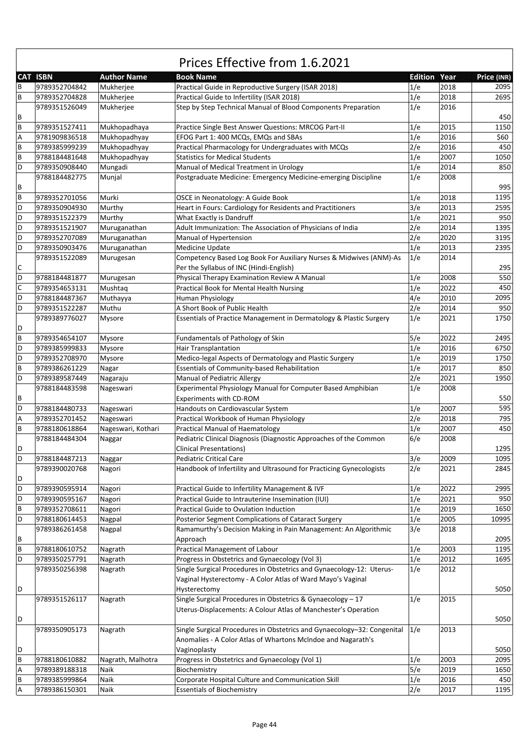# Prices Effective from 1.6.2021

| CAT | ISBN | Author Name | Book Name | Edition | Year | Price (INR) |
|---|---|---|---|---|---|---|
| B | 9789352704842 | Mukherjee | Practical Guide in Reproductive Surgery (ISAR 2018) | 1/e | 2018 | 2095 |
| B | 9789352704828 | Mukherjee | Practical Guide to Infertility (ISAR 2018) | 1/e | 2018 | 2695 |
| B | 9789351526049 | Mukherjee | Step by Step Technical Manual of Blood Components Preparation | 1/e | 2016 | 450 |
| B | 9789351527411 | Mukhopadhaya | Practice Single Best Answer Questions: MRCOG Part-II | 1/e | 2015 | 1150 |
| A | 9781909836518 | Mukhopadhyay | EFOG Part 1: 400 MCQs, EMQs and SBAs | 1/e | 2016 | $60 |
| B | 9789385999239 | Mukhopadhyay | Practical Pharmacology for Undergraduates with MCQs | 2/e | 2016 | 450 |
| B | 9788184481648 | Mukhopadhyay | Statistics for Medical Students | 1/e | 2007 | 1050 |
| D | 9789350908440 | Mungadi | Manual of Medical Treatment in Urology | 1/e | 2014 | 850 |
| B | 9788184482775 | Munjal | Postgraduate Medicine: Emergency Medicine-emerging Discipline | 1/e | 2008 | 995 |
| B | 9789352701056 | Murki | OSCE in Neonatology: A Guide Book | 1/e | 2018 | 1195 |
| D | 9789350904930 | Murthy | Heart in Fours: Cardiology for Residents and Practitioners | 3/e | 2013 | 2595 |
| D | 9789351522379 | Murthy | What Exactly is Dandruff | 1/e | 2021 | 950 |
| D | 9789351521907 | Muruganathan | Adult Immunization: The Association of Physicians of India | 2/e | 2014 | 1395 |
| D | 9789352707089 | Muruganathan | Manual of Hypertension | 2/e | 2020 | 3195 |
| D | 9789350903476 | Muruganathan | Medicine Update | 1/e | 2013 | 2395 |
| C | 9789351522089 | Murugesan | Competency Based Log Book For Auxiliary Nurses & Midwives (ANM)-As Per the Syllabus of INC (Hindi-English) | 1/e | 2014 | 295 |
| D | 9788184481877 | Murugesan | Physical Therapy Examination Review A Manual | 1/e | 2008 | 550 |
| C | 9789354653131 | Mushtaq | Practical Book for Mental Health Nursing | 1/e | 2022 | 450 |
| D | 9788184487367 | Muthayya | Human Physiology | 4/e | 2010 | 2095 |
| D | 9789351522287 | Muthu | A Short Book of Public Health | 2/e | 2014 | 950 |
| D | 9789389776027 | Mysore | Essentials of Practice Management in Dermatology & Plastic Surgery | 1/e | 2021 | 1750 |
| B | 9789354654107 | Mysore | Fundamentals of Pathology of Skin | 5/e | 2022 | 2495 |
| D | 9789385999833 | Mysore | Hair Transplantation | 1/e | 2016 | 6750 |
| D | 9789352708970 | Mysore | Medico-legal Aspects of Dermatology and Plastic Surgery | 1/e | 2019 | 1750 |
| B | 9789386261229 | Nagar | Essentials of Community-based Rehabilitation | 1/e | 2017 | 850 |
| D | 9789389587449 | Nagaraju | Manual of Pediatric Allergy | 2/e | 2021 | 1950 |
| B | 9788184483598 | Nageswari | Experimental Physiology Manual for Computer Based Amphibian Experiments with CD-ROM | 1/e | 2008 | 550 |
| D | 9788184480733 | Nageswari | Handouts on Cardiovascular System | 1/e | 2007 | 595 |
| A | 9789352701452 | Nageswari | Practical Workbook of Human Physiology | 2/e | 2018 | 795 |
| B | 9788180618864 | Nageswari, Kothari | Practical Manual of Haematology | 1/e | 2007 | 450 |
| D | 9788184484304 | Naggar | Pediatric Clinical Diagnosis (Diagnostic Approaches of the Common Clinical Presentations) | 6/e | 2008 | 1295 |
| D | 9788184487213 | Naggar | Pediatric Critical Care | 3/e | 2009 | 1095 |
| D | 9789390020768 | Nagori | Handbook of Infertility and Ultrasound for Practicing Gynecologists | 2/e | 2021 | 2845 |
| D | 9789390595914 | Nagori | Practical Guide to Infertility Management & IVF | 1/e | 2022 | 2995 |
| D | 9789390595167 | Nagori | Practical Guide to Intrauterine Insemination (IUI) | 1/e | 2021 | 950 |
| B | 9789352708611 | Nagori | Practical Guide to Ovulation Induction | 1/e | 2019 | 1650 |
| D | 9788180614453 | Nagpal | Posterior Segment Complications of Cataract Surgery | 1/e | 2005 | 10995 |
| B | 9789386261458 | Nagpal | Ramamurthy's Decision Making in Pain Management: An Algorithmic Approach | 3/e | 2018 | 2095 |
| B | 9788180610752 | Nagrath | Practical Management of Labour | 1/e | 2003 | 1195 |
| D | 9789350257791 | Nagrath | Progress in Obstetrics and Gynaecology (Vol 3) | 1/e | 2012 | 1695 |
| D | 9789350256398 | Nagrath | Single Surgical Procedures in Obstetrics and Gynaecology-12: Uterus-Vaginal Hysterectomy - A Color Atlas of Ward Mayo's Vaginal Hysterectomy | 1/e | 2012 | 5050 |
| D | 9789351526117 | Nagrath | Single Surgical Procedures in Obstetrics & Gynaecology – 17 Uterus-Displacements: A Colour Atlas of Manchester's Operation | 1/e | 2015 | 5050 |
| D | 9789350905173 | Nagrath | Single Surgical Procedures in Obstetrics and Gynaecology–32: Congenital Anomalies - A Color Atlas of Whartons McIndoe and Nagarath's Vaginoplasty | 1/e | 2013 | 5050 |
| B | 9788180610882 | Nagrath, Malhotra | Progress in Obstetrics and Gynaecology (Vol 1) | 1/e | 2003 | 2095 |
| A | 9789389188318 | Naik | Biochemistry | 5/e | 2019 | 1650 |
| B | 9789385999864 | Naik | Corporate Hospital Culture and Communication Skill | 1/e | 2016 | 450 |
| A | 9789386150301 | Naik | Essentials of Biochemistry | 2/e | 2017 | 1195 |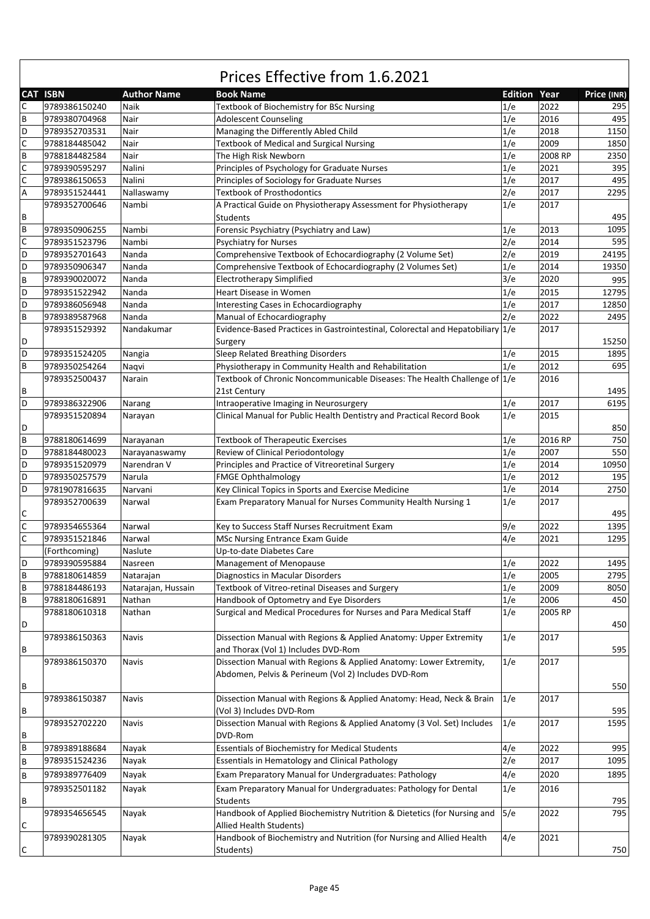# Prices Effective from 1.6.2021

| CAT | ISBN | Author Name | Book Name | Edition | Year | Price (INR) |
|---|---|---|---|---|---|---|
| C | 9789386150240 | Naik | Textbook of Biochemistry for BSc Nursing | 1/e | 2022 | 295 |
| B | 9789380704968 | Nair | Adolescent Counseling | 1/e | 2016 | 495 |
| D | 9789352703531 | Nair | Managing the Differently Abled Child | 1/e | 2018 | 1150 |
| C | 9788184485042 | Nair | Textbook of Medical and Surgical Nursing | 1/e | 2009 | 1850 |
| B | 9788184482584 | Nair | The High Risk Newborn | 1/e | 2008 RP | 2350 |
| C | 9789390595297 | Nalini | Principles of Psychology for Graduate Nurses | 1/e | 2021 | 395 |
| C | 9789386150653 | Nalini | Principles of Sociology for Graduate Nurses | 1/e | 2017 | 495 |
| A | 9789351524441 | Nallaswamy | Textbook of Prosthodontics | 2/e | 2017 | 2295 |
| B | 9789352700646 | Nambi | A Practical Guide on Physiotherapy Assessment for Physiotherapy Students | 1/e | 2017 | 495 |
| B | 9789350906255 | Nambi | Forensic Psychiatry (Psychiatry and Law) | 1/e | 2013 | 1095 |
| C | 9789351523796 | Nambi | Psychiatry for Nurses | 2/e | 2014 | 595 |
| D | 9789352701643 | Nanda | Comprehensive Textbook of Echocardiography (2 Volume Set) | 2/e | 2019 | 24195 |
| D | 9789350906347 | Nanda | Comprehensive Textbook of Echocardiography (2 Volumes Set) | 1/e | 2014 | 19350 |
| B | 9789390020072 | Nanda | Electrotherapy Simplified | 3/e | 2020 | 995 |
| D | 9789351522942 | Nanda | Heart Disease in Women | 1/e | 2015 | 12795 |
| D | 9789386056948 | Nanda | Interesting Cases in Echocardiography | 1/e | 2017 | 12850 |
| B | 9789389587968 | Nanda | Manual of Echocardiography | 2/e | 2022 | 2495 |
| D | 9789351529392 | Nandakumar | Evidence-Based Practices in Gastrointestinal, Colorectal and Hepatobiliary Surgery | 1/e | 2017 | 15250 |
| D | 9789351524205 | Nangia | Sleep Related Breathing Disorders | 1/e | 2015 | 1895 |
| B | 9789350254264 | Naqvi | Physiotherapy in Community Health and Rehabilitation | 1/e | 2012 | 695 |
| B | 9789352500437 | Narain | Textbook of Chronic Noncommunicable Diseases: The Health Challenge of 21st Century | 1/e | 2016 | 1495 |
| D | 9789386322906 | Narang | Intraoperative Imaging in Neurosurgery | 1/e | 2017 | 6195 |
| D | 9789351520894 | Narayan | Clinical Manual for Public Health Dentistry and Practical Record Book | 1/e | 2015 | 850 |
| B | 9788180614699 | Narayanan | Textbook of Therapeutic Exercises | 1/e | 2016 RP | 750 |
| D | 9788184480023 | Narayanaswamy | Review of Clinical Periodontology | 1/e | 2007 | 550 |
| D | 9789351520979 | Narendran V | Principles and Practice of Vitreoretinal Surgery | 1/e | 2014 | 10950 |
| D | 9789350257579 | Narula | FMGE Ophthalmology | 1/e | 2012 | 195 |
| D | 9781907816635 | Narvani | Key Clinical Topics in Sports and Exercise Medicine | 1/e | 2014 | 2750 |
| C | 9789352700639 | Narwal | Exam Preparatory Manual for Nurses Community Health Nursing 1 | 1/e | 2017 | 495 |
| C | 9789354655364 | Narwal | Key to Success Staff Nurses Recruitment Exam | 9/e | 2022 | 1395 |
| C | 9789351521846 | Narwal | MSc Nursing Entrance Exam Guide | 4/e | 2021 | 1295 |
|  | (Forthcoming) | Naslute | Up-to-date Diabetes Care |  |  |  |
| D | 9789390595884 | Nasreen | Management of Menopause | 1/e | 2022 | 1495 |
| B | 9788180614859 | Natarajan | Diagnostics in Macular Disorders | 1/e | 2005 | 2795 |
| B | 9788184486193 | Natarajan, Hussain | Textbook of Vitreo-retinal Diseases and Surgery | 1/e | 2009 | 8050 |
| B | 9788180616891 | Nathan | Handbook of Optometry and Eye Disorders | 1/e | 2006 | 450 |
| D | 9788180610318 | Nathan | Surgical and Medical Procedures for Nurses and Para Medical Staff | 1/e | 2005 RP | 450 |
| B | 9789386150363 | Navis | Dissection Manual with Regions & Applied Anatomy: Upper Extremity and Thorax (Vol 1) Includes DVD-Rom | 1/e | 2017 | 595 |
| B | 9789386150370 | Navis | Dissection Manual with Regions & Applied Anatomy: Lower Extremity, Abdomen, Pelvis & Perineum (Vol 2) Includes DVD-Rom | 1/e | 2017 | 550 |
| B | 9789386150387 | Navis | Dissection Manual with Regions & Applied Anatomy: Head, Neck & Brain (Vol 3) Includes DVD-Rom | 1/e | 2017 | 595 |
| B | 9789352702220 | Navis | Dissection Manual with Regions & Applied Anatomy (3 Vol. Set) Includes DVD-Rom | 1/e | 2017 | 1595 |
| B | 9789389188684 | Nayak | Essentials of Biochemistry for Medical Students | 4/e | 2022 | 995 |
| B | 9789351524236 | Nayak | Essentials in Hematology and Clinical Pathology | 2/e | 2017 | 1095 |
| B | 9789389776409 | Nayak | Exam Preparatory Manual for Undergraduates: Pathology | 4/e | 2020 | 1895 |
| B | 9789352501182 | Nayak | Exam Preparatory Manual for Undergraduates: Pathology for Dental Students | 1/e | 2016 | 795 |
| C | 9789354656545 | Nayak | Handbook of Applied Biochemistry Nutrition & Dietetics (for Nursing and Allied Health Students) | 5/e | 2022 | 795 |
| C | 9789390281305 | Nayak | Handbook of Biochemistry and Nutrition (for Nursing and Allied Health Students) | 4/e | 2021 | 750 |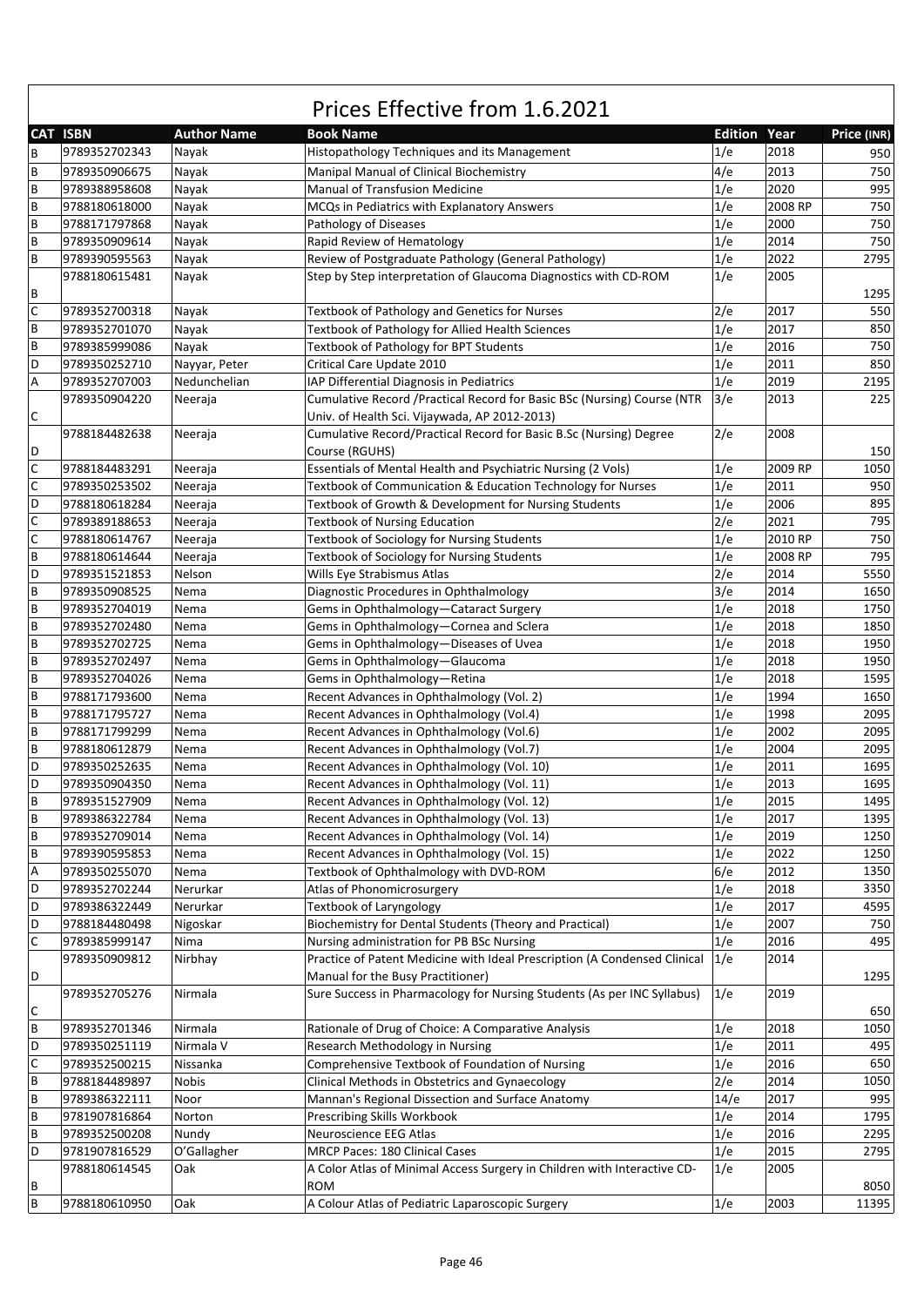# Prices Effective from 1.6.2021

| CAT | ISBN | Author Name | Book Name | Edition | Year | Price (INR) |
|---|---|---|---|---|---|---|
| B | 9789352702343 | Nayak | Histopathology Techniques and its Management | 1/e | 2018 | 950 |
| B | 9789350906675 | Nayak | Manipal Manual of Clinical Biochemistry | 4/e | 2013 | 750 |
| B | 9789388958608 | Nayak | Manual of Transfusion Medicine | 1/e | 2020 | 995 |
| B | 9788180618000 | Nayak | MCQs in Pediatrics with Explanatory Answers | 1/e | 2008 RP | 750 |
| B | 9788171797868 | Nayak | Pathology of Diseases | 1/e | 2000 | 750 |
| B | 9789350909614 | Nayak | Rapid Review of Hematology | 1/e | 2014 | 750 |
| B | 9789390595563 | Nayak | Review of Postgraduate Pathology (General Pathology) | 1/e | 2022 | 2795 |
| B | 9788180615481 | Nayak | Step by Step interpretation of Glaucoma Diagnostics with CD-ROM | 1/e | 2005 | 1295 |
| C | 9789352700318 | Nayak | Textbook of Pathology and Genetics for Nurses | 2/e | 2017 | 550 |
| B | 9789352701070 | Nayak | Textbook of Pathology for Allied Health Sciences | 1/e | 2017 | 850 |
| B | 9789385999086 | Nayak | Textbook of Pathology for BPT Students | 1/e | 2016 | 750 |
| D | 9789350252710 | Nayyar, Peter | Critical Care Update 2010 | 1/e | 2011 | 850 |
| A | 9789352707003 | Nedunchelian | IAP Differential Diagnosis in Pediatrics | 1/e | 2019 | 2195 |
| C | 9789350904220 | Neeraja | Cumulative Record /Practical Record for Basic BSc (Nursing) Course (NTR Univ. of Health Sci. Vijaywada, AP 2012-2013) | 3/e | 2013 | 225 |
| D | 9788184482638 | Neeraja | Cumulative Record/Practical Record for Basic B.Sc (Nursing) Degree Course (RGUHS) | 2/e | 2008 | 150 |
| C | 9788184483291 | Neeraja | Essentials of Mental Health and Psychiatric Nursing (2 Vols) | 1/e | 2009 RP | 1050 |
| C | 9789350253502 | Neeraja | Textbook of Communication & Education Technology for Nurses | 1/e | 2011 | 950 |
| D | 9788180618284 | Neeraja | Textbook of Growth & Development for Nursing Students | 1/e | 2006 | 895 |
| C | 9789389188653 | Neeraja | Textbook of Nursing Education | 2/e | 2021 | 795 |
| C | 9788180614767 | Neeraja | Textbook of Sociology for Nursing Students | 1/e | 2010 RP | 750 |
| B | 9788180614644 | Neeraja | Textbook of Sociology for Nursing Students | 1/e | 2008 RP | 795 |
| D | 9789351521853 | Nelson | Wills Eye Strabismus Atlas | 2/e | 2014 | 5550 |
| B | 9789350908525 | Nema | Diagnostic Procedures in Ophthalmology | 3/e | 2014 | 1650 |
| B | 9789352704019 | Nema | Gems in Ophthalmology—Cataract Surgery | 1/e | 2018 | 1750 |
| B | 9789352702480 | Nema | Gems in Ophthalmology—Cornea and Sclera | 1/e | 2018 | 1850 |
| B | 9789352702725 | Nema | Gems in Ophthalmology—Diseases of Uvea | 1/e | 2018 | 1950 |
| B | 9789352702497 | Nema | Gems in Ophthalmology—Glaucoma | 1/e | 2018 | 1950 |
| B | 9789352704026 | Nema | Gems in Ophthalmology—Retina | 1/e | 2018 | 1595 |
| B | 9788171793600 | Nema | Recent Advances in Ophthalmology (Vol. 2) | 1/e | 1994 | 1650 |
| B | 9788171795727 | Nema | Recent Advances in Ophthalmology (Vol.4) | 1/e | 1998 | 2095 |
| B | 9788171799299 | Nema | Recent Advances in Ophthalmology (Vol.6) | 1/e | 2002 | 2095 |
| B | 9788180612879 | Nema | Recent Advances in Ophthalmology (Vol.7) | 1/e | 2004 | 2095 |
| D | 9789350252635 | Nema | Recent Advances in Ophthalmology (Vol. 10) | 1/e | 2011 | 1695 |
| D | 9789350904350 | Nema | Recent Advances in Ophthalmology (Vol. 11) | 1/e | 2013 | 1695 |
| B | 9789351527909 | Nema | Recent Advances in Ophthalmology (Vol. 12) | 1/e | 2015 | 1495 |
| B | 9789386322784 | Nema | Recent Advances in Ophthalmology (Vol. 13) | 1/e | 2017 | 1395 |
| B | 9789352709014 | Nema | Recent Advances in Ophthalmology (Vol. 14) | 1/e | 2019 | 1250 |
| B | 9789390595853 | Nema | Recent Advances in Ophthalmology (Vol. 15) | 1/e | 2022 | 1250 |
| A | 9789350255070 | Nema | Textbook of Ophthalmology with DVD-ROM | 6/e | 2012 | 1350 |
| D | 9789352702244 | Nerurkar | Atlas of Phonomicrosurgery | 1/e | 2018 | 3350 |
| D | 9789386322449 | Nerurkar | Textbook of Laryngology | 1/e | 2017 | 4595 |
| D | 9788184480498 | Nigoskar | Biochemistry for Dental Students (Theory and Practical) | 1/e | 2007 | 750 |
| C | 9789385999147 | Nima | Nursing administration for PB BSc Nursing | 1/e | 2016 | 495 |
| D | 9789350909812 | Nirbhay | Practice of Patent Medicine with Ideal Prescription (A Condensed Clinical Manual for the Busy Practitioner) | 1/e | 2014 | 1295 |
| C | 9789352705276 | Nirmala | Sure Success in Pharmacology for Nursing Students (As per INC Syllabus) | 1/e | 2019 | 650 |
| B | 9789352701346 | Nirmala | Rationale of Drug of Choice: A Comparative Analysis | 1/e | 2018 | 1050 |
| D | 9789350251119 | Nirmala V | Research Methodology in Nursing | 1/e | 2011 | 495 |
| C | 9789352500215 | Nissanka | Comprehensive Textbook of Foundation of Nursing | 1/e | 2016 | 650 |
| B | 9788184489897 | Nobis | Clinical Methods in Obstetrics and Gynaecology | 2/e | 2014 | 1050 |
| B | 9789386322111 | Noor | Mannan's Regional Dissection and Surface Anatomy | 14/e | 2017 | 995 |
| B | 9781907816864 | Norton | Prescribing Skills Workbook | 1/e | 2014 | 1795 |
| B | 9789352500208 | Nundy | Neuroscience EEG Atlas | 1/e | 2016 | 2295 |
| D | 9781907816529 | O'Gallagher | MRCP Paces: 180 Clinical Cases | 1/e | 2015 | 2795 |
| B | 9788180614545 | Oak | A Color Atlas of Minimal Access Surgery in Children with Interactive CD-ROM | 1/e | 2005 | 8050 |
| B | 9788180610950 | Oak | A Colour Atlas of Pediatric Laparoscopic Surgery | 1/e | 2003 | 11395 |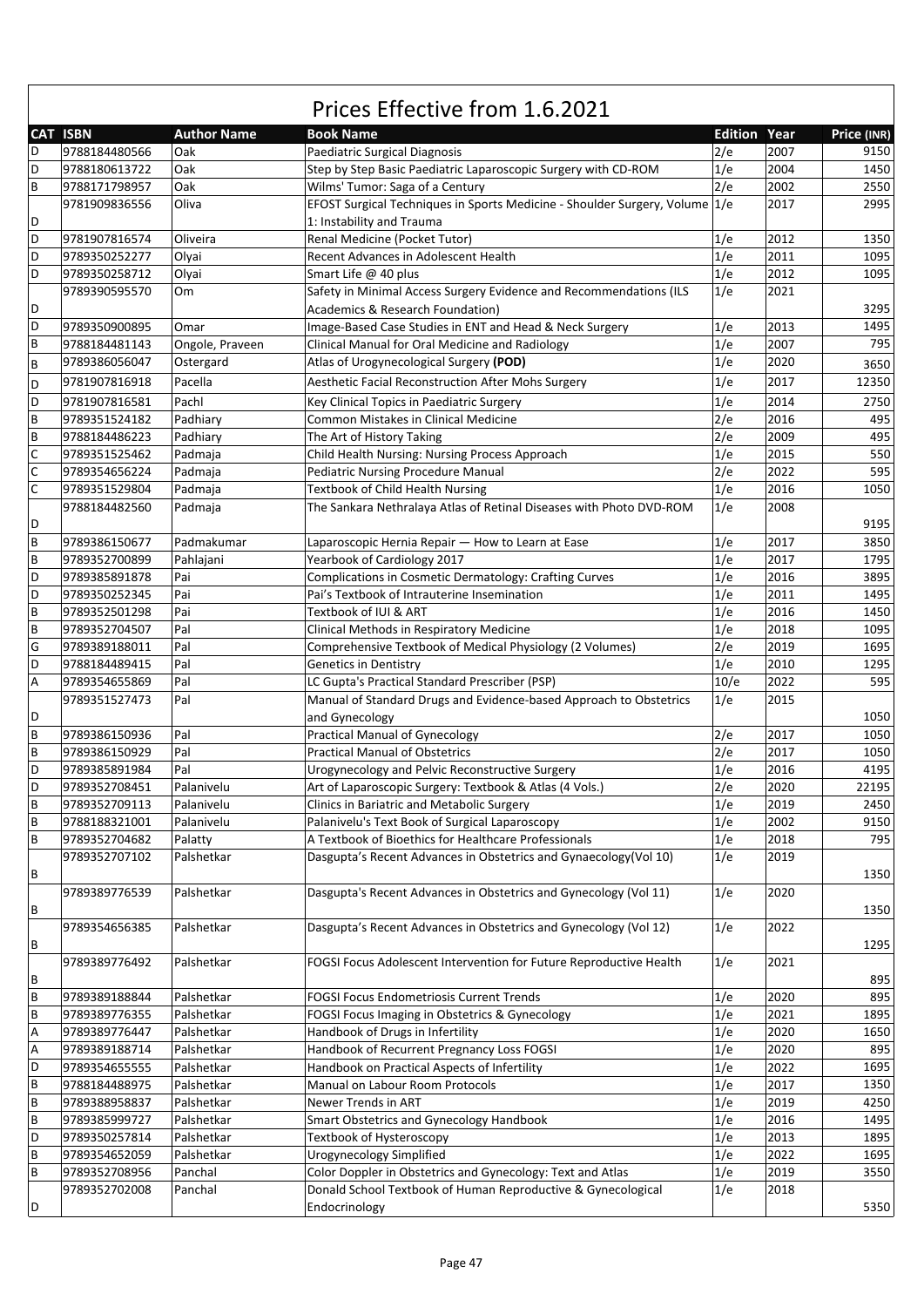# Prices Effective from 1.6.2021

| CAT | ISBN | Author Name | Book Name | Edition | Year | Price (INR) |
|---|---|---|---|---|---|---|
| D | 9788184480566 | Oak | Paediatric Surgical Diagnosis | 2/e | 2007 | 9150 |
| D | 9788180613722 | Oak | Step by Step Basic Paediatric Laparoscopic Surgery with CD-ROM | 1/e | 2004 | 1450 |
| B | 9788171798957 | Oak | Wilms' Tumor: Saga of a Century | 2/e | 2002 | 2550 |
| D | 9781909836556 | Oliva | EFOST Surgical Techniques in Sports Medicine - Shoulder Surgery, Volume 1: Instability and Trauma | 1/e | 2017 | 2995 |
| D | 9781907816574 | Oliveira | Renal Medicine (Pocket Tutor) | 1/e | 2012 | 1350 |
| D | 9789350252277 | Olyai | Recent Advances in Adolescent Health | 1/e | 2011 | 1095 |
| D | 9789350258712 | Olyai | Smart Life @ 40 plus | 1/e | 2012 | 1095 |
| D | 9789390595570 | Om | Safety in Minimal Access Surgery Evidence and Recommendations (ILS Academics & Research Foundation) | 1/e | 2021 | 3295 |
| D | 9789350900895 | Omar | Image-Based Case Studies in ENT and Head & Neck Surgery | 1/e | 2013 | 1495 |
| B | 9788184481143 | Ongole, Praveen | Clinical Manual for Oral Medicine and Radiology | 1/e | 2007 | 795 |
| B | 9789386056047 | Ostergard | Atlas of Urogynecological Surgery **(POD)** | 1/e | 2020 | 3650 |
| D | 9781907816918 | Pacella | Aesthetic Facial Reconstruction After Mohs Surgery | 1/e | 2017 | 12350 |
| D | 9781907816581 | Pachl | Key Clinical Topics in Paediatric Surgery | 1/e | 2014 | 2750 |
| B | 9789351524182 | Padhiary | Common Mistakes in Clinical Medicine | 2/e | 2016 | 495 |
| B | 9788184486223 | Padhiary | The Art of History Taking | 2/e | 2009 | 495 |
| C | 9789351525462 | Padmaja | Child Health Nursing: Nursing Process Approach | 1/e | 2015 | 550 |
| C | 9789354656224 | Padmaja | Pediatric Nursing Procedure Manual | 2/e | 2022 | 595 |
| C | 9789351529804 | Padmaja | Textbook of Child Health Nursing | 1/e | 2016 | 1050 |
| D | 9788184482560 | Padmaja | The Sankara Nethralaya Atlas of Retinal Diseases with Photo DVD-ROM | 1/e | 2008 | 9195 |
| B | 9789386150677 | Padmakumar | Laparoscopic Hernia Repair — How to Learn at Ease | 1/e | 2017 | 3850 |
| B | 9789352700899 | Pahlajani | Yearbook of Cardiology 2017 | 1/e | 2017 | 1795 |
| D | 9789385891878 | Pai | Complications in Cosmetic Dermatology: Crafting Curves | 1/e | 2016 | 3895 |
| D | 9789350252345 | Pai | Pai's Textbook of Intrauterine Insemination | 1/e | 2011 | 1495 |
| B | 9789352501298 | Pai | Textbook of IUI & ART | 1/e | 2016 | 1450 |
| B | 9789352704507 | Pal | Clinical Methods in Respiratory Medicine | 1/e | 2018 | 1095 |
| G | 9789389188011 | Pal | Comprehensive Textbook of Medical Physiology (2 Volumes) | 2/e | 2019 | 1695 |
| D | 9788184489415 | Pal | Genetics in Dentistry | 1/e | 2010 | 1295 |
| A | 9789354655869 | Pal | LC Gupta's Practical Standard Prescriber (PSP) | 10/e | 2022 | 595 |
| D | 9789351527473 | Pal | Manual of Standard Drugs and Evidence-based Approach to Obstetrics and Gynecology | 1/e | 2015 | 1050 |
| B | 9789386150936 | Pal | Practical Manual of Gynecology | 2/e | 2017 | 1050 |
| B | 9789386150929 | Pal | Practical Manual of Obstetrics | 2/e | 2017 | 1050 |
| D | 9789385891984 | Pal | Urogynecology and Pelvic Reconstructive Surgery | 1/e | 2016 | 4195 |
| D | 9789352708451 | Palanivelu | Art of Laparoscopic Surgery: Textbook & Atlas (4 Vols.) | 2/e | 2020 | 22195 |
| B | 9789352709113 | Palanivelu | Clinics in Bariatric and Metabolic Surgery | 1/e | 2019 | 2450 |
| B | 9788188321001 | Palanivelu | Palanivelu's Text Book of Surgical Laparoscopy | 1/e | 2002 | 9150 |
| B | 9789352704682 | Palatty | A Textbook of Bioethics for Healthcare Professionals | 1/e | 2018 | 795 |
| B | 9789352707102 | Palshetkar | Dasgupta's Recent Advances in Obstetrics and Gynaecology(Vol 10) | 1/e | 2019 | 1350 |
| B | 9789389776539 | Palshetkar | Dasgupta's Recent Advances in Obstetrics and Gynecology (Vol 11) | 1/e | 2020 | 1350 |
| B | 9789354656385 | Palshetkar | Dasgupta's Recent Advances in Obstetrics and Gynecology (Vol 12) | 1/e | 2022 | 1295 |
| B | 9789389776492 | Palshetkar | FOGSI Focus Adolescent Intervention for Future Reproductive Health | 1/e | 2021 | 895 |
| B | 9789389188844 | Palshetkar | FOGSI Focus Endometriosis Current Trends | 1/e | 2020 | 895 |
| B | 9789389776355 | Palshetkar | FOGSI Focus Imaging in Obstetrics & Gynecology | 1/e | 2021 | 1895 |
| A | 9789389776447 | Palshetkar | Handbook of Drugs in Infertility | 1/e | 2020 | 1650 |
| A | 9789389188714 | Palshetkar | Handbook of Recurrent Pregnancy Loss FOGSI | 1/e | 2020 | 895 |
| D | 9789354655555 | Palshetkar | Handbook on Practical Aspects of Infertility | 1/e | 2022 | 1695 |
| B | 9788184488975 | Palshetkar | Manual on Labour Room Protocols | 1/e | 2017 | 1350 |
| B | 9789388958837 | Palshetkar | Newer Trends in ART | 1/e | 2019 | 4250 |
| B | 9789385999727 | Palshetkar | Smart Obstetrics and Gynecology Handbook | 1/e | 2016 | 1495 |
| D | 9789350257814 | Palshetkar | Textbook of Hysteroscopy | 1/e | 2013 | 1895 |
| B | 9789354652059 | Palshetkar | Urogynecology Simplified | 1/e | 2022 | 1695 |
| B | 9789352708956 | Panchal | Color Doppler in Obstetrics and Gynecology: Text and Atlas | 1/e | 2019 | 3550 |
| D | 9789352702008 | Panchal | Donald School Textbook of Human Reproductive & Gynecological Endocrinology | 1/e | 2018 | 5350 |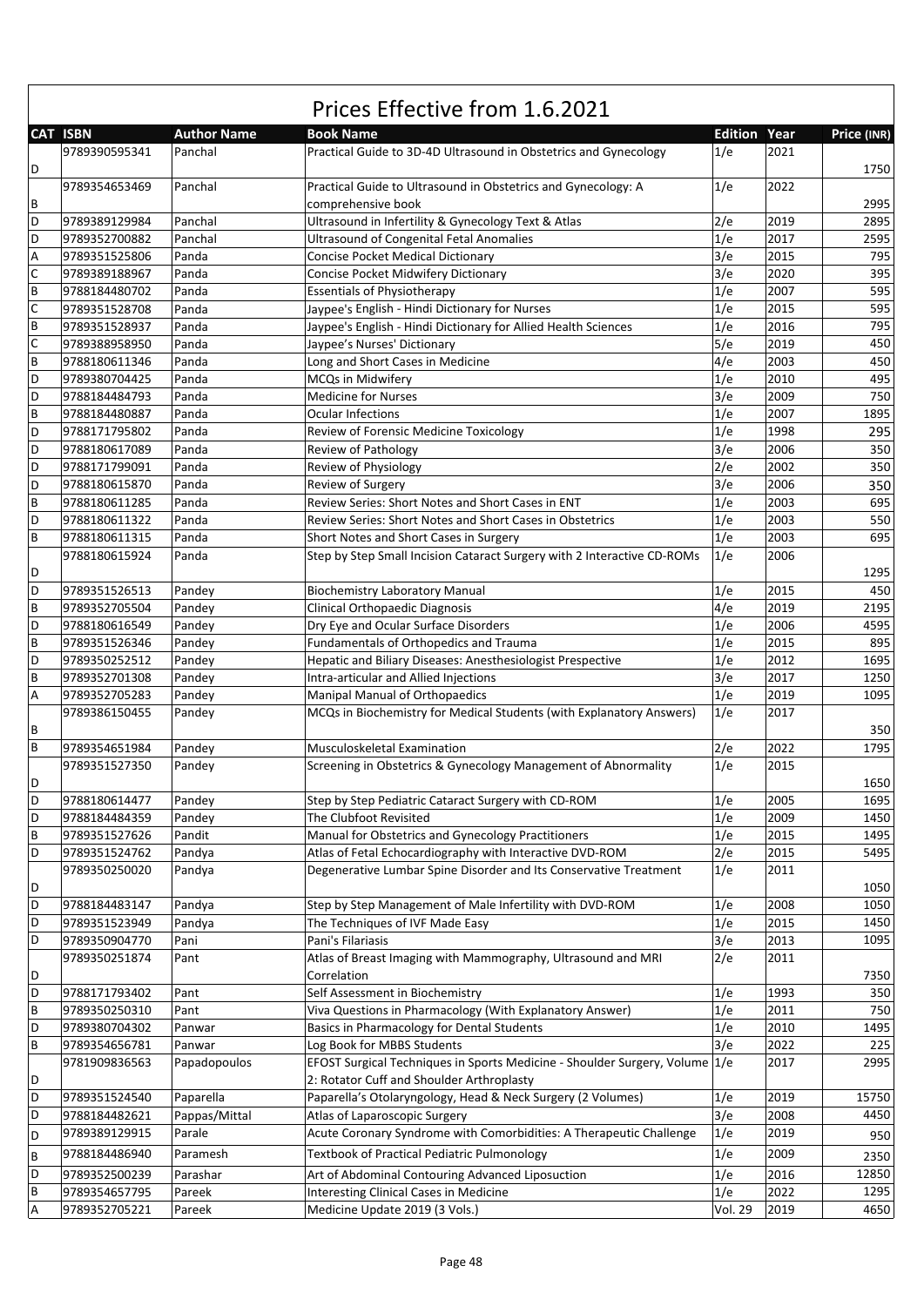# Prices Effective from 1.6.2021

| CAT | ISBN | Author Name | Book Name | Edition | Year | Price (INR) |
|---|---|---|---|---|---|---|
| D | 9789390595341 | Panchal | Practical Guide to 3D-4D Ultrasound in Obstetrics and Gynecology | 1/e | 2021 | 1750 |
| B | 9789354653469 | Panchal | Practical Guide to Ultrasound in Obstetrics and Gynecology: A comprehensive book | 1/e | 2022 | 2995 |
| D | 9789389129984 | Panchal | Ultrasound in Infertility & Gynecology Text & Atlas | 2/e | 2019 | 2895 |
| D | 9789352700882 | Panchal | Ultrasound of Congenital Fetal Anomalies | 1/e | 2017 | 2595 |
| A | 9789351525806 | Panda | Concise Pocket Medical Dictionary | 3/e | 2015 | 795 |
| C | 9789389188967 | Panda | Concise Pocket Midwifery Dictionary | 3/e | 2020 | 395 |
| B | 9788184480702 | Panda | Essentials of Physiotherapy | 1/e | 2007 | 595 |
| C | 9789351528708 | Panda | Jaypee's English - Hindi Dictionary for Nurses | 1/e | 2015 | 595 |
| B | 9789351528937 | Panda | Jaypee's English - Hindi Dictionary for Allied Health Sciences | 1/e | 2016 | 795 |
| C | 9789388958950 | Panda | Jaypee's Nurses' Dictionary | 5/e | 2019 | 450 |
| B | 9788180611346 | Panda | Long and Short Cases in Medicine | 4/e | 2003 | 450 |
| D | 9789380704425 | Panda | MCQs in Midwifery | 1/e | 2010 | 495 |
| D | 9788184484793 | Panda | Medicine for Nurses | 3/e | 2009 | 750 |
| B | 9788184480887 | Panda | Ocular Infections | 1/e | 2007 | 1895 |
| D | 9788171795802 | Panda | Review of Forensic Medicine Toxicology | 1/e | 1998 | 295 |
| D | 9788180617089 | Panda | Review of Pathology | 3/e | 2006 | 350 |
| D | 9788171799091 | Panda | Review of Physiology | 2/e | 2002 | 350 |
| D | 9788180615870 | Panda | Review of Surgery | 3/e | 2006 | 350 |
| B | 9788180611285 | Panda | Review Series: Short Notes and Short Cases in ENT | 1/e | 2003 | 695 |
| D | 9788180611322 | Panda | Review Series: Short Notes and Short Cases in Obstetrics | 1/e | 2003 | 550 |
| B | 9788180611315 | Panda | Short Notes and Short Cases in Surgery | 1/e | 2003 | 695 |
| D | 9788180615924 | Panda | Step by Step Small Incision Cataract Surgery with 2 Interactive CD-ROMs | 1/e | 2006 | 1295 |
| D | 9789351526513 | Pandey | Biochemistry Laboratory Manual | 1/e | 2015 | 450 |
| B | 9789352705504 | Pandey | Clinical Orthopaedic Diagnosis | 4/e | 2019 | 2195 |
| D | 9788180616549 | Pandey | Dry Eye and Ocular Surface Disorders | 1/e | 2006 | 4595 |
| B | 9789351526346 | Pandey | Fundamentals of Orthopedics and Trauma | 1/e | 2015 | 895 |
| D | 9789350252512 | Pandey | Hepatic and Biliary Diseases: Anesthesiologist Prespective | 1/e | 2012 | 1695 |
| B | 9789352701308 | Pandey | Intra-articular and Allied Injections | 3/e | 2017 | 1250 |
| A | 9789352705283 | Pandey | Manipal Manual of Orthopaedics | 1/e | 2019 | 1095 |
| B | 9789386150455 | Pandey | MCQs in Biochemistry for Medical Students (with Explanatory Answers) | 1/e | 2017 | 350 |
| B | 9789354651984 | Pandey | Musculoskeletal Examination | 2/e | 2022 | 1795 |
| D | 9789351527350 | Pandey | Screening in Obstetrics & Gynecology Management of Abnormality | 1/e | 2015 | 1650 |
| D | 9788180614477 | Pandey | Step by Step Pediatric Cataract Surgery with CD-ROM | 1/e | 2005 | 1695 |
| D | 9788184484359 | Pandey | The Clubfoot Revisited | 1/e | 2009 | 1450 |
| B | 9789351527626 | Pandit | Manual for Obstetrics and Gynecology Practitioners | 1/e | 2015 | 1495 |
| D | 9789351524762 | Pandya | Atlas of Fetal Echocardiography with Interactive DVD-ROM | 2/e | 2015 | 5495 |
| D | 9789350250020 | Pandya | Degenerative Lumbar Spine Disorder and Its Conservative Treatment | 1/e | 2011 | 1050 |
| D | 9788184483147 | Pandya | Step by Step Management of Male Infertility with DVD-ROM | 1/e | 2008 | 1050 |
| D | 9789351523949 | Pandya | The Techniques of IVF Made Easy | 1/e | 2015 | 1450 |
| D | 9789350904770 | Pani | Pani's Filariasis | 3/e | 2013 | 1095 |
| D | 9789350251874 | Pant | Atlas of Breast Imaging with Mammography, Ultrasound and MRI Correlation | 2/e | 2011 | 7350 |
| D | 9788171793402 | Pant | Self Assessment in Biochemistry | 1/e | 1993 | 350 |
| B | 9789350250310 | Pant | Viva Questions in Pharmacology (With Explanatory Answer) | 1/e | 2011 | 750 |
| D | 9789380704302 | Panwar | Basics in Pharmacology for Dental Students | 1/e | 2010 | 1495 |
| B | 9789354656781 | Panwar | Log Book for MBBS Students | 3/e | 2022 | 225 |
| D | 9781909836563 | Papadopoulos | EFOST Surgical Techniques in Sports Medicine - Shoulder Surgery, Volume 2: Rotator Cuff and Shoulder Arthroplasty | 1/e | 2017 | 2995 |
| D | 9789351524540 | Paparella | Paparella's Otolaryngology, Head & Neck Surgery (2 Volumes) | 1/e | 2019 | 15750 |
| D | 9788184482621 | Pappas/Mittal | Atlas of Laparoscopic Surgery | 3/e | 2008 | 4450 |
| D | 9789389129915 | Parale | Acute Coronary Syndrome with Comorbidities: A Therapeutic Challenge | 1/e | 2019 | 950 |
| B | 9788184486940 | Paramesh | Textbook of Practical Pediatric Pulmonology | 1/e | 2009 | 2350 |
| D | 9789352500239 | Parashar | Art of Abdominal Contouring Advanced Liposuction | 1/e | 2016 | 12850 |
| B | 9789354657795 | Pareek | Interesting Clinical Cases in Medicine | 1/e | 2022 | 1295 |
| A | 9789352705221 | Pareek | Medicine Update 2019 (3 Vols.) | Vol. 29 | 2019 | 4650 |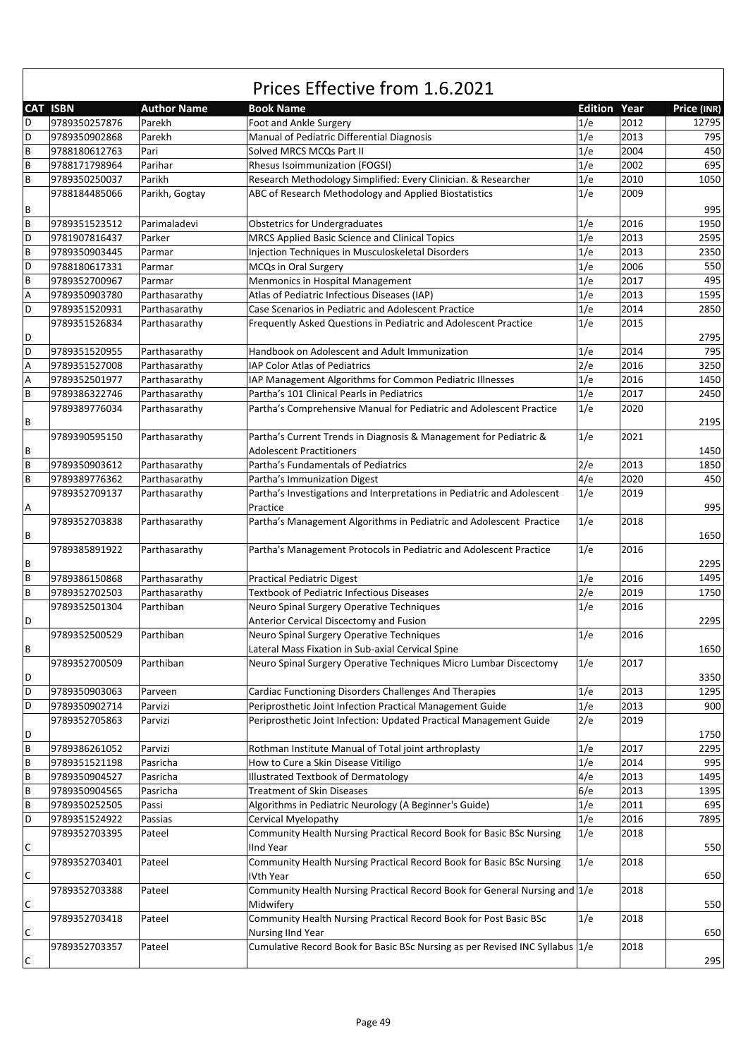# Prices Effective from 1.6.2021

| CAT | ISBN | Author Name | Book Name | Edition | Year | Price (INR) |
|---|---|---|---|---|---|---|
| D | 9789350257876 | Parekh | Foot and Ankle Surgery | 1/e | 2012 | 12795 |
| D | 9789350902868 | Parekh | Manual of Pediatric Differential Diagnosis | 1/e | 2013 | 795 |
| B | 9788180612763 | Pari | Solved MRCS MCQs Part II | 1/e | 2004 | 450 |
| B | 9788171798964 | Parihar | Rhesus Isoimmunization (FOGSI) | 1/e | 2002 | 695 |
| B | 9789350250037 | Parikh | Research Methodology Simplified: Every Clinician. & Researcher | 1/e | 2010 | 1050 |
| B | 9788184485066 | Parikh, Gogtay | ABC of Research Methodology and Applied Biostatistics | 1/e | 2009 | 995 |
| B | 9789351523512 | Parimaladevi | Obstetrics for Undergraduates | 1/e | 2016 | 1950 |
| D | 9781907816437 | Parker | MRCS Applied Basic Science and Clinical Topics | 1/e | 2013 | 2595 |
| B | 9789350903445 | Parmar | Injection Techniques in Musculoskeletal Disorders | 1/e | 2013 | 2350 |
| D | 9788180617331 | Parmar | MCQs in Oral Surgery | 1/e | 2006 | 550 |
| B | 9789352700967 | Parmar | Menmonics in Hospital Management | 1/e | 2017 | 495 |
| A | 9789350903780 | Parthasarathy | Atlas of Pediatric Infectious Diseases (IAP) | 1/e | 2013 | 1595 |
| D | 9789351520931 | Parthasarathy | Case Scenarios in Pediatric and Adolescent Practice | 1/e | 2014 | 2850 |
| D | 9789351526834 | Parthasarathy | Frequently Asked Questions in Pediatric and Adolescent Practice | 1/e | 2015 | 2795 |
| D | 9789351520955 | Parthasarathy | Handbook on Adolescent and Adult Immunization | 1/e | 2014 | 795 |
| A | 9789351527008 | Parthasarathy | IAP Color Atlas of Pediatrics | 2/e | 2016 | 3250 |
| A | 9789352501977 | Parthasarathy | IAP Management Algorithms for Common Pediatric Illnesses | 1/e | 2016 | 1450 |
| B | 9789386322746 | Parthasarathy | Partha's 101 Clinical Pearls in Pediatrics | 1/e | 2017 | 2450 |
| B | 9789389776034 | Parthasarathy | Partha's Comprehensive Manual for Pediatric and Adolescent Practice | 1/e | 2020 | 2195 |
| B | 9789390595150 | Parthasarathy | Partha's Current Trends in Diagnosis & Management for Pediatric & Adolescent Practitioners | 1/e | 2021 | 1450 |
| B | 9789350903612 | Parthasarathy | Partha's Fundamentals of Pediatrics | 2/e | 2013 | 1850 |
| B | 9789389776362 | Parthasarathy | Partha's Immunization Digest | 4/e | 2020 | 450 |
| A | 9789352709137 | Parthasarathy | Partha's Investigations and Interpretations in Pediatric and Adolescent Practice | 1/e | 2019 | 995 |
| B | 9789352703838 | Parthasarathy | Partha's Management Algorithms in Pediatric and Adolescent Practice | 1/e | 2018 | 1650 |
| B | 9789385891922 | Parthasarathy | Partha's Management Protocols in Pediatric and Adolescent Practice | 1/e | 2016 | 2295 |
| B | 9789386150868 | Parthasarathy | Practical Pediatric Digest | 1/e | 2016 | 1495 |
| B | 9789352702503 | Parthasarathy | Textbook of Pediatric Infectious Diseases | 2/e | 2019 | 1750 |
| D | 9789352501304 | Parthiban | Neuro Spinal Surgery Operative Techniques Anterior Cervical Discectomy and Fusion | 1/e | 2016 | 2295 |
| B | 9789352500529 | Parthiban | Neuro Spinal Surgery Operative Techniques Lateral Mass Fixation in Sub-axial Cervical Spine | 1/e | 2016 | 1650 |
| D | 9789352700509 | Parthiban | Neuro Spinal Surgery Operative Techniques Micro Lumbar Discectomy | 1/e | 2017 | 3350 |
| D | 9789350903063 | Parveen | Cardiac Functioning Disorders Challenges And Therapies | 1/e | 2013 | 1295 |
| D | 9789350902714 | Parvizi | Periprosthetic Joint Infection Practical Management Guide | 1/e | 2013 | 900 |
| D | 9789352705863 | Parvizi | Periprosthetic Joint Infection: Updated Practical Management Guide | 2/e | 2019 | 1750 |
| B | 9789386261052 | Parvizi | Rothman Institute Manual of Total joint arthroplasty | 1/e | 2017 | 2295 |
| B | 9789351521198 | Pasricha | How to Cure a Skin Disease Vitiligo | 1/e | 2014 | 995 |
| B | 9789350904527 | Pasricha | Illustrated Textbook of Dermatology | 4/e | 2013 | 1495 |
| B | 9789350904565 | Pasricha | Treatment of Skin Diseases | 6/e | 2013 | 1395 |
| B | 9789350252505 | Passi | Algorithms in Pediatric Neurology (A Beginner's Guide) | 1/e | 2011 | 695 |
| D | 9789351524922 | Passias | Cervical Myelopathy | 1/e | 2016 | 7895 |
| C | 9789352703395 | Pateel | Community Health Nursing Practical Record Book for Basic BSc Nursing IInd Year | 1/e | 2018 | 550 |
| C | 9789352703401 | Pateel | Community Health Nursing Practical Record Book for Basic BSc Nursing IVth Year | 1/e | 2018 | 650 |
| C | 9789352703388 | Pateel | Community Health Nursing Practical Record Book for General Nursing and Midwifery | 1/e | 2018 | 550 |
| C | 9789352703418 | Pateel | Community Health Nursing Practical Record Book for Post Basic BSc Nursing IInd Year | 1/e | 2018 | 650 |
| C | 9789352703357 | Pateel | Cumulative Record Book for Basic BSc Nursing as per Revised INC Syllabus | 1/e | 2018 | 295 |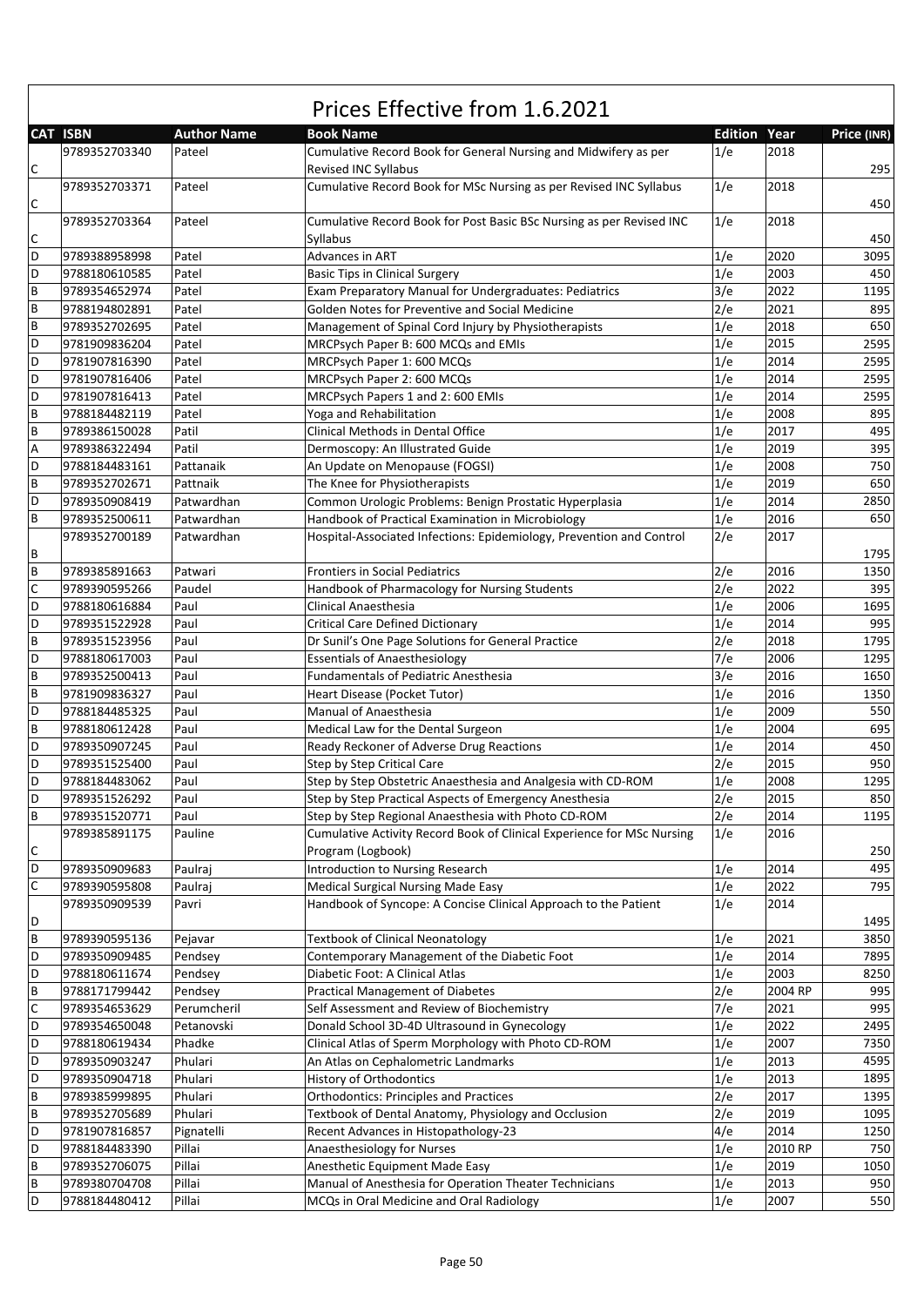# Prices Effective from 1.6.2021

| CAT | ISBN | Author Name | Book Name | Edition | Year | Price (INR) |
|---|---|---|---|---|---|---|
| C | 9789352703340 | Pateel | Cumulative Record Book for General Nursing and Midwifery as per Revised INC Syllabus | 1/e | 2018 | 295 |
| C | 9789352703371 | Pateel | Cumulative Record Book for MSc Nursing as per Revised INC Syllabus | 1/e | 2018 | 450 |
| C | 9789352703364 | Pateel | Cumulative Record Book for Post Basic BSc Nursing as per Revised INC Syllabus | 1/e | 2018 | 450 |
| D | 9789388958998 | Patel | Advances in ART | 1/e | 2020 | 3095 |
| D | 9788180610585 | Patel | Basic Tips in Clinical Surgery | 1/e | 2003 | 450 |
| B | 9789354652974 | Patel | Exam Preparatory Manual for Undergraduates: Pediatrics | 3/e | 2022 | 1195 |
| B | 9788194802891 | Patel | Golden Notes for Preventive and Social Medicine | 2/e | 2021 | 895 |
| B | 9789352702695 | Patel | Management of Spinal Cord Injury by Physiotherapists | 1/e | 2018 | 650 |
| D | 9781909836204 | Patel | MRCPsych Paper B: 600 MCQs and EMIs | 1/e | 2015 | 2595 |
| D | 9781907816390 | Patel | MRCPsych Paper 1: 600 MCQs | 1/e | 2014 | 2595 |
| D | 9781907816406 | Patel | MRCPsych Paper 2: 600 MCQs | 1/e | 2014 | 2595 |
| D | 9781907816413 | Patel | MRCPsych Papers 1 and 2: 600 EMIs | 1/e | 2014 | 2595 |
| B | 9788184482119 | Patel | Yoga and Rehabilitation | 1/e | 2008 | 895 |
| B | 9789386150028 | Patil | Clinical Methods in Dental Office | 1/e | 2017 | 495 |
| A | 9789386322494 | Patil | Dermoscopy: An Illustrated Guide | 1/e | 2019 | 395 |
| D | 9788184483161 | Pattanaik | An Update on Menopause (FOGSI) | 1/e | 2008 | 750 |
| B | 9789352702671 | Pattnaik | The Knee for Physiotherapists | 1/e | 2019 | 650 |
| D | 9789350908419 | Patwardhan | Common Urologic Problems: Benign Prostatic Hyperplasia | 1/e | 2014 | 2850 |
| B | 9789352500611 | Patwardhan | Handbook of Practical Examination in Microbiology | 1/e | 2016 | 650 |
| B | 9789352700189 | Patwardhan | Hospital-Associated Infections: Epidemiology, Prevention and Control | 2/e | 2017 | 1795 |
| B | 9789385891663 | Patwari | Frontiers in Social Pediatrics | 2/e | 2016 | 1350 |
| C | 9789390595266 | Paudel | Handbook of Pharmacology for Nursing Students | 2/e | 2022 | 395 |
| D | 9788180616884 | Paul | Clinical Anaesthesia | 1/e | 2006 | 1695 |
| D | 9789351522928 | Paul | Critical Care Defined Dictionary | 1/e | 2014 | 995 |
| B | 9789351523956 | Paul | Dr Sunil's One Page Solutions for General Practice | 2/e | 2018 | 1795 |
| D | 9788180617003 | Paul | Essentials of Anaesthesiology | 7/e | 2006 | 1295 |
| B | 9789352500413 | Paul | Fundamentals of Pediatric Anesthesia | 3/e | 2016 | 1650 |
| B | 9781909836327 | Paul | Heart Disease (Pocket Tutor) | 1/e | 2016 | 1350 |
| D | 9788184485325 | Paul | Manual of Anaesthesia | 1/e | 2009 | 550 |
| B | 9788180612428 | Paul | Medical Law for the Dental Surgeon | 1/e | 2004 | 695 |
| D | 9789350907245 | Paul | Ready Reckoner of Adverse Drug Reactions | 1/e | 2014 | 450 |
| D | 9789351525400 | Paul | Step by Step Critical Care | 2/e | 2015 | 950 |
| D | 9788184483062 | Paul | Step by Step Obstetric Anaesthesia and Analgesia with CD-ROM | 1/e | 2008 | 1295 |
| D | 9789351526292 | Paul | Step by Step Practical Aspects of Emergency Anesthesia | 2/e | 2015 | 850 |
| B | 9789351520771 | Paul | Step by Step Regional Anaesthesia with Photo CD-ROM | 2/e | 2014 | 1195 |
| C | 9789385891175 | Pauline | Cumulative Activity Record Book of Clinical Experience for MSc Nursing Program (Logbook) | 1/e | 2016 | 250 |
| D | 9789350909683 | Paulraj | Introduction to Nursing Research | 1/e | 2014 | 495 |
| C | 9789390595808 | Paulraj | Medical Surgical Nursing Made Easy | 1/e | 2022 | 795 |
| D | 9789350909539 | Pavri | Handbook of Syncope: A Concise Clinical Approach to the Patient | 1/e | 2014 | 1495 |
| B | 9789390595136 | Pejavar | Textbook of Clinical Neonatology | 1/e | 2021 | 3850 |
| D | 9789350909485 | Pendsey | Contemporary Management of the Diabetic Foot | 1/e | 2014 | 7895 |
| D | 9788180611674 | Pendsey | Diabetic Foot: A Clinical Atlas | 1/e | 2003 | 8250 |
| B | 9788171799442 | Pendsey | Practical Management of Diabetes | 2/e | 2004 RP | 995 |
| C | 9789354653629 | Perumcheril | Self Assessment and Review of Biochemistry | 7/e | 2021 | 995 |
| D | 9789354650048 | Petanovski | Donald School 3D-4D Ultrasound in Gynecology | 1/e | 2022 | 2495 |
| D | 9788180619434 | Phadke | Clinical Atlas of Sperm Morphology with Photo CD-ROM | 1/e | 2007 | 7350 |
| D | 9789350903247 | Phulari | An Atlas on Cephalometric Landmarks | 1/e | 2013 | 4595 |
| D | 9789350904718 | Phulari | History of Orthodontics | 1/e | 2013 | 1895 |
| B | 9789385999895 | Phulari | Orthodontics: Principles and Practices | 2/e | 2017 | 1395 |
| B | 9789352705689 | Phulari | Textbook of Dental Anatomy, Physiology and Occlusion | 2/e | 2019 | 1095 |
| D | 9781907816857 | Pignatelli | Recent Advances in Histopathology-23 | 4/e | 2014 | 1250 |
| D | 9788184483390 | Pillai | Anaesthesiology for Nurses | 1/e | 2010 RP | 750 |
| B | 9789352706075 | Pillai | Anesthetic Equipment Made Easy | 1/e | 2019 | 1050 |
| B | 9789380704708 | Pillai | Manual of Anesthesia for Operation Theater Technicians | 1/e | 2013 | 950 |
| D | 9788184480412 | Pillai | MCQs in Oral Medicine and Oral Radiology | 1/e | 2007 | 550 |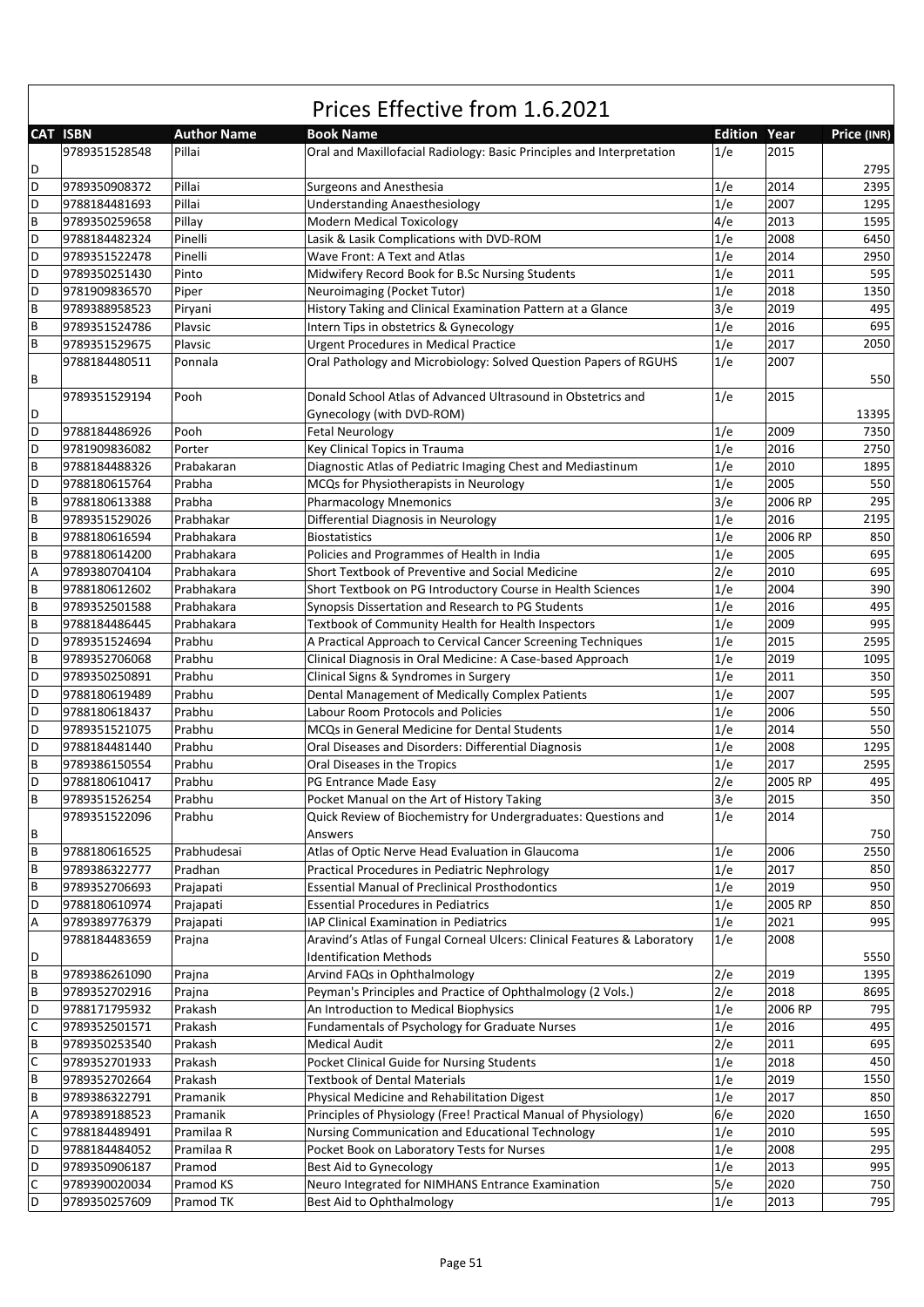# Prices Effective from 1.6.2021

| CAT | ISBN | Author Name | Book Name | Edition | Year | Price (INR) |
|---|---|---|---|---|---|---|
| D | 9789351528548 | Pillai | Oral and Maxillofacial Radiology: Basic Principles and Interpretation | 1/e | 2015 | 2795 |
| D | 9789350908372 | Pillai | Surgeons and Anesthesia | 1/e | 2014 | 2395 |
| D | 9788184481693 | Pillai | Understanding Anaesthesiology | 1/e | 2007 | 1295 |
| B | 9789350259658 | Pillay | Modern Medical Toxicology | 4/e | 2013 | 1595 |
| D | 9788184482324 | Pinelli | Lasik & Lasik Complications with DVD-ROM | 1/e | 2008 | 6450 |
| D | 9789351522478 | Pinelli | Wave Front: A Text and Atlas | 1/e | 2014 | 2950 |
| D | 9789350251430 | Pinto | Midwifery Record Book for B.Sc Nursing Students | 1/e | 2011 | 595 |
| D | 9781909836570 | Piper | Neuroimaging (Pocket Tutor) | 1/e | 2018 | 1350 |
| B | 9789388958523 | Piryani | History Taking and Clinical Examination Pattern at a Glance | 3/e | 2019 | 495 |
| B | 9789351524786 | Plavsic | Intern Tips in obstetrics & Gynecology | 1/e | 2016 | 695 |
| B | 9789351529675 | Plavsic | Urgent Procedures in Medical Practice | 1/e | 2017 | 2050 |
| B | 9788184480511 | Ponnala | Oral Pathology and Microbiology: Solved Question Papers of RGUHS | 1/e | 2007 | 550 |
| D | 9789351529194 | Pooh | Donald School Atlas of Advanced Ultrasound in Obstetrics and Gynecology (with DVD-ROM) | 1/e | 2015 | 13395 |
| D | 9788184486926 | Pooh | Fetal Neurology | 1/e | 2009 | 7350 |
| D | 9781909836082 | Porter | Key Clinical Topics in Trauma | 1/e | 2016 | 2750 |
| B | 9788184488326 | Prabakaran | Diagnostic Atlas of Pediatric Imaging Chest and Mediastinum | 1/e | 2010 | 1895 |
| D | 9788180615764 | Prabha | MCQs for Physiotherapists in Neurology | 1/e | 2005 | 550 |
| B | 9788180613388 | Prabha | Pharmacology Mnemonics | 3/e | 2006 RP | 295 |
| B | 9789351529026 | Prabhakar | Differential Diagnosis in Neurology | 1/e | 2016 | 2195 |
| B | 9788180616594 | Prabhakara | Biostatistics | 1/e | 2006 RP | 850 |
| B | 9788180614200 | Prabhakara | Policies and Programmes of Health in India | 1/e | 2005 | 695 |
| A | 9789380704104 | Prabhakara | Short Textbook of Preventive and Social Medicine | 2/e | 2010 | 695 |
| B | 9788180612602 | Prabhakara | Short Textbook on PG Introductory Course in Health Sciences | 1/e | 2004 | 390 |
| B | 9789352501588 | Prabhakara | Synopsis Dissertation and Research to PG Students | 1/e | 2016 | 495 |
| B | 9788184486445 | Prabhakara | Textbook of Community Health for Health Inspectors | 1/e | 2009 | 995 |
| D | 9789351524694 | Prabhu | A Practical Approach to Cervical Cancer Screening Techniques | 1/e | 2015 | 2595 |
| B | 9789352706068 | Prabhu | Clinical Diagnosis in Oral Medicine: A Case-based Approach | 1/e | 2019 | 1095 |
| D | 9789350250891 | Prabhu | Clinical Signs & Syndromes in Surgery | 1/e | 2011 | 350 |
| D | 9788180619489 | Prabhu | Dental Management of Medically Complex Patients | 1/e | 2007 | 595 |
| D | 9788180618437 | Prabhu | Labour Room Protocols and Policies | 1/e | 2006 | 550 |
| D | 9789351521075 | Prabhu | MCQs in General Medicine for Dental Students | 1/e | 2014 | 550 |
| D | 9788184481440 | Prabhu | Oral Diseases and Disorders: Differential Diagnosis | 1/e | 2008 | 1295 |
| B | 9789386150554 | Prabhu | Oral Diseases in the Tropics | 1/e | 2017 | 2595 |
| D | 9788180610417 | Prabhu | PG Entrance Made Easy | 2/e | 2005 RP | 495 |
| B | 9789351526254 | Prabhu | Pocket Manual on the Art of History Taking | 3/e | 2015 | 350 |
| B | 9789351522096 | Prabhu | Quick Review of Biochemistry for Undergraduates: Questions and Answers | 1/e | 2014 | 750 |
| B | 9788180616525 | Prabhudesai | Atlas of Optic Nerve Head Evaluation in Glaucoma | 1/e | 2006 | 2550 |
| B | 9789386322777 | Pradhan | Practical Procedures in Pediatric Nephrology | 1/e | 2017 | 850 |
| B | 9789352706693 | Prajapati | Essential Manual of Preclinical Prosthodontics | 1/e | 2019 | 950 |
| D | 9788180610974 | Prajapati | Essential Procedures in Pediatrics | 1/e | 2005 RP | 850 |
| A | 9789389776379 | Prajapati | IAP Clinical Examination in Pediatrics | 1/e | 2021 | 995 |
| D | 9788184483659 | Prajna | Aravind's Atlas of Fungal Corneal Ulcers: Clinical Features & Laboratory Identification Methods | 1/e | 2008 | 5550 |
| B | 9789386261090 | Prajna | Arvind FAQs in Ophthalmology | 2/e | 2019 | 1395 |
| B | 9789352702916 | Prajna | Peyman's Principles and Practice of Ophthalmology (2 Vols.) | 2/e | 2018 | 8695 |
| D | 9788171795932 | Prakash | An Introduction to Medical Biophysics | 1/e | 2006 RP | 795 |
| C | 9789352501571 | Prakash | Fundamentals of Psychology for Graduate Nurses | 1/e | 2016 | 495 |
| B | 9789350253540 | Prakash | Medical Audit | 2/e | 2011 | 695 |
| C | 9789352701933 | Prakash | Pocket Clinical Guide for Nursing Students | 1/e | 2018 | 450 |
| B | 9789352702664 | Prakash | Textbook of Dental Materials | 1/e | 2019 | 1550 |
| B | 9789386322791 | Pramanik | Physical Medicine and Rehabilitation Digest | 1/e | 2017 | 850 |
| A | 9789389188523 | Pramanik | Principles of Physiology (Free! Practical Manual of Physiology) | 6/e | 2020 | 1650 |
| C | 9788184489491 | Pramilaa R | Nursing Communication and Educational Technology | 1/e | 2010 | 595 |
| D | 9788184484052 | Pramilaa R | Pocket Book on Laboratory Tests for Nurses | 1/e | 2008 | 295 |
| D | 9789350906187 | Pramod | Best Aid to Gynecology | 1/e | 2013 | 995 |
| C | 9789390020034 | Pramod KS | Neuro Integrated for NIMHANS Entrance Examination | 5/e | 2020 | 750 |
| D | 9789350257609 | Pramod TK | Best Aid to Ophthalmology | 1/e | 2013 | 795 |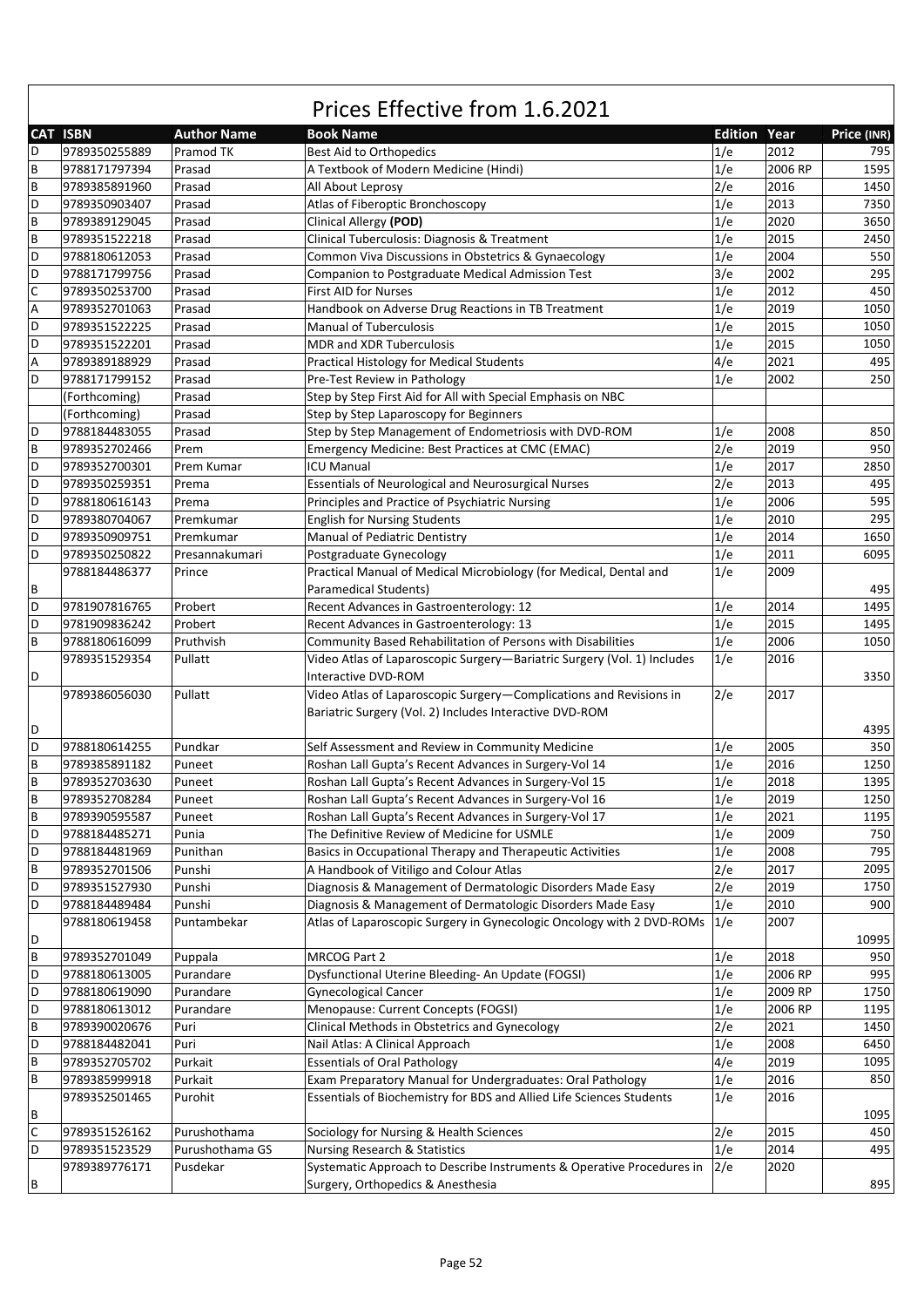# Prices Effective from 1.6.2021

| CAT | ISBN | Author Name | Book Name | Edition | Year | Price (INR) |
|---|---|---|---|---|---|---|
| D | 9789350255889 | Pramod TK | Best Aid to Orthopedics | 1/e | 2012 | 795 |
| B | 9788171797394 | Prasad | A Textbook of Modern Medicine (Hindi) | 1/e | 2006 RP | 1595 |
| B | 9789385891960 | Prasad | All About Leprosy | 2/e | 2016 | 1450 |
| D | 9789350903407 | Prasad | Atlas of Fiberoptic Bronchoscopy | 1/e | 2013 | 7350 |
| B | 9789389129045 | Prasad | Clinical Allergy **(POD)** | 1/e | 2020 | 3650 |
| B | 9789351522218 | Prasad | Clinical Tuberculosis: Diagnosis & Treatment | 1/e | 2015 | 2450 |
| D | 9788180612053 | Prasad | Common Viva Discussions in Obstetrics & Gynaecology | 1/e | 2004 | 550 |
| D | 9788171799756 | Prasad | Companion to Postgraduate Medical Admission Test | 3/e | 2002 | 295 |
| C | 9789350253700 | Prasad | First AID for Nurses | 1/e | 2012 | 450 |
| A | 9789352701063 | Prasad | Handbook on Adverse Drug Reactions in TB Treatment | 1/e | 2019 | 1050 |
| D | 9789351522225 | Prasad | Manual of Tuberculosis | 1/e | 2015 | 1050 |
| D | 9789351522201 | Prasad | MDR and XDR Tuberculosis | 1/e | 2015 | 1050 |
| A | 9789389188929 | Prasad | Practical Histology for Medical Students | 4/e | 2021 | 495 |
| D | 9788171799152 | Prasad | Pre-Test Review in Pathology | 1/e | 2002 | 250 |
|  | (Forthcoming) | Prasad | Step by Step First Aid for All with Special Emphasis on NBC |  |  |  |
|  | (Forthcoming) | Prasad | Step by Step Laparoscopy for Beginners |  |  |  |
| D | 9788184483055 | Prasad | Step by Step Management of Endometriosis with DVD-ROM | 1/e | 2008 | 850 |
| B | 9789352702466 | Prem | Emergency Medicine: Best Practices at CMC (EMAC) | 2/e | 2019 | 950 |
| D | 9789352700301 | Prem Kumar | ICU Manual | 1/e | 2017 | 2850 |
| D | 9789350259351 | Prema | Essentials of Neurological and Neurosurgical Nurses | 2/e | 2013 | 495 |
| D | 9788180616143 | Prema | Principles and Practice of Psychiatric Nursing | 1/e | 2006 | 595 |
| D | 9789380704067 | Premkumar | English for Nursing Students | 1/e | 2010 | 295 |
| D | 9789350909751 | Premkumar | Manual of Pediatric Dentistry | 1/e | 2014 | 1650 |
| D | 9789350250822 | Presannakumari | Postgraduate Gynecology | 1/e | 2011 | 6095 |
| B | 9788184486377 | Prince | Practical Manual of Medical Microbiology (for Medical, Dental and Paramedical Students) | 1/e | 2009 | 495 |
| D | 9781907816765 | Probert | Recent Advances in Gastroenterology: 12 | 1/e | 2014 | 1495 |
| D | 9781909836242 | Probert | Recent Advances in Gastroenterology: 13 | 1/e | 2015 | 1495 |
| B | 9788180616099 | Pruthvish | Community Based Rehabilitation of Persons with Disabilities | 1/e | 2006 | 1050 |
| D | 9789351529354 | Pullatt | Video Atlas of Laparoscopic Surgery—Bariatric Surgery (Vol. 1) Includes Interactive DVD-ROM | 1/e | 2016 | 3350 |
| D | 9789386056030 | Pullatt | Video Atlas of Laparoscopic Surgery—Complications and Revisions in Bariatric Surgery (Vol. 2) Includes Interactive DVD-ROM | 2/e | 2017 | 4395 |
| D | 9788180614255 | Pundkar | Self Assessment and Review in Community Medicine | 1/e | 2005 | 350 |
| B | 9789385891182 | Puneet | Roshan Lall Gupta's Recent Advances in Surgery-Vol 14 | 1/e | 2016 | 1250 |
| B | 9789352703630 | Puneet | Roshan Lall Gupta's Recent Advances in Surgery-Vol 15 | 1/e | 2018 | 1395 |
| B | 9789352708284 | Puneet | Roshan Lall Gupta's Recent Advances in Surgery-Vol 16 | 1/e | 2019 | 1250 |
| B | 9789390595587 | Puneet | Roshan Lall Gupta's Recent Advances in Surgery-Vol 17 | 1/e | 2021 | 1195 |
| D | 9788184485271 | Punia | The Definitive Review of Medicine for USMLE | 1/e | 2009 | 750 |
| D | 9788184481969 | Punithan | Basics in Occupational Therapy and Therapeutic Activities | 1/e | 2008 | 795 |
| B | 9789352701506 | Punshi | A Handbook of Vitiligo and Colour Atlas | 2/e | 2017 | 2095 |
| D | 9789351527930 | Punshi | Diagnosis & Management of Dermatologic Disorders Made Easy | 2/e | 2019 | 1750 |
| D | 9788184489484 | Punshi | Diagnosis & Management of Dermatologic Disorders Made Easy | 1/e | 2010 | 900 |
| D | 9788180619458 | Puntambekar | Atlas of Laparoscopic Surgery in Gynecologic Oncology with 2 DVD-ROMs | 1/e | 2007 | 10995 |
| B | 9789352701049 | Puppala | MRCOG Part 2 | 1/e | 2018 | 950 |
| D | 9788180613005 | Purandare | Dysfunctional Uterine Bleeding- An Update (FOGSI) | 1/e | 2006 RP | 995 |
| D | 9788180619090 | Purandare | Gynecological Cancer | 1/e | 2009 RP | 1750 |
| D | 9788180613012 | Purandare | Menopause: Current Concepts (FOGSI) | 1/e | 2006 RP | 1195 |
| B | 9789390020676 | Puri | Clinical Methods in Obstetrics and Gynecology | 2/e | 2021 | 1450 |
| D | 9788184482041 | Puri | Nail Atlas: A Clinical Approach | 1/e | 2008 | 6450 |
| B | 9789352705702 | Purkait | Essentials of Oral Pathology | 4/e | 2019 | 1095 |
| B | 9789385999918 | Purkait | Exam Preparatory Manual for Undergraduates: Oral Pathology | 1/e | 2016 | 850 |
| B | 9789352501465 | Purohit | Essentials of Biochemistry for BDS and Allied Life Sciences Students | 1/e | 2016 | 1095 |
| C | 9789351526162 | Purushothama | Sociology for Nursing & Health Sciences | 2/e | 2015 | 450 |
| D | 9789351523529 | Purushothama GS | Nursing Research & Statistics | 1/e | 2014 | 495 |
| B | 9789389776171 | Pusdekar | Systematic Approach to Describe Instruments & Operative Procedures in Surgery, Orthopedics & Anesthesia | 2/e | 2020 | 895 |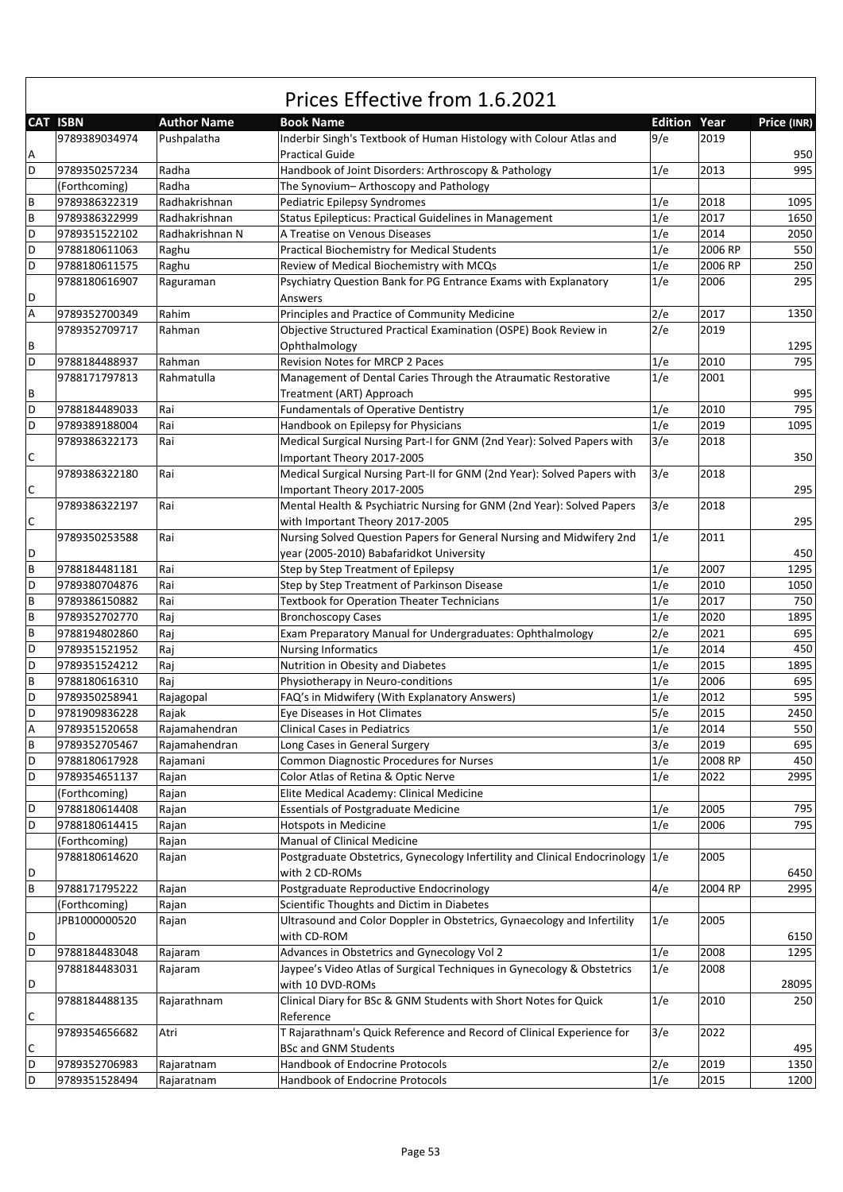# Prices Effective from 1.6.2021

| CAT | ISBN | Author Name | Book Name | Edition | Year | Price (INR) |
|---|---|---|---|---|---|---|
| A | 9789389034974 | Pushpalatha | Inderbir Singh's Textbook of Human Histology with Colour Atlas and Practical Guide | 9/e | 2019 | 950 |
| D | 9789350257234 | Radha | Handbook of Joint Disorders: Arthroscopy & Pathology | 1/e | 2013 | 995 |
| | (Forthcoming) | Radha | The Synovium– Arthoscopy and Pathology | | | |
| B | 9789386322319 | Radhakrishnan | Pediatric Epilepsy Syndromes | 1/e | 2018 | 1095 |
| B | 9789386322999 | Radhakrishnan | Status Epilepticus: Practical Guidelines in Management | 1/e | 2017 | 1650 |
| D | 9789351522102 | Radhakrishnan N | A Treatise on Venous Diseases | 1/e | 2014 | 2050 |
| D | 9788180611063 | Raghu | Practical Biochemistry for Medical Students | 1/e | 2006 RP | 550 |
| D | 9788180611575 | Raghu | Review of Medical Biochemistry with MCQs | 1/e | 2006 RP | 250 |
| D | 9788180616907 | Raguraman | Psychiatry Question Bank for PG Entrance Exams with Explanatory Answers | 1/e | 2006 | 295 |
| A | 9789352700349 | Rahim | Principles and Practice of Community Medicine | 2/e | 2017 | 1350 |
| B | 9789352709717 | Rahman | Objective Structured Practical Examination (OSPE) Book Review in Ophthalmology | 2/e | 2019 | 1295 |
| D | 9788184488937 | Rahman | Revision Notes for MRCP 2 Paces | 1/e | 2010 | 795 |
| B | 9788171797813 | Rahmatulla | Management of Dental Caries Through the Atraumatic Restorative Treatment (ART) Approach | 1/e | 2001 | 995 |
| D | 9788184489033 | Rai | Fundamentals of Operative Dentistry | 1/e | 2010 | 795 |
| D | 9789389188004 | Rai | Handbook on Epilepsy for Physicians | 1/e | 2019 | 1095 |
| C | 9789386322173 | Rai | Medical Surgical Nursing Part-I for GNM (2nd Year): Solved Papers with Important Theory 2017-2005 | 3/e | 2018 | 350 |
| C | 9789386322180 | Rai | Medical Surgical Nursing Part-II for GNM (2nd Year): Solved Papers with Important Theory 2017-2005 | 3/e | 2018 | 295 |
| C | 9789386322197 | Rai | Mental Health & Psychiatric Nursing for GNM (2nd Year): Solved Papers with Important Theory 2017-2005 | 3/e | 2018 | 295 |
| D | 9789350253588 | Rai | Nursing Solved Question Papers for General Nursing and Midwifery 2nd year (2005-2010) Babafaridkot University | 1/e | 2011 | 450 |
| B | 9788184481181 | Rai | Step by Step Treatment of Epilepsy | 1/e | 2007 | 1295 |
| D | 9789380704876 | Rai | Step by Step Treatment of Parkinson Disease | 1/e | 2010 | 1050 |
| B | 9789386150882 | Rai | Textbook for Operation Theater Technicians | 1/e | 2017 | 750 |
| B | 9789352702770 | Raj | Bronchoscopy Cases | 1/e | 2020 | 1895 |
| B | 9788194802860 | Raj | Exam Preparatory Manual for Undergraduates: Ophthalmology | 2/e | 2021 | 695 |
| D | 9789351521952 | Raj | Nursing Informatics | 1/e | 2014 | 450 |
| D | 9789351524212 | Raj | Nutrition in Obesity and Diabetes | 1/e | 2015 | 1895 |
| B | 9788180616310 | Raj | Physiotherapy in Neuro-conditions | 1/e | 2006 | 695 |
| D | 9789350258941 | Rajagopal | FAQ's in Midwifery (With Explanatory Answers) | 1/e | 2012 | 595 |
| D | 9781909836228 | Rajak | Eye Diseases in Hot Climates | 5/e | 2015 | 2450 |
| A | 9789351520658 | Rajamahendran | Clinical Cases in Pediatrics | 1/e | 2014 | 550 |
| B | 9789352705467 | Rajamahendran | Long Cases in General Surgery | 3/e | 2019 | 695 |
| D | 9788180617928 | Rajamani | Common Diagnostic Procedures for Nurses | 1/e | 2008 RP | 450 |
| D | 9789354651137 | Rajan | Color Atlas of Retina & Optic Nerve | 1/e | 2022 | 2995 |
| | (Forthcoming) | Rajan | Elite Medical Academy: Clinical Medicine | | | |
| D | 9788180614408 | Rajan | Essentials of Postgraduate Medicine | 1/e | 2005 | 795 |
| D | 9788180614415 | Rajan | Hotspots in Medicine | 1/e | 2006 | 795 |
| | (Forthcoming) | Rajan | Manual of Clinical Medicine | | | |
| D | 9788180614620 | Rajan | Postgraduate Obstetrics, Gynecology Infertility and Clinical Endocrinology with 2 CD-ROMs | 1/e | 2005 | 6450 |
| B | 9788171795222 | Rajan | Postgraduate Reproductive Endocrinology | 4/e | 2004 RP | 2995 |
| | (Forthcoming) | Rajan | Scientific Thoughts and Dictim in Diabetes | | | |
| D | JPB1000000520 | Rajan | Ultrasound and Color Doppler in Obstetrics, Gynaecology and Infertility with CD-ROM | 1/e | 2005 | 6150 |
| D | 9788184483048 | Rajaram | Advances in Obstetrics and Gynecology Vol 2 | 1/e | 2008 | 1295 |
| D | 9788184483031 | Rajaram | Jaypee's Video Atlas of Surgical Techniques in Gynecology & Obstetrics with 10 DVD-ROMs | 1/e | 2008 | 28095 |
| C | 9788184488135 | Rajarathnam | Clinical Diary for BSc & GNM Students with Short Notes for Quick Reference | 1/e | 2010 | 250 |
| C | 9789354656682 | Atri | T Rajarathnam's Quick Reference and Record of Clinical Experience for BSc and GNM Students | 3/e | 2022 | 495 |
| D | 9789352706983 | Rajaratnam | Handbook of Endocrine Protocols | 2/e | 2019 | 1350 |
| D | 9789351528494 | Rajaratnam | Handbook of Endocrine Protocols | 1/e | 2015 | 1200 |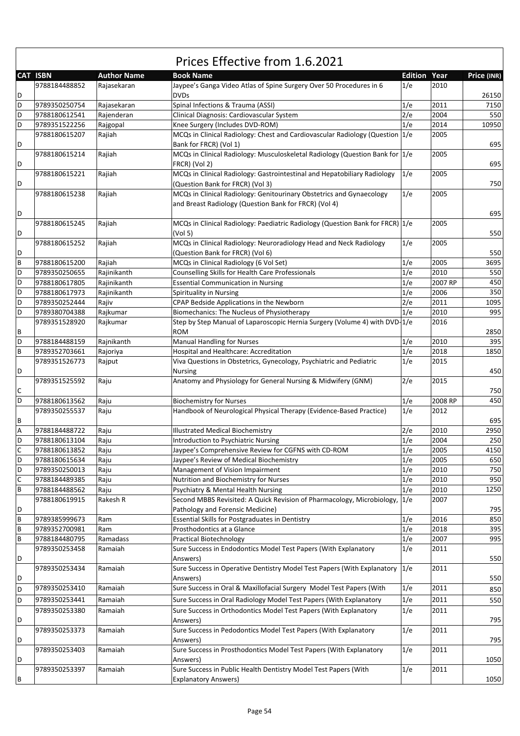# Prices Effective from 1.6.2021

| CAT | ISBN | Author Name | Book Name | Edition | Year | Price (INR) |
|---|---|---|---|---|---|---|
| D | 9788184488852 | Rajasekaran | Jaypee's Ganga Video Atlas of Spine Surgery Over 50 Procedures in 6 DVDs | 1/e | 2010 | 26150 |
| D | 9789350250754 | Rajasekaran | Spinal Infections & Trauma (ASSI) | 1/e | 2011 | 7150 |
| D | 9788180612541 | Rajenderan | Clinical Diagnosis: Cardiovascular System | 2/e | 2004 | 550 |
| D | 9789351522256 | Rajgopal | Knee Surgery (Includes DVD-ROM) | 1/e | 2014 | 10950 |
| D | 9788180615207 | Rajiah | MCQs in Clinical Radiology: Chest and Cardiovascular Radiology (Question Bank for FRCR) (Vol 1) | 1/e | 2005 | 695 |
| D | 9788180615214 | Rajiah | MCQs in Clinical Radiology: Musculoskeletal Radiology (Question Bank for FRCR) (Vol 2) | 1/e | 2005 | 695 |
| D | 9788180615221 | Rajiah | MCQs in Clinical Radiology: Gastrointestinal and Hepatobiliary Radiology (Question Bank for FRCR) (Vol 3) | 1/e | 2005 | 750 |
| D | 9788180615238 | Rajiah | MCQs in Clinical Radiology: Genitourinary Obstetrics and Gynaecology and Breast Radiology (Question Bank for FRCR) (Vol 4) | 1/e | 2005 | 695 |
| D | 9788180615245 | Rajiah | MCQs in Clinical Radiology: Paediatric Radiology (Question Bank for FRCR) (Vol 5) | 1/e | 2005 | 550 |
| D | 9788180615252 | Rajiah | MCQs in Clinical Radiology: Neuroradiology Head and Neck Radiology (Question Bank for FRCR) (Vol 6) | 1/e | 2005 | 550 |
| B | 9788180615200 | Rajiah | MCQs in Clinical Radiology (6 Vol Set) | 1/e | 2005 | 3695 |
| D | 9789350250655 | Rajinikanth | Counselling Skills for Health Care Professionals | 1/e | 2010 | 550 |
| D | 9788180617805 | Rajinikanth | Essential Communication in Nursing | 1/e | 2007 RP | 450 |
| D | 9788180617973 | Rajinikanth | Spirituality in Nursing | 1/e | 2006 | 350 |
| D | 9789350252444 | Rajiv | CPAP Bedside Applications in the Newborn | 2/e | 2011 | 1095 |
| D | 9789380704388 | Rajkumar | Biomechanics: The Nucleus of Physiotherapy | 1/e | 2010 | 995 |
| B | 9789351528920 | Rajkumar | Step by Step Manual of Laparoscopic Hernia Surgery (Volume 4) with DVD-ROM | 1/e | 2016 | 2850 |
| D | 9788184488159 | Rajnikanth | Manual Handling for Nurses | 1/e | 2010 | 395 |
| B | 9789352703661 | Rajoriya | Hospital and Healthcare: Accreditation | 1/e | 2018 | 1850 |
| D | 9789351526773 | Rajput | Viva Questions in Obstetrics, Gynecology, Psychiatric and Pediatric Nursing | 1/e | 2015 | 450 |
| C | 9789351525592 | Raju | Anatomy and Physiology for General Nursing & Midwifery (GNM) | 2/e | 2015 | 750 |
| D | 9788180613562 | Raju | Biochemistry for Nurses | 1/e | 2008 RP | 450 |
| B | 9789350255537 | Raju | Handbook of Neurological Physical Therapy (Evidence-Based Practice) | 1/e | 2012 | 695 |
| A | 9788184488722 | Raju | Illustrated Medical Biochemistry | 2/e | 2010 | 2950 |
| D | 9788180613104 | Raju | Introduction to Psychiatric Nursing | 1/e | 2004 | 250 |
| C | 9788180613852 | Raju | Jaypee's Comprehensive Review for CGFNS with CD-ROM | 1/e | 2005 | 4150 |
| D | 9788180615634 | Raju | Jaypee's Review of Medical Biochemistry | 1/e | 2005 | 650 |
| D | 9789350250013 | Raju | Management of Vision Impairment | 1/e | 2010 | 750 |
| C | 9788184489385 | Raju | Nutrition and Biochemistry for Nurses | 1/e | 2010 | 950 |
| B | 9788184488562 | Raju | Psychiatry & Mental Health Nursing | 1/e | 2010 | 1250 |
| D | 9788180619915 | Rakesh R | Second MBBS Revisited: A Quick Revision of Pharmacology, Microbiology, Pathology and Forensic Medicine) | 1/e | 2007 | 795 |
| B | 9789385999673 | Ram | Essential Skills for Postgraduates in Dentistry | 1/e | 2016 | 850 |
| B | 9789352700981 | Ram | Prosthodontics at a Glance | 1/e | 2018 | 395 |
| B | 9788184480795 | Ramadass | Practical Biotechnology | 1/e | 2007 | 995 |
| D | 9789350253458 | Ramaiah | Sure Success in Endodontics Model Test Papers (With Explanatory Answers) | 1/e | 2011 | 550 |
| D | 9789350253434 | Ramaiah | Sure Success in Operative Dentistry Model Test Papers (With Explanatory Answers) | 1/e | 2011 | 550 |
| D | 9789350253410 | Ramaiah | Sure Success in Oral & Maxillofacial Surgery Model Test Papers (With | 1/e | 2011 | 850 |
| D | 9789350253441 | Ramaiah | Sure Success in Oral Radiology Model Test Papers (With Explanatory | 1/e | 2011 | 550 |
| D | 9789350253380 | Ramaiah | Sure Success in Orthodontics Model Test Papers (With Explanatory Answers) | 1/e | 2011 | 795 |
| D | 9789350253373 | Ramaiah | Sure Success in Pedodontics Model Test Papers (With Explanatory Answers) | 1/e | 2011 | 795 |
| D | 9789350253403 | Ramaiah | Sure Success in Prosthodontics Model Test Papers (With Explanatory Answers) | 1/e | 2011 | 1050 |
| B | 9789350253397 | Ramaiah | Sure Success in Public Health Dentistry Model Test Papers (With Explanatory Answers) | 1/e | 2011 | 1050 |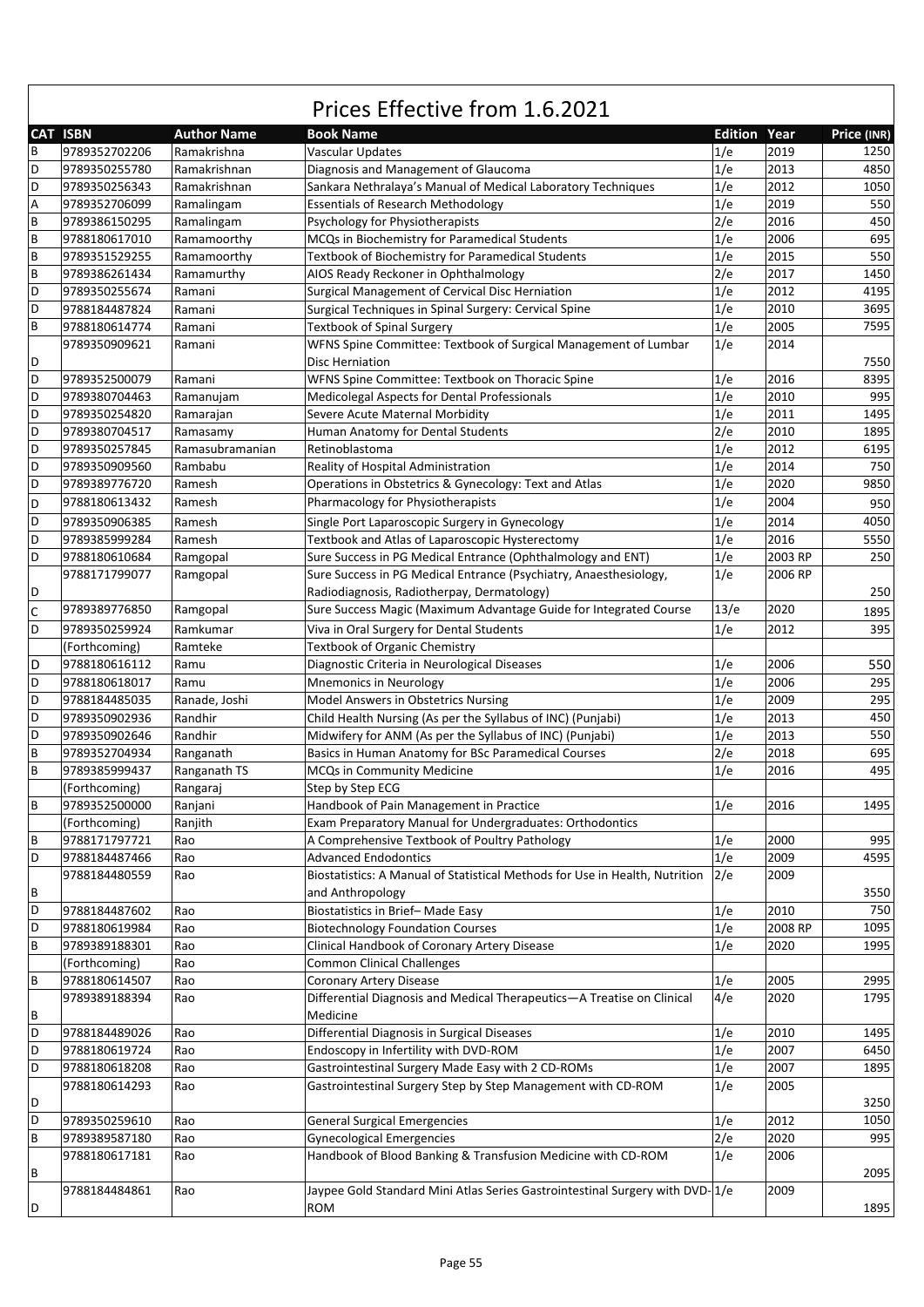# Prices Effective from 1.6.2021

| CAT | ISBN | Author Name | Book Name | Edition | Year | Price (INR) |
|---|---|---|---|---|---|---|
| B | 9789352702206 | Ramakrishna | Vascular Updates | 1/e | 2019 | 1250 |
| D | 9789350255780 | Ramakrishnan | Diagnosis and Management of Glaucoma | 1/e | 2013 | 4850 |
| D | 9789350256343 | Ramakrishnan | Sankara Nethralaya's Manual of Medical Laboratory Techniques | 1/e | 2012 | 1050 |
| A | 9789352706099 | Ramalingam | Essentials of Research Methodology | 1/e | 2019 | 550 |
| B | 9789386150295 | Ramalingam | Psychology for Physiotherapists | 2/e | 2016 | 450 |
| B | 9788180617010 | Ramamoorthy | MCQs in Biochemistry for Paramedical Students | 1/e | 2006 | 695 |
| B | 9789351529255 | Ramamoorthy | Textbook of Biochemistry for Paramedical Students | 1/e | 2015 | 550 |
| B | 9789386261434 | Ramamurthy | AIOS Ready Reckoner in Ophthalmology | 2/e | 2017 | 1450 |
| D | 9789350255674 | Ramani | Surgical Management of Cervical Disc Herniation | 1/e | 2012 | 4195 |
| D | 9788184487824 | Ramani | Surgical Techniques in Spinal Surgery: Cervical Spine | 1/e | 2010 | 3695 |
| B | 9788180614774 | Ramani | Textbook of Spinal Surgery | 1/e | 2005 | 7595 |
| D | 9789350909621 | Ramani | WFNS Spine Committee: Textbook of Surgical Management of Lumbar Disc Herniation | 1/e | 2014 | 7550 |
| D | 9789352500079 | Ramani | WFNS Spine Committee: Textbook on Thoracic Spine | 1/e | 2016 | 8395 |
| D | 9789380704463 | Ramanujam | Medicolegal Aspects for Dental Professionals | 1/e | 2010 | 995 |
| D | 9789350254820 | Ramarajan | Severe Acute Maternal Morbidity | 1/e | 2011 | 1495 |
| D | 9789380704517 | Ramasamy | Human Anatomy for Dental Students | 2/e | 2010 | 1895 |
| D | 9789350257845 | Ramasubramanian | Retinoblastoma | 1/e | 2012 | 6195 |
| D | 9789350909560 | Rambabu | Reality of Hospital Administration | 1/e | 2014 | 750 |
| D | 9789389776720 | Ramesh | Operations in Obstetrics & Gynecology: Text and Atlas | 1/e | 2020 | 9850 |
| D | 9788180613432 | Ramesh | Pharmacology for Physiotherapists | 1/e | 2004 | 950 |
| D | 9789350906385 | Ramesh | Single Port Laparoscopic Surgery in Gynecology | 1/e | 2014 | 4050 |
| D | 9789385999284 | Ramesh | Textbook and Atlas of Laparoscopic Hysterectomy | 1/e | 2016 | 5550 |
| D | 9788180610684 | Ramgopal | Sure Success in PG Medical Entrance (Ophthalmology and ENT) | 1/e | 2003 RP | 250 |
| D | 9788171799077 | Ramgopal | Sure Success in PG Medical Entrance (Psychiatry, Anaesthesiology, Radiodiagnosis, Radiotherpay, Dermatology) | 1/e | 2006 RP | 250 |
| C | 9789389776850 | Ramgopal | Sure Success Magic (Maximum Advantage Guide for Integrated Course | 13/e | 2020 | 1895 |
| D | 9789350259924 | Ramkumar | Viva in Oral Surgery for Dental Students | 1/e | 2012 | 395 |
| | (Forthcoming) | Ramteke | Textbook of Organic Chemistry | | | |
| D | 9788180616112 | Ramu | Diagnostic Criteria in Neurological Diseases | 1/e | 2006 | 550 |
| D | 9788180618017 | Ramu | Mnemonics in Neurology | 1/e | 2006 | 295 |
| D | 9788184485035 | Ranade, Joshi | Model Answers in Obstetrics Nursing | 1/e | 2009 | 295 |
| D | 9789350902936 | Randhir | Child Health Nursing (As per the Syllabus of INC) (Punjabi) | 1/e | 2013 | 450 |
| D | 9789350902646 | Randhir | Midwifery for ANM (As per the Syllabus of INC) (Punjabi) | 1/e | 2013 | 550 |
| B | 9789352704934 | Ranganath | Basics in Human Anatomy for BSc Paramedical Courses | 2/e | 2018 | 695 |
| B | 9789385999437 | Ranganath TS | MCQs in Community Medicine | 1/e | 2016 | 495 |
| | (Forthcoming) | Rangaraj | Step by Step ECG | | | |
| B | 9789352500000 | Ranjani | Handbook of Pain Management in Practice | 1/e | 2016 | 1495 |
| | (Forthcoming) | Ranjith | Exam Preparatory Manual for Undergraduates: Orthodontics | | | |
| B | 9788171797721 | Rao | A Comprehensive Textbook of Poultry Pathology | 1/e | 2000 | 995 |
| D | 9788184487466 | Rao | Advanced Endodontics | 1/e | 2009 | 4595 |
| B | 9788184480559 | Rao | Biostatistics: A Manual of Statistical Methods for Use in Health, Nutrition and Anthropology | 2/e | 2009 | 3550 |
| D | 9788184487602 | Rao | Biostatistics in Brief– Made Easy | 1/e | 2010 | 750 |
| D | 9788180619984 | Rao | Biotechnology Foundation Courses | 1/e | 2008 RP | 1095 |
| B | 9789389188301 | Rao | Clinical Handbook of Coronary Artery Disease | 1/e | 2020 | 1995 |
| | (Forthcoming) | Rao | Common Clinical Challenges | | | |
| B | 9788180614507 | Rao | Coronary Artery Disease | 1/e | 2005 | 2995 |
| B | 9789389188394 | Rao | Differential Diagnosis and Medical Therapeutics—A Treatise on Clinical Medicine | 4/e | 2020 | 1795 |
| D | 9788184489026 | Rao | Differential Diagnosis in Surgical Diseases | 1/e | 2010 | 1495 |
| D | 9788180619724 | Rao | Endoscopy in Infertility with DVD-ROM | 1/e | 2007 | 6450 |
| D | 9788180618208 | Rao | Gastrointestinal Surgery Made Easy with 2 CD-ROMs | 1/e | 2007 | 1895 |
| D | 9788180614293 | Rao | Gastrointestinal Surgery Step by Step Management with CD-ROM | 1/e | 2005 | 3250 |
| D | 9789350259610 | Rao | General Surgical Emergencies | 1/e | 2012 | 1050 |
| B | 9789389587180 | Rao | Gynecological Emergencies | 2/e | 2020 | 995 |
| B | 9788180617181 | Rao | Handbook of Blood Banking & Transfusion Medicine with CD-ROM | 1/e | 2006 | 2095 |
| D | 9788184484861 | Rao | Jaypee Gold Standard Mini Atlas Series Gastrointestinal Surgery with DVD-ROM | 1/e | 2009 | 1895 |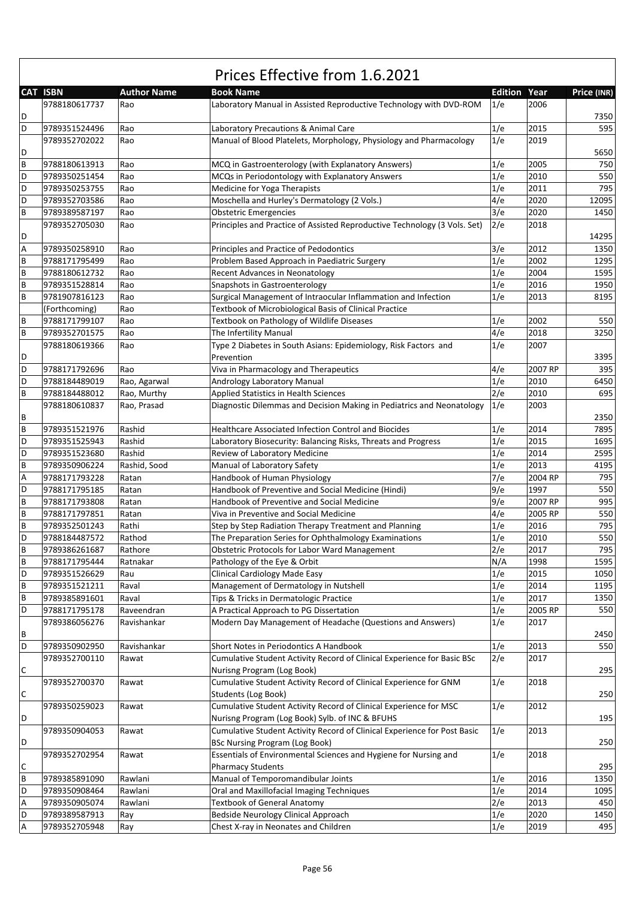# Prices Effective from 1.6.2021

| CAT | ISBN | Author Name | Book Name | Edition | Year | Price (INR) |
|---|---|---|---|---|---|---|
| D | 9788180617737 | Rao | Laboratory Manual in Assisted Reproductive Technology with DVD-ROM | 1/e | 2006 | 7350 |
| D | 9789351524496 | Rao | Laboratory Precautions & Animal Care | 1/e | 2015 | 595 |
| D | 9789352702022 | Rao | Manual of Blood Platelets, Morphology, Physiology and Pharmacology | 1/e | 2019 | 5650 |
| B | 9788180613913 | Rao | MCQ in Gastroenterology (with Explanatory Answers) | 1/e | 2005 | 750 |
| D | 9789350251454 | Rao | MCQs in Periodontology with Explanatory Answers | 1/e | 2010 | 550 |
| D | 9789350253755 | Rao | Medicine for Yoga Therapists | 1/e | 2011 | 795 |
| D | 9789352703586 | Rao | Moschella and Hurley's Dermatology (2 Vols.) | 4/e | 2020 | 12095 |
| B | 9789389587197 | Rao | Obstetric Emergencies | 3/e | 2020 | 1450 |
| D | 9789352705030 | Rao | Principles and Practice of Assisted Reproductive Technology (3 Vols. Set) | 2/e | 2018 | 14295 |
| A | 9789350258910 | Rao | Principles and Practice of Pedodontics | 3/e | 2012 | 1350 |
| B | 9788171795499 | Rao | Problem Based Approach in Paediatric Surgery | 1/e | 2002 | 1295 |
| B | 9788180612732 | Rao | Recent Advances in Neonatology | 1/e | 2004 | 1595 |
| B | 9789351528814 | Rao | Snapshots in Gastroenterology | 1/e | 2016 | 1950 |
| B | 9781907816123 | Rao | Surgical Management of Intraocular Inflammation and Infection | 1/e | 2013 | 8195 |
| | (Forthcoming) | Rao | Textbook of Microbiological Basis of Clinical Practice | | | |
| B | 9788171799107 | Rao | Textbook on Pathology of Wildlife Diseases | 1/e | 2002 | 550 |
| B | 9789352701575 | Rao | The Infertility Manual | 4/e | 2018 | 3250 |
| D | 9788180619366 | Rao | Type 2 Diabetes in South Asians: Epidemiology, Risk Factors and Prevention | 1/e | 2007 | 3395 |
| D | 9788171792696 | Rao | Viva in Pharmacology and Therapeutics | 4/e | 2007 RP | 395 |
| D | 9788184489019 | Rao, Agarwal | Andrology Laboratory Manual | 1/e | 2010 | 6450 |
| B | 9788184488012 | Rao, Murthy | Applied Statistics in Health Sciences | 2/e | 2010 | 695 |
| B | 9788180610837 | Rao, Prasad | Diagnostic Dilemmas and Decision Making in Pediatrics and Neonatology | 1/e | 2003 | 2350 |
| B | 9789351521976 | Rashid | Healthcare Associated Infection Control and Biocides | 1/e | 2014 | 7895 |
| D | 9789351525943 | Rashid | Laboratory Biosecurity: Balancing Risks, Threats and Progress | 1/e | 2015 | 1695 |
| D | 9789351523680 | Rashid | Review of Laboratory Medicine | 1/e | 2014 | 2595 |
| B | 9789350906224 | Rashid, Sood | Manual of Laboratory Safety | 1/e | 2013 | 4195 |
| A | 9788171793228 | Ratan | Handbook of Human Physiology | 7/e | 2004 RP | 795 |
| D | 9788171795185 | Ratan | Handbook of Preventive and Social Medicine (Hindi) | 9/e | 1997 | 550 |
| B | 9788171793808 | Ratan | Handbook of Preventive and Social Medicine | 9/e | 2007 RP | 995 |
| B | 9788171797851 | Ratan | Viva in Preventive and Social Medicine | 4/e | 2005 RP | 550 |
| B | 9789352501243 | Rathi | Step by Step Radiation Therapy Treatment and Planning | 1/e | 2016 | 795 |
| D | 9788184487572 | Rathod | The Preparation Series for Ophthalmology Examinations | 1/e | 2010 | 550 |
| B | 9789386261687 | Rathore | Obstetric Protocols for Labor Ward Management | 2/e | 2017 | 795 |
| B | 9788171795444 | Ratnakar | Pathology of the Eye & Orbit | N/A | 1998 | 1595 |
| D | 9789351526629 | Rau | Clinical Cardiology Made Easy | 1/e | 2015 | 1050 |
| B | 9789351521211 | Raval | Management of Dermatology in Nutshell | 1/e | 2014 | 1195 |
| B | 9789385891601 | Raval | Tips & Tricks in Dermatologic Practice | 1/e | 2017 | 1350 |
| D | 9788171795178 | Raveendran | A Practical Approach to PG Dissertation | 1/e | 2005 RP | 550 |
| B | 9789386056276 | Ravishankar | Modern Day Management of Headache (Questions and Answers) | 1/e | 2017 | 2450 |
| D | 9789350902950 | Ravishankar | Short Notes in Periodontics A Handbook | 1/e | 2013 | 550 |
| C | 9789352700110 | Rawat | Cumulative Student Activity Record of Clinical Experience for Basic BSc Nurisng Program (Log Book) | 2/e | 2017 | 295 |
| C | 9789352700370 | Rawat | Cumulative Student Activity Record of Clinical Experience for GNM Students (Log Book) | 1/e | 2018 | 250 |
| D | 9789350259023 | Rawat | Cumulative Student Activity Record of Clinical Experience for MSC Nurisng Program (Log Book) Sylb. of INC & BFUHS | 1/e | 2012 | 195 |
| D | 9789350904053 | Rawat | Cumulative Student Activity Record of Clinical Experience for Post Basic BSc Nursing Program (Log Book) | 1/e | 2013 | 250 |
| C | 9789352702954 | Rawat | Essentials of Environmental Sciences and Hygiene for Nursing and Pharmacy Students | 1/e | 2018 | 295 |
| B | 9789385891090 | Rawlani | Manual of Temporomandibular Joints | 1/e | 2016 | 1350 |
| D | 9789350908464 | Rawlani | Oral and Maxillofacial Imaging Techniques | 1/e | 2014 | 1095 |
| A | 9789350905074 | Rawlani | Textbook of General Anatomy | 2/e | 2013 | 450 |
| D | 9789389587913 | Ray | Bedside Neurology Clinical Approach | 1/e | 2020 | 1450 |
| A | 9789352705948 | Ray | Chest X-ray in Neonates and Children | 1/e | 2019 | 495 |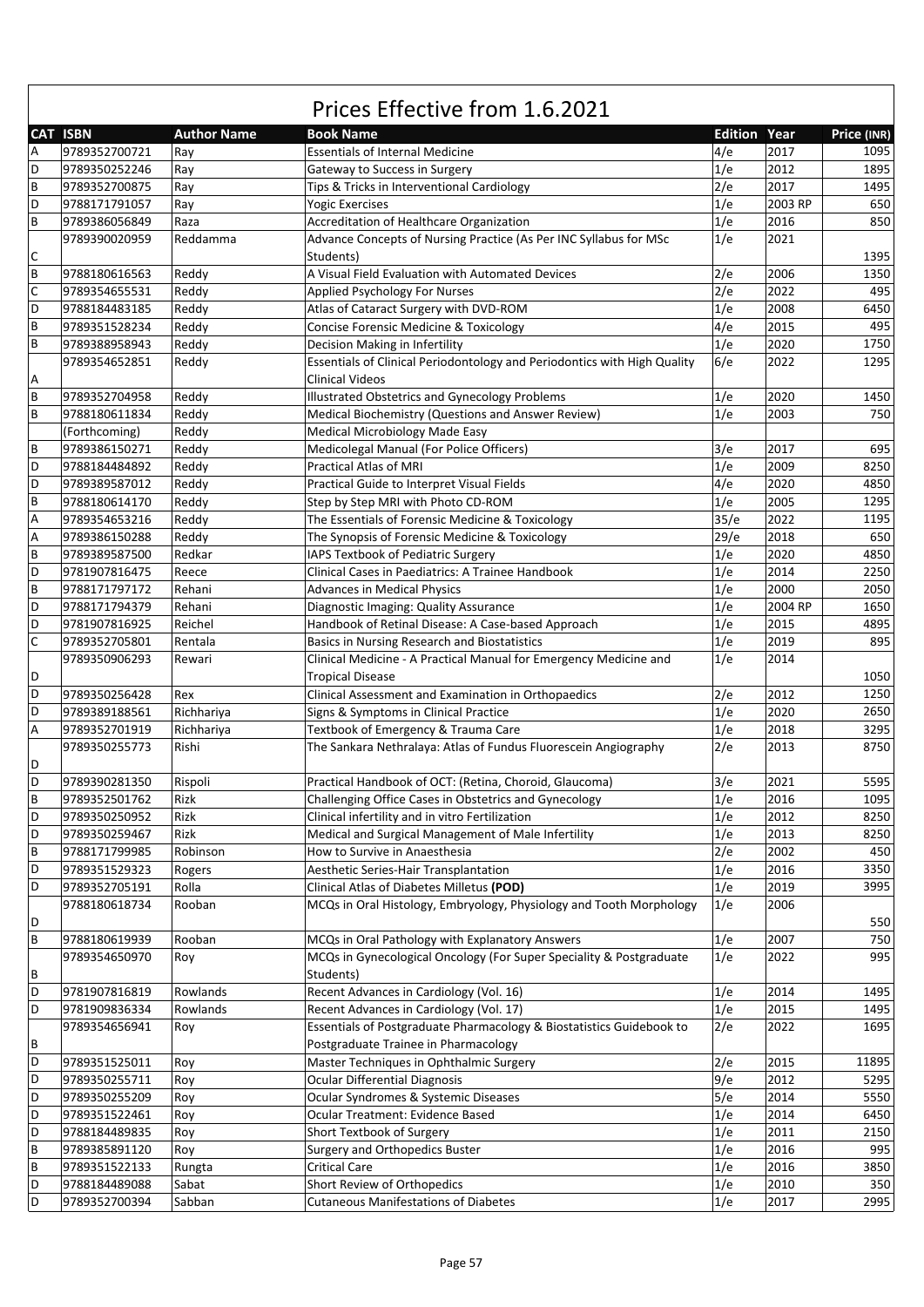# Prices Effective from 1.6.2021

| CAT | ISBN | Author Name | Book Name | Edition | Year | Price (INR) |
|---|---|---|---|---|---|---|
| A | 9789352700721 | Ray | Essentials of Internal Medicine | 4/e | 2017 | 1095 |
| D | 9789350252246 | Ray | Gateway to Success in Surgery | 1/e | 2012 | 1895 |
| B | 9789352700875 | Ray | Tips & Tricks in Interventional Cardiology | 2/e | 2017 | 1495 |
| D | 9788171791057 | Ray | Yogic Exercises | 1/e | 2003 RP | 650 |
| B | 9789386056849 | Raza | Accreditation of Healthcare Organization | 1/e | 2016 | 850 |
| C | 9789390020959 | Reddamma | Advance Concepts of Nursing Practice (As Per INC Syllabus for MSc Students) | 1/e | 2021 | 1395 |
| B | 9788180616563 | Reddy | A Visual Field Evaluation with Automated Devices | 2/e | 2006 | 1350 |
| C | 9789354655531 | Reddy | Applied Psychology For Nurses | 2/e | 2022 | 495 |
| D | 9788184483185 | Reddy | Atlas of Cataract Surgery with DVD-ROM | 1/e | 2008 | 6450 |
| B | 9789351528234 | Reddy | Concise Forensic Medicine & Toxicology | 4/e | 2015 | 495 |
| B | 9789388958943 | Reddy | Decision Making in Infertility | 1/e | 2020 | 1750 |
| A | 9789354652851 | Reddy | Essentials of Clinical Periodontology and Periodontics with High Quality Clinical Videos | 6/e | 2022 | 1295 |
| B | 9789352704958 | Reddy | Illustrated Obstetrics and Gynecology Problems | 1/e | 2020 | 1450 |
| B | 9788180611834 | Reddy | Medical Biochemistry (Questions and Answer Review) | 1/e | 2003 | 750 |
|  | (Forthcoming) | Reddy | Medical Microbiology Made Easy |  |  |  |
| B | 9789386150271 | Reddy | Medicolegal Manual (For Police Officers) | 3/e | 2017 | 695 |
| D | 9788184484892 | Reddy | Practical Atlas of MRI | 1/e | 2009 | 8250 |
| D | 9789389587012 | Reddy | Practical Guide to Interpret Visual Fields | 4/e | 2020 | 4850 |
| B | 9788180614170 | Reddy | Step by Step MRI with Photo CD-ROM | 1/e | 2005 | 1295 |
| A | 9789354653216 | Reddy | The Essentials of Forensic Medicine & Toxicology | 35/e | 2022 | 1195 |
| A | 9789386150288 | Reddy | The Synopsis of Forensic Medicine & Toxicology | 29/e | 2018 | 650 |
| B | 9789389587500 | Redkar | IAPS Textbook of Pediatric Surgery | 1/e | 2020 | 4850 |
| D | 9781907816475 | Reece | Clinical Cases in Paediatrics: A Trainee Handbook | 1/e | 2014 | 2250 |
| B | 9788171797172 | Rehani | Advances in Medical Physics | 1/e | 2000 | 2050 |
| D | 9788171794379 | Rehani | Diagnostic Imaging: Quality Assurance | 1/e | 2004 RP | 1650 |
| D | 9781907816925 | Reichel | Handbook of Retinal Disease: A Case-based Approach | 1/e | 2015 | 4895 |
| C | 9789352705801 | Rentala | Basics in Nursing Research and Biostatistics | 1/e | 2019 | 895 |
| D | 9789350906293 | Rewari | Clinical Medicine - A Practical Manual for Emergency Medicine and Tropical Disease | 1/e | 2014 | 1050 |
| D | 9789350256428 | Rex | Clinical Assessment and Examination in Orthopaedics | 2/e | 2012 | 1250 |
| D | 9789389188561 | Richhariya | Signs & Symptoms in Clinical Practice | 1/e | 2020 | 2650 |
| A | 9789352701919 | Richhariya | Textbook of Emergency & Trauma Care | 1/e | 2018 | 3295 |
| D | 9789350255773 | Rishi | The Sankara Nethralaya: Atlas of Fundus Fluorescein Angiography | 2/e | 2013 | 8750 |
| D | 9789390281350 | Rispoli | Practical Handbook of OCT: (Retina, Choroid, Glaucoma) | 3/e | 2021 | 5595 |
| B | 9789352501762 | Rizk | Challenging Office Cases in Obstetrics and Gynecology | 1/e | 2016 | 1095 |
| D | 9789350250952 | Rizk | Clinical infertility and in vitro Fertilization | 1/e | 2012 | 8250 |
| D | 9789350259467 | Rizk | Medical and Surgical Management of Male Infertility | 1/e | 2013 | 8250 |
| B | 9788171799985 | Robinson | How to Survive in Anaesthesia | 2/e | 2002 | 450 |
| D | 9789351529323 | Rogers | Aesthetic Series-Hair Transplantation | 1/e | 2016 | 3350 |
| D | 9789352705191 | Rolla | Clinical Atlas of Diabetes Milletus **(POD)** | 1/e | 2019 | 3995 |
| D | 9788180618734 | Rooban | MCQs in Oral Histology, Embryology, Physiology and Tooth Morphology | 1/e | 2006 | 550 |
| B | 9788180619939 | Rooban | MCQs in Oral Pathology with Explanatory Answers | 1/e | 2007 | 750 |
| B | 9789354650970 | Roy | MCQs in Gynecological Oncology (For Super Speciality & Postgraduate Students) | 1/e | 2022 | 995 |
| D | 9781907816819 | Rowlands | Recent Advances in Cardiology (Vol. 16) | 1/e | 2014 | 1495 |
| D | 9781909836334 | Rowlands | Recent Advances in Cardiology (Vol. 17) | 1/e | 2015 | 1495 |
| B | 9789354656941 | Roy | Essentials of Postgraduate Pharmacology & Biostatistics Guidebook to Postgraduate Trainee in Pharmacology | 2/e | 2022 | 1695 |
| D | 9789351525011 | Roy | Master Techniques in Ophthalmic Surgery | 2/e | 2015 | 11895 |
| D | 9789350255711 | Roy | Ocular Differential Diagnosis | 9/e | 2012 | 5295 |
| D | 9789350255209 | Roy | Ocular Syndromes & Systemic Diseases | 5/e | 2014 | 5550 |
| D | 9789351522461 | Roy | Ocular Treatment: Evidence Based | 1/e | 2014 | 6450 |
| D | 9788184489835 | Roy | Short Textbook of Surgery | 1/e | 2011 | 2150 |
| B | 9789385891120 | Roy | Surgery and Orthopedics Buster | 1/e | 2016 | 995 |
| B | 9789351522133 | Rungta | Critical Care | 1/e | 2016 | 3850 |
| D | 9788184489088 | Sabat | Short Review of Orthopedics | 1/e | 2010 | 350 |
| D | 9789352700394 | Sabban | Cutaneous Manifestations of Diabetes | 1/e | 2017 | 2995 |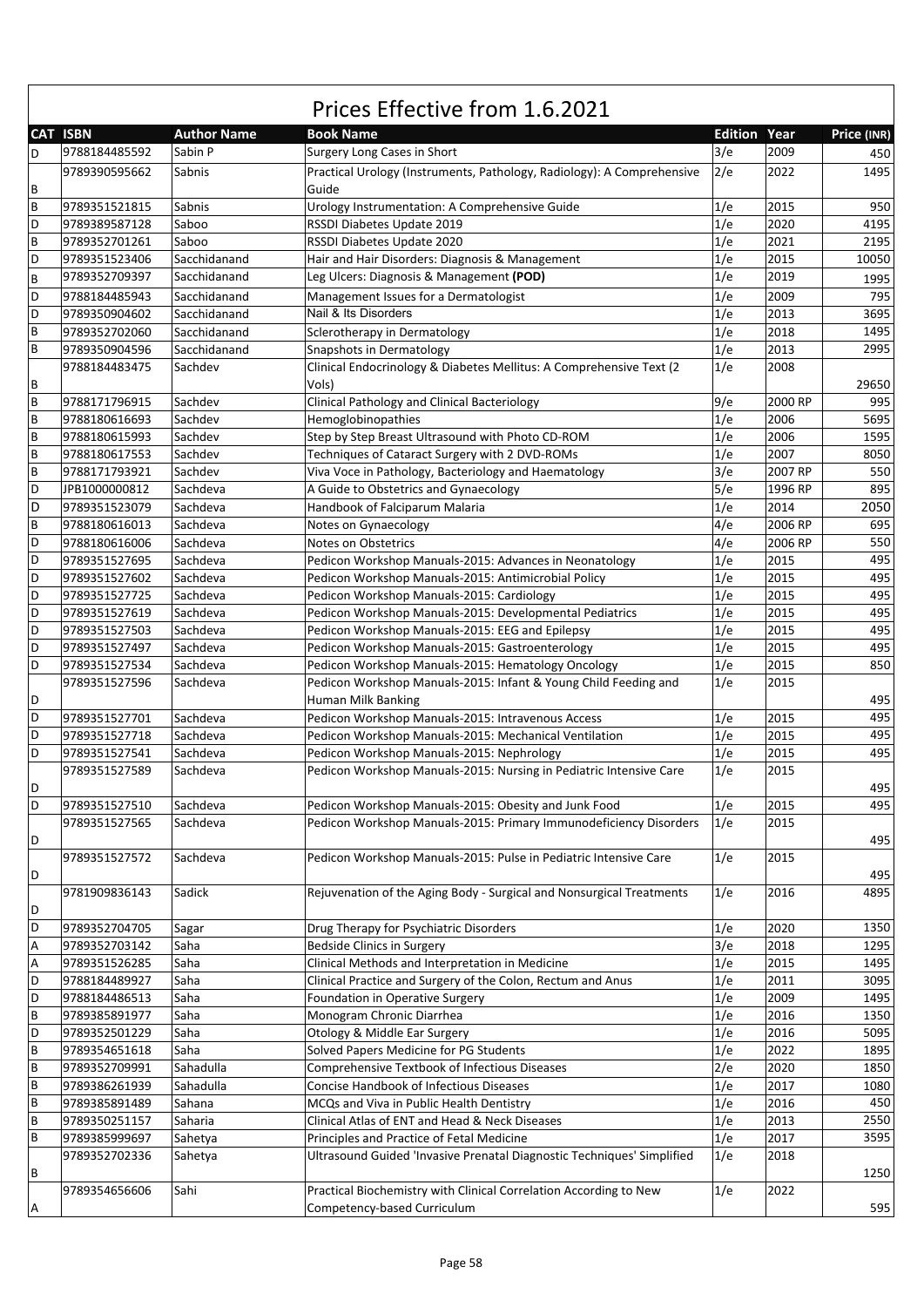# Prices Effective from 1.6.2021

| CAT | ISBN | Author Name | Book Name | Edition | Year | Price (INR) |
|---|---|---|---|---|---|---|
| D | 9788184485592 | Sabin P | Surgery Long Cases in Short | 3/e | 2009 | 450 |
| B | 9789390595662 | Sabnis | Practical Urology (Instruments, Pathology, Radiology): A Comprehensive Guide | 2/e | 2022 | 1495 |
| B | 9789351521815 | Sabnis | Urology Instrumentation: A Comprehensive Guide | 1/e | 2015 | 950 |
| D | 9789389587128 | Saboo | RSSDI Diabetes Update 2019 | 1/e | 2020 | 4195 |
| B | 9789352701261 | Saboo | RSSDI Diabetes Update 2020 | 1/e | 2021 | 2195 |
| D | 9789351523406 | Sacchidanand | Hair and Hair Disorders: Diagnosis & Management | 1/e | 2015 | 10050 |
| B | 9789352709397 | Sacchidanand | Leg Ulcers: Diagnosis & Management **(POD)** | 1/e | 2019 | 1995 |
| D | 9788184485943 | Sacchidanand | Management Issues for a Dermatologist | 1/e | 2009 | 795 |
| D | 9789350904602 | Sacchidanand | Nail & Its Disorders | 1/e | 2013 | 3695 |
| B | 9789352702060 | Sacchidanand | Sclerotherapy in Dermatology | 1/e | 2018 | 1495 |
| B | 9789350904596 | Sacchidanand | Snapshots in Dermatology | 1/e | 2013 | 2995 |
| B | 9788184483475 | Sachdev | Clinical Endocrinology & Diabetes Mellitus: A Comprehensive Text (2 Vols) | 1/e | 2008 | 29650 |
| B | 9788171796915 | Sachdev | Clinical Pathology and Clinical Bacteriology | 9/e | 2000 RP | 995 |
| B | 9788180616693 | Sachdev | Hemoglobinopathies | 1/e | 2006 | 5695 |
| B | 9788180615993 | Sachdev | Step by Step Breast Ultrasound with Photo CD-ROM | 1/e | 2006 | 1595 |
| B | 9788180617553 | Sachdev | Techniques of Cataract Surgery with 2 DVD-ROMs | 1/e | 2007 | 8050 |
| B | 9788171793921 | Sachdev | Viva Voce in Pathology, Bacteriology and Haematology | 3/e | 2007 RP | 550 |
| D | JPB1000000812 | Sachdeva | A Guide to Obstetrics and Gynaecology | 5/e | 1996 RP | 895 |
| D | 9789351523079 | Sachdeva | Handbook of Falciparum Malaria | 1/e | 2014 | 2050 |
| B | 9788180616013 | Sachdeva | Notes on Gynaecology | 4/e | 2006 RP | 695 |
| D | 9788180616006 | Sachdeva | Notes on Obstetrics | 4/e | 2006 RP | 550 |
| D | 9789351527695 | Sachdeva | Pedicon Workshop Manuals-2015: Advances in Neonatology | 1/e | 2015 | 495 |
| D | 9789351527602 | Sachdeva | Pedicon Workshop Manuals-2015: Antimicrobial Policy | 1/e | 2015 | 495 |
| D | 9789351527725 | Sachdeva | Pedicon Workshop Manuals-2015: Cardiology | 1/e | 2015 | 495 |
| D | 9789351527619 | Sachdeva | Pedicon Workshop Manuals-2015: Developmental Pediatrics | 1/e | 2015 | 495 |
| D | 9789351527503 | Sachdeva | Pedicon Workshop Manuals-2015: EEG and Epilepsy | 1/e | 2015 | 495 |
| D | 9789351527497 | Sachdeva | Pedicon Workshop Manuals-2015: Gastroenterology | 1/e | 2015 | 495 |
| D | 9789351527534 | Sachdeva | Pedicon Workshop Manuals-2015: Hematology Oncology | 1/e | 2015 | 850 |
| D | 9789351527596 | Sachdeva | Pedicon Workshop Manuals-2015: Infant & Young Child Feeding and Human Milk Banking | 1/e | 2015 | 495 |
| D | 9789351527701 | Sachdeva | Pedicon Workshop Manuals-2015: Intravenous Access | 1/e | 2015 | 495 |
| D | 9789351527718 | Sachdeva | Pedicon Workshop Manuals-2015: Mechanical Ventilation | 1/e | 2015 | 495 |
| D | 9789351527541 | Sachdeva | Pedicon Workshop Manuals-2015: Nephrology | 1/e | 2015 | 495 |
| D | 9789351527589 | Sachdeva | Pedicon Workshop Manuals-2015: Nursing in Pediatric Intensive Care | 1/e | 2015 | 495 |
| D | 9789351527510 | Sachdeva | Pedicon Workshop Manuals-2015: Obesity and Junk Food | 1/e | 2015 | 495 |
| D | 9789351527565 | Sachdeva | Pedicon Workshop Manuals-2015: Primary Immunodeficiency Disorders | 1/e | 2015 | 495 |
| D | 9789351527572 | Sachdeva | Pedicon Workshop Manuals-2015: Pulse in Pediatric Intensive Care | 1/e | 2015 | 495 |
| D | 9781909836143 | Sadick | Rejuvenation of the Aging Body - Surgical and Nonsurgical Treatments | 1/e | 2016 | 4895 |
| D | 9789352704705 | Sagar | Drug Therapy for Psychiatric Disorders | 1/e | 2020 | 1350 |
| A | 9789352703142 | Saha | Bedside Clinics in Surgery | 3/e | 2018 | 1295 |
| A | 9789351526285 | Saha | Clinical Methods and Interpretation in Medicine | 1/e | 2015 | 1495 |
| D | 9788184489927 | Saha | Clinical Practice and Surgery of the Colon, Rectum and Anus | 1/e | 2011 | 3095 |
| D | 9788184486513 | Saha | Foundation in Operative Surgery | 1/e | 2009 | 1495 |
| B | 9789385891977 | Saha | Monogram Chronic Diarrhea | 1/e | 2016 | 1350 |
| D | 9789352501229 | Saha | Otology & Middle Ear Surgery | 1/e | 2016 | 5095 |
| B | 9789354651618 | Saha | Solved Papers Medicine for PG Students | 1/e | 2022 | 1895 |
| B | 9789352709991 | Sahadulla | Comprehensive Textbook of Infectious Diseases | 2/e | 2020 | 1850 |
| B | 9789386261939 | Sahadulla | Concise Handbook of Infectious Diseases | 1/e | 2017 | 1080 |
| B | 9789385891489 | Sahana | MCQs and Viva in Public Health Dentistry | 1/e | 2016 | 450 |
| B | 9789350251157 | Saharia | Clinical Atlas of ENT and Head & Neck Diseases | 1/e | 2013 | 2550 |
| B | 9789385999697 | Sahetya | Principles and Practice of Fetal Medicine | 1/e | 2017 | 3595 |
| B | 9789352702336 | Sahetya | Ultrasound Guided 'Invasive Prenatal Diagnostic Techniques' Simplified | 1/e | 2018 | 1250 |
| A | 9789354656606 | Sahi | Practical Biochemistry with Clinical Correlation According to New Competency-based Curriculum | 1/e | 2022 | 595 |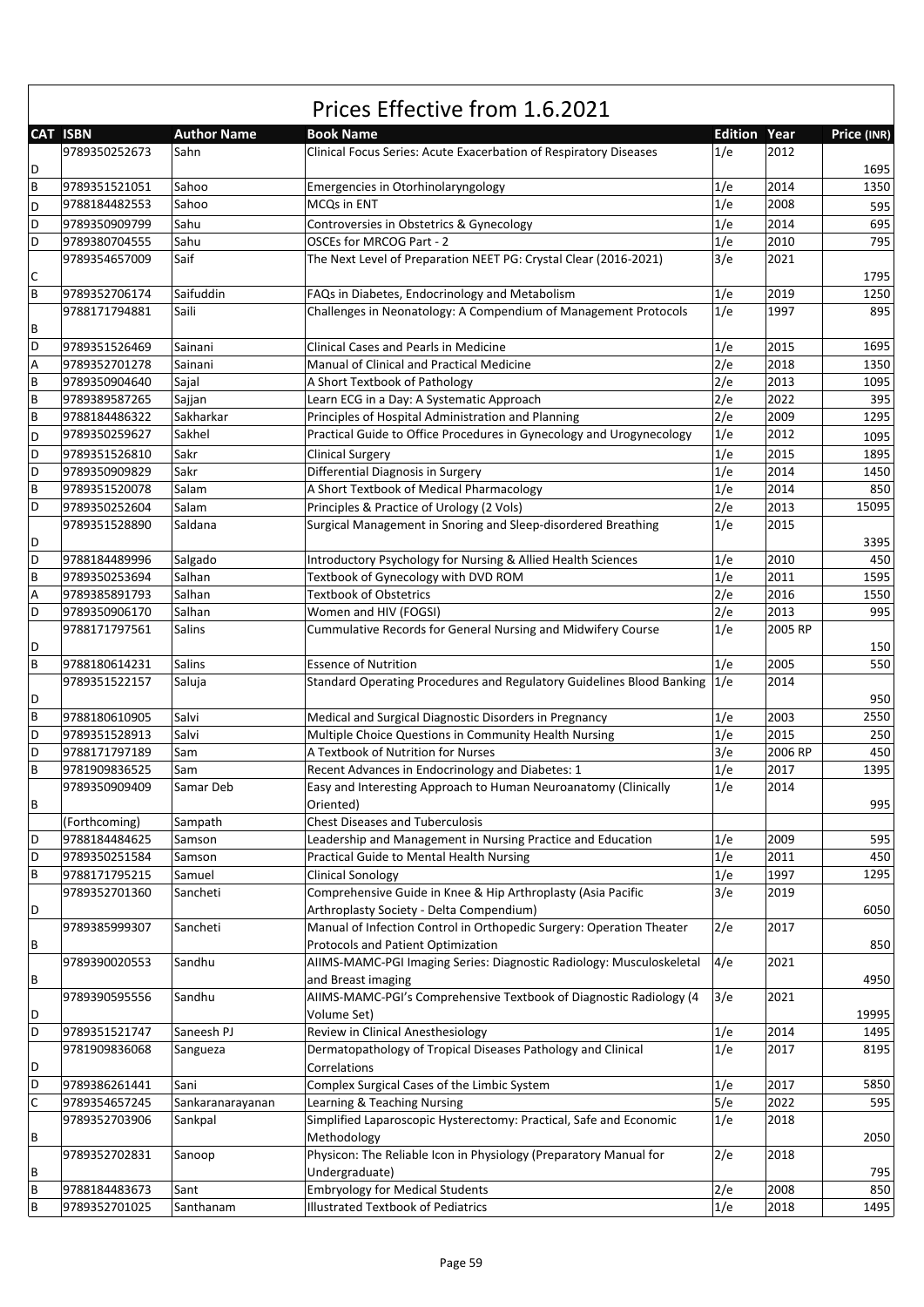# Prices Effective from 1.6.2021

| CAT | ISBN | Author Name | Book Name | Edition | Year | Price (INR) |
|---|---|---|---|---|---|---|
| D | 9789350252673 | Sahn | Clinical Focus Series: Acute Exacerbation of Respiratory Diseases | 1/e | 2012 | 1695 |
| B | 9789351521051 | Sahoo | Emergencies in Otorhinolaryngology | 1/e | 2014 | 1350 |
| D | 9788184482553 | Sahoo | MCQs in ENT | 1/e | 2008 | 595 |
| D | 9789350909799 | Sahu | Controversies in Obstetrics & Gynecology | 1/e | 2014 | 695 |
| D | 9789380704555 | Sahu | OSCEs for MRCOG Part - 2 | 1/e | 2010 | 795 |
| C | 9789354657009 | Saif | The Next Level of Preparation NEET PG: Crystal Clear (2016-2021) | 3/e | 2021 | 1795 |
| B | 9789352706174 | Saifuddin | FAQs in Diabetes, Endocrinology and Metabolism | 1/e | 2019 | 1250 |
| B | 9788171794881 | Saili | Challenges in Neonatology: A Compendium of Management Protocols | 1/e | 1997 | 895 |
| D | 9789351526469 | Sainani | Clinical Cases and Pearls in Medicine | 1/e | 2015 | 1695 |
| A | 9789352701278 | Sainani | Manual of Clinical and Practical Medicine | 2/e | 2018 | 1350 |
| B | 9789350904640 | Sajal | A Short Textbook of Pathology | 2/e | 2013 | 1095 |
| B | 9789389587265 | Sajjan | Learn ECG in a Day: A Systematic Approach | 2/e | 2022 | 395 |
| B | 9788184486322 | Sakharkar | Principles of Hospital Administration and Planning | 2/e | 2009 | 1295 |
| D | 9789350259627 | Sakhel | Practical Guide to Office Procedures in Gynecology and Urogynecology | 1/e | 2012 | 1095 |
| D | 9789351526810 | Sakr | Clinical Surgery | 1/e | 2015 | 1895 |
| D | 9789350909829 | Sakr | Differential Diagnosis in Surgery | 1/e | 2014 | 1450 |
| B | 9789351520078 | Salam | A Short Textbook of Medical Pharmacology | 1/e | 2014 | 850 |
| D | 9789350252604 | Salam | Principles & Practice of Urology (2 Vols) | 2/e | 2013 | 15095 |
| D | 9789351528890 | Saldana | Surgical Management in Snoring and Sleep-disordered Breathing | 1/e | 2015 | 3395 |
| D | 9788184489996 | Salgado | Introductory Psychology for Nursing & Allied Health Sciences | 1/e | 2010 | 450 |
| B | 9789350253694 | Salhan | Textbook of Gynecology with DVD ROM | 1/e | 2011 | 1595 |
| A | 9789385891793 | Salhan | Textbook of Obstetrics | 2/e | 2016 | 1550 |
| D | 9789350906170 | Salhan | Women and HIV (FOGSI) | 2/e | 2013 | 995 |
| D | 9788171797561 | Salins | Cummulative Records for General Nursing and Midwifery Course | 1/e | 2005 RP | 150 |
| B | 9788180614231 | Salins | Essence of Nutrition | 1/e | 2005 | 550 |
| D | 9789351522157 | Saluja | Standard Operating Procedures and Regulatory Guidelines Blood Banking | 1/e | 2014 | 950 |
| B | 9788180610905 | Salvi | Medical and Surgical Diagnostic Disorders in Pregnancy | 1/e | 2003 | 2550 |
| D | 9789351528913 | Salvi | Multiple Choice Questions in Community Health Nursing | 1/e | 2015 | 250 |
| D | 9788171797189 | Sam | A Textbook of Nutrition for Nurses | 3/e | 2006 RP | 450 |
| B | 9781909836525 | Sam | Recent Advances in Endocrinology and Diabetes: 1 | 1/e | 2017 | 1395 |
| B | 9789350909409 | Samar Deb | Easy and Interesting Approach to Human Neuroanatomy (Clinically Oriented) | 1/e | 2014 | 995 |
| | (Forthcoming) | Sampath | Chest Diseases and Tuberculosis | | | |
| D | 9788184484625 | Samson | Leadership and Management in Nursing Practice and Education | 1/e | 2009 | 595 |
| D | 9789350251584 | Samson | Practical Guide to Mental Health Nursing | 1/e | 2011 | 450 |
| B | 9788171795215 | Samuel | Clinical Sonology | 1/e | 1997 | 1295 |
| D | 9789352701360 | Sancheti | Comprehensive Guide in Knee & Hip Arthroplasty (Asia Pacific Arthroplasty Society - Delta Compendium) | 3/e | 2019 | 6050 |
| B | 9789385999307 | Sancheti | Manual of Infection Control in Orthopedic Surgery: Operation Theater Protocols and Patient Optimization | 2/e | 2017 | 850 |
| B | 9789390020553 | Sandhu | AIIMS-MAMC-PGI Imaging Series: Diagnostic Radiology: Musculoskeletal and Breast imaging | 4/e | 2021 | 4950 |
| D | 9789390595556 | Sandhu | AIIMS-MAMC-PGI's Comprehensive Textbook of Diagnostic Radiology (4 Volume Set) | 3/e | 2021 | 19995 |
| D | 9789351521747 | Saneesh PJ | Review in Clinical Anesthesiology | 1/e | 2014 | 1495 |
| D | 9781909836068 | Sangueza | Dermatopathology of Tropical Diseases Pathology and Clinical Correlations | 1/e | 2017 | 8195 |
| D | 9789386261441 | Sani | Complex Surgical Cases of the Limbic System | 1/e | 2017 | 5850 |
| C | 9789354657245 | Sankaranarayanan | Learning & Teaching Nursing | 5/e | 2022 | 595 |
| B | 9789352703906 | Sankpal | Simplified Laparoscopic Hysterectomy: Practical, Safe and Economic Methodology | 1/e | 2018 | 2050 |
| B | 9789352702831 | Sanoop | Physicon: The Reliable Icon in Physiology (Preparatory Manual for Undergraduate) | 2/e | 2018 | 795 |
| B | 9788184483673 | Sant | Embryology for Medical Students | 2/e | 2008 | 850 |
| B | 9789352701025 | Santhanam | Illustrated Textbook of Pediatrics | 1/e | 2018 | 1495 |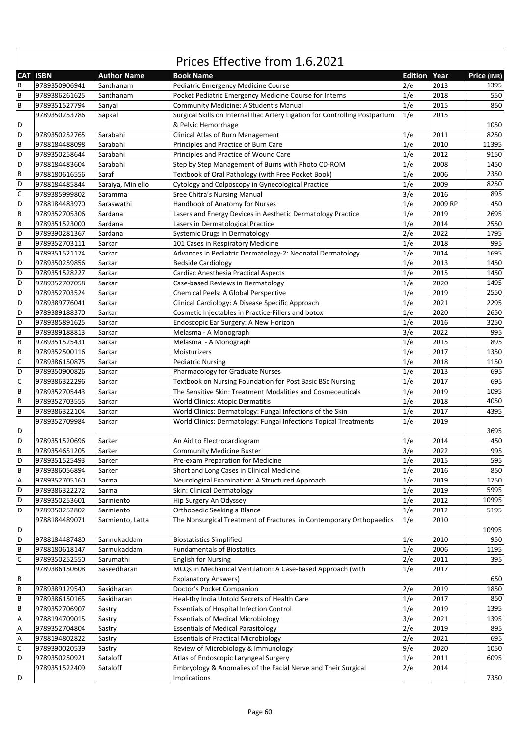# Prices Effective from 1.6.2021

| CAT | ISBN | Author Name | Book Name | Edition | Year | Price (INR) |
|---|---|---|---|---|---|---|
| B | 9789350906941 | Santhanam | Pediatric Emergency Medicine Course | 2/e | 2013 | 1395 |
| B | 9789386261625 | Santhanam | Pocket Pediatric Emergency Medicine Course for Interns | 1/e | 2018 | 550 |
| B | 9789351527794 | Sanyal | Community Medicine: A Student's Manual | 1/e | 2015 | 850 |
| D | 9789350253786 | Sapkal | Surgical Skills on Internal Iliac Artery Ligation for Controlling Postpartum & Pelvic Hemorrhage | 1/e | 2015 | 1050 |
| D | 9789350252765 | Sarabahi | Clinical Atlas of Burn Management | 1/e | 2011 | 8250 |
| B | 9788184488098 | Sarabahi | Principles and Practice of Burn Care | 1/e | 2010 | 11395 |
| D | 9789350258644 | Sarabahi | Principles and Practice of Wound Care | 1/e | 2012 | 9150 |
| D | 9788184483604 | Sarabahi | Step by Step Management of Burns with Photo CD-ROM | 1/e | 2008 | 1450 |
| B | 9788180616556 | Saraf | Textbook of Oral Pathology (with Free Pocket Book) | 1/e | 2006 | 2350 |
| D | 9788184485844 | Saraiya, Miniello | Cytology and Colposcopy in Gynecological Practice | 1/e | 2009 | 8250 |
| C | 9789385999802 | Saramma | Sree Chitra's Nursing Manual | 3/e | 2016 | 895 |
| D | 9788184483970 | Saraswathi | Handbook of Anatomy for Nurses | 1/e | 2009 RP | 450 |
| B | 9789352705306 | Sardana | Lasers and Energy Devices in Aesthetic Dermatology Practice | 1/e | 2019 | 2695 |
| B | 9789351523000 | Sardana | Lasers in Dermatological Practice | 1/e | 2014 | 2550 |
| D | 9789390281367 | Sardana | Systemic Drugs in Dermatology | 2/e | 2022 | 1795 |
| B | 9789352703111 | Sarkar | 101 Cases in Respiratory Medicine | 1/e | 2018 | 995 |
| D | 9789351521174 | Sarkar | Advances in Pediatric Dermatology-2: Neonatal Dermatology | 1/e | 2014 | 1695 |
| D | 9789350259856 | Sarkar | Bedside Cardiology | 1/e | 2013 | 1450 |
| D | 9789351528227 | Sarkar | Cardiac Anesthesia Practical Aspects | 1/e | 2015 | 1450 |
| D | 9789352707058 | Sarkar | Case-based Reviews in Dermatology | 1/e | 2020 | 1495 |
| D | 9789352703524 | Sarkar | Chemical Peels: A Global Perspective | 1/e | 2019 | 2550 |
| D | 9789389776041 | Sarkar | Clinical Cardiology: A Disease Specific Approach | 1/e | 2021 | 2295 |
| D | 9789389188370 | Sarkar | Cosmetic Injectables in Practice-Fillers and botox | 1/e | 2020 | 2650 |
| D | 9789385891625 | Sarkar | Endoscopic Ear Surgery: A New Horizon | 1/e | 2016 | 3250 |
| B | 9789389188813 | Sarkar | Melasma - A Monograph | 3/e | 2022 | 995 |
| B | 9789351525431 | Sarkar | Melasma - A Monograph | 1/e | 2015 | 895 |
| B | 9789352500116 | Sarkar | Moisturizers | 1/e | 2017 | 1350 |
| C | 9789386150875 | Sarkar | Pediatric Nursing | 1/e | 2018 | 1150 |
| D | 9789350900826 | Sarkar | Pharmacology for Graduate Nurses | 1/e | 2013 | 695 |
| C | 9789386322296 | Sarkar | Textbook on Nursing Foundation for Post Basic BSc Nursing | 1/e | 2017 | 695 |
| B | 9789352705443 | Sarkar | The Sensitive Skin: Treatment Modalities and Cosmeceuticals | 1/e | 2019 | 1095 |
| B | 9789352703555 | Sarkar | World Clinics: Atopic Dermatitis | 1/e | 2018 | 4050 |
| B | 9789386322104 | Sarkar | World Clinics: Dermatology: Fungal Infections of the Skin | 1/e | 2017 | 4395 |
| D | 9789352709984 | Sarkar | World Clinics: Dermatology: Fungal Infections Topical Treatments | 1/e | 2019 | 3695 |
| D | 9789351520696 | Sarker | An Aid to Electrocardiogram | 1/e | 2014 | 450 |
| B | 9789354651205 | Sarker | Community Medicine Buster | 3/e | 2022 | 995 |
| D | 9789351525493 | Sarker | Pre-exam Preparation for Medicine | 1/e | 2015 | 595 |
| B | 9789386056894 | Sarker | Short and Long Cases in Clinical Medicine | 1/e | 2016 | 850 |
| A | 9789352705160 | Sarma | Neurological Examination: A Structured Approach | 1/e | 2019 | 1750 |
| D | 9789386322272 | Sarma | Skin: Clinical Dermatology | 1/e | 2019 | 5995 |
| D | 9789350253601 | Sarmiento | Hip Surgery An Odyssey | 1/e | 2012 | 10995 |
| D | 9789350252802 | Sarmiento | Orthopedic Seeking a Blance | 1/e | 2012 | 5195 |
| D | 9788184489071 | Sarmiento, Latta | The Nonsurgical Treatment of Fractures in Contemporary Orthopaedics | 1/e | 2010 | 10995 |
| D | 9788184487480 | Sarmukaddam | Biostatistics Simplified | 1/e | 2010 | 950 |
| B | 9788180618147 | Sarmukaddam | Fundamentals of Biostatics | 1/e | 2006 | 1195 |
| C | 9789350252550 | Sarumathi | English for Nursing | 2/e | 2011 | 395 |
| B | 9789386150608 | Saseedharan | MCQs in Mechanical Ventilation: A Case-based Approach (with Explanatory Answers) | 1/e | 2017 | 650 |
| B | 9789389129540 | Sasidharan | Doctor's Pocket Companion | 2/e | 2019 | 1850 |
| B | 9789386150165 | Sasidharan | Heal-thy India Untold Secrets of Health Care | 1/e | 2017 | 850 |
| B | 9789352706907 | Sastry | Essentials of Hospital Infection Control | 1/e | 2019 | 1395 |
| A | 9788194709015 | Sastry | Essentials of Medical Microbiology | 3/e | 2021 | 1395 |
| A | 9789352704804 | Sastry | Essentials of Medical Parasitology | 2/e | 2019 | 895 |
| A | 9788194802822 | Sastry | Essentials of Practical Microbiology | 2/e | 2021 | 695 |
| C | 9789390020539 | Sastry | Review of Microbiology & Immunology | 9/e | 2020 | 1050 |
| D | 9789350250921 | Sataloff | Atlas of Endoscopic Laryngeal Surgery | 1/e | 2011 | 6095 |
| D | 9789351522409 | Sataloff | Embryology & Anomalies of the Facial Nerve and Their Surgical Implications | 2/e | 2014 | 7350 |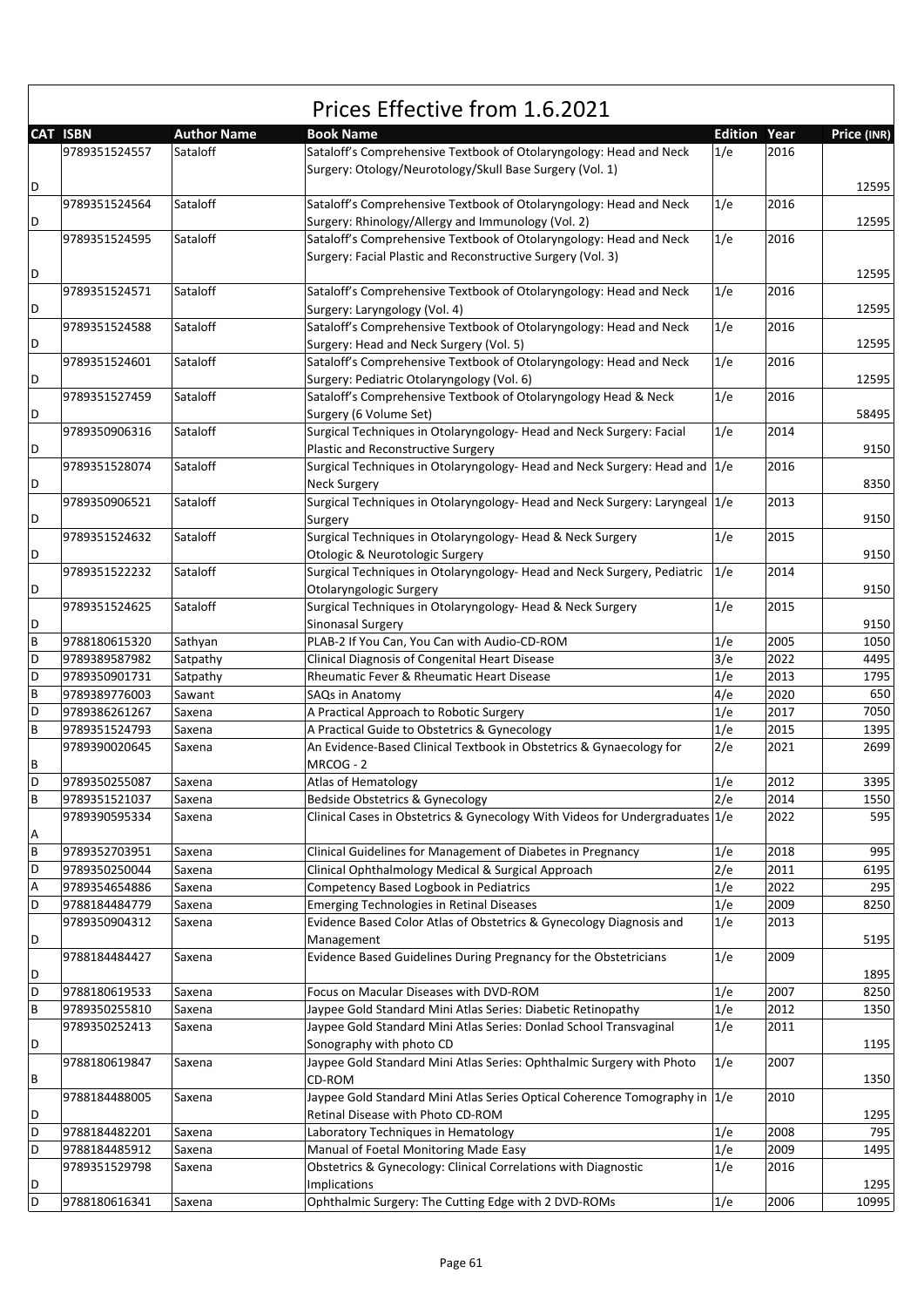# Prices Effective from 1.6.2021

| CAT | ISBN | Author Name | Book Name | Edition | Year | Price (INR) |
|---|---|---|---|---|---|---|
| D | 9789351524557 | Sataloff | Sataloff's Comprehensive Textbook of Otolaryngology: Head and Neck Surgery: Otology/Neurotology/Skull Base Surgery (Vol. 1) | 1/e | 2016 | 12595 |
| D | 9789351524564 | Sataloff | Sataloff's Comprehensive Textbook of Otolaryngology: Head and Neck Surgery: Rhinology/Allergy and Immunology (Vol. 2) | 1/e | 2016 | 12595 |
| D | 9789351524595 | Sataloff | Sataloff's Comprehensive Textbook of Otolaryngology: Head and Neck Surgery: Facial Plastic and Reconstructive Surgery (Vol. 3) | 1/e | 2016 | 12595 |
| D | 9789351524571 | Sataloff | Sataloff's Comprehensive Textbook of Otolaryngology: Head and Neck Surgery: Laryngology (Vol. 4) | 1/e | 2016 | 12595 |
| D | 9789351524588 | Sataloff | Sataloff's Comprehensive Textbook of Otolaryngology: Head and Neck Surgery: Head and Neck Surgery (Vol. 5) | 1/e | 2016 | 12595 |
| D | 9789351524601 | Sataloff | Sataloff's Comprehensive Textbook of Otolaryngology: Head and Neck Surgery: Pediatric Otolaryngology (Vol. 6) | 1/e | 2016 | 12595 |
| D | 9789351527459 | Sataloff | Sataloff's Comprehensive Textbook of Otolaryngology Head & Neck Surgery (6 Volume Set) | 1/e | 2016 | 58495 |
| D | 9789350906316 | Sataloff | Surgical Techniques in Otolaryngology- Head and Neck Surgery: Facial Plastic and Reconstructive Surgery | 1/e | 2014 | 9150 |
| D | 9789351528074 | Sataloff | Surgical Techniques in Otolaryngology- Head and Neck Surgery: Head and Neck Surgery | 1/e | 2016 | 8350 |
| D | 9789350906521 | Sataloff | Surgical Techniques in Otolaryngology- Head and Neck Surgery: Laryngeal Surgery | 1/e | 2013 | 9150 |
| D | 9789351524632 | Sataloff | Surgical Techniques in Otolaryngology- Head & Neck Surgery Otologic & Neurotologic Surgery | 1/e | 2015 | 9150 |
| D | 9789351522232 | Sataloff | Surgical Techniques in Otolaryngology- Head and Neck Surgery, Pediatric Otolaryngologic Surgery | 1/e | 2014 | 9150 |
| D | 9789351524625 | Sataloff | Surgical Techniques in Otolaryngology- Head & Neck Surgery Sinonasal Surgery | 1/e | 2015 | 9150 |
| B | 9788180615320 | Sathyan | PLAB-2 If You Can, You Can with Audio-CD-ROM | 1/e | 2005 | 1050 |
| D | 9789389587982 | Satpathy | Clinical Diagnosis of Congenital Heart Disease | 3/e | 2022 | 4495 |
| D | 9789350901731 | Satpathy | Rheumatic Fever & Rheumatic Heart Disease | 1/e | 2013 | 1795 |
| B | 9789389776003 | Sawant | SAQs in Anatomy | 4/e | 2020 | 650 |
| D | 9789386261267 | Saxena | A Practical Approach to Robotic Surgery | 1/e | 2017 | 7050 |
| B | 9789351524793 | Saxena | A Practical Guide to Obstetrics & Gynecology | 1/e | 2015 | 1395 |
| B | 9789390020645 | Saxena | An Evidence-Based Clinical Textbook in Obstetrics & Gynaecology for MRCOG - 2 | 2/e | 2021 | 2699 |
| D | 9789350255087 | Saxena | Atlas of Hematology | 1/e | 2012 | 3395 |
| B | 9789351521037 | Saxena | Bedside Obstetrics & Gynecology | 2/e | 2014 | 1550 |
| A | 9789390595334 | Saxena | Clinical Cases in Obstetrics & Gynecology With Videos for Undergraduates | 1/e | 2022 | 595 |
| B | 9789352703951 | Saxena | Clinical Guidelines for Management of Diabetes in Pregnancy | 1/e | 2018 | 995 |
| D | 9789350250044 | Saxena | Clinical Ophthalmology Medical & Surgical Approach | 2/e | 2011 | 6195 |
| A | 9789354654886 | Saxena | Competency Based Logbook in Pediatrics | 1/e | 2022 | 295 |
| D | 9788184484779 | Saxena | Emerging Technologies in Retinal Diseases | 1/e | 2009 | 8250 |
| D | 9789350904312 | Saxena | Evidence Based Color Atlas of Obstetrics & Gynecology Diagnosis and Management | 1/e | 2013 | 5195 |
| D | 9788184484427 | Saxena | Evidence Based Guidelines During Pregnancy for the Obstetricians | 1/e | 2009 | 1895 |
| D | 9788180619533 | Saxena | Focus on Macular Diseases with DVD-ROM | 1/e | 2007 | 8250 |
| B | 9789350255810 | Saxena | Jaypee Gold Standard Mini Atlas Series: Diabetic Retinopathy | 1/e | 2012 | 1350 |
| D | 9789350252413 | Saxena | Jaypee Gold Standard Mini Atlas Series: Donlad School Transvaginal Sonography with photo CD | 1/e | 2011 | 1195 |
| B | 9788180619847 | Saxena | Jaypee Gold Standard Mini Atlas Series: Ophthalmic Surgery with Photo CD-ROM | 1/e | 2007 | 1350 |
| D | 9788184488005 | Saxena | Jaypee Gold Standard Mini Atlas Series Optical Coherence Tomography in Retinal Disease with Photo CD-ROM | 1/e | 2010 | 1295 |
| D | 9788184482201 | Saxena | Laboratory Techniques in Hematology | 1/e | 2008 | 795 |
| D | 9788184485912 | Saxena | Manual of Foetal Monitoring Made Easy | 1/e | 2009 | 1495 |
| D | 9789351529798 | Saxena | Obstetrics & Gynecology: Clinical Correlations with Diagnostic Implications | 1/e | 2016 | 1295 |
| D | 9788180616341 | Saxena | Ophthalmic Surgery: The Cutting Edge with 2 DVD-ROMs | 1/e | 2006 | 10995 |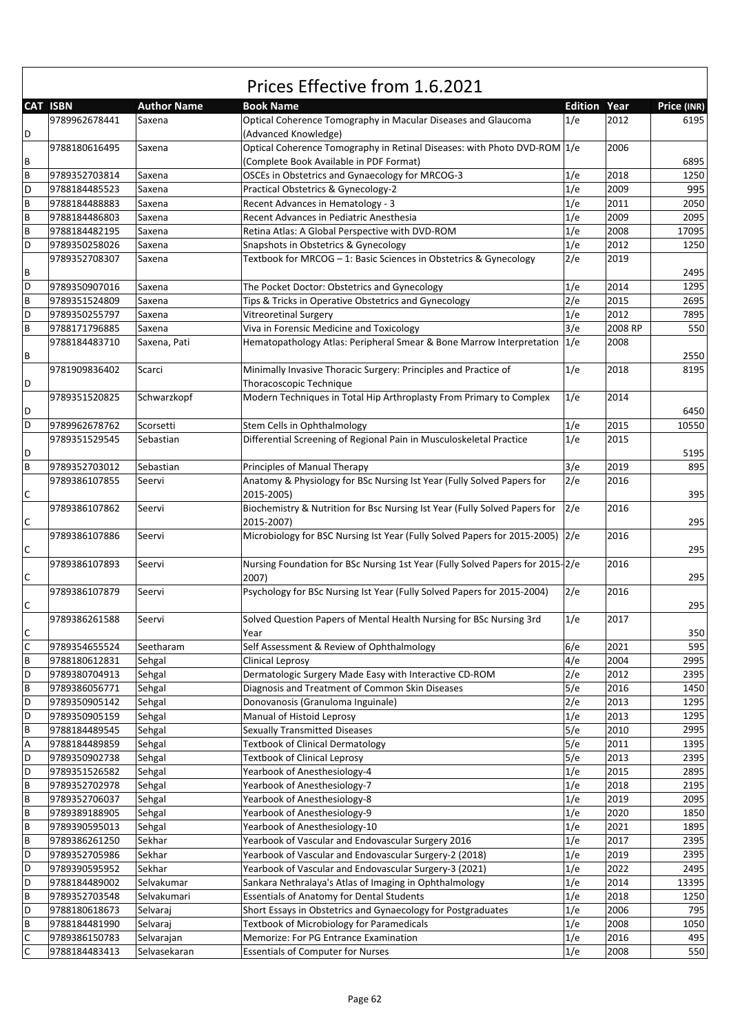# Prices Effective from 1.6.2021

| CAT | ISBN | Author Name | Book Name | Edition | Year | Price (INR) |
|---|---|---|---|---|---|---|
| D | 9789962678441 | Saxena | Optical Coherence Tomography in Macular Diseases and Glaucoma (Advanced Knowledge) | 1/e | 2012 | 6195 |
| B | 9788180616495 | Saxena | Optical Coherence Tomography in Retinal Diseases: with Photo DVD-ROM (Complete Book Available in PDF Format) | 1/e | 2006 | 6895 |
| B | 9789352703814 | Saxena | OSCEs in Obstetrics and Gynaecology for MRCOG-3 | 1/e | 2018 | 1250 |
| D | 9788184485523 | Saxena | Practical Obstetrics & Gynecology-2 | 1/e | 2009 | 995 |
| B | 9788184488883 | Saxena | Recent Advances in Hematology - 3 | 1/e | 2011 | 2050 |
| B | 9788184486803 | Saxena | Recent Advances in Pediatric Anesthesia | 1/e | 2009 | 2095 |
| B | 9788184482195 | Saxena | Retina Atlas: A Global Perspective with DVD-ROM | 1/e | 2008 | 17095 |
| D | 9789350258026 | Saxena | Snapshots in Obstetrics & Gynecology | 1/e | 2012 | 1250 |
| B | 9789352708307 | Saxena | Textbook for MRCOG – 1: Basic Sciences in Obstetrics & Gynecology | 2/e | 2019 | 2495 |
| D | 9789350907016 | Saxena | The Pocket Doctor: Obstetrics and Gynecology | 1/e | 2014 | 1295 |
| B | 9789351524809 | Saxena | Tips & Tricks in Operative Obstetrics and Gynecology | 2/e | 2015 | 2695 |
| D | 9789350255797 | Saxena | Vitreoretinal Surgery | 1/e | 2012 | 7895 |
| B | 9788171796885 | Saxena | Viva in Forensic Medicine and Toxicology | 3/e | 2008 RP | 550 |
| B | 9788184483710 | Saxena, Pati | Hematopathology Atlas: Peripheral Smear & Bone Marrow Interpretation | 1/e | 2008 | 2550 |
| D | 9781909836402 | Scarci | Minimally Invasive Thoracic Surgery: Principles and Practice of Thoracoscopic Technique | 1/e | 2018 | 8195 |
| D | 9789351520825 | Schwarzkopf | Modern Techniques in Total Hip Arthroplasty From Primary to Complex | 1/e | 2014 | 6450 |
| D | 9789962678762 | Scorsetti | Stem Cells in Ophthalmology | 1/e | 2015 | 10550 |
| D | 9789351529545 | Sebastian | Differential Screening of Regional Pain in Musculoskeletal Practice | 1/e | 2015 | 5195 |
| B | 9789352703012 | Sebastian | Principles of Manual Therapy | 3/e | 2019 | 895 |
| C | 9789386107855 | Seervi | Anatomy & Physiology for BSc Nursing Ist Year (Fully Solved Papers for 2015-2005) | 2/e | 2016 | 395 |
| C | 9789386107862 | Seervi | Biochemistry & Nutrition for Bsc Nursing Ist Year (Fully Solved Papers for 2015-2007) | 2/e | 2016 | 295 |
| C | 9789386107886 | Seervi | Microbiology for BSC Nursing Ist Year (Fully Solved Papers for 2015-2005) | 2/e | 2016 | 295 |
| C | 9789386107893 | Seervi | Nursing Foundation for BSc Nursing 1st Year (Fully Solved Papers for 2015-2007) | 2/e | 2016 | 295 |
| C | 9789386107879 | Seervi | Psychology for BSc Nursing Ist Year (Fully Solved Papers for 2015-2004) | 2/e | 2016 | 295 |
| C | 9789386261588 | Seervi | Solved Question Papers of Mental Health Nursing for BSc Nursing 3rd Year | 1/e | 2017 | 350 |
| C | 9789354655524 | Seetharam | Self Assessment & Review of Ophthalmology | 6/e | 2021 | 595 |
| B | 9788180612831 | Sehgal | Clinical Leprosy | 4/e | 2004 | 2995 |
| D | 9789380704913 | Sehgal | Dermatologic Surgery Made Easy with Interactive CD-ROM | 2/e | 2012 | 2395 |
| B | 9789386056771 | Sehgal | Diagnosis and Treatment of Common Skin Diseases | 5/e | 2016 | 1450 |
| D | 9789350905142 | Sehgal | Donovanosis (Granuloma Inguinale) | 2/e | 2013 | 1295 |
| D | 9789350905159 | Sehgal | Manual of Histoid Leprosy | 1/e | 2013 | 1295 |
| B | 9788184489545 | Sehgal | Sexually Transmitted Diseases | 5/e | 2010 | 2995 |
| A | 9788184489859 | Sehgal | Textbook of Clinical Dermatology | 5/e | 2011 | 1395 |
| D | 9789350902738 | Sehgal | Textbook of Clinical Leprosy | 5/e | 2013 | 2395 |
| D | 9789351526582 | Sehgal | Yearbook of Anesthesiology-4 | 1/e | 2015 | 2895 |
| B | 9789352702978 | Sehgal | Yearbook of Anesthesiology-7 | 1/e | 2018 | 2195 |
| B | 9789352706037 | Sehgal | Yearbook of Anesthesiology-8 | 1/e | 2019 | 2095 |
| B | 9789389188905 | Sehgal | Yearbook of Anesthesiology-9 | 1/e | 2020 | 1850 |
| B | 9789390595013 | Sehgal | Yearbook of Anesthesiology-10 | 1/e | 2021 | 1895 |
| B | 9789386261250 | Sekhar | Yearbook of Vascular and Endovascular Surgery 2016 | 1/e | 2017 | 2395 |
| D | 9789352705986 | Sekhar | Yearbook of Vascular and Endovascular Surgery-2 (2018) | 1/e | 2019 | 2395 |
| D | 9789390595952 | Sekhar | Yearbook of Vascular and Endovascular Surgery-3 (2021) | 1/e | 2022 | 2495 |
| D | 9788184489002 | Selvakumar | Sankara Nethralaya's Atlas of Imaging in Ophthalmology | 1/e | 2014 | 13395 |
| B | 9789352703548 | Selvakumari | Essentials of Anatomy for Dental Students | 1/e | 2018 | 1250 |
| D | 9788180618673 | Selvaraj | Short Essays in Obstetrics and Gynaecology for Postgraduates | 1/e | 2006 | 795 |
| B | 9788184481990 | Selvaraj | Textbook of Microbiology for Paramedicals | 1/e | 2008 | 1050 |
| C | 9789386150783 | Selvarajan | Memorize: For PG Entrance Examination | 1/e | 2016 | 495 |
| C | 9788184483413 | Selvasekaran | Essentials of Computer for Nurses | 1/e | 2008 | 550 |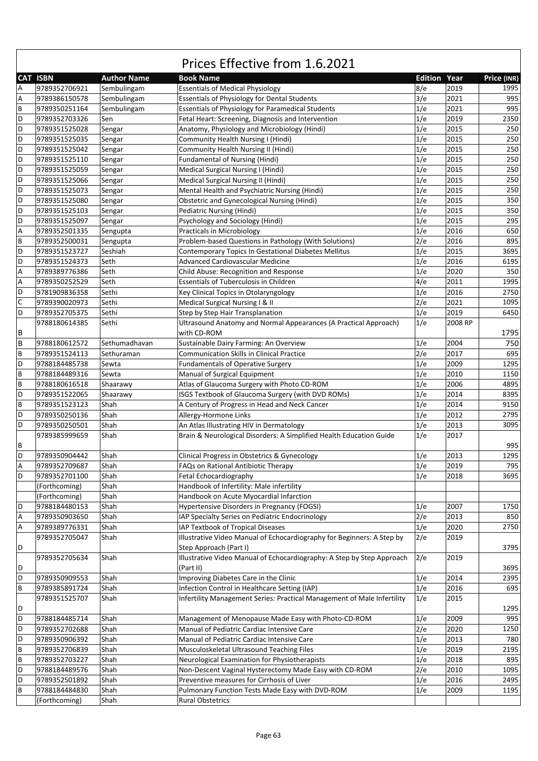# Prices Effective from 1.6.2021

| CAT | ISBN | Author Name | Book Name | Edition | Year | Price (INR) |
|---|---|---|---|---|---|---|
| A | 9789352706921 | Sembulingam | Essentials of Medical Physiology | 8/e | 2019 | 1995 |
| A | 9789386150578 | Sembulingam | Essentials of Physiology for Dental Students | 3/e | 2021 | 995 |
| B | 9789350251164 | Sembulingam | Essentials of Physiology for Paramedical Students | 1/e | 2021 | 995 |
| D | 9789352703326 | Sen | Fetal Heart: Screening, Diagnosis and Intervention | 1/e | 2019 | 2350 |
| D | 9789351525028 | Sengar | Anatomy, Physiology and Microbiology (Hindi) | 1/e | 2015 | 250 |
| D | 9789351525035 | Sengar | Community Health Nursing I (Hindi) | 1/e | 2015 | 250 |
| D | 9789351525042 | Sengar | Community Health Nursing II (Hindi) | 1/e | 2015 | 250 |
| D | 9789351525110 | Sengar | Fundamental of Nursing (Hindi) | 1/e | 2015 | 250 |
| D | 9789351525059 | Sengar | Medical Surgical Nursing I (Hindi) | 1/e | 2015 | 250 |
| D | 9789351525066 | Sengar | Medical Surgical Nursing II (Hindi) | 1/e | 2015 | 250 |
| D | 9789351525073 | Sengar | Mental Health and Psychiatric Nursing (Hindi) | 1/e | 2015 | 250 |
| D | 9789351525080 | Sengar | Obstetric and Gynecological Nursing (Hindi) | 1/e | 2015 | 350 |
| D | 9789351525103 | Sengar | Pediatric Nursing (Hindi) | 1/e | 2015 | 350 |
| D | 9789351525097 | Sengar | Psychology and Sociology (Hindi) | 1/e | 2015 | 295 |
| A | 9789352501335 | Sengupta | Practicals in Microbiology | 1/e | 2016 | 650 |
| B | 9789352500031 | Sengupta | Problem-based Questions in Pathology (With Solutions) | 2/e | 2016 | 895 |
| D | 9789351523727 | Seshiah | Contemporary Topics In Gestational Diabetes Mellitus | 1/e | 2015 | 3695 |
| D | 9789351524373 | Seth | Advanced Cardiovascular Medicine | 1/e | 2016 | 6195 |
| A | 9789389776386 | Seth | Child Abuse: Recognition and Response | 1/e | 2020 | 350 |
| A | 9789350252529 | Seth | Essentials of Tuberculosis in Children | 4/e | 2011 | 1995 |
| D | 9781909836358 | Sethi | Key Clinical Topics in Otolaryngology | 1/e | 2016 | 2750 |
| C | 9789390020973 | Sethi | Medical Surgical Nursing I & II | 2/e | 2021 | 1095 |
| D | 9789352705375 | Sethi | Step by Step Hair Transplanation | 1/e | 2019 | 6450 |
| B | 9788180614385 | Sethi | Ultrasound Anatomy and Normal Appearances (A Practical Approach) with CD-ROM | 1/e | 2008 RP | 1795 |
| B | 9788180612572 | Sethumadhavan | Sustainable Dairy Farming: An Overview | 1/e | 2004 | 750 |
| B | 9789351524113 | Sethuraman | Communication Skills in Clinical Practice | 2/e | 2017 | 695 |
| D | 9788184485738 | Sewta | Fundamentals of Operative Surgery | 1/e | 2009 | 1295 |
| B | 9788184489316 | Sewta | Manual of Surgical Equipment | 1/e | 2010 | 1150 |
| B | 9788180616518 | Shaarawy | Atlas of Glaucoma Surgery with Photo CD-ROM | 1/e | 2006 | 4895 |
| D | 9789351522065 | Shaarawy | ISGS Textbook of Glaucoma Surgery (with DVD ROMs) | 1/e | 2014 | 8395 |
| B | 9789351523123 | Shah | A Century of Progress in Head and Neck Cancer | 1/e | 2014 | 9150 |
| D | 9789350250136 | Shah | Allergy-Hormone Links | 1/e | 2012 | 2795 |
| D | 9789350250501 | Shah | An Atlas Illustrating HIV in Dermatology | 1/e | 2013 | 3095 |
| B | 9789385999659 | Shah | Brain & Neurological Disorders: A Simplified Health Education Guide | 1/e | 2017 | 995 |
| D | 9789350904442 | Shah | Clinical Progress in Obstetrics & Gynecology | 1/e | 2013 | 1295 |
| A | 9789352709687 | Shah | FAQs on Rational Antibiotic Therapy | 1/e | 2019 | 795 |
| D | 9789352701100 | Shah | Fetal Echocardiography | 1/e | 2018 | 3695 |
|  | (Forthcoming) | Shah | Handbook of Infertility: Male infertility |  |  |  |
|  | (Forthcoming) | Shah | Handbook on Acute Myocardial Infarction |  |  |  |
| D | 9788184480153 | Shah | Hypertensive Disorders in Pregnancy (FOGSI) | 1/e | 2007 | 1750 |
| A | 9789350903650 | Shah | IAP Specialty Series on Pediatric Endocrinology | 2/e | 2013 | 850 |
| A | 9789389776331 | Shah | IAP Textbook of Tropical Diseases | 1/e | 2020 | 2750 |
| D | 9789352705047 | Shah | Illustrative Video Manual of Echocardiography for Beginners: A Step by Step Approach (Part I) | 2/e | 2019 | 3795 |
| D | 9789352705634 | Shah | Illustrative Video Manual of Echocardiography: A Step by Step Approach (Part II) | 2/e | 2019 | 3695 |
| D | 9789350909553 | Shah | Improving Diabetes Care in the Clinic | 1/e | 2014 | 2395 |
| B | 9789385891724 | Shah | Infection Control in Healthcare Setting (IAP) | 1/e | 2016 | 695 |
| D | 9789351525707 | Shah | Infertility Management Series: Practical Management of Male Infertility | 1/e | 2015 | 1295 |
| D | 9788184485714 | Shah | Management of Menopause Made Easy with Photo-CD-ROM | 1/e | 2009 | 995 |
| D | 9789352702688 | Shah | Manual of Pediatric Cardiac Intensive Care | 2/e | 2020 | 1250 |
| D | 9789350906392 | Shah | Manual of Pediatric Cardiac Intensive Care | 1/e | 2013 | 780 |
| B | 9789352706839 | Shah | Musculoskeletal Ultrasound Teaching Files | 1/e | 2019 | 2195 |
| B | 9789352703227 | Shah | Neurological Examination for Physiotherapists | 1/e | 2018 | 895 |
| D | 9788184489576 | Shah | Non-Descent Vaginal Hysterectomy Made Easy with CD-ROM | 2/e | 2010 | 1095 |
| D | 9789352501892 | Shah | Preventive measures for Cirrhosis of Liver | 1/e | 2016 | 2495 |
| B | 9788184484830 | Shah | Pulmonary Function Tests Made Easy with DVD-ROM | 1/e | 2009 | 1195 |
|  | (Forthcoming) | Shah | Rural Obstetrics |  |  |  |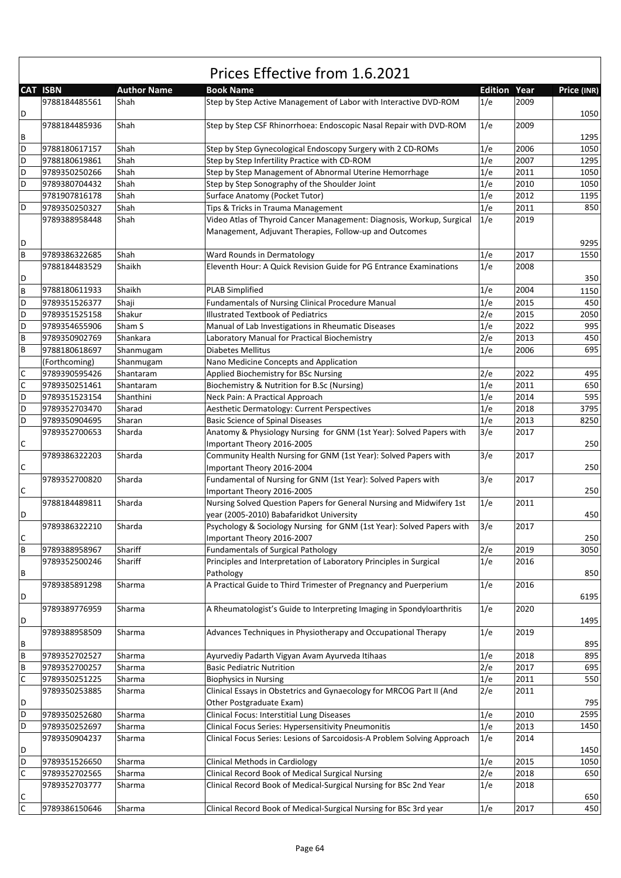# Prices Effective from 1.6.2021

| CAT | ISBN | Author Name | Book Name | Edition | Year | Price (INR) |
|---|---|---|---|---|---|---|
| D | 9788184485561 | Shah | Step by Step Active Management of Labor with Interactive DVD-ROM | 1/e | 2009 | 1050 |
| B | 9788184485936 | Shah | Step by Step CSF Rhinorrhoea: Endoscopic Nasal Repair with DVD-ROM | 1/e | 2009 | 1295 |
| D | 9788180617157 | Shah | Step by Step Gynecological Endoscopy Surgery with 2 CD-ROMs | 1/e | 2006 | 1050 |
| D | 9788180619861 | Shah | Step by Step Infertility Practice with CD-ROM | 1/e | 2007 | 1295 |
| D | 9789350250266 | Shah | Step by Step Management of Abnormal Uterine Hemorrhage | 1/e | 2011 | 1050 |
| D | 9789380704432 | Shah | Step by Step Sonography of the Shoulder Joint | 1/e | 2010 | 1050 |
| | 9781907816178 | Shah | Surface Anatomy (Pocket Tutor) | 1/e | 2012 | 1195 |
| D | 9789350250327 | Shah | Tips & Tricks in Trauma Management | 1/e | 2011 | 850 |
| D | 9789388958448 | Shah | Video Atlas of Thyroid Cancer Management: Diagnosis, Workup, Surgical Management, Adjuvant Therapies, Follow-up and Outcomes | 1/e | 2019 | 9295 |
| B | 9789386322685 | Shah | Ward Rounds in Dermatology | 1/e | 2017 | 1550 |
| D | 9788184483529 | Shaikh | Eleventh Hour: A Quick Revision Guide for PG Entrance Examinations | 1/e | 2008 | 350 |
| B | 9788180611933 | Shaikh | PLAB Simplified | 1/e | 2004 | 1150 |
| D | 9789351526377 | Shaji | Fundamentals of Nursing Clinical Procedure Manual | 1/e | 2015 | 450 |
| D | 9789351525158 | Shakur | Illustrated Textbook of Pediatrics | 2/e | 2015 | 2050 |
| D | 9789354655906 | Sham S | Manual of Lab Investigations in Rheumatic Diseases | 1/e | 2022 | 995 |
| B | 9789350902769 | Shankara | Laboratory Manual for Practical Biochemistry | 2/e | 2013 | 450 |
| B | 9788180618697 | Shanmugam | Diabetes Mellitus | 1/e | 2006 | 695 |
| | (Forthcoming) | Shanmugam | Nano Medicine Concepts and Application | | | |
| C | 9789390595426 | Shantaram | Applied Biochemistry for BSc Nursing | 2/e | 2022 | 495 |
| C | 9789350251461 | Shantaram | Biochemistry & Nutrition for B.Sc (Nursing) | 1/e | 2011 | 650 |
| D | 9789351523154 | Shanthini | Neck Pain: A Practical Approach | 1/e | 2014 | 595 |
| D | 9789352703470 | Sharad | Aesthetic Dermatology: Current Perspectives | 1/e | 2018 | 3795 |
| D | 9789350904695 | Sharan | Basic Science of Spinal Diseases | 1/e | 2013 | 8250 |
| C | 9789352700653 | Sharda | Anatomy & Physiology Nursing for GNM (1st Year): Solved Papers with Important Theory 2016-2005 | 3/e | 2017 | 250 |
| C | 9789386322203 | Sharda | Community Health Nursing for GNM (1st Year): Solved Papers with Important Theory 2016-2004 | 3/e | 2017 | 250 |
| C | 9789352700820 | Sharda | Fundamental of Nursing for GNM (1st Year): Solved Papers with Important Theory 2016-2005 | 3/e | 2017 | 250 |
| D | 9788184489811 | Sharda | Nursing Solved Question Papers for General Nursing and Midwifery 1st year (2005-2010) Babafaridkot University | 1/e | 2011 | 450 |
| C | 9789386322210 | Sharda | Psychology & Sociology Nursing for GNM (1st Year): Solved Papers with Important Theory 2016-2007 | 3/e | 2017 | 250 |
| B | 9789388958967 | Shariff | Fundamentals of Surgical Pathology | 2/e | 2019 | 3050 |
| B | 9789352500246 | Shariff | Principles and Interpretation of Laboratory Principles in Surgical Pathology | 1/e | 2016 | 850 |
| D | 9789385891298 | Sharma | A Practical Guide to Third Trimester of Pregnancy and Puerperium | 1/e | 2016 | 6195 |
| D | 9789389776959 | Sharma | A Rheumatologist's Guide to Interpreting Imaging in Spondyloarthritis | 1/e | 2020 | 1495 |
| B | 9789388958509 | Sharma | Advances Techniques in Physiotherapy and Occupational Therapy | 1/e | 2019 | 895 |
| B | 9789352702527 | Sharma | Ayurvediy Padarth Vigyan Avam Ayurveda Itihaas | 1/e | 2018 | 895 |
| B | 9789352700257 | Sharma | Basic Pediatric Nutrition | 2/e | 2017 | 695 |
| C | 9789350251225 | Sharma | Biophysics in Nursing | 1/e | 2011 | 550 |
| D | 9789350253885 | Sharma | Clinical Essays in Obstetrics and Gynaecology for MRCOG Part II (And Other Postgraduate Exam) | 2/e | 2011 | 795 |
| D | 9789350252680 | Sharma | Clinical Focus: Interstitial Lung Diseases | 1/e | 2010 | 2595 |
| D | 9789350252697 | Sharma | Clinical Focus Series: Hypersensitivity Pneumonitis | 1/e | 2013 | 1450 |
| D | 9789350904237 | Sharma | Clinical Focus Series: Lesions of Sarcoidosis-A Problem Solving Approach | 1/e | 2014 | 1450 |
| D | 9789351526650 | Sharma | Clinical Methods in Cardiology | 1/e | 2015 | 1050 |
| C | 9789352702565 | Sharma | Clinical Record Book of Medical Surgical Nursing | 2/e | 2018 | 650 |
| C | 9789352703777 | Sharma | Clinical Record Book of Medical-Surgical Nursing for BSc 2nd Year | 1/e | 2018 | 650 |
| C | 9789386150646 | Sharma | Clinical Record Book of Medical-Surgical Nursing for BSc 3rd year | 1/e | 2017 | 450 |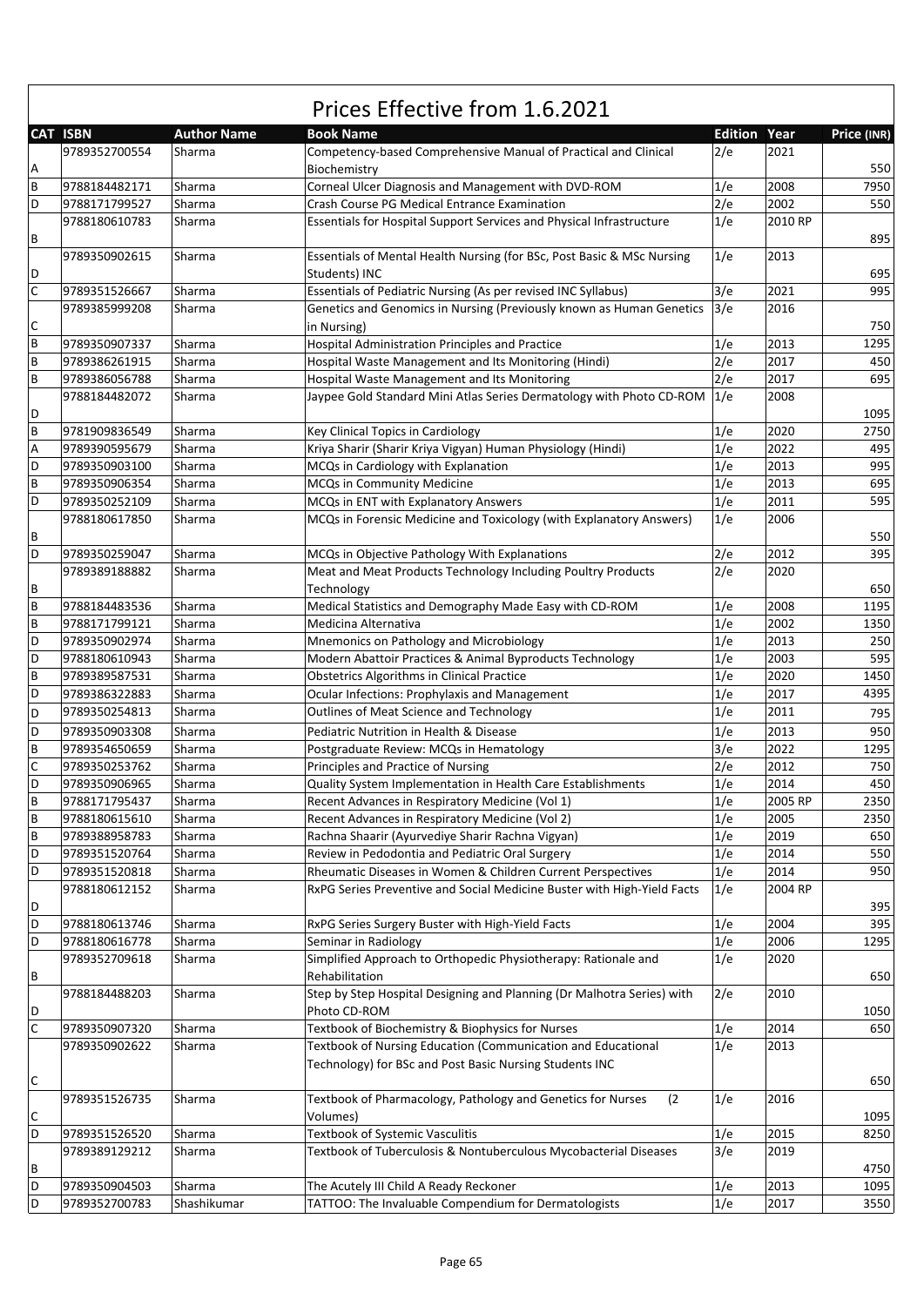# Prices Effective from 1.6.2021

| CAT | ISBN | Author Name | Book Name | Edition | Year | Price (INR) |
|---|---|---|---|---|---|---|
| A | 9789352700554 | Sharma | Competency-based Comprehensive Manual of Practical and Clinical Biochemistry | 2/e | 2021 | 550 |
| B | 9788184482171 | Sharma | Corneal Ulcer Diagnosis and Management with DVD-ROM | 1/e | 2008 | 7950 |
| D | 9788171799527 | Sharma | Crash Course PG Medical Entrance Examination | 2/e | 2002 | 550 |
| B | 9788180610783 | Sharma | Essentials for Hospital Support Services and Physical Infrastructure | 1/e | 2010 RP | 895 |
| D | 9789350902615 | Sharma | Essentials of Mental Health Nursing (for BSc, Post Basic & MSc Nursing Students) INC | 1/e | 2013 | 695 |
| C | 9789351526667 | Sharma | Essentials of Pediatric Nursing (As per revised INC Syllabus) | 3/e | 2021 | 995 |
| C | 9789385999208 | Sharma | Genetics and Genomics in Nursing (Previously known as Human Genetics in Nursing) | 3/e | 2016 | 750 |
| B | 9789350907337 | Sharma | Hospital Administration Principles and Practice | 1/e | 2013 | 1295 |
| B | 9789386261915 | Sharma | Hospital Waste Management and Its Monitoring (Hindi) | 2/e | 2017 | 450 |
| B | 9789386056788 | Sharma | Hospital Waste Management and Its Monitoring | 2/e | 2017 | 695 |
| D | 9788184482072 | Sharma | Jaypee Gold Standard Mini Atlas Series Dermatology with Photo CD-ROM | 1/e | 2008 | 1095 |
| B | 9781909836549 | Sharma | Key Clinical Topics in Cardiology | 1/e | 2020 | 2750 |
| A | 9789390595679 | Sharma | Kriya Sharir (Sharir Kriya Vigyan) Human Physiology (Hindi) | 1/e | 2022 | 495 |
| D | 9789350903100 | Sharma | MCQs in Cardiology with Explanation | 1/e | 2013 | 995 |
| B | 9789350906354 | Sharma | MCQs in Community Medicine | 1/e | 2013 | 695 |
| D | 9789350252109 | Sharma | MCQs in ENT with Explanatory Answers | 1/e | 2011 | 595 |
| B | 9788180617850 | Sharma | MCQs in Forensic Medicine and Toxicology (with Explanatory Answers) | 1/e | 2006 | 550 |
| D | 9789350259047 | Sharma | MCQs in Objective Pathology With Explanations | 2/e | 2012 | 395 |
| B | 9789389188882 | Sharma | Meat and Meat Products Technology Including Poultry Products Technology | 2/e | 2020 | 650 |
| B | 9788184483536 | Sharma | Medical Statistics and Demography Made Easy with CD-ROM | 1/e | 2008 | 1195 |
| B | 9788171799121 | Sharma | Medicina Alternativa | 1/e | 2002 | 1350 |
| D | 9789350902974 | Sharma | Mnemonics on Pathology and Microbiology | 1/e | 2013 | 250 |
| D | 9788180610943 | Sharma | Modern Abattoir Practices & Animal Byproducts Technology | 1/e | 2003 | 595 |
| B | 9789389587531 | Sharma | Obstetrics Algorithms in Clinical Practice | 1/e | 2020 | 1450 |
| D | 9789386322883 | Sharma | Ocular Infections: Prophylaxis and Management | 1/e | 2017 | 4395 |
| D | 9789350254813 | Sharma | Outlines of Meat Science and Technology | 1/e | 2011 | 795 |
| D | 9789350903308 | Sharma | Pediatric Nutrition in Health & Disease | 1/e | 2013 | 950 |
| B | 9789354650659 | Sharma | Postgraduate Review: MCQs in Hematology | 3/e | 2022 | 1295 |
| C | 9789350253762 | Sharma | Principles and Practice of Nursing | 2/e | 2012 | 750 |
| D | 9789350906965 | Sharma | Quality System Implementation in Health Care Establishments | 1/e | 2014 | 450 |
| B | 9788171795437 | Sharma | Recent Advances in Respiratory Medicine (Vol 1) | 1/e | 2005 RP | 2350 |
| B | 9788180615610 | Sharma | Recent Advances in Respiratory Medicine (Vol 2) | 1/e | 2005 | 2350 |
| B | 9789388958783 | Sharma | Rachna Shaarir (Ayurvediye Sharir Rachna Vigyan) | 1/e | 2019 | 650 |
| D | 9789351520764 | Sharma | Review in Pedodontia and Pediatric Oral Surgery | 1/e | 2014 | 550 |
| D | 9789351520818 | Sharma | Rheumatic Diseases in Women & Children Current Perspectives | 1/e | 2014 | 950 |
| D | 9788180612152 | Sharma | RxPG Series Preventive and Social Medicine Buster with High-Yield Facts | 1/e | 2004 RP | 395 |
| D | 9788180613746 | Sharma | RxPG Series Surgery Buster with High-Yield Facts | 1/e | 2004 | 395 |
| D | 9788180616778 | Sharma | Seminar in Radiology | 1/e | 2006 | 1295 |
| B | 9789352709618 | Sharma | Simplified Approach to Orthopedic Physiotherapy: Rationale and Rehabilitation | 1/e | 2020 | 650 |
| D | 9788184488203 | Sharma | Step by Step Hospital Designing and Planning (Dr Malhotra Series) with Photo CD-ROM | 2/e | 2010 | 1050 |
| C | 9789350907320 | Sharma | Textbook of Biochemistry & Biophysics for Nurses | 1/e | 2014 | 650 |
| C | 9789350902622 | Sharma | Textbook of Nursing Education (Communication and Educational Technology) for BSc and Post Basic Nursing Students INC | 1/e | 2013 | 650 |
| C | 9789351526735 | Sharma | Textbook of Pharmacology, Pathology and Genetics for Nurses (2 Volumes) | 1/e | 2016 | 1095 |
| D | 9789351526520 | Sharma | Textbook of Systemic Vasculitis | 1/e | 2015 | 8250 |
| B | 9789389129212 | Sharma | Textbook of Tuberculosis & Nontuberculous Mycobacterial Diseases | 3/e | 2019 | 4750 |
| D | 9789350904503 | Sharma | The Acutely Ill Child A Ready Reckoner | 1/e | 2013 | 1095 |
| D | 9789352700783 | Shashikumar | TATTOO: The Invaluable Compendium for Dermatologists | 1/e | 2017 | 3550 |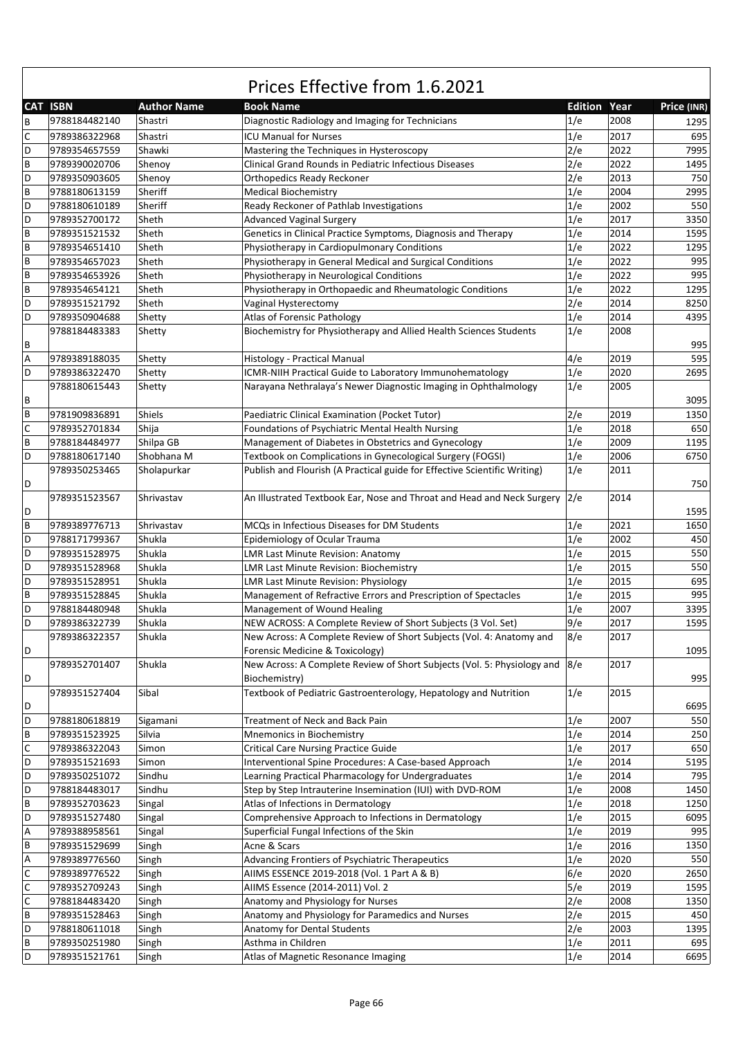# Prices Effective from 1.6.2021

| CAT | ISBN | Author Name | Book Name | Edition | Year | Price (INR) |
|---|---|---|---|---|---|---|
| B | 9788184482140 | Shastri | Diagnostic Radiology and Imaging for Technicians | 1/e | 2008 | 1295 |
| C | 9789386322968 | Shastri | ICU Manual for Nurses | 1/e | 2017 | 695 |
| D | 9789354657559 | Shawki | Mastering the Techniques in Hysteroscopy | 2/e | 2022 | 7995 |
| B | 9789390020706 | Shenoy | Clinical Grand Rounds in Pediatric Infectious Diseases | 2/e | 2022 | 1495 |
| D | 9789350903605 | Shenoy | Orthopedics Ready Reckoner | 2/e | 2013 | 750 |
| B | 9788180613159 | Sheriff | Medical Biochemistry | 1/e | 2004 | 2995 |
| D | 9788180610189 | Sheriff | Ready Reckoner of Pathlab Investigations | 1/e | 2002 | 550 |
| D | 9789352700172 | Sheth | Advanced Vaginal Surgery | 1/e | 2017 | 3350 |
| B | 9789351521532 | Sheth | Genetics in Clinical Practice Symptoms, Diagnosis and Therapy | 1/e | 2014 | 1595 |
| B | 9789354651410 | Sheth | Physiotherapy in Cardiopulmonary Conditions | 1/e | 2022 | 1295 |
| B | 9789354657023 | Sheth | Physiotherapy in General Medical and Surgical Conditions | 1/e | 2022 | 995 |
| B | 9789354653926 | Sheth | Physiotherapy in Neurological Conditions | 1/e | 2022 | 995 |
| B | 9789354654121 | Sheth | Physiotherapy in Orthopaedic and Rheumatologic Conditions | 1/e | 2022 | 1295 |
| D | 9789351521792 | Sheth | Vaginal Hysterectomy | 2/e | 2014 | 8250 |
| D | 9789350904688 | Shetty | Atlas of Forensic Pathology | 1/e | 2014 | 4395 |
| B | 9788184483383 | Shetty | Biochemistry for Physiotherapy and Allied Health Sciences Students | 1/e | 2008 | 995 |
| A | 9789389188035 | Shetty | Histology - Practical Manual | 4/e | 2019 | 595 |
| D | 9789386322470 | Shetty | ICMR-NIIH Practical Guide to Laboratory Immunohematology | 1/e | 2020 | 2695 |
| B | 9788180615443 | Shetty | Narayana Nethralaya's Newer Diagnostic Imaging in Ophthalmology | 1/e | 2005 | 3095 |
| B | 9781909836891 | Shiels | Paediatric Clinical Examination (Pocket Tutor) | 2/e | 2019 | 1350 |
| C | 9789352701834 | Shija | Foundations of Psychiatric Mental Health Nursing | 1/e | 2018 | 650 |
| B | 9788184484977 | Shilpa GB | Management of Diabetes in Obstetrics and Gynecology | 1/e | 2009 | 1195 |
| D | 9788180617140 | Shobhana M | Textbook on Complications in Gynecological Surgery (FOGSI) | 1/e | 2006 | 6750 |
| D | 9789350253465 | Sholapurkar | Publish and Flourish (A Practical guide for Effective Scientific Writing) | 1/e | 2011 | 750 |
| D | 9789351523567 | Shrivastav | An Illustrated Textbook Ear, Nose and Throat and Head and Neck Surgery | 2/e | 2014 | 1595 |
| B | 9789389776713 | Shrivastav | MCQs in Infectious Diseases for DM Students | 1/e | 2021 | 1650 |
| D | 9788171799367 | Shukla | Epidemiology of Ocular Trauma | 1/e | 2002 | 450 |
| D | 9789351528975 | Shukla | LMR Last Minute Revision: Anatomy | 1/e | 2015 | 550 |
| D | 9789351528968 | Shukla | LMR Last Minute Revision: Biochemistry | 1/e | 2015 | 550 |
| D | 9789351528951 | Shukla | LMR Last Minute Revision: Physiology | 1/e | 2015 | 695 |
| B | 9789351528845 | Shukla | Management of Refractive Errors and Prescription of Spectacles | 1/e | 2015 | 995 |
| D | 9788184480948 | Shukla | Management of Wound Healing | 1/e | 2007 | 3395 |
| D | 9789386322739 | Shukla | NEW ACROSS: A Complete Review of Short Subjects (3 Vol. Set) | 9/e | 2017 | 1595 |
| D | 9789386322357 | Shukla | New Across: A Complete Review of Short Subjects (Vol. 4: Anatomy and Forensic Medicine & Toxicology) | 8/e | 2017 | 1095 |
| D | 9789352701407 | Shukla | New Across: A Complete Review of Short Subjects (Vol. 5: Physiology and Biochemistry) | 8/e | 2017 | 995 |
| D | 9789351527404 | Sibal | Textbook of Pediatric Gastroenterology, Hepatology and Nutrition | 1/e | 2015 | 6695 |
| D | 9788180618819 | Sigamani | Treatment of Neck and Back Pain | 1/e | 2007 | 550 |
| B | 9789351523925 | Silvia | Mnemonics in Biochemistry | 1/e | 2014 | 250 |
| C | 9789386322043 | Simon | Critical Care Nursing Practice Guide | 1/e | 2017 | 650 |
| D | 9789351521693 | Simon | Interventional Spine Procedures: A Case-based Approach | 1/e | 2014 | 5195 |
| D | 9789350251072 | Sindhu | Learning Practical Pharmacology for Undergraduates | 1/e | 2014 | 795 |
| D | 9788184483017 | Sindhu | Step by Step Intrauterine Insemination (IUI) with DVD-ROM | 1/e | 2008 | 1450 |
| B | 9789352703623 | Singal | Atlas of Infections in Dermatology | 1/e | 2018 | 1250 |
| D | 9789351527480 | Singal | Comprehensive Approach to Infections in Dermatology | 1/e | 2015 | 6095 |
| A | 9789388958561 | Singal | Superficial Fungal Infections of the Skin | 1/e | 2019 | 995 |
| B | 9789351529699 | Singh | Acne & Scars | 1/e | 2016 | 1350 |
| A | 9789389776560 | Singh | Advancing Frontiers of Psychiatric Therapeutics | 1/e | 2020 | 550 |
| C | 9789389776522 | Singh | AIIMS ESSENCE 2019-2018 (Vol. 1 Part A & B) | 6/e | 2020 | 2650 |
| C | 9789352709243 | Singh | AIIMS Essence (2014-2011) Vol. 2 | 5/e | 2019 | 1595 |
| C | 9788184483420 | Singh | Anatomy and Physiology for Nurses | 2/e | 2008 | 1350 |
| B | 9789351528463 | Singh | Anatomy and Physiology for Paramedics and Nurses | 2/e | 2015 | 450 |
| D | 9788180611018 | Singh | Anatomy for Dental Students | 2/e | 2003 | 1395 |
| B | 9789350251980 | Singh | Asthma in Children | 1/e | 2011 | 695 |
| D | 9789351521761 | Singh | Atlas of Magnetic Resonance Imaging | 1/e | 2014 | 6695 |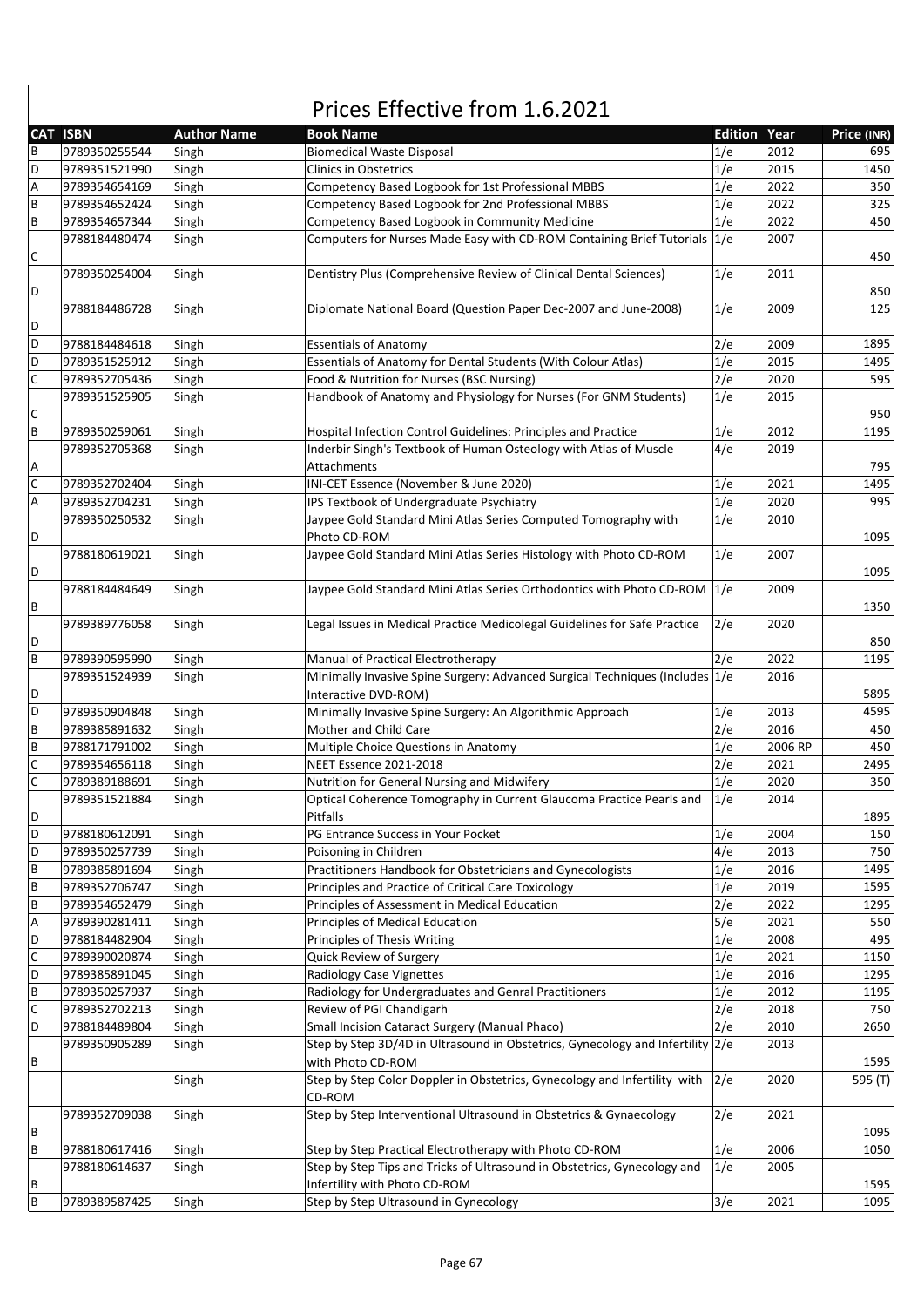# Prices Effective from 1.6.2021

| CAT | ISBN | Author Name | Book Name | Edition | Year | Price (INR) |
|---|---|---|---|---|---|---|
| B | 9789350255544 | Singh | Biomedical Waste Disposal | 1/e | 2012 | 695 |
| D | 9789351521990 | Singh | Clinics in Obstetrics | 1/e | 2015 | 1450 |
| A | 9789354654169 | Singh | Competency Based Logbook for 1st Professional MBBS | 1/e | 2022 | 350 |
| B | 9789354652424 | Singh | Competency Based Logbook for 2nd Professional MBBS | 1/e | 2022 | 325 |
| B | 9789354657344 | Singh | Competency Based Logbook in Community Medicine | 1/e | 2022 | 450 |
| C | 9788184480474 | Singh | Computers for Nurses Made Easy with CD-ROM Containing Brief Tutorials | 1/e | 2007 | 450 |
| D | 9789350254004 | Singh | Dentistry Plus (Comprehensive Review of Clinical Dental Sciences) | 1/e | 2011 | 850 |
| D | 9788184486728 | Singh | Diplomate National Board (Question Paper Dec-2007 and June-2008) | 1/e | 2009 | 125 |
| D | 9788184484618 | Singh | Essentials of Anatomy | 2/e | 2009 | 1895 |
| D | 9789351525912 | Singh | Essentials of Anatomy for Dental Students (With Colour Atlas) | 1/e | 2015 | 1495 |
| C | 9789352705436 | Singh | Food & Nutrition for Nurses (BSC Nursing) | 2/e | 2020 | 595 |
| C | 9789351525905 | Singh | Handbook of Anatomy and Physiology for Nurses (For GNM Students) | 1/e | 2015 | 950 |
| B | 9789350259061 | Singh | Hospital Infection Control Guidelines: Principles and Practice | 1/e | 2012 | 1195 |
| A | 9789352705368 | Singh | Inderbir Singh's Textbook of Human Osteology with Atlas of Muscle Attachments | 4/e | 2019 | 795 |
| C | 9789352702404 | Singh | INI-CET Essence (November & June 2020) | 1/e | 2021 | 1495 |
| A | 9789352704231 | Singh | IPS Textbook of Undergraduate Psychiatry | 1/e | 2020 | 995 |
| D | 9789350250532 | Singh | Jaypee Gold Standard Mini Atlas Series Computed Tomography with Photo CD-ROM | 1/e | 2010 | 1095 |
| D | 9788180619021 | Singh | Jaypee Gold Standard Mini Atlas Series Histology with Photo CD-ROM | 1/e | 2007 | 1095 |
| B | 9788184484649 | Singh | Jaypee Gold Standard Mini Atlas Series Orthodontics with Photo CD-ROM | 1/e | 2009 | 1350 |
| D | 9789389776058 | Singh | Legal Issues in Medical Practice Medicolegal Guidelines for Safe Practice | 2/e | 2020 | 850 |
| B | 9789390595990 | Singh | Manual of Practical Electrotherapy | 2/e | 2022 | 1195 |
| D | 9789351524939 | Singh | Minimally Invasive Spine Surgery: Advanced Surgical Techniques (Includes Interactive DVD-ROM) | 1/e | 2016 | 5895 |
| D | 9789350904848 | Singh | Minimally Invasive Spine Surgery: An Algorithmic Approach | 1/e | 2013 | 4595 |
| B | 9789385891632 | Singh | Mother and Child Care | 2/e | 2016 | 450 |
| B | 9788171791002 | Singh | Multiple Choice Questions in Anatomy | 1/e | 2006 RP | 450 |
| C | 9789354656118 | Singh | NEET Essence 2021-2018 | 2/e | 2021 | 2495 |
| C | 9789389188691 | Singh | Nutrition for General Nursing and Midwifery | 1/e | 2020 | 350 |
| D | 9789351521884 | Singh | Optical Coherence Tomography in Current Glaucoma Practice Pearls and Pitfalls | 1/e | 2014 | 1895 |
| D | 9788180612091 | Singh | PG Entrance Success in Your Pocket | 1/e | 2004 | 150 |
| D | 9789350257739 | Singh | Poisoning in Children | 4/e | 2013 | 750 |
| B | 9789385891694 | Singh | Practitioners Handbook for Obstetricians and Gynecologists | 1/e | 2016 | 1495 |
| B | 9789352706747 | Singh | Principles and Practice of Critical Care Toxicology | 1/e | 2019 | 1595 |
| B | 9789354652479 | Singh | Principles of Assessment in Medical Education | 2/e | 2022 | 1295 |
| A | 9789390281411 | Singh | Principles of Medical Education | 5/e | 2021 | 550 |
| D | 9788184482904 | Singh | Principles of Thesis Writing | 1/e | 2008 | 495 |
| C | 9789390020874 | Singh | Quick Review of Surgery | 1/e | 2021 | 1150 |
| D | 9789385891045 | Singh | Radiology Case Vignettes | 1/e | 2016 | 1295 |
| B | 9789350257937 | Singh | Radiology for Undergraduates and Genral Practitioners | 1/e | 2012 | 1195 |
| C | 9789352702213 | Singh | Review of PGI Chandigarh | 2/e | 2018 | 750 |
| D | 9788184489804 | Singh | Small Incision Cataract Surgery (Manual Phaco) | 2/e | 2010 | 2650 |
| B | 9789350905289 | Singh | Step by Step 3D/4D in Ultrasound in Obstetrics, Gynecology and Infertility with Photo CD-ROM | 2/e | 2013 | 1595 |
| | | Singh | Step by Step Color Doppler in Obstetrics, Gynecology and Infertility with CD-ROM | 2/e | 2020 | 595 (T) |
| B | 9789352709038 | Singh | Step by Step Interventional Ultrasound in Obstetrics & Gynaecology | 2/e | 2021 | 1095 |
| B | 9788180617416 | Singh | Step by Step Practical Electrotherapy with Photo CD-ROM | 1/e | 2006 | 1050 |
| B | 9788180614637 | Singh | Step by Step Tips and Tricks of Ultrasound in Obstetrics, Gynecology and Infertility with Photo CD-ROM | 1/e | 2005 | 1595 |
| B | 9789389587425 | Singh | Step by Step Ultrasound in Gynecology | 3/e | 2021 | 1095 |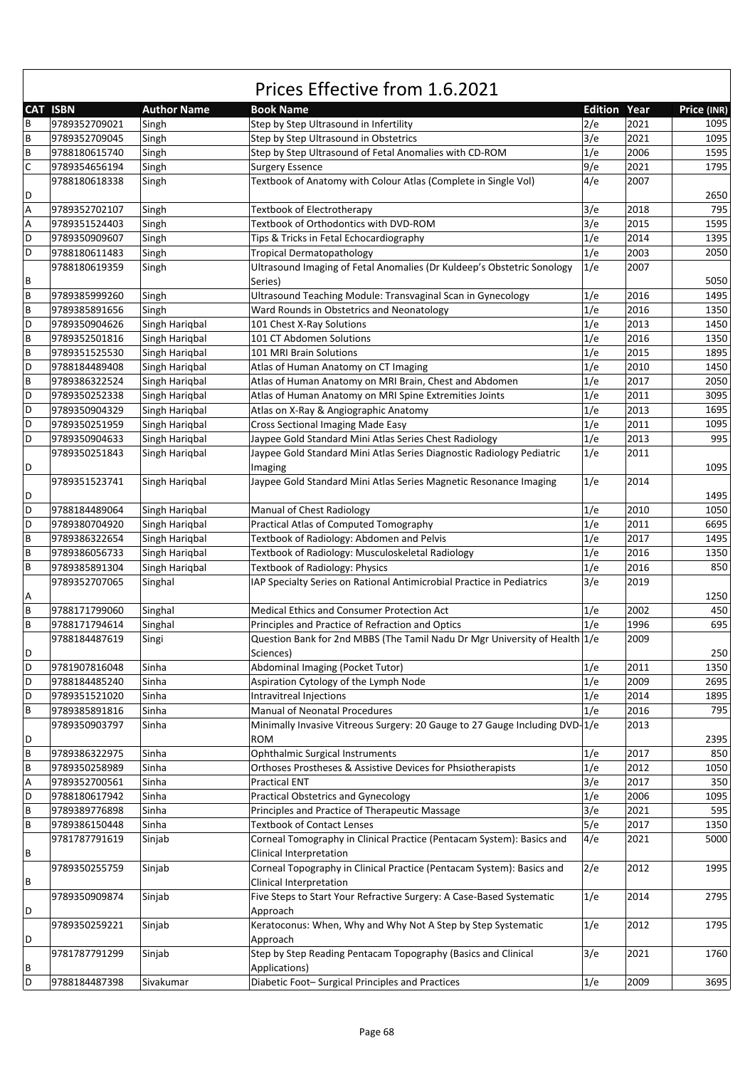# Prices Effective from 1.6.2021

| CAT | ISBN | Author Name | Book Name | Edition | Year | Price (INR) |
|---|---|---|---|---|---|---|
| B | 9789352709021 | Singh | Step by Step Ultrasound in Infertility | 2/e | 2021 | 1095 |
| B | 9789352709045 | Singh | Step by Step Ultrasound in Obstetrics | 3/e | 2021 | 1095 |
| B | 9788180615740 | Singh | Step by Step Ultrasound of Fetal Anomalies with CD-ROM | 1/e | 2006 | 1595 |
| C | 9789354656194 | Singh | Surgery Essence | 9/e | 2021 | 1795 |
| D | 9788180618338 | Singh | Textbook of Anatomy with Colour Atlas (Complete in Single Vol) | 4/e | 2007 | 2650 |
| A | 9789352702107 | Singh | Textbook of Electrotherapy | 3/e | 2018 | 795 |
| A | 9789351524403 | Singh | Textbook of Orthodontics with DVD-ROM | 3/e | 2015 | 1595 |
| D | 9789350909607 | Singh | Tips & Tricks in Fetal Echocardiography | 1/e | 2014 | 1395 |
| D | 9788180611483 | Singh | Tropical Dermatopathology | 1/e | 2003 | 2050 |
| B | 9788180619359 | Singh | Ultrasound Imaging of Fetal Anomalies (Dr Kuldeep's Obstetric Sonology Series) | 1/e | 2007 | 5050 |
| B | 9789385999260 | Singh | Ultrasound Teaching Module: Transvaginal Scan in Gynecology | 1/e | 2016 | 1495 |
| B | 9789385891656 | Singh | Ward Rounds in Obstetrics and Neonatology | 1/e | 2016 | 1350 |
| D | 9789350904626 | Singh Hariqbal | 101 Chest X-Ray Solutions | 1/e | 2013 | 1450 |
| B | 9789352501816 | Singh Hariqbal | 101 CT Abdomen Solutions | 1/e | 2016 | 1350 |
| B | 9789351525530 | Singh Hariqbal | 101 MRI Brain Solutions | 1/e | 2015 | 1895 |
| D | 9788184489408 | Singh Hariqbal | Atlas of Human Anatomy on CT Imaging | 1/e | 2010 | 1450 |
| B | 9789386322524 | Singh Hariqbal | Atlas of Human Anatomy on MRI Brain, Chest and Abdomen | 1/e | 2017 | 2050 |
| D | 9789350252338 | Singh Hariqbal | Atlas of Human Anatomy on MRI Spine Extremities Joints | 1/e | 2011 | 3095 |
| D | 9789350904329 | Singh Hariqbal | Atlas on X-Ray & Angiographic Anatomy | 1/e | 2013 | 1695 |
| D | 9789350251959 | Singh Hariqbal | Cross Sectional Imaging Made Easy | 1/e | 2011 | 1095 |
| D | 9789350904633 | Singh Hariqbal | Jaypee Gold Standard Mini Atlas Series Chest Radiology | 1/e | 2013 | 995 |
| D | 9789350251843 | Singh Hariqbal | Jaypee Gold Standard Mini Atlas Series Diagnostic Radiology Pediatric Imaging | 1/e | 2011 | 1095 |
| D | 9789351523741 | Singh Hariqbal | Jaypee Gold Standard Mini Atlas Series Magnetic Resonance Imaging | 1/e | 2014 | 1495 |
| D | 9788184489064 | Singh Hariqbal | Manual of Chest Radiology | 1/e | 2010 | 1050 |
| D | 9789380704920 | Singh Hariqbal | Practical Atlas of Computed Tomography | 1/e | 2011 | 6695 |
| B | 9789386322654 | Singh Hariqbal | Textbook of Radiology: Abdomen and Pelvis | 1/e | 2017 | 1495 |
| B | 9789386056733 | Singh Hariqbal | Textbook of Radiology: Musculoskeletal Radiology | 1/e | 2016 | 1350 |
| B | 9789385891304 | Singh Hariqbal | Textbook of Radiology: Physics | 1/e | 2016 | 850 |
| A | 9789352707065 | Singhal | IAP Specialty Series on Rational Antimicrobial Practice in Pediatrics | 3/e | 2019 | 1250 |
| B | 9788171799060 | Singhal | Medical Ethics and Consumer Protection Act | 1/e | 2002 | 450 |
| B | 9788171794614 | Singhal | Principles and Practice of Refraction and Optics | 1/e | 1996 | 695 |
| D | 9788184487619 | Singi | Question Bank for 2nd MBBS (The Tamil Nadu Dr Mgr University of Health Sciences) | 1/e | 2009 | 250 |
| D | 9781907816048 | Sinha | Abdominal Imaging (Pocket Tutor) | 1/e | 2011 | 1350 |
| D | 9788184485240 | Sinha | Aspiration Cytology of the Lymph Node | 1/e | 2009 | 2695 |
| D | 9789351521020 | Sinha | Intravitreal Injections | 1/e | 2014 | 1895 |
| B | 9789385891816 | Sinha | Manual of Neonatal Procedures | 1/e | 2016 | 795 |
| D | 9789350903797 | Sinha | Minimally Invasive Vitreous Surgery: 20 Gauge to 27 Gauge Including DVD-ROM | 1/e | 2013 | 2395 |
| B | 9789386322975 | Sinha | Ophthalmic Surgical Instruments | 1/e | 2017 | 850 |
| B | 9789350258989 | Sinha | Orthoses Prostheses & Assistive Devices for Phsiotherapists | 1/e | 2012 | 1050 |
| A | 9789352700561 | Sinha | Practical ENT | 3/e | 2017 | 350 |
| D | 9788180617942 | Sinha | Practical Obstetrics and Gynecology | 1/e | 2006 | 1095 |
| B | 9789389776898 | Sinha | Principles and Practice of Therapeutic Massage | 3/e | 2021 | 595 |
| B | 9789386150448 | Sinha | Textbook of Contact Lenses | 5/e | 2017 | 1350 |
| B | 9781787791619 | Sinjab | Corneal Tomography in Clinical Practice (Pentacam System): Basics and Clinical Interpretation | 4/e | 2021 | 5000 |
| B | 9789350255759 | Sinjab | Corneal Topography in Clinical Practice (Pentacam System): Basics and Clinical Interpretation | 2/e | 2012 | 1995 |
| D | 9789350909874 | Sinjab | Five Steps to Start Your Refractive Surgery: A Case-Based Systematic Approach | 1/e | 2014 | 2795 |
| D | 9789350259221 | Sinjab | Keratoconus: When, Why and Why Not A Step by Step Systematic Approach | 1/e | 2012 | 1795 |
| B | 9781787791299 | Sinjab | Step by Step Reading Pentacam Topography (Basics and Clinical Applications) | 3/e | 2021 | 1760 |
| D | 9788184487398 | Sivakumar | Diabetic Foot– Surgical Principles and Practices | 1/e | 2009 | 3695 |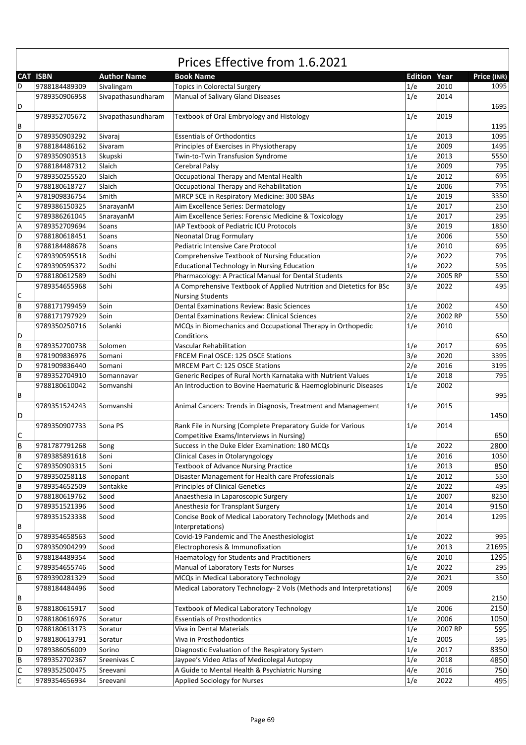# Prices Effective from 1.6.2021

| CAT | ISBN | Author Name | Book Name | Edition | Year | Price (INR) |
|---|---|---|---|---|---|---|
| D | 9788184489309 | Sivalingam | Topics in Colorectal Surgery | 1/e | 2010 | 1095 |
| D | 9789350906958 | Sivapathasundharam | Manual of Salivary Gland Diseases | 1/e | 2014 | 1695 |
| B | 9789352705672 | Sivapathasundharam | Textbook of Oral Embryology and Histology | 1/e | 2019 | 1195 |
| D | 9789350903292 | Sivaraj | Essentials of Orthodontics | 1/e | 2013 | 1095 |
| B | 9788184486162 | Sivaram | Principles of Exercises in Physiotherapy | 1/e | 2009 | 1495 |
| D | 9789350903513 | Skupski | Twin-to-Twin Transfusion Syndrome | 1/e | 2013 | 5550 |
| D | 9788184487312 | Slaich | Cerebral Palsy | 1/e | 2009 | 795 |
| D | 9789350255520 | Slaich | Occupational Therapy and Mental Health | 1/e | 2012 | 695 |
| D | 9788180618727 | Slaich | Occupational Therapy and Rehabilitation | 1/e | 2006 | 795 |
| A | 9781909836754 | Smith | MRCP SCE in Respiratory Medicine: 300 SBAs | 1/e | 2019 | 3350 |
| C | 9789386150325 | SnarayanM | Aim Excellence Series: Dermatology | 1/e | 2017 | 250 |
| C | 9789386261045 | SnarayanM | Aim Excellence Series: Forensic Medicine & Toxicology | 1/e | 2017 | 295 |
| A | 9789352709694 | Soans | IAP Textbook of Pediatric ICU Protocols | 3/e | 2019 | 1850 |
| D | 9788180618451 | Soans | Neonatal Drug Formulary | 1/e | 2006 | 550 |
| B | 9788184488678 | Soans | Pediatric Intensive Care Protocol | 1/e | 2010 | 695 |
| C | 9789390595518 | Sodhi | Comprehensive Textbook of Nursing Education | 2/e | 2022 | 795 |
| C | 9789390595372 | Sodhi | Educational Technology in Nursing Education | 1/e | 2022 | 595 |
| D | 9788180612589 | Sodhi | Pharmacology: A Practical Manual for Dental Students | 2/e | 2005 RP | 550 |
| C | 9789354655968 | Sohi | A Comprehensive Textbook of Applied Nutrition and Dietetics for BSc Nursing Students | 3/e | 2022 | 495 |
| B | 9788171799459 | Soin | Dental Examinations Review: Basic Sciences | 1/e | 2002 | 450 |
| B | 9788171797929 | Soin | Dental Examinations Review: Clinical Sciences | 2/e | 2002 RP | 550 |
| D | 9789350250716 | Solanki | MCQs in Biomechanics and Occupational Therapy in Orthopedic Conditions | 1/e | 2010 | 650 |
| B | 9789352700738 | Solomen | Vascular Rehabilitation | 1/e | 2017 | 695 |
| B | 9781909836976 | Somani | FRCEM Final OSCE: 125 OSCE Stations | 3/e | 2020 | 3395 |
| D | 9781909836440 | Somani | MRCEM Part C: 125 OSCE Stations | 2/e | 2016 | 3195 |
| B | 9789352704910 | Somannavar | Generic Recipes of Rural North Karnataka with Nutrient Values | 1/e | 2018 | 795 |
| B | 9788180610042 | Somvanshi | An Introduction to Bovine Haematuric & Haemoglobinuric Diseases | 1/e | 2002 | 995 |
| D | 9789351524243 | Somvanshi | Animal Cancers: Trends in Diagnosis, Treatment and Management | 1/e | 2015 | 1450 |
| C | 9789350907733 | Sona PS | Rank File in Nursing (Complete Preparatory Guide for Various Competitive Exams/Interviews in Nursing) | 1/e | 2014 | 650 |
| B | 9781787791268 | Song | Success in the Duke Elder Examination: 180 MCQs | 1/e | 2022 | 2800 |
| B | 9789385891618 | Soni | Clinical Cases in Otolaryngology | 1/e | 2016 | 1050 |
| C | 9789350903315 | Soni | Textbook of Advance Nursing Practice | 1/e | 2013 | 850 |
| D | 9789350258118 | Sonopant | Disaster Management for Health care Professionals | 1/e | 2012 | 550 |
| B | 9789354652509 | Sontakke | Principles of Clinical Genetics | 2/e | 2022 | 495 |
| D | 9788180619762 | Sood | Anaesthesia in Laparoscopic Surgery | 1/e | 2007 | 8250 |
| D | 9789351521396 | Sood | Anesthesia for Transplant Surgery | 1/e | 2014 | 9150 |
| B | 9789351523338 | Sood | Concise Book of Medical Laboratory Technology (Methods and Interpretations) | 2/e | 2014 | 1295 |
| D | 9789354658563 | Sood | Covid-19 Pandemic and The Anesthesiologist | 1/e | 2022 | 995 |
| D | 9789350904299 | Sood | Electrophoresis & Immunofixation | 1/e | 2013 | 21695 |
| B | 9788184489354 | Sood | Haematology for Students and Practitioners | 6/e | 2010 | 1295 |
| C | 9789354655746 | Sood | Manual of Laboratory Tests for Nurses | 1/e | 2022 | 295 |
| B | 9789390281329 | Sood | MCQs in Medical Laboratory Technology | 2/e | 2021 | 350 |
| B | 9788184484496 | Sood | Medical Laboratory Technology- 2 Vols (Methods and Interpretations) | 6/e | 2009 | 2150 |
| B | 9788180615917 | Sood | Textbook of Medical Laboratory Technology | 1/e | 2006 | 2150 |
| D | 9788180616976 | Soratur | Essentials of Prosthodontics | 1/e | 2006 | 1050 |
| D | 9788180613173 | Soratur | Viva in Dental Materials | 1/e | 2007 RP | 595 |
| D | 9788180613791 | Soratur | Viva in Prosthodontics | 1/e | 2005 | 595 |
| D | 9789386056009 | Sorino | Diagnostic Evaluation of the Respiratory System | 1/e | 2017 | 8350 |
| B | 9789352702367 | Sreenivas C | Jaypee's Video Atlas of Medicolegal Autopsy | 1/e | 2018 | 4850 |
| C | 9789352500475 | Sreevani | A Guide to Mental Health & Psychiatric Nursing | 4/e | 2016 | 750 |
| C | 9789354656934 | Sreevani | Applied Sociology for Nurses | 1/e | 2022 | 495 |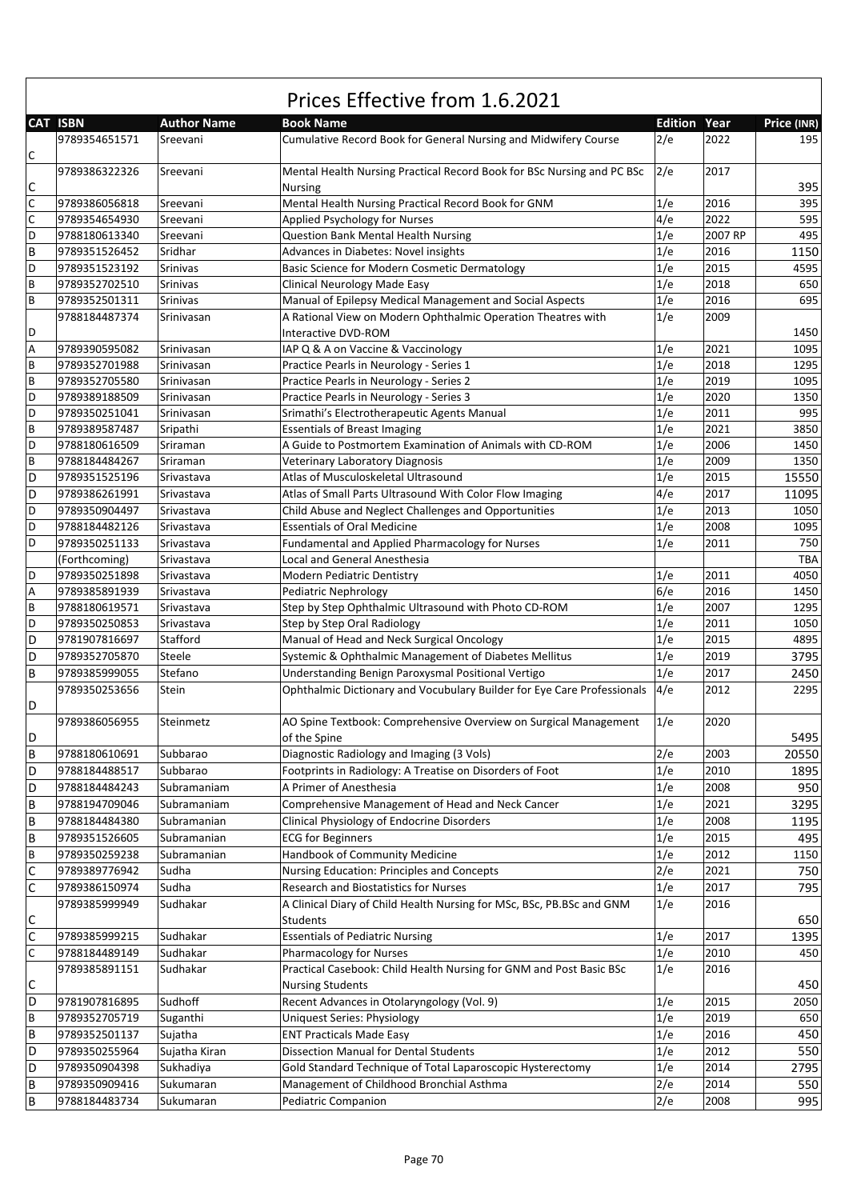# Prices Effective from 1.6.2021

| CAT | ISBN | Author Name | Book Name | Edition | Year | Price (INR) |
|---|---|---|---|---|---|---|
| C | 9789354651571 | Sreevani | Cumulative Record Book for General Nursing and Midwifery Course | 2/e | 2022 | 195 |
| C | 9789386322326 | Sreevani | Mental Health Nursing Practical Record Book for BSc Nursing and PC BSc Nursing | 2/e | 2017 | 395 |
| C | 9789386056818 | Sreevani | Mental Health Nursing Practical Record Book for GNM | 1/e | 2016 | 395 |
| C | 9789354654930 | Sreevani | Applied Psychology for Nurses | 4/e | 2022 | 595 |
| D | 9788180613340 | Sreevani | Question Bank Mental Health Nursing | 1/e | 2007 RP | 495 |
| B | 9789351526452 | Sridhar | Advances in Diabetes: Novel insights | 1/e | 2016 | 1150 |
| D | 9789351523192 | Srinivas | Basic Science for Modern Cosmetic Dermatology | 1/e | 2015 | 4595 |
| B | 9789352702510 | Srinivas | Clinical Neurology Made Easy | 1/e | 2018 | 650 |
| B | 9789352501311 | Srinivas | Manual of Epilepsy Medical Management and Social Aspects | 1/e | 2016 | 695 |
| D | 9788184487374 | Srinivasan | A Rational View on Modern Ophthalmic Operation Theatres with Interactive DVD-ROM | 1/e | 2009 | 1450 |
| A | 9789390595082 | Srinivasan | IAP Q & A on Vaccine & Vaccinology | 1/e | 2021 | 1095 |
| B | 9789352701858 | Srinivasan | Practice Pearls in Neurology - Series 1 | 1/e | 2018 | 1295 |
| B | 9789352705580 | Srinivasan | Practice Pearls in Neurology - Series 2 | 1/e | 2019 | 1095 |
| D | 9789389188509 | Srinivasan | Practice Pearls in Neurology - Series 3 | 1/e | 2020 | 1350 |
| D | 9789350251041 | Srinivasan | Srimathi's Electrotherapeutic Agents Manual | 1/e | 2011 | 995 |
| B | 9789389587487 | Sripathi | Essentials of Breast Imaging | 1/e | 2021 | 3850 |
| D | 9788180616509 | Sriraman | A Guide to Postmortem Examination of Animals with CD-ROM | 1/e | 2006 | 1450 |
| B | 9788184484267 | Sriraman | Veterinary Laboratory Diagnosis | 1/e | 2009 | 1350 |
| D | 9789351525196 | Srivastava | Atlas of Musculoskeletal Ultrasound | 1/e | 2015 | 15550 |
| D | 9789386261991 | Srivastava | Atlas of Small Parts Ultrasound With Color Flow Imaging | 4/e | 2017 | 11095 |
| D | 9789350904497 | Srivastava | Child Abuse and Neglect Challenges and Opportunities | 1/e | 2013 | 1050 |
| D | 9788184482126 | Srivastava | Essentials of Oral Medicine | 1/e | 2008 | 1095 |
| D | 9789350251133 | Srivastava | Fundamental and Applied Pharmacology for Nurses | 1/e | 2011 | 750 |
|  | (Forthcoming) | Srivastava | Local and General Anesthesia |  |  | TBA |
| D | 9789350251898 | Srivastava | Modern Pediatric Dentistry | 1/e | 2011 | 4050 |
| A | 9789385891939 | Srivastava | Pediatric Nephrology | 6/e | 2016 | 1450 |
| B | 9788180619571 | Srivastava | Step by Step Ophthalmic Ultrasound with Photo CD-ROM | 1/e | 2007 | 1295 |
| D | 9789350250853 | Srivastava | Step by Step Oral Radiology | 1/e | 2011 | 1050 |
| D | 9781907816697 | Stafford | Manual of Head and Neck Surgical Oncology | 1/e | 2015 | 4895 |
| D | 9789352705870 | Steele | Systemic & Ophthalmic Management of Diabetes Mellitus | 1/e | 2019 | 3795 |
| B | 9789385999055 | Stefano | Understanding Benign Paroxysmal Positional Vertigo | 1/e | 2017 | 2450 |
| D | 9789350253656 | Stein | Ophthalmic Dictionary and Vocubulary Builder for Eye Care Professionals | 4/e | 2012 | 2295 |
| D | 9789386056955 | Steinmetz | AO Spine Textbook: Comprehensive Overview on Surgical Management of the Spine | 1/e | 2020 | 5495 |
| B | 9788180610691 | Subbarao | Diagnostic Radiology and Imaging (3 Vols) | 2/e | 2003 | 20550 |
| D | 9788184488517 | Subbarao | Footprints in Radiology: A Treatise on Disorders of Foot | 1/e | 2010 | 1895 |
| D | 9788184484243 | Subramaniam | A Primer of Anesthesia | 1/e | 2008 | 950 |
| B | 9788194709046 | Subramaniam | Comprehensive Management of Head and Neck Cancer | 1/e | 2021 | 3295 |
| B | 9788184484380 | Subramanian | Clinical Physiology of Endocrine Disorders | 1/e | 2008 | 1195 |
| B | 9789351526605 | Subramanian | ECG for Beginners | 1/e | 2015 | 495 |
| B | 9789350259238 | Subramanian | Handbook of Community Medicine | 1/e | 2012 | 1150 |
| C | 9789389776942 | Sudha | Nursing Education: Principles and Concepts | 2/e | 2021 | 750 |
| C | 9789386150974 | Sudha | Research and Biostatistics for Nurses | 1/e | 2017 | 795 |
| C | 9789385999949 | Sudhakar | A Clinical Diary of Child Health Nursing for MSc, BSc, PB.BSc and GNM Students | 1/e | 2016 | 650 |
| C | 9789385999215 | Sudhakar | Essentials of Pediatric Nursing | 1/e | 2017 | 1395 |
| C | 9788184489149 | Sudhakar | Pharmacology for Nurses | 1/e | 2010 | 450 |
| C | 9789385891151 | Sudhakar | Practical Casebook: Child Health Nursing for GNM and Post Basic BSc Nursing Students | 1/e | 2016 | 450 |
| D | 9781907816895 | Sudhoff | Recent Advances in Otolaryngology (Vol. 9) | 1/e | 2015 | 2050 |
| B | 9789352705719 | Suganthi | Uniquest Series: Physiology | 1/e | 2019 | 650 |
| B | 9789352501137 | Sujatha | ENT Practicals Made Easy | 1/e | 2016 | 450 |
| D | 9789350255964 | Sujatha Kiran | Dissection Manual for Dental Students | 1/e | 2012 | 550 |
| D | 9789350904398 | Sukhadiya | Gold Standard Technique of Total Laparoscopic Hysterectomy | 1/e | 2014 | 2795 |
| B | 9789350909416 | Sukumaran | Management of Childhood Bronchial Asthma | 2/e | 2014 | 550 |
| B | 9788184483734 | Sukumaran | Pediatric Companion | 2/e | 2008 | 995 |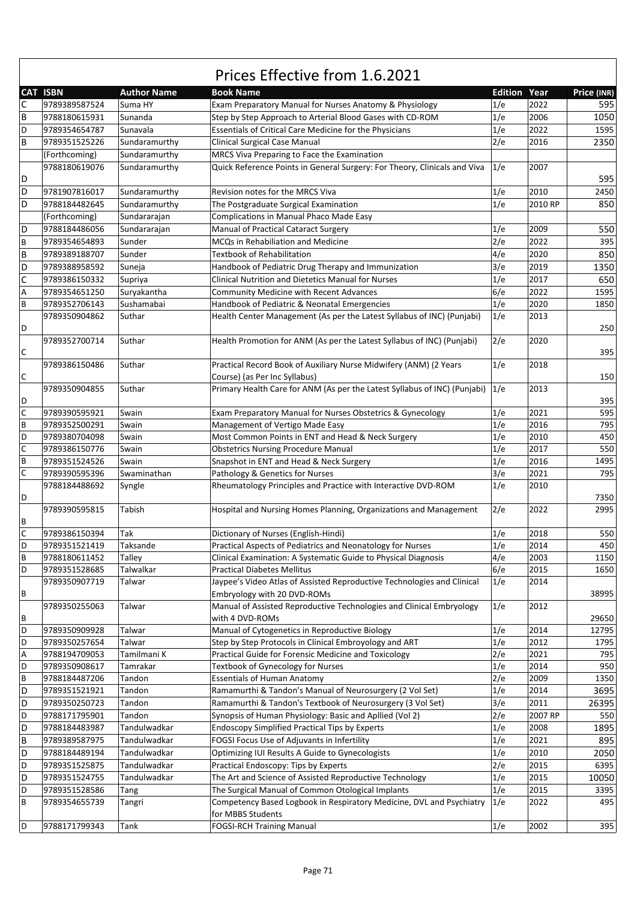# Prices Effective from 1.6.2021

| CAT | ISBN | Author Name | Book Name | Edition | Year | Price (INR) |
|---|---|---|---|---|---|---|
| C | 9789389587524 | Suma HY | Exam Preparatory Manual for Nurses Anatomy & Physiology | 1/e | 2022 | 595 |
| B | 9788180615931 | Sunanda | Step by Step Approach to Arterial Blood Gases with CD-ROM | 1/e | 2006 | 1050 |
| D | 9789354654787 | Sunavala | Essentials of Critical Care Medicine for the Physicians | 1/e | 2022 | 1595 |
| B | 9789351525226 | Sundaramurthy | Clinical Surgical Case Manual | 2/e | 2016 | 2350 |
| | (Forthcoming) | Sundaramurthy | MRCS Viva Preparing to Face the Examination | | | |
| D | 9788180619076 | Sundaramurthy | Quick Reference Points in General Surgery: For Theory, Clinicals and Viva | 1/e | 2007 | 595 |
| D | 9781907816017 | Sundaramurthy | Revision notes for the MRCS Viva | 1/e | 2010 | 2450 |
| D | 9788184482645 | Sundaramurthy | The Postgraduate Surgical Examination | 1/e | 2010 RP | 850 |
| | (Forthcoming) | Sundararajan | Complications in Manual Phaco Made Easy | | | |
| D | 9788184486056 | Sundararajan | Manual of Practical Cataract Surgery | 1/e | 2009 | 550 |
| B | 9789354654893 | Sunder | MCQs in Rehabiliation and Medicine | 2/e | 2022 | 395 |
| B | 9789389188707 | Sunder | Textbook of Rehabilitation | 4/e | 2020 | 850 |
| D | 9789388958592 | Suneja | Handbook of Pediatric Drug Therapy and Immunization | 3/e | 2019 | 1350 |
| C | 9789386150332 | Supriya | Clinical Nutrition and Dietetics Manual for Nurses | 1/e | 2017 | 650 |
| A | 9789354651250 | Suryakantha | Community Medicine with Recent Advances | 6/e | 2022 | 1595 |
| B | 9789352706143 | Sushamabai | Handbook of Pediatric & Neonatal Emergencies | 1/e | 2020 | 1850 |
| D | 9789350904862 | Suthar | Health Center Management (As per the Latest Syllabus of INC) (Punjabi) | 1/e | 2013 | 250 |
| C | 9789352700714 | Suthar | Health Promotion for ANM (As per the Latest Syllabus of INC) (Punjabi) | 2/e | 2020 | 395 |
| C | 9789386150486 | Suthar | Practical Record Book of Auxiliary Nurse Midwifery (ANM) (2 Years Course) (as Per Inc Syllabus) | 1/e | 2018 | 150 |
| D | 9789350904855 | Suthar | Primary Health Care for ANM (As per the Latest Syllabus of INC) (Punjabi) | 1/e | 2013 | 395 |
| C | 9789390595921 | Swain | Exam Preparatory Manual for Nurses Obstetrics & Gynecology | 1/e | 2021 | 595 |
| B | 9789352500291 | Swain | Management of Vertigo Made Easy | 1/e | 2016 | 795 |
| D | 9789380704098 | Swain | Most Common Points in ENT and Head & Neck Surgery | 1/e | 2010 | 450 |
| C | 9789386150776 | Swain | Obstetrics Nursing Procedure Manual | 1/e | 2017 | 550 |
| B | 9789351524526 | Swain | Snapshot in ENT and Head & Neck Surgery | 1/e | 2016 | 1495 |
| C | 9789390595396 | Swaminathan | Pathology & Genetics for Nurses | 3/e | 2021 | 795 |
| D | 9788184488692 | Syngle | Rheumatology Principles and Practice with Interactive DVD-ROM | 1/e | 2010 | 7350 |
| B | 9789390595815 | Tabish | Hospital and Nursing Homes Planning, Organizations and Management | 2/e | 2022 | 2995 |
| C | 9789386150394 | Tak | Dictionary of Nurses (English-Hindi) | 1/e | 2018 | 550 |
| D | 9789351521419 | Taksande | Practical Aspects of Pediatrics and Neonatology for Nurses | 1/e | 2014 | 450 |
| B | 9788180611452 | Talley | Clinical Examination: A Systematic Guide to Physical Diagnosis | 4/e | 2003 | 1150 |
| D | 9789351528685 | Talwalkar | Practical Diabetes Mellitus | 6/e | 2015 | 1650 |
| B | 9789350907719 | Talwar | Jaypee's Video Atlas of Assisted Reproductive Technologies and Clinical Embryology with 20 DVD-ROMs | 1/e | 2014 | 38995 |
| B | 9789350255063 | Talwar | Manual of Assisted Reproductive Technologies and Clinical Embryology with 4 DVD-ROMs | 1/e | 2012 | 29650 |
| D | 9789350909928 | Talwar | Manual of Cytogenetics in Reproductive Biology | 1/e | 2014 | 12795 |
| D | 9789350257654 | Talwar | Step by Step Protocols in Clinical Embryology and ART | 1/e | 2012 | 1795 |
| A | 9788194709053 | Tamilmani K | Practical Guide for Forensic Medicine and Toxicology | 2/e | 2021 | 795 |
| D | 9789350908617 | Tamrakar | Textbook of Gynecology for Nurses | 1/e | 2014 | 950 |
| B | 9788184487206 | Tandon | Essentials of Human Anatomy | 2/e | 2009 | 1350 |
| D | 9789351521921 | Tandon | Ramamurthi & Tandon's Manual of Neurosurgery (2 Vol Set) | 1/e | 2014 | 3695 |
| D | 9789350250723 | Tandon | Ramamurthi & Tandon's Textbook of Neurosurgery (3 Vol Set) | 3/e | 2011 | 26395 |
| D | 9788171795901 | Tandon | Synopsis of Human Physiology: Basic and Apllied (Vol 2) | 2/e | 2007 RP | 550 |
| D | 9788184483987 | Tandulwadkar | Endoscopy Simplified Practical Tips by Experts | 1/e | 2008 | 1895 |
| B | 9789389587975 | Tandulwadkar | FOGSI Focus Use of Adjuvants in Infertility | 1/e | 2021 | 895 |
| D | 9788184489194 | Tandulwadkar | Optimizing IUI Results A Guide to Gynecologists | 1/e | 2010 | 2050 |
| D | 9789351525875 | Tandulwadkar | Practical Endoscopy: Tips by Experts | 2/e | 2015 | 6395 |
| D | 9789351524755 | Tandulwadkar | The Art and Science of Assisted Reproductive Technology | 1/e | 2015 | 10050 |
| D | 9789351528586 | Tang | The Surgical Manual of Common Otological Implants | 1/e | 2015 | 3395 |
| B | 9789354655739 | Tangri | Competency Based Logbook in Respiratory Medicine, DVL and Psychiatry for MBBS Students | 1/e | 2022 | 495 |
| D | 9788171799343 | Tank | FOGSI-RCH Training Manual | 1/e | 2002 | 395 |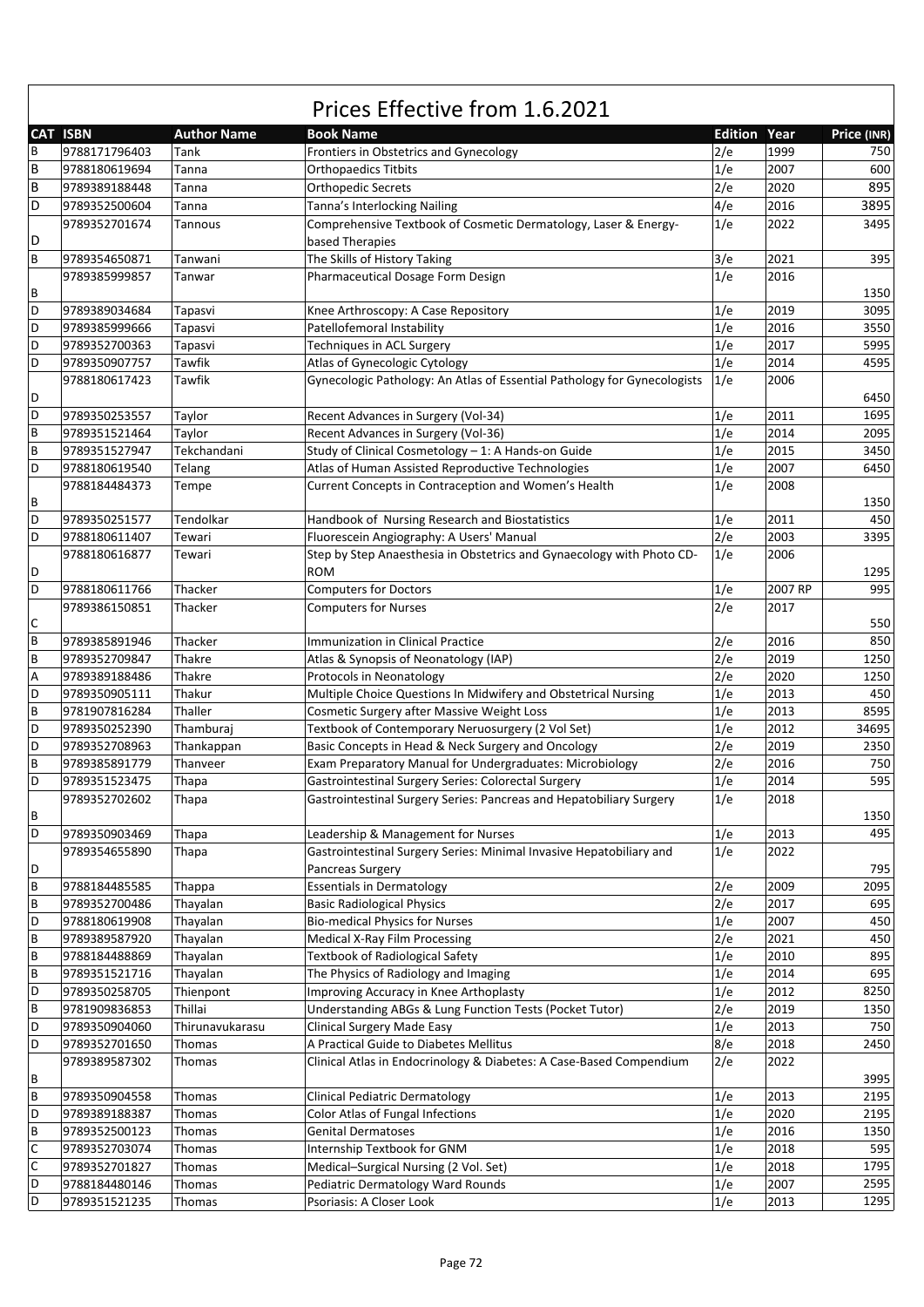# Prices Effective from 1.6.2021

| CAT | ISBN | Author Name | Book Name | Edition | Year | Price (INR) |
|---|---|---|---|---|---|---|
| B | 9788171796403 | Tank | Frontiers in Obstetrics and Gynecology | 2/e | 1999 | 750 |
| B | 9788180619694 | Tanna | Orthopaedics Titbits | 1/e | 2007 | 600 |
| B | 9789389188448 | Tanna | Orthopedic Secrets | 2/e | 2020 | 895 |
| D | 9789352500604 | Tanna | Tanna's Interlocking Nailing | 4/e | 2016 | 3895 |
| D | 9789352701674 | Tannous | Comprehensive Textbook of Cosmetic Dermatology, Laser & Energy-based Therapies | 1/e | 2022 | 3495 |
| B | 9789354650871 | Tanwani | The Skills of History Taking | 3/e | 2021 | 395 |
| B | 9789385999857 | Tanwar | Pharmaceutical Dosage Form Design | 1/e | 2016 | 1350 |
| D | 9789389034684 | Tapasvi | Knee Arthroscopy: A Case Repository | 1/e | 2019 | 3095 |
| D | 9789385999666 | Tapasvi | Patellofemoral Instability | 1/e | 2016 | 3550 |
| D | 9789352700363 | Tapasvi | Techniques in ACL Surgery | 1/e | 2017 | 5995 |
| D | 9789350907757 | Tawfik | Atlas of Gynecologic Cytology | 1/e | 2014 | 4595 |
| D | 9788180617423 | Tawfik | Gynecologic Pathology: An Atlas of Essential Pathology for Gynecologists | 1/e | 2006 | 6450 |
| D | 9789350253557 | Taylor | Recent Advances in Surgery (Vol-34) | 1/e | 2011 | 1695 |
| B | 9789351521464 | Taylor | Recent Advances in Surgery (Vol-36) | 1/e | 2014 | 2095 |
| B | 9789351527947 | Tekchandani | Study of Clinical Cosmetology – 1: A Hands-on Guide | 1/e | 2015 | 3450 |
| D | 9788180619540 | Telang | Atlas of Human Assisted Reproductive Technologies | 1/e | 2007 | 6450 |
| B | 9788184484373 | Tempe | Current Concepts in Contraception and Women's Health | 1/e | 2008 | 1350 |
| D | 9789350251577 | Tendolkar | Handbook of Nursing Research and Biostatistics | 1/e | 2011 | 450 |
| D | 9788180611407 | Tewari | Fluorescein Angiography: A Users' Manual | 2/e | 2003 | 3395 |
| D | 9788180616877 | Tewari | Step by Step Anaesthesia in Obstetrics and Gynaecology with Photo CD-ROM | 1/e | 2006 | 1295 |
| D | 9788180611766 | Thacker | Computers for Doctors | 1/e | 2007 RP | 995 |
| C | 9789386150851 | Thacker | Computers for Nurses | 2/e | 2017 | 550 |
| B | 9789385891946 | Thacker | Immunization in Clinical Practice | 2/e | 2016 | 850 |
| B | 9789352709847 | Thakre | Atlas & Synopsis of Neonatology (IAP) | 2/e | 2019 | 1250 |
| A | 9789389188486 | Thakre | Protocols in Neonatology | 2/e | 2020 | 1250 |
| D | 9789350905111 | Thakur | Multiple Choice Questions In Midwifery and Obstetrical Nursing | 1/e | 2013 | 450 |
| B | 9781907816284 | Thaller | Cosmetic Surgery after Massive Weight Loss | 1/e | 2013 | 8595 |
| D | 9789350252390 | Thamburaj | Textbook of Contemporary Neruosurgery (2 Vol Set) | 1/e | 2012 | 34695 |
| D | 9789352708963 | Thankappan | Basic Concepts in Head & Neck Surgery and Oncology | 2/e | 2019 | 2350 |
| B | 9789385891779 | Thanveer | Exam Preparatory Manual for Undergraduates: Microbiology | 2/e | 2016 | 750 |
| D | 9789351523475 | Thapa | Gastrointestinal Surgery Series: Colorectal Surgery | 1/e | 2014 | 595 |
| B | 9789352702602 | Thapa | Gastrointestinal Surgery Series: Pancreas and Hepatobiliary Surgery | 1/e | 2018 | 1350 |
| D | 9789350903469 | Thapa | Leadership & Management for Nurses | 1/e | 2013 | 495 |
| D | 9789354655890 | Thapa | Gastrointestinal Surgery Series: Minimal Invasive Hepatobiliary and Pancreas Surgery | 1/e | 2022 | 795 |
| B | 9788184485585 | Thappa | Essentials in Dermatology | 2/e | 2009 | 2095 |
| B | 9789352700486 | Thayalan | Basic Radiological Physics | 2/e | 2017 | 695 |
| D | 9788180619908 | Thayalan | Bio-medical Physics for Nurses | 1/e | 2007 | 450 |
| B | 9789389587920 | Thayalan | Medical X-Ray Film Processing | 2/e | 2021 | 450 |
| B | 9788184488869 | Thayalan | Textbook of Radiological Safety | 1/e | 2010 | 895 |
| B | 9789351521716 | Thayalan | The Physics of Radiology and Imaging | 1/e | 2014 | 695 |
| D | 9789350258705 | Thienpont | Improving Accuracy in Knee Arthoplasty | 1/e | 2012 | 8250 |
| B | 9781909836853 | Thillai | Understanding ABGs & Lung Function Tests (Pocket Tutor) | 2/e | 2019 | 1350 |
| D | 9789350904060 | Thirunavukarasu | Clinical Surgery Made Easy | 1/e | 2013 | 750 |
| D | 9789352701650 | Thomas | A Practical Guide to Diabetes Mellitus | 8/e | 2018 | 2450 |
| B | 9789389587302 | Thomas | Clinical Atlas in Endocrinology & Diabetes: A Case-Based Compendium | 2/e | 2022 | 3995 |
| B | 9789350904558 | Thomas | Clinical Pediatric Dermatology | 1/e | 2013 | 2195 |
| D | 9789389188387 | Thomas | Color Atlas of Fungal Infections | 1/e | 2020 | 2195 |
| B | 9789352500123 | Thomas | Genital Dermatoses | 1/e | 2016 | 1350 |
| C | 9789352703074 | Thomas | Internship Textbook for GNM | 1/e | 2018 | 595 |
| C | 9789352701827 | Thomas | Medical–Surgical Nursing (2 Vol. Set) | 1/e | 2018 | 1795 |
| D | 9788184480146 | Thomas | Pediatric Dermatology Ward Rounds | 1/e | 2007 | 2595 |
| D | 9789351521235 | Thomas | Psoriasis: A Closer Look | 1/e | 2013 | 1295 |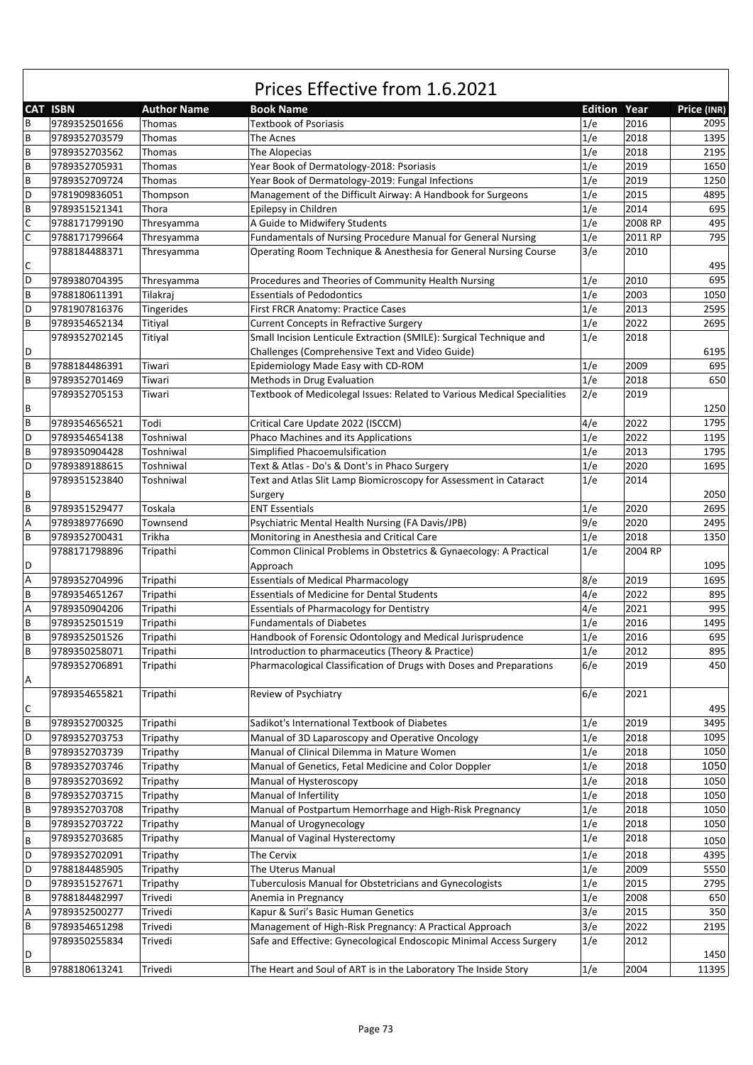# Prices Effective from 1.6.2021

| CAT | ISBN | Author Name | Book Name | Edition | Year | Price (INR) |
|---|---|---|---|---|---|---|
| B | 9789352501656 | Thomas | Textbook of Psoriasis | 1/e | 2016 | 2095 |
| B | 9789352703579 | Thomas | The Acnes | 1/e | 2018 | 1395 |
| B | 9789352703562 | Thomas | The Alopecias | 1/e | 2018 | 2195 |
| B | 9789352705931 | Thomas | Year Book of Dermatology-2018: Psoriasis | 1/e | 2019 | 1650 |
| B | 9789352709724 | Thomas | Year Book of Dermatology-2019: Fungal Infections | 1/e | 2019 | 1250 |
| D | 9781909836051 | Thompson | Management of the Difficult Airway: A Handbook for Surgeons | 1/e | 2015 | 4895 |
| B | 9789351521341 | Thora | Epilepsy in Children | 1/e | 2014 | 695 |
| C | 9788171799190 | Thresyamma | A Guide to Midwifery Students | 1/e | 2008 RP | 495 |
| C | 9788171799664 | Thresyamma | Fundamentals of Nursing Procedure Manual for General Nursing | 1/e | 2011 RP | 795 |
| C | 9788184488371 | Thresyamma | Operating Room Technique & Anesthesia for General Nursing Course | 3/e | 2010 | 495 |
| D | 9789380704395 | Thresyamma | Procedures and Theories of Community Health Nursing | 1/e | 2010 | 695 |
| B | 9788180611391 | Tilakraj | Essentials of Pedodontics | 1/e | 2003 | 1050 |
| D | 9781907816376 | Tingerides | First FRCR Anatomy: Practice Cases | 1/e | 2013 | 2595 |
| B | 9789354652134 | Titiyal | Current Concepts in Refractive Surgery | 1/e | 2022 | 2695 |
| D | 9789352702145 | Titiyal | Small Incision Lenticule Extraction (SMILE): Surgical Technique and Challenges (Comprehensive Text and Video Guide) | 1/e | 2018 | 6195 |
| B | 9788184486391 | Tiwari | Epidemiology Made Easy with CD-ROM | 1/e | 2009 | 695 |
| B | 9789352701469 | Tiwari | Methods in Drug Evaluation | 1/e | 2018 | 650 |
| B | 9789352705153 | Tiwari | Textbook of Medicolegal Issues: Related to Various Medical Specialities | 2/e | 2019 | 1250 |
| B | 9789354656521 | Todi | Critical Care Update 2022 (ISCCM) | 4/e | 2022 | 1795 |
| D | 9789354654138 | Toshniwal | Phaco Machines and its Applications | 1/e | 2022 | 1195 |
| B | 9789350904428 | Toshniwal | Simplified Phacoemulsification | 1/e | 2013 | 1795 |
| D | 9789389188615 | Toshniwal | Text & Atlas - Do's & Dont's in Phaco Surgery | 1/e | 2020 | 1695 |
| B | 9789351523840 | Toshniwal | Text and Atlas Slit Lamp Biomicroscopy for Assessment in Cataract Surgery | 1/e | 2014 | 2050 |
| B | 9789351529477 | Toskala | ENT Essentials | 1/e | 2020 | 2695 |
| A | 9789389776690 | Townsend | Psychiatric Mental Health Nursing (FA Davis/JPB) | 9/e | 2020 | 2495 |
| B | 9789352700431 | Trikha | Monitoring in Anesthesia and Critical Care | 1/e | 2018 | 1350 |
| D | 9788171798896 | Tripathi | Common Clinical Problems in Obstetrics & Gynaecology: A Practical Approach | 1/e | 2004 RP | 1095 |
| A | 9789352704996 | Tripathi | Essentials of Medical Pharmacology | 8/e | 2019 | 1695 |
| B | 9789354651267 | Tripathi | Essentials of Medicine for Dental Students | 4/e | 2022 | 895 |
| A | 9789350904206 | Tripathi | Essentials of Pharmacology for Dentistry | 4/e | 2021 | 995 |
| B | 9789352501519 | Tripathi | Fundamentals of Diabetes | 1/e | 2016 | 1495 |
| B | 9789352501526 | Tripathi | Handbook of Forensic Odontology and Medical Jurisprudence | 1/e | 2016 | 695 |
| B | 9789350258071 | Tripathi | Introduction to pharmaceutics (Theory & Practice) | 1/e | 2012 | 895 |
| A | 9789352706891 | Tripathi | Pharmacological Classification of Drugs with Doses and Preparations | 6/e | 2019 | 450 |
| C | 9789354655821 | Tripathi | Review of Psychiatry | 6/e | 2021 | 495 |
| B | 9789352700325 | Tripathi | Sadikot's International Textbook of Diabetes | 1/e | 2019 | 3495 |
| D | 9789352703753 | Tripathy | Manual of 3D Laparoscopy and Operative Oncology | 1/e | 2018 | 1095 |
| B | 9789352703739 | Tripathy | Manual of Clinical Dilemma in Mature Women | 1/e | 2018 | 1050 |
| B | 9789352703746 | Tripathy | Manual of Genetics, Fetal Medicine and Color Doppler | 1/e | 2018 | 1050 |
| B | 9789352703692 | Tripathy | Manual of Hysteroscopy | 1/e | 2018 | 1050 |
| B | 9789352703715 | Tripathy | Manual of Infertility | 1/e | 2018 | 1050 |
| B | 9789352703708 | Tripathy | Manual of Postpartum Hemorrhage and High-Risk Pregnancy | 1/e | 2018 | 1050 |
| B | 9789352703722 | Tripathy | Manual of Urogynecology | 1/e | 2018 | 1050 |
| B | 9789352703685 | Tripathy | Manual of Vaginal Hysterectomy | 1/e | 2018 | 1050 |
| D | 9789352702091 | Tripathy | The Cervix | 1/e | 2018 | 4395 |
| D | 9788184485905 | Tripathy | The Uterus Manual | 1/e | 2009 | 5550 |
| D | 9789351527671 | Tripathy | Tuberculosis Manual for Obstetricians and Gynecologists | 1/e | 2015 | 2795 |
| B | 9788184482997 | Trivedi | Anemia in Pregnancy | 1/e | 2008 | 650 |
| A | 9789352500277 | Trivedi | Kapur & Suri's Basic Human Genetics | 3/e | 2015 | 350 |
| B | 9789354651298 | Trivedi | Management of High-Risk Pregnancy: A Practical Approach | 3/e | 2022 | 2195 |
| D | 9789350255834 | Trivedi | Safe and Effective: Gynecological Endoscopic Minimal Access Surgery | 1/e | 2012 | 1450 |
| B | 9788180613241 | Trivedi | The Heart and Soul of ART is in the Laboratory The Inside Story | 1/e | 2004 | 11395 |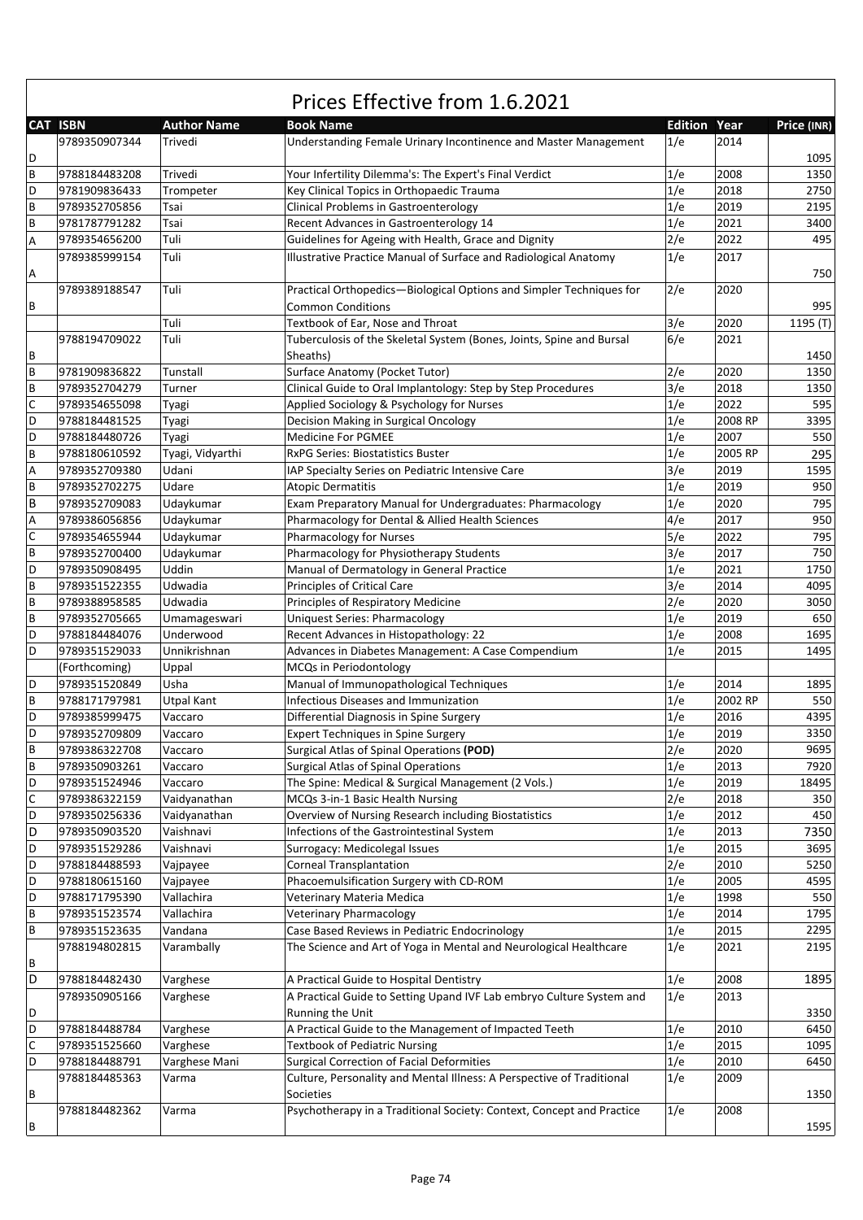# Prices Effective from 1.6.2021

| CAT | ISBN | Author Name | Book Name | Edition | Year | Price (INR) |
|---|---|---|---|---|---|---|
| D | 9789350907344 | Trivedi | Understanding Female Urinary Incontinence and Master Management | 1/e | 2014 | 1095 |
| B | 9788184483208 | Trivedi | Your Infertility Dilemma's: The Expert's Final Verdict | 1/e | 2008 | 1350 |
| D | 9781909836433 | Trompeter | Key Clinical Topics in Orthopaedic Trauma | 1/e | 2018 | 2750 |
| B | 9789352705856 | Tsai | Clinical Problems in Gastroenterology | 1/e | 2019 | 2195 |
| B | 9781787791282 | Tsai | Recent Advances in Gastroenterology 14 | 1/e | 2021 | 3400 |
| A | 9789354656200 | Tuli | Guidelines for Ageing with Health, Grace and Dignity | 2/e | 2022 | 495 |
| A | 9789385999154 | Tuli | Illustrative Practice Manual of Surface and Radiological Anatomy | 1/e | 2017 | 750 |
| B | 9789389188547 | Tuli | Practical Orthopedics—Biological Options and Simpler Techniques for Common Conditions | 2/e | 2020 | 995 |
| | | Tuli | Textbook of Ear, Nose and Throat | 3/e | 2020 | 1195 (T) |
| B | 9788194709022 | Tuli | Tuberculosis of the Skeletal System (Bones, Joints, Spine and Bursal Sheaths) | 6/e | 2021 | 1450 |
| B | 9781909836822 | Tunstall | Surface Anatomy (Pocket Tutor) | 2/e | 2020 | 1350 |
| B | 9789352704279 | Turner | Clinical Guide to Oral Implantology: Step by Step Procedures | 3/e | 2018 | 1350 |
| C | 9789354655098 | Tyagi | Applied Sociology & Psychology for Nurses | 1/e | 2022 | 595 |
| D | 9788184481525 | Tyagi | Decision Making in Surgical Oncology | 1/e | 2008 RP | 3395 |
| D | 9788184480726 | Tyagi | Medicine For PGMEE | 1/e | 2007 | 550 |
| B | 9788180610592 | Tyagi, Vidyarthi | RxPG Series: Biostatistics Buster | 1/e | 2005 RP | 295 |
| A | 9789352709380 | Udani | IAP Specialty Series on Pediatric Intensive Care | 3/e | 2019 | 1595 |
| B | 9789352702275 | Udare | Atopic Dermatitis | 1/e | 2019 | 950 |
| B | 9789352709083 | Udaykumar | Exam Preparatory Manual for Undergraduates: Pharmacology | 1/e | 2020 | 795 |
| A | 9789386056856 | Udaykumar | Pharmacology for Dental & Allied Health Sciences | 4/e | 2017 | 950 |
| C | 9789354655944 | Udaykumar | Pharmacology for Nurses | 5/e | 2022 | 795 |
| B | 9789352700400 | Udaykumar | Pharmacology for Physiotherapy Students | 3/e | 2017 | 750 |
| D | 9789350908495 | Uddin | Manual of Dermatology in General Practice | 1/e | 2021 | 1750 |
| B | 9789351522355 | Udwadia | Principles of Critical Care | 3/e | 2014 | 4095 |
| B | 9789388958585 | Udwadia | Principles of Respiratory Medicine | 2/e | 2020 | 3050 |
| B | 9789352705665 | Umamageswari | Uniquest Series: Pharmacology | 1/e | 2019 | 650 |
| D | 9788184484076 | Underwood | Recent Advances in Histopathology: 22 | 1/e | 2008 | 1695 |
| D | 9789351529033 | Unnikrishnan | Advances in Diabetes Management: A Case Compendium | 1/e | 2015 | 1495 |
| | (Forthcoming) | Uppal | MCQs in Periodontology | | | |
| D | 9789351520849 | Usha | Manual of Immunopathological Techniques | 1/e | 2014 | 1895 |
| B | 9788171797981 | Utpal Kant | Infectious Diseases and Immunization | 1/e | 2002 RP | 550 |
| D | 9789385999475 | Vaccaro | Differential Diagnosis in Spine Surgery | 1/e | 2016 | 4395 |
| D | 9789352709809 | Vaccaro | Expert Techniques in Spine Surgery | 1/e | 2019 | 3350 |
| B | 9789386322708 | Vaccaro | Surgical Atlas of Spinal Operations **(POD)** | 2/e | 2020 | 9695 |
| B | 9789350903261 | Vaccaro | Surgical Atlas of Spinal Operations | 1/e | 2013 | 7920 |
| D | 9789351524946 | Vaccaro | The Spine: Medical & Surgical Management (2 Vols.) | 1/e | 2019 | 18495 |
| C | 9789386322159 | Vaidyanathan | MCQs 3-in-1 Basic Health Nursing | 2/e | 2018 | 350 |
| D | 9789350256336 | Vaidyanathan | Overview of Nursing Research including Biostatistics | 1/e | 2012 | 450 |
| D | 9789350903520 | Vaishnavi | Infections of the Gastrointestinal System | 1/e | 2013 | 7350 |
| D | 9789351529286 | Vaishnavi | Surrogacy: Medicolegal Issues | 1/e | 2015 | 3695 |
| D | 9788184488593 | Vajpayee | Corneal Transplantation | 2/e | 2010 | 5250 |
| D | 9788180615160 | Vajpayee | Phacoemulsification Surgery with CD-ROM | 1/e | 2005 | 4595 |
| D | 9788171795390 | Vallachira | Veterinary Materia Medica | 1/e | 1998 | 550 |
| B | 9789351523574 | Vallachira | Veterinary Pharmacology | 1/e | 2014 | 1795 |
| B | 9789351523635 | Vandana | Case Based Reviews in Pediatric Endocrinology | 1/e | 2015 | 2295 |
| B | 9788194802815 | Varambally | The Science and Art of Yoga in Mental and Neurological Healthcare | 1/e | 2021 | 2195 |
| D | 9788184482430 | Varghese | A Practical Guide to Hospital Dentistry | 1/e | 2008 | 1895 |
| D | 9789350905166 | Varghese | A Practical Guide to Setting Upand IVF Lab embryo Culture System and Running the Unit | 1/e | 2013 | 3350 |
| D | 9788184488784 | Varghese | A Practical Guide to the Management of Impacted Teeth | 1/e | 2010 | 6450 |
| C | 9789351525660 | Varghese | Textbook of Pediatric Nursing | 1/e | 2015 | 1095 |
| D | 9788184488791 | Varghese Mani | Surgical Correction of Facial Deformities | 1/e | 2010 | 6450 |
| B | 9788184485363 | Varma | Culture, Personality and Mental Illness: A Perspective of Traditional Societies | 1/e | 2009 | 1350 |
| B | 9788184482362 | Varma | Psychotherapy in a Traditional Society: Context, Concept and Practice | 1/e | 2008 | 1595 |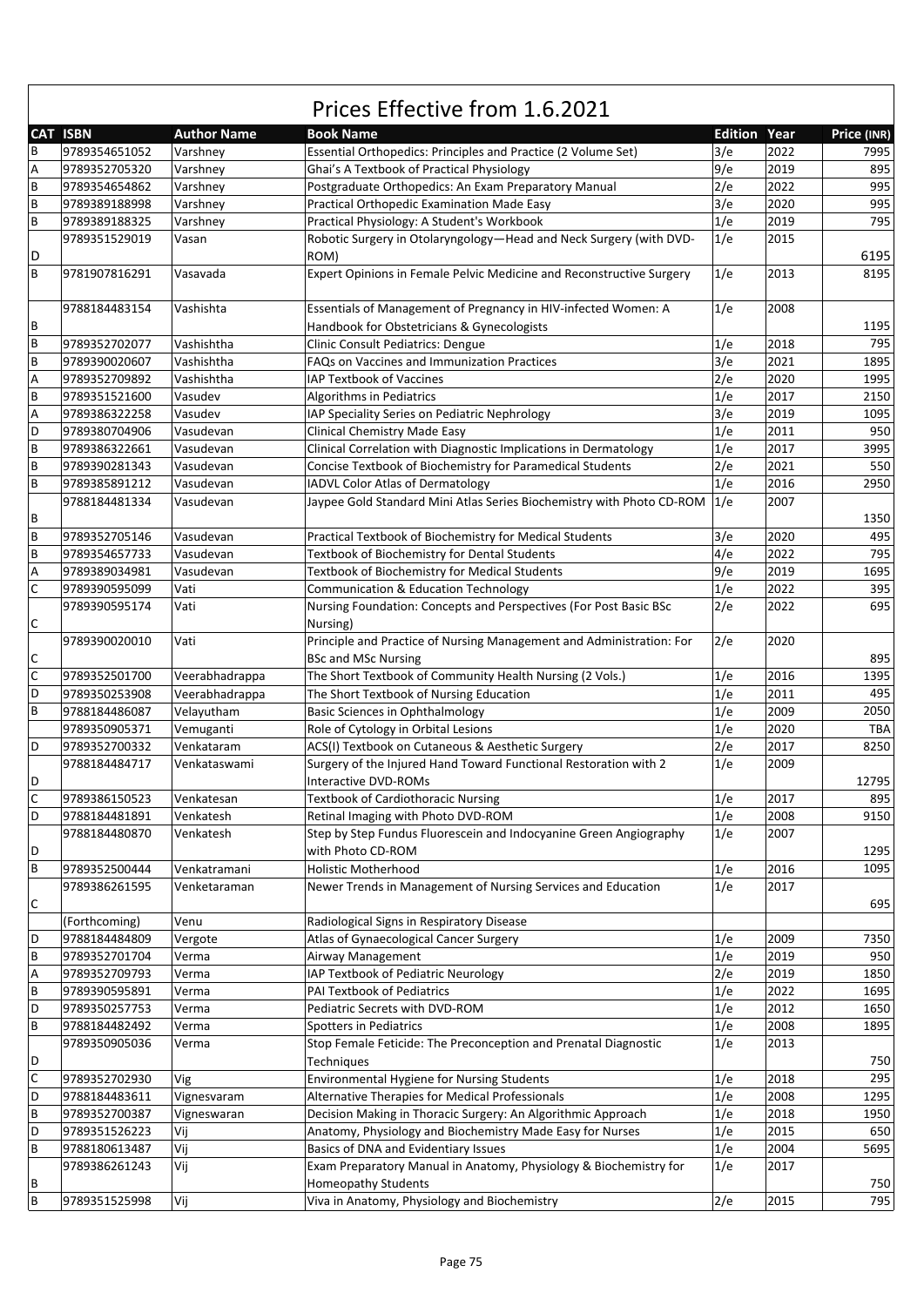# Prices Effective from 1.6.2021

| CAT | ISBN | Author Name | Book Name | Edition | Year | Price (INR) |
|---|---|---|---|---|---|---|
| B | 9789354651052 | Varshney | Essential Orthopedics: Principles and Practice (2 Volume Set) | 3/e | 2022 | 7995 |
| A | 9789352705320 | Varshney | Ghai's A Textbook of Practical Physiology | 9/e | 2019 | 895 |
| B | 9789354654862 | Varshney | Postgraduate Orthopedics: An Exam Preparatory Manual | 2/e | 2022 | 995 |
| B | 9789389188998 | Varshney | Practical Orthopedic Examination Made Easy | 3/e | 2020 | 995 |
| B | 9789389188325 | Varshney | Practical Physiology: A Student's Workbook | 1/e | 2019 | 795 |
| D | 9789351529019 | Vasan | Robotic Surgery in Otolaryngology—Head and Neck Surgery (with DVD-ROM) | 1/e | 2015 | 6195 |
| B | 9781907816291 | Vasavada | Expert Opinions in Female Pelvic Medicine and Reconstructive Surgery | 1/e | 2013 | 8195 |
| B | 9788184483154 | Vashishta | Essentials of Management of Pregnancy in HIV-infected Women: A Handbook for Obstetricians & Gynecologists | 1/e | 2008 | 1195 |
| B | 9789352702077 | Vashishtha | Clinic Consult Pediatrics: Dengue | 1/e | 2018 | 795 |
| B | 9789390020607 | Vashishtha | FAQs on Vaccines and Immunization Practices | 3/e | 2021 | 1895 |
| A | 9789352709892 | Vashishtha | IAP Textbook of Vaccines | 2/e | 2020 | 1995 |
| B | 9789351521600 | Vasudev | Algorithms in Pediatrics | 1/e | 2017 | 2150 |
| A | 9789386322258 | Vasudev | IAP Speciality Series on Pediatric Nephrology | 3/e | 2019 | 1095 |
| D | 9789380704906 | Vasudevan | Clinical Chemistry Made Easy | 1/e | 2011 | 950 |
| B | 9789386322661 | Vasudevan | Clinical Correlation with Diagnostic Implications in Dermatology | 1/e | 2017 | 3995 |
| B | 9789390281343 | Vasudevan | Concise Textbook of Biochemistry for Paramedical Students | 2/e | 2021 | 550 |
| B | 9789385891212 | Vasudevan | IADVL Color Atlas of Dermatology | 1/e | 2016 | 2950 |
| B | 9788184481334 | Vasudevan | Jaypee Gold Standard Mini Atlas Series Biochemistry with Photo CD-ROM | 1/e | 2007 | 1350 |
| B | 9789352705146 | Vasudevan | Practical Textbook of Biochemistry for Medical Students | 3/e | 2020 | 495 |
| B | 9789354657733 | Vasudevan | Textbook of Biochemistry for Dental Students | 4/e | 2022 | 795 |
| A | 9789389034981 | Vasudevan | Textbook of Biochemistry for Medical Students | 9/e | 2019 | 1695 |
| C | 9789390595099 | Vati | Communication & Education Technology | 1/e | 2022 | 395 |
| C | 9789390595174 | Vati | Nursing Foundation: Concepts and Perspectives (For Post Basic BSc Nursing) | 2/e | 2022 | 695 |
| C | 9789390020010 | Vati | Principle and Practice of Nursing Management and Administration: For BSc and MSc Nursing | 2/e | 2020 | 895 |
| C | 9789352501700 | Veerabhadrappa | The Short Textbook of Community Health Nursing (2 Vols.) | 1/e | 2016 | 1395 |
| D | 9789350253908 | Veerabhadrappa | The Short Textbook of Nursing Education | 1/e | 2011 | 495 |
| B | 9788184486087 | Velayutham | Basic Sciences in Ophthalmology | 1/e | 2009 | 2050 |
| | 9789350905371 | Vemuganti | Role of Cytology in Orbital Lesions | 1/e | 2020 | TBA |
| D | 9789352700332 | Venkataram | ACS(I) Textbook on Cutaneous & Aesthetic Surgery | 2/e | 2017 | 8250 |
| D | 9788184484717 | Venkataswami | Surgery of the Injured Hand Toward Functional Restoration with 2 Interactive DVD-ROMs | 1/e | 2009 | 12795 |
| C | 9789386150523 | Venkatesan | Textbook of Cardiothoracic Nursing | 1/e | 2017 | 895 |
| D | 9788184481891 | Venkatesh | Retinal Imaging with Photo DVD-ROM | 1/e | 2008 | 9150 |
| D | 9788184480870 | Venkatesh | Step by Step Fundus Fluorescein and Indocyanine Green Angiography with Photo CD-ROM | 1/e | 2007 | 1295 |
| B | 9789352500444 | Venkatramani | Holistic Motherhood | 1/e | 2016 | 1095 |
| C | 9789386261595 | Venketaraman | Newer Trends in Management of Nursing Services and Education | 1/e | 2017 | 695 |
| | (Forthcoming) | Venu | Radiological Signs in Respiratory Disease | | | |
| D | 9788184484809 | Vergote | Atlas of Gynaecological Cancer Surgery | 1/e | 2009 | 7350 |
| B | 9789352701704 | Verma | Airway Management | 1/e | 2019 | 950 |
| A | 9789352709793 | Verma | IAP Textbook of Pediatric Neurology | 2/e | 2019 | 1850 |
| B | 9789390595891 | Verma | PAI Textbook of Pediatrics | 1/e | 2022 | 1695 |
| D | 9789350257753 | Verma | Pediatric Secrets with DVD-ROM | 1/e | 2012 | 1650 |
| B | 9788184482492 | Verma | Spotters in Pediatrics | 1/e | 2008 | 1895 |
| D | 9789350905036 | Verma | Stop Female Feticide: The Preconception and Prenatal Diagnostic Techniques | 1/e | 2013 | 750 |
| C | 9789352702930 | Vig | Environmental Hygiene for Nursing Students | 1/e | 2018 | 295 |
| D | 9788184483611 | Vignesvaram | Alternative Therapies for Medical Professionals | 1/e | 2008 | 1295 |
| B | 9789352700387 | Vigneswaran | Decision Making in Thoracic Surgery: An Algorithmic Approach | 1/e | 2018 | 1950 |
| D | 9789351526223 | Vij | Anatomy, Physiology and Biochemistry Made Easy for Nurses | 1/e | 2015 | 650 |
| B | 9788180613487 | Vij | Basics of DNA and Evidentiary Issues | 1/e | 2004 | 5695 |
| B | 9789386261243 | Vij | Exam Preparatory Manual in Anatomy, Physiology & Biochemistry for Homeopathy Students | 1/e | 2017 | 750 |
| B | 9789351525998 | Vij | Viva in Anatomy, Physiology and Biochemistry | 2/e | 2015 | 795 |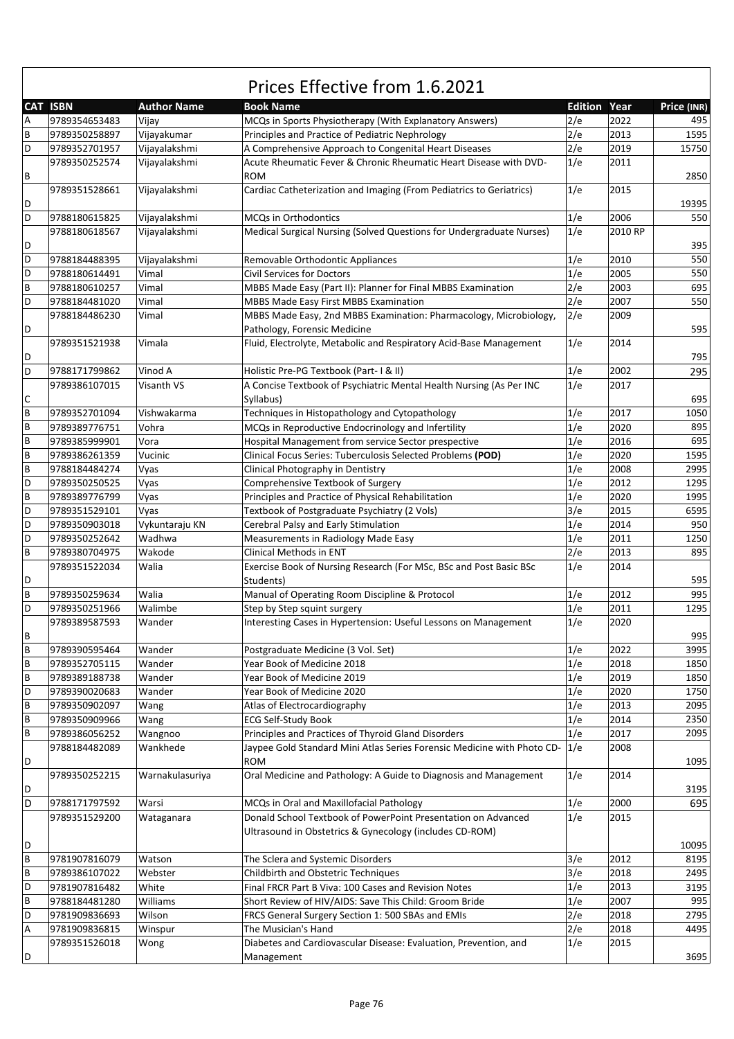# Prices Effective from 1.6.2021

| CAT | ISBN | Author Name | Book Name | Edition | Year | Price (INR) |
|---|---|---|---|---|---|---|
| A | 9789354653483 | Vijay | MCQs in Sports Physiotherapy (With Explanatory Answers) | 2/e | 2022 | 495 |
| B | 9789350258897 | Vijayakumar | Principles and Practice of Pediatric Nephrology | 2/e | 2013 | 1595 |
| D | 9789352701957 | Vijayalakshmi | A Comprehensive Approach to Congenital Heart Diseases | 2/e | 2019 | 15750 |
| B | 9789350252574 | Vijayalakshmi | Acute Rheumatic Fever & Chronic Rheumatic Heart Disease with DVD-ROM | 1/e | 2011 | 2850 |
| D | 9789351528661 | Vijayalakshmi | Cardiac Catheterization and Imaging (From Pediatrics to Geriatrics) | 1/e | 2015 | 19395 |
| D | 9788180615825 | Vijayalakshmi | MCQs in Orthodontics | 1/e | 2006 | 550 |
| D | 9788180618567 | Vijayalakshmi | Medical Surgical Nursing (Solved Questions for Undergraduate Nurses) | 1/e | 2010 RP | 395 |
| D | 9788184488395 | Vijayalakshmi | Removable Orthodontic Appliances | 1/e | 2010 | 550 |
| D | 9788180614491 | Vimal | Civil Services for Doctors | 1/e | 2005 | 550 |
| B | 9788180610257 | Vimal | MBBS Made Easy (Part II): Planner for Final MBBS Examination | 2/e | 2003 | 695 |
| D | 9788184481020 | Vimal | MBBS Made Easy First MBBS Examination | 2/e | 2007 | 550 |
| D | 9788184486230 | Vimal | MBBS Made Easy, 2nd MBBS Examination: Pharmacology, Microbiology, Pathology, Forensic Medicine | 2/e | 2009 | 595 |
| D | 9789351521938 | Vimala | Fluid, Electrolyte, Metabolic and Respiratory Acid-Base Management | 1/e | 2014 | 795 |
| D | 9788171799862 | Vinod A | Holistic Pre-PG Textbook (Part- I & II) | 1/e | 2002 | 295 |
| C | 9789386107015 | Visanth VS | A Concise Textbook of Psychiatric Mental Health Nursing (As Per INC Syllabus) | 1/e | 2017 | 695 |
| B | 9789352701094 | Vishwakarma | Techniques in Histopathology and Cytopathology | 1/e | 2017 | 1050 |
| B | 9789389776751 | Vohra | MCQs in Reproductive Endocrinology and Infertility | 1/e | 2020 | 895 |
| B | 9789385999901 | Vora | Hospital Management from service Sector prespective | 1/e | 2016 | 695 |
| B | 9789386261359 | Vucinic | Clinical Focus Series: Tuberculosis Selected Problems **(POD)** | 1/e | 2020 | 1595 |
| B | 9788184484274 | Vyas | Clinical Photography in Dentistry | 1/e | 2008 | 2995 |
| D | 9789350250525 | Vyas | Comprehensive Textbook of Surgery | 1/e | 2012 | 1295 |
| B | 9789389776799 | Vyas | Principles and Practice of Physical Rehabilitation | 1/e | 2020 | 1995 |
| D | 9789351529101 | Vyas | Textbook of Postgraduate Psychiatry (2 Vols) | 3/e | 2015 | 6595 |
| D | 9789350903018 | Vykuntaraju KN | Cerebral Palsy and Early Stimulation | 1/e | 2014 | 950 |
| D | 9789350252642 | Wadhwa | Measurements in Radiology Made Easy | 1/e | 2011 | 1250 |
| B | 9789380704975 | Wakode | Clinical Methods in ENT | 2/e | 2013 | 895 |
| D | 9789351522034 | Walia | Exercise Book of Nursing Research (For MSc, BSc and Post Basic BSc Students) | 1/e | 2014 | 595 |
| B | 9789350259634 | Walia | Manual of Operating Room Discipline & Protocol | 1/e | 2012 | 995 |
| D | 9789350251966 | Walimbe | Step by Step squint surgery | 1/e | 2011 | 1295 |
| B | 9789389587593 | Wander | Interesting Cases in Hypertension: Useful Lessons on Management | 1/e | 2020 | 995 |
| B | 9789390595464 | Wander | Postgraduate Medicine (3 Vol. Set) | 1/e | 2022 | 3995 |
| B | 9789352705115 | Wander | Year Book of Medicine 2018 | 1/e | 2018 | 1850 |
| B | 9789389188738 | Wander | Year Book of Medicine 2019 | 1/e | 2019 | 1850 |
| D | 9789390020683 | Wander | Year Book of Medicine 2020 | 1/e | 2020 | 1750 |
| B | 9789350902097 | Wang | Atlas of Electrocardiography | 1/e | 2013 | 2095 |
| B | 9789350909966 | Wang | ECG Self-Study Book | 1/e | 2014 | 2350 |
| B | 9789386056252 | Wangnoo | Principles and Practices of Thyroid Gland Disorders | 1/e | 2017 | 2095 |
| D | 9788184482089 | Wankhede | Jaypee Gold Standard Mini Atlas Series Forensic Medicine with Photo CD-ROM | 1/e | 2008 | 1095 |
| D | 9789350252215 | Warnakulasuriya | Oral Medicine and Pathology: A Guide to Diagnosis and Management | 1/e | 2014 | 3195 |
| D | 9788171797592 | Warsi | MCQs in Oral and Maxillofacial Pathology | 1/e | 2000 | 695 |
| D | 9789351529200 | Wataganara | Donald School Textbook of PowerPoint Presentation on Advanced Ultrasound in Obstetrics & Gynecology (includes CD-ROM) | 1/e | 2015 | 10095 |
| B | 9781907816079 | Watson | The Sclera and Systemic Disorders | 3/e | 2012 | 8195 |
| B | 9789386107022 | Webster | Childbirth and Obstetric Techniques | 3/e | 2018 | 2495 |
| D | 9781907816482 | White | Final FRCR Part B Viva: 100 Cases and Revision Notes | 1/e | 2013 | 3195 |
| B | 9788184481280 | Williams | Short Review of HIV/AIDS: Save This Child: Groom Bride | 1/e | 2007 | 995 |
| D | 9781909836693 | Wilson | FRCS General Surgery Section 1: 500 SBAs and EMIs | 2/e | 2018 | 2795 |
| A | 9781909836815 | Winspur | The Musician's Hand | 2/e | 2018 | 4495 |
| D | 9789351526018 | Wong | Diabetes and Cardiovascular Disease: Evaluation, Prevention, and Management | 1/e | 2015 | 3695 |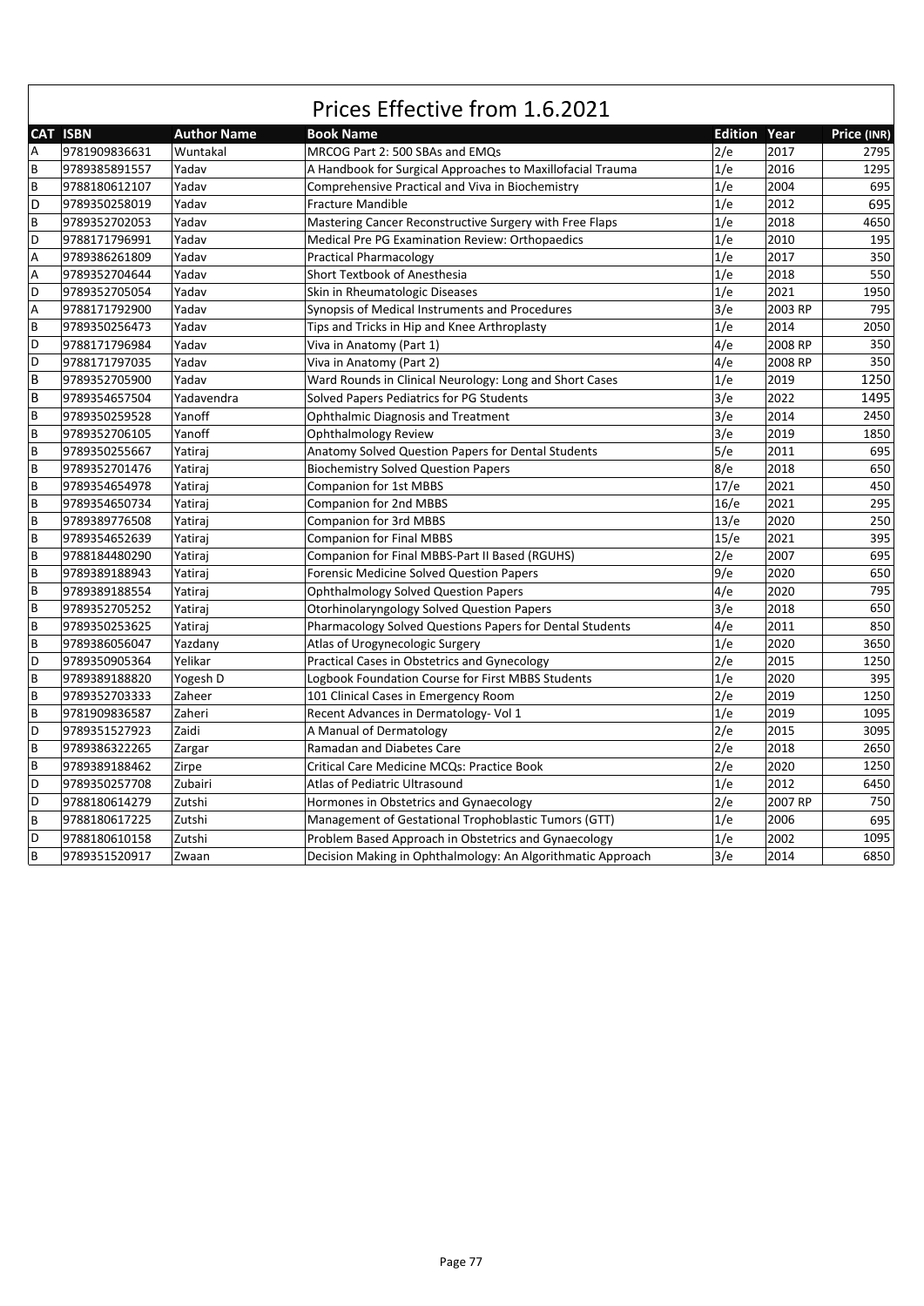# Prices Effective from 1.6.2021

| CAT | ISBN | Author Name | Book Name | Edition | Year | Price (INR) |
|---|---|---|---|---|---|---|
| A | 9781909836631 | Wuntakal | MRCOG Part 2: 500 SBAs and EMQs | 2/e | 2017 | 2795 |
| B | 9789385891557 | Yadav | A Handbook for Surgical Approaches to Maxillofacial Trauma | 1/e | 2016 | 1295 |
| B | 9788180612107 | Yadav | Comprehensive Practical and Viva in Biochemistry | 1/e | 2004 | 695 |
| D | 9789350258019 | Yadav | Fracture Mandible | 1/e | 2012 | 695 |
| B | 9789352702053 | Yadav | Mastering Cancer Reconstructive Surgery with Free Flaps | 1/e | 2018 | 4650 |
| D | 9788171796991 | Yadav | Medical Pre PG Examination Review: Orthopaedics | 1/e | 2010 | 195 |
| A | 9789386261809 | Yadav | Practical Pharmacology | 1/e | 2017 | 350 |
| A | 9789352704644 | Yadav | Short Textbook of Anesthesia | 1/e | 2018 | 550 |
| D | 9789352705054 | Yadav | Skin in Rheumatologic Diseases | 1/e | 2021 | 1950 |
| A | 9788171792900 | Yadav | Synopsis of Medical Instruments and Procedures | 3/e | 2003 RP | 795 |
| B | 9789350256473 | Yadav | Tips and Tricks in Hip and Knee Arthroplasty | 1/e | 2014 | 2050 |
| D | 9788171796984 | Yadav | Viva in Anatomy (Part 1) | 4/e | 2008 RP | 350 |
| D | 9788171797035 | Yadav | Viva in Anatomy (Part 2) | 4/e | 2008 RP | 350 |
| B | 9789352705900 | Yadav | Ward Rounds in Clinical Neurology: Long and Short Cases | 1/e | 2019 | 1250 |
| B | 9789354657504 | Yadavendra | Solved Papers Pediatrics for PG Students | 3/e | 2022 | 1495 |
| B | 9789350259528 | Yanoff | Ophthalmic Diagnosis and Treatment | 3/e | 2014 | 2450 |
| B | 9789352706105 | Yanoff | Ophthalmology Review | 3/e | 2019 | 1850 |
| B | 9789350255667 | Yatiraj | Anatomy Solved Question Papers for Dental Students | 5/e | 2011 | 695 |
| B | 9789352701476 | Yatiraj | Biochemistry Solved Question Papers | 8/e | 2018 | 650 |
| B | 9789354654978 | Yatiraj | Companion for 1st MBBS | 17/e | 2021 | 450 |
| B | 9789354650734 | Yatiraj | Companion for 2nd MBBS | 16/e | 2021 | 295 |
| B | 9789389776508 | Yatiraj | Companion for 3rd MBBS | 13/e | 2020 | 250 |
| B | 9789354652639 | Yatiraj | Companion for Final MBBS | 15/e | 2021 | 395 |
| B | 9788184480290 | Yatiraj | Companion for Final MBBS-Part II Based (RGUHS) | 2/e | 2007 | 695 |
| B | 9789389188943 | Yatiraj | Forensic Medicine Solved Question Papers | 9/e | 2020 | 650 |
| B | 9789389188554 | Yatiraj | Ophthalmology Solved Question Papers | 4/e | 2020 | 795 |
| B | 9789352705252 | Yatiraj | Otorhinolaryngology Solved Question Papers | 3/e | 2018 | 650 |
| B | 9789350253625 | Yatiraj | Pharmacology Solved Questions Papers for Dental Students | 4/e | 2011 | 850 |
| B | 9789386056047 | Yazdany | Atlas of Urogynecologic Surgery | 1/e | 2020 | 3650 |
| D | 9789350905364 | Yelikar | Practical Cases in Obstetrics and Gynecology | 2/e | 2015 | 1250 |
| B | 9789389188820 | Yogesh D | Logbook Foundation Course for First MBBS Students | 1/e | 2020 | 395 |
| B | 9789352703333 | Zaheer | 101 Clinical Cases in Emergency Room | 2/e | 2019 | 1250 |
| B | 9781909836587 | Zaheri | Recent Advances in Dermatology- Vol 1 | 1/e | 2019 | 1095 |
| D | 9789351527923 | Zaidi | A Manual of Dermatology | 2/e | 2015 | 3095 |
| B | 9789386322265 | Zargar | Ramadan and Diabetes Care | 2/e | 2018 | 2650 |
| B | 9789389188462 | Zirpe | Critical Care Medicine MCQs: Practice Book | 2/e | 2020 | 1250 |
| D | 9789350257708 | Zubairi | Atlas of Pediatric Ultrasound | 1/e | 2012 | 6450 |
| D | 9788180614279 | Zutshi | Hormones in Obstetrics and Gynaecology | 2/e | 2007 RP | 750 |
| B | 9788180617225 | Zutshi | Management of Gestational Trophoblastic Tumors (GTT) | 1/e | 2006 | 695 |
| D | 9788180610158 | Zutshi | Problem Based Approach in Obstetrics and Gynaecology | 1/e | 2002 | 1095 |
| B | 9789351520917 | Zwaan | Decision Making in Ophthalmology: An Algorithmic Approach | 3/e | 2014 | 6850 |